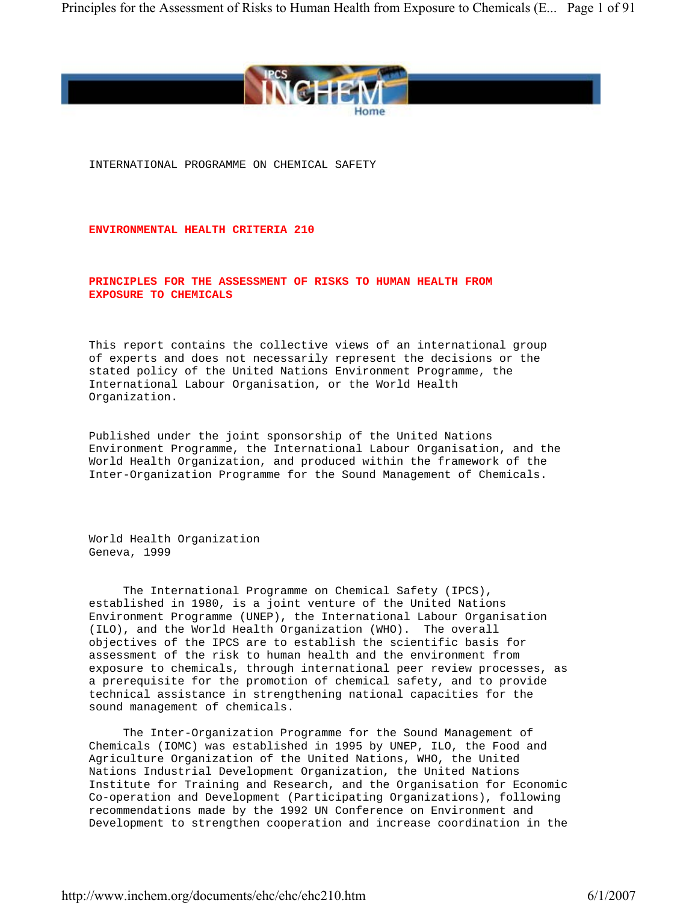INTERNATIONAL PROGRAMME ON CHEMICAL SAFETY

# ENVIRONMENTAL HEALTH CRITERIA 210

## PRINCIPLES FOR THE ASSESSMENT OF RISKS TO HUMAN HEALTH FROM EXPOSURE TO CHEMICALS

This report contains the collective views of an international group of experts and does not necessarily represent the decisions or the stated policy of the United Nations Environment Programme, the International Labour Organisation, or the World Health Organization.

Published under the joint sponsorship of the United Nations Environment Programme, the International Labour Organisation, and the World Health Organization, and produced within the framework of the Inter-Organization Programme for the Sound Management of Chemicals.

World Health Organization
Geneva, 1999

The International Programme on Chemical Safety (IPCS), established in 1980, is a joint venture of the United Nations Environment Programme (UNEP), the International Labour Organisation (ILO), and the World Health Organization (WHO). The overall objectives of the IPCS are to establish the scientific basis for assessment of the risk to human health and the environment from exposure to chemicals, through international peer review processes, as a prerequisite for the promotion of chemical safety, and to provide technical assistance in strengthening national capacities for the sound management of chemicals.

The Inter-Organization Programme for the Sound Management of Chemicals (IOMC) was established in 1995 by UNEP, ILO, the Food and Agriculture Organization of the United Nations, WHO, the United Nations Industrial Development Organization, the United Nations Institute for Training and Research, and the Organisation for Economic Co-operation and Development (Participating Organizations), following recommendations made by the 1992 UN Conference on Environment and Development to strengthen cooperation and increase coordination in the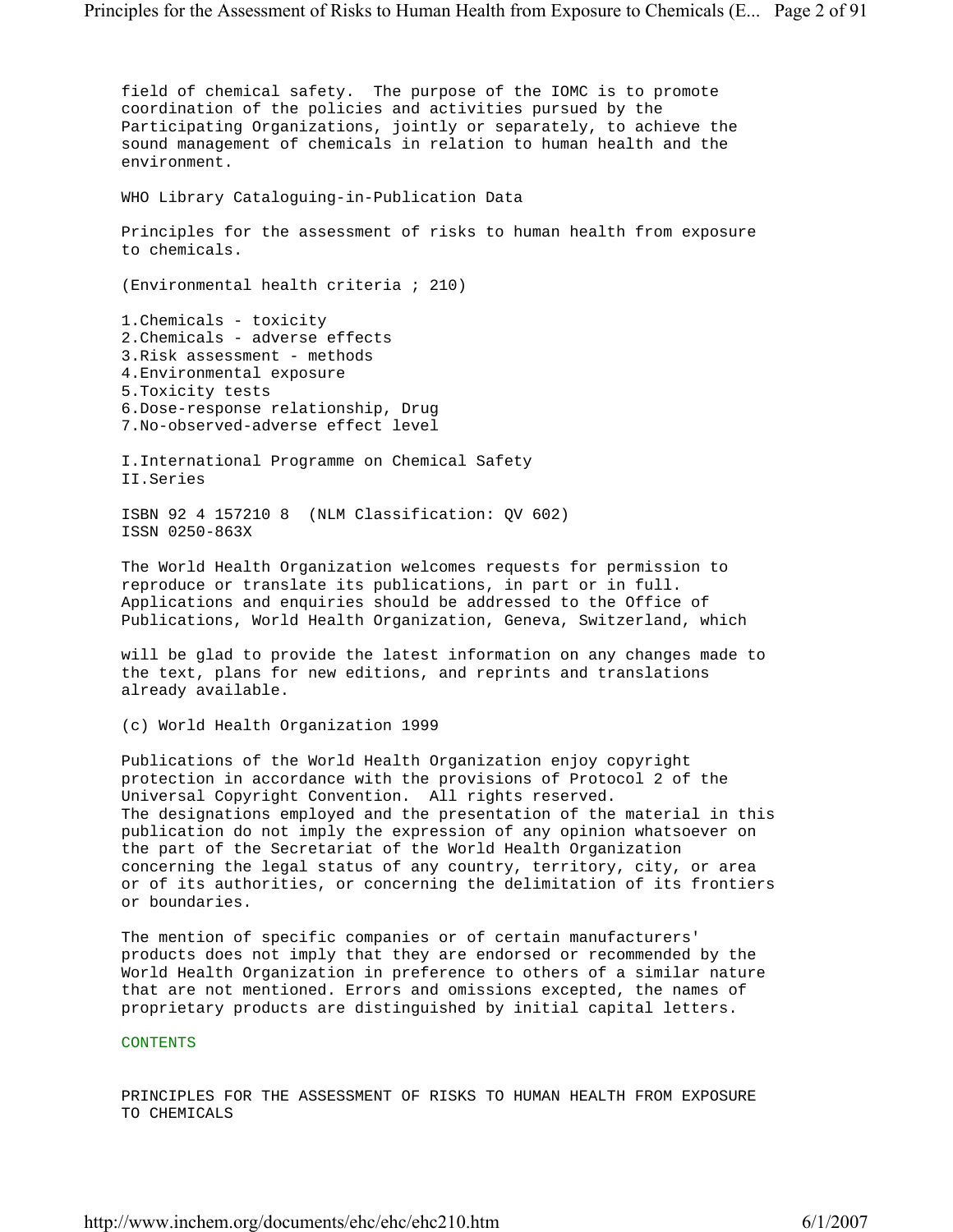field of chemical safety. The purpose of the IOMC is to promote coordination of the policies and activities pursued by the Participating Organizations, jointly or separately, to achieve the sound management of chemicals in relation to human health and the environment.

WHO Library Cataloguing-in-Publication Data

Principles for the assessment of risks to human health from exposure to chemicals.

(Environmental health criteria ; 210)

1. Chemicals - toxicity
2. Chemicals - adverse effects
3. Risk assessment - methods
4. Environmental exposure
5. Toxicity tests
6. Dose-response relationship, Drug
7. No-observed-adverse effect level

I. International Programme on Chemical Safety
II. Series

ISBN 92 4 157210 8 (NLM Classification: QV 602)
ISSN 0250-863X

The World Health Organization welcomes requests for permission to reproduce or translate its publications, in part or in full. Applications and enquiries should be addressed to the Office of Publications, World Health Organization, Geneva, Switzerland, which will be glad to provide the latest information on any changes made to the text, plans for new editions, and reprints and translations already available.

(c) World Health Organization 1999

Publications of the World Health Organization enjoy copyright protection in accordance with the provisions of Protocol 2 of the Universal Copyright Convention. All rights reserved.
The designations employed and the presentation of the material in this publication do not imply the expression of any opinion whatsoever on the part of the Secretariat of the World Health Organization concerning the legal status of any country, territory, city, or area or of its authorities, or concerning the delimitation of its frontiers or boundaries.

The mention of specific companies or of certain manufacturers' products does not imply that they are endorsed or recommended by the World Health Organization in preference to others of a similar nature that are not mentioned. Errors and omissions excepted, the names of proprietary products are distinguished by initial capital letters.

CONTENTS

PRINCIPLES FOR THE ASSESSMENT OF RISKS TO HUMAN HEALTH FROM EXPOSURE TO CHEMICALS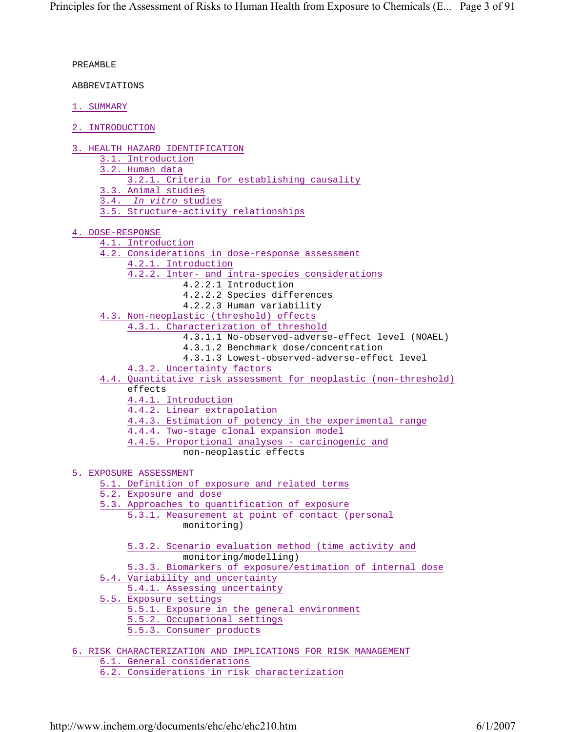PREAMBLE

ABBREVIATIONS

1. SUMMARY

2. INTRODUCTION

3. HEALTH HAZARD IDENTIFICATION
- 3.1. Introduction
- 3.2. Human data
  - 3.2.1. Criteria for establishing causality
- 3.3. Animal studies
- 3.4. *In vitro* studies
- 3.5. Structure-activity relationships

4. DOSE-RESPONSE
- 4.1. Introduction
- 4.2. Considerations in dose-response assessment
  - 4.2.1. Introduction
  - 4.2.2. Inter- and intra-species considerations
    - 4.2.2.1 Introduction
    - 4.2.2.2 Species differences
    - 4.2.2.3 Human variability
- 4.3. Non-neoplastic (threshold) effects
  - 4.3.1. Characterization of threshold
    - 4.3.1.1 No-observed-adverse-effect level (NOAEL)
    - 4.3.1.2 Benchmark dose/concentration
    - 4.3.1.3 Lowest-observed-adverse-effect level
  - 4.3.2. Uncertainty factors
- 4.4. Quantitative risk assessment for neoplastic (non-threshold) effects
  - 4.4.1. Introduction
  - 4.4.2. Linear extrapolation
  - 4.4.3. Estimation of potency in the experimental range
  - 4.4.4. Two-stage clonal expansion model
  - 4.4.5. Proportional analyses - carcinogenic and non-neoplastic effects

5. EXPOSURE ASSESSMENT
- 5.1. Definition of exposure and related terms
- 5.2. Exposure and dose
- 5.3. Approaches to quantification of exposure
  - 5.3.1. Measurement at point of contact (personal monitoring)
  - 5.3.2. Scenario evaluation method (time activity and monitoring/modelling)
  - 5.3.3. Biomarkers of exposure/estimation of internal dose
- 5.4. Variability and uncertainty
  - 5.4.1. Assessing uncertainty
- 5.5. Exposure settings
  - 5.5.1. Exposure in the general environment
  - 5.5.2. Occupational settings
  - 5.5.3. Consumer products

6. RISK CHARACTERIZATION AND IMPLICATIONS FOR RISK MANAGEMENT
- 6.1. General considerations
- 6.2. Considerations in risk characterization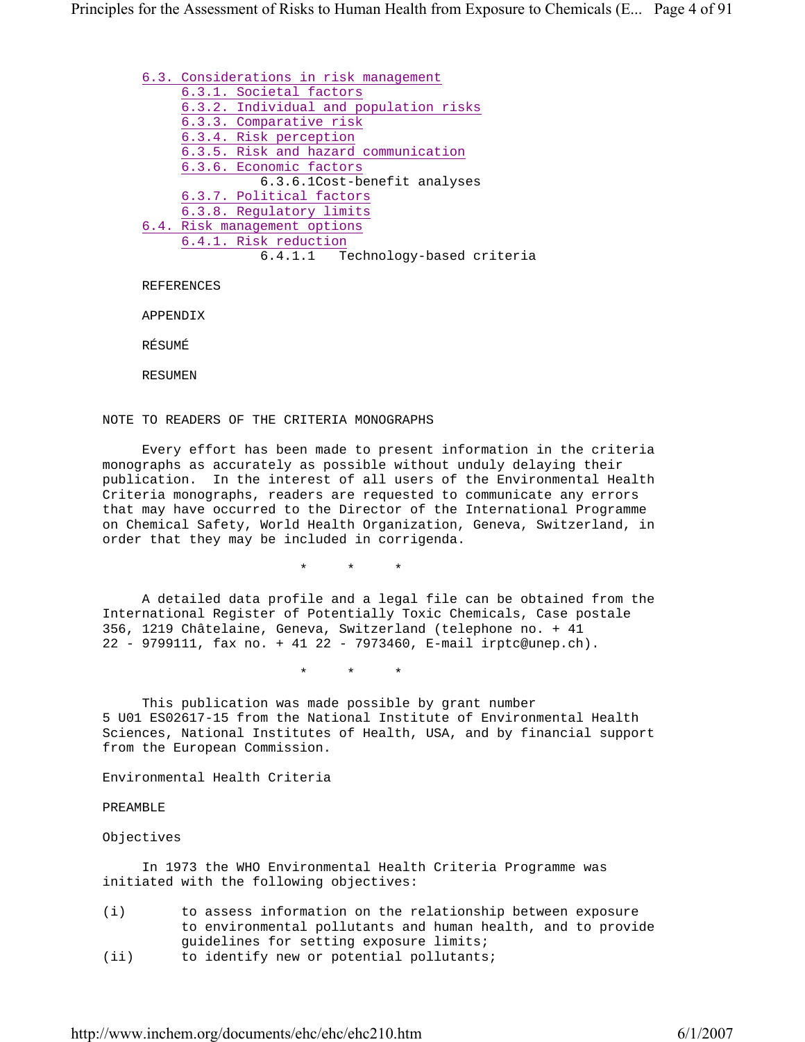- 6.3. Considerations in risk management
  - 6.3.1. Societal factors
  - 6.3.2. Individual and population risks
  - 6.3.3. Comparative risk
  - 6.3.4. Risk perception
  - 6.3.5. Risk and hazard communication
  - 6.3.6. Economic factors
    - 6.3.6.1Cost-benefit analyses
  - 6.3.7. Political factors
  - 6.3.8. Regulatory limits
- 6.4. Risk management options
  - 6.4.1. Risk reduction
    - 6.4.1.1 Technology-based criteria

REFERENCES

APPENDIX

RÉSUMÉ

RESUMEN

## NOTE TO READERS OF THE CRITERIA MONOGRAPHS

Every effort has been made to present information in the criteria monographs as accurately as possible without unduly delaying their publication. In the interest of all users of the Environmental Health Criteria monographs, readers are requested to communicate any errors that may have occurred to the Director of the International Programme on Chemical Safety, World Health Organization, Geneva, Switzerland, in order that they may be included in corrigenda.

\* \* \*

A detailed data profile and a legal file can be obtained from the International Register of Potentially Toxic Chemicals, Case postale 356, 1219 Châtelaine, Geneva, Switzerland (telephone no. + 41 22 - 9799111, fax no. + 41 22 - 7973460, E-mail irptc@unep.ch).

\* \* \*

This publication was made possible by grant number 5 U01 ES02617-15 from the National Institute of Environmental Health Sciences, National Institutes of Health, USA, and by financial support from the European Commission.

## Environmental Health Criteria

## PREAMBLE

### Objectives

In 1973 the WHO Environmental Health Criteria Programme was initiated with the following objectives:

(i) to assess information on the relationship between exposure to environmental pollutants and human health, and to provide guidelines for setting exposure limits;

(ii) to identify new or potential pollutants;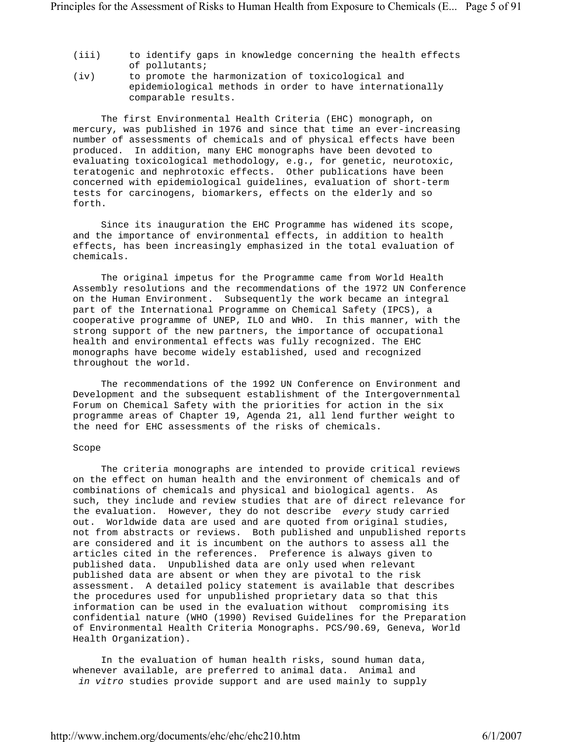(iii) to identify gaps in knowledge concerning the health effects of pollutants;

(iv) to promote the harmonization of toxicological and epidemiological methods in order to have internationally comparable results.

The first Environmental Health Criteria (EHC) monograph, on mercury, was published in 1976 and since that time an ever-increasing number of assessments of chemicals and of physical effects have been produced. In addition, many EHC monographs have been devoted to evaluating toxicological methodology, e.g., for genetic, neurotoxic, teratogenic and nephrotoxic effects. Other publications have been concerned with epidemiological guidelines, evaluation of short-term tests for carcinogens, biomarkers, effects on the elderly and so forth.

Since its inauguration the EHC Programme has widened its scope, and the importance of environmental effects, in addition to health effects, has been increasingly emphasized in the total evaluation of chemicals.

The original impetus for the Programme came from World Health Assembly resolutions and the recommendations of the 1972 UN Conference on the Human Environment. Subsequently the work became an integral part of the International Programme on Chemical Safety (IPCS), a cooperative programme of UNEP, ILO and WHO. In this manner, with the strong support of the new partners, the importance of occupational health and environmental effects was fully recognized. The EHC monographs have become widely established, used and recognized throughout the world.

The recommendations of the 1992 UN Conference on Environment and Development and the subsequent establishment of the Intergovernmental Forum on Chemical Safety with the priorities for action in the six programme areas of Chapter 19, Agenda 21, all lend further weight to the need for EHC assessments of the risks of chemicals.

Scope

The criteria monographs are intended to provide critical reviews on the effect on human health and the environment of chemicals and of combinations of chemicals and physical and biological agents. As such, they include and review studies that are of direct relevance for the evaluation. However, they do not describe *every* study carried out. Worldwide data are used and are quoted from original studies, not from abstracts or reviews. Both published and unpublished reports are considered and it is incumbent on the authors to assess all the articles cited in the references. Preference is always given to published data. Unpublished data are only used when relevant published data are absent or when they are pivotal to the risk assessment. A detailed policy statement is available that describes the procedures used for unpublished proprietary data so that this information can be used in the evaluation without compromising its confidential nature (WHO (1990) Revised Guidelines for the Preparation of Environmental Health Criteria Monographs. PCS/90.69, Geneva, World Health Organization).

In the evaluation of human health risks, sound human data, whenever available, are preferred to animal data. Animal and *in vitro* studies provide support and are used mainly to supply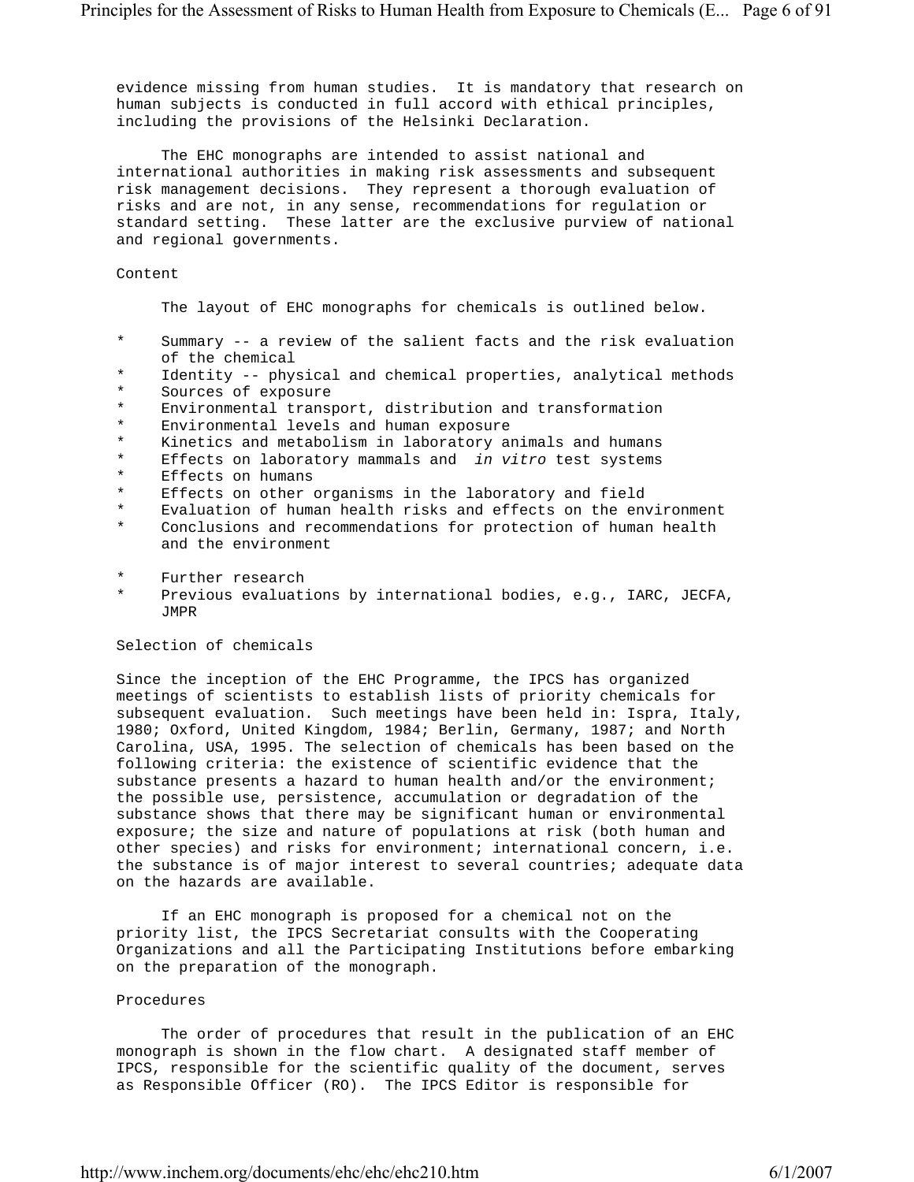evidence missing from human studies. It is mandatory that research on human subjects is conducted in full accord with ethical principles, including the provisions of the Helsinki Declaration.

The EHC monographs are intended to assist national and international authorities in making risk assessments and subsequent risk management decisions. They represent a thorough evaluation of risks and are not, in any sense, recommendations for regulation or standard setting. These latter are the exclusive purview of national and regional governments.

## Content

The layout of EHC monographs for chemicals is outlined below.

* Summary -- a review of the salient facts and the risk evaluation of the chemical
* Identity -- physical and chemical properties, analytical methods
* Sources of exposure
* Environmental transport, distribution and transformation
* Environmental levels and human exposure
* Kinetics and metabolism in laboratory animals and humans
* Effects on laboratory mammals and *in vitro* test systems
* Effects on humans
* Effects on other organisms in the laboratory and field
* Evaluation of human health risks and effects on the environment
* Conclusions and recommendations for protection of human health and the environment
* Further research
* Previous evaluations by international bodies, e.g., IARC, JECFA, JMPR

## Selection of chemicals

Since the inception of the EHC Programme, the IPCS has organized meetings of scientists to establish lists of priority chemicals for subsequent evaluation. Such meetings have been held in: Ispra, Italy, 1980; Oxford, United Kingdom, 1984; Berlin, Germany, 1987; and North Carolina, USA, 1995. The selection of chemicals has been based on the following criteria: the existence of scientific evidence that the substance presents a hazard to human health and/or the environment; the possible use, persistence, accumulation or degradation of the substance shows that there may be significant human or environmental exposure; the size and nature of populations at risk (both human and other species) and risks for environment; international concern, i.e. the substance is of major interest to several countries; adequate data on the hazards are available.

If an EHC monograph is proposed for a chemical not on the priority list, the IPCS Secretariat consults with the Cooperating Organizations and all the Participating Institutions before embarking on the preparation of the monograph.

## Procedures

The order of procedures that result in the publication of an EHC monograph is shown in the flow chart. A designated staff member of IPCS, responsible for the scientific quality of the document, serves as Responsible Officer (RO). The IPCS Editor is responsible for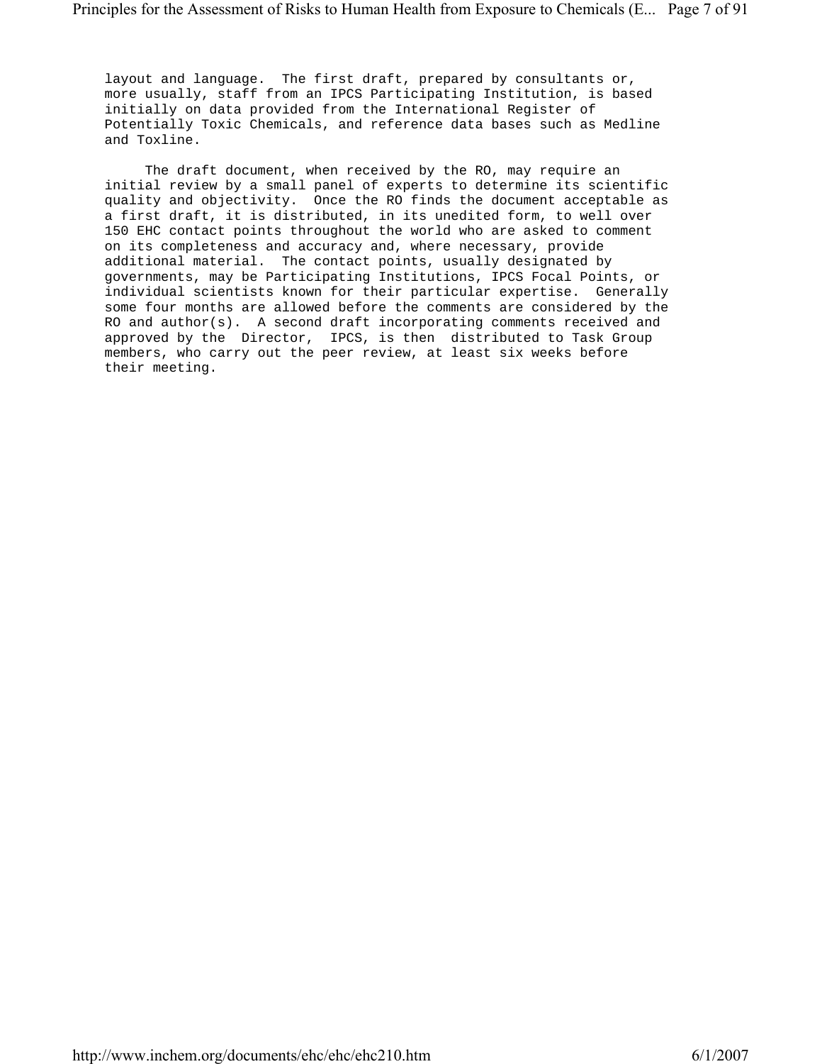layout and language. The first draft, prepared by consultants or, more usually, staff from an IPCS Participating Institution, is based initially on data provided from the International Register of Potentially Toxic Chemicals, and reference data bases such as Medline and Toxline.

The draft document, when received by the RO, may require an initial review by a small panel of experts to determine its scientific quality and objectivity. Once the RO finds the document acceptable as a first draft, it is distributed, in its unedited form, to well over 150 EHC contact points throughout the world who are asked to comment on its completeness and accuracy and, where necessary, provide additional material. The contact points, usually designated by governments, may be Participating Institutions, IPCS Focal Points, or individual scientists known for their particular expertise. Generally some four months are allowed before the comments are considered by the RO and author(s). A second draft incorporating comments received and approved by the Director, IPCS, is then distributed to Task Group members, who carry out the peer review, at least six weeks before their meeting.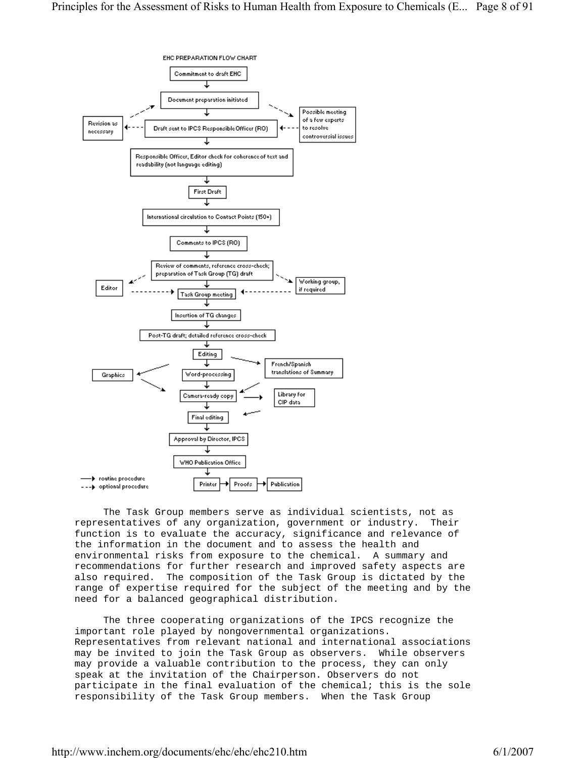EHC PREPARATION FLOW CHART

- Commitment to draft EHC
- Document preparation initiated
- Draft sent to IPCS Responsible Officer (RO)
  - Revision as necessary (optional)
  - Possible meeting of a few experts to resolve controversial issues (optional)
- Responsible Officer, Editor check for coherence of text and readability (not language editing)
- First Draft
- International circulation to Contact Points (150+)
- Comments to IPCS (RO)
- Review of comments, reference cross-check; preparation of Task Group (TG) draft
  - Editor (optional)
  - Working group, if required (optional)
- Task Group meeting
- Insertion of TG changes
- Post-TG draft; detailed reference cross-check
- Editing
  - French/Spanish translations of Summary
- Word-processing
  - Graphics
- Camera-ready copy
  - Library for CIP data
- Final editing
- Approval by Director, IPCS
- WHO Publication Office
- Printer → Proofs → Publication

→ routine procedure
- - → optional procedure

The Task Group members serve as individual scientists, not as representatives of any organization, government or industry. Their function is to evaluate the accuracy, significance and relevance of the information in the document and to assess the health and environmental risks from exposure to the chemical. A summary and recommendations for further research and improved safety aspects are also required. The composition of the Task Group is dictated by the range of expertise required for the subject of the meeting and by the need for a balanced geographical distribution.

The three cooperating organizations of the IPCS recognize the important role played by nongovernmental organizations. Representatives from relevant national and international associations may be invited to join the Task Group as observers. While observers may provide a valuable contribution to the process, they can only speak at the invitation of the Chairperson. Observers do not participate in the final evaluation of the chemical; this is the sole responsibility of the Task Group members. When the Task Group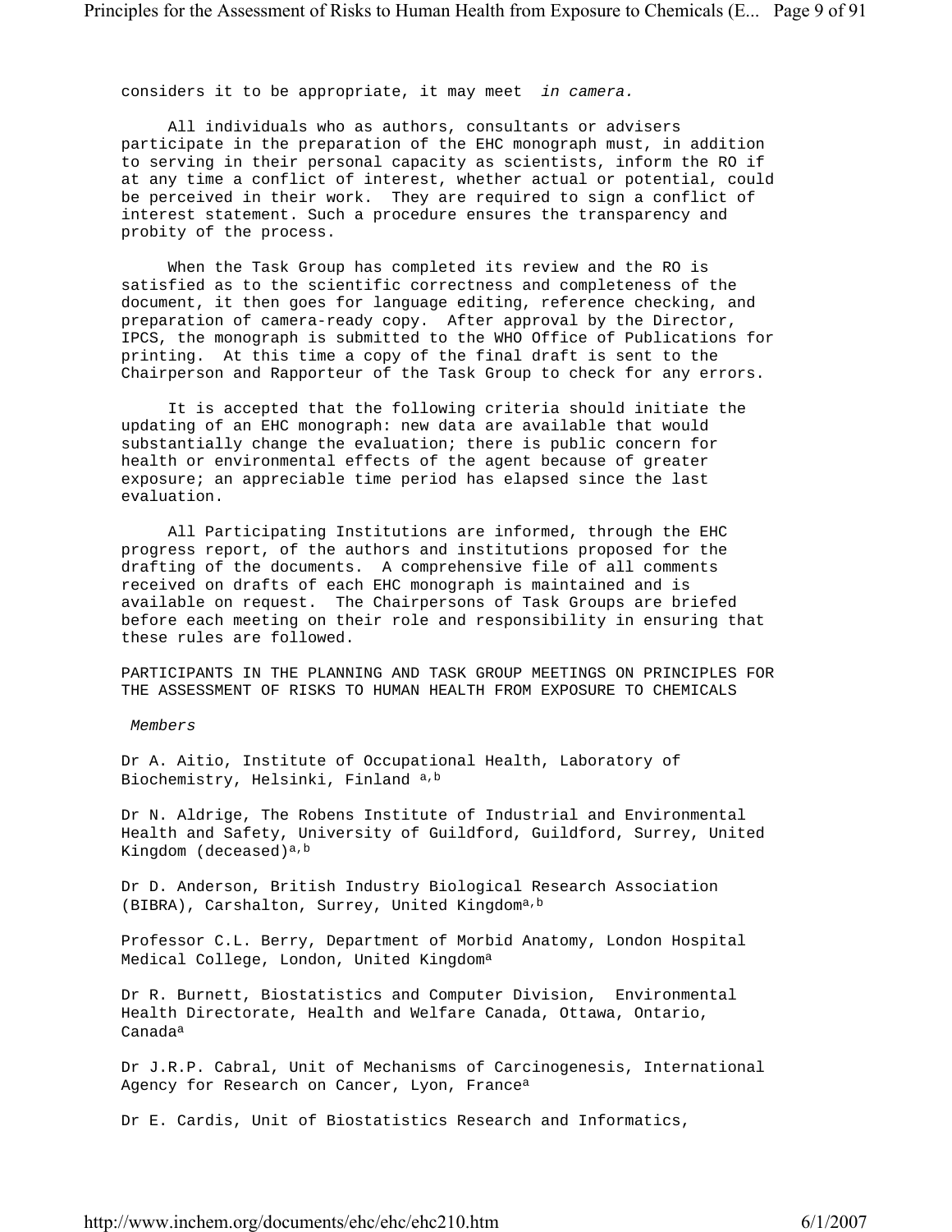considers it to be appropriate, it may meet *in camera.*

All individuals who as authors, consultants or advisers participate in the preparation of the EHC monograph must, in addition to serving in their personal capacity as scientists, inform the RO if at any time a conflict of interest, whether actual or potential, could be perceived in their work. They are required to sign a conflict of interest statement. Such a procedure ensures the transparency and probity of the process.

When the Task Group has completed its review and the RO is satisfied as to the scientific correctness and completeness of the document, it then goes for language editing, reference checking, and preparation of camera-ready copy. After approval by the Director, IPCS, the monograph is submitted to the WHO Office of Publications for printing. At this time a copy of the final draft is sent to the Chairperson and Rapporteur of the Task Group to check for any errors.

It is accepted that the following criteria should initiate the updating of an EHC monograph: new data are available that would substantially change the evaluation; there is public concern for health or environmental effects of the agent because of greater exposure; an appreciable time period has elapsed since the last evaluation.

All Participating Institutions are informed, through the EHC progress report, of the authors and institutions proposed for the drafting of the documents. A comprehensive file of all comments received on drafts of each EHC monograph is maintained and is available on request. The Chairpersons of Task Groups are briefed before each meeting on their role and responsibility in ensuring that these rules are followed.

## PARTICIPANTS IN THE PLANNING AND TASK GROUP MEETINGS ON PRINCIPLES FOR THE ASSESSMENT OF RISKS TO HUMAN HEALTH FROM EXPOSURE TO CHEMICALS

*Members*

Dr A. Aitio, Institute of Occupational Health, Laboratory of Biochemistry, Helsinki, Finland [a,b]

Dr N. Aldrige, The Robens Institute of Industrial and Environmental Health and Safety, University of Guildford, Guildford, Surrey, United Kingdom (deceased)[a,b]

Dr D. Anderson, British Industry Biological Research Association (BIBRA), Carshalton, Surrey, United Kingdom[a,b]

Professor C.L. Berry, Department of Morbid Anatomy, London Hospital Medical College, London, United Kingdom[a]

Dr R. Burnett, Biostatistics and Computer Division, Environmental Health Directorate, Health and Welfare Canada, Ottawa, Ontario, Canada[a]

Dr J.R.P. Cabral, Unit of Mechanisms of Carcinogenesis, International Agency for Research on Cancer, Lyon, France[a]

Dr E. Cardis, Unit of Biostatistics Research and Informatics,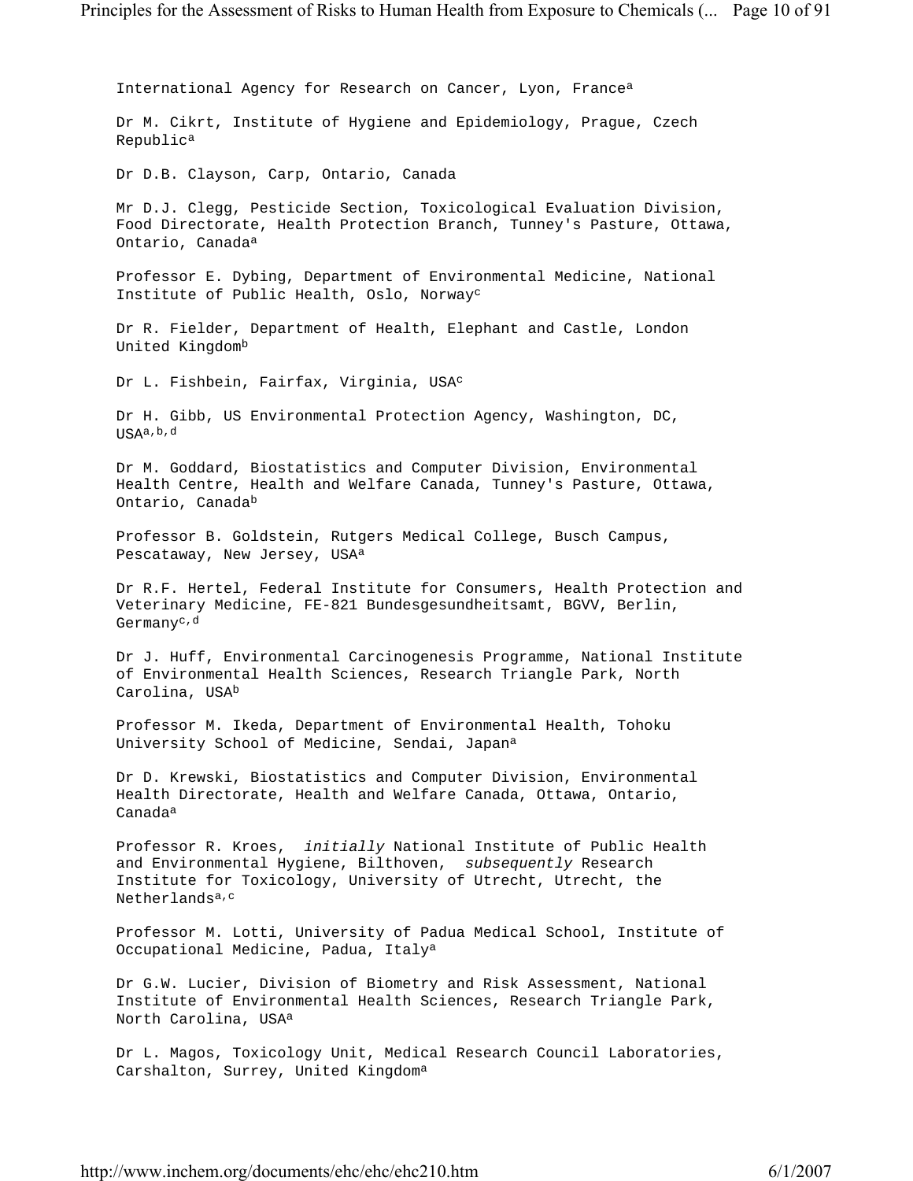International Agency for Research on Cancer, Lyon, France[a]

Dr M. Cikrt, Institute of Hygiene and Epidemiology, Prague, Czech Republic[a]

Dr D.B. Clayson, Carp, Ontario, Canada

Mr D.J. Clegg, Pesticide Section, Toxicological Evaluation Division, Food Directorate, Health Protection Branch, Tunney's Pasture, Ottawa, Ontario, Canada[a]

Professor E. Dybing, Department of Environmental Medicine, National Institute of Public Health, Oslo, Norway[c]

Dr R. Fielder, Department of Health, Elephant and Castle, London United Kingdom[b]

Dr L. Fishbein, Fairfax, Virginia, USA[c]

Dr H. Gibb, US Environmental Protection Agency, Washington, DC, USA[a,b,d]

Dr M. Goddard, Biostatistics and Computer Division, Environmental Health Centre, Health and Welfare Canada, Tunney's Pasture, Ottawa, Ontario, Canada[b]

Professor B. Goldstein, Rutgers Medical College, Busch Campus, Pescataway, New Jersey, USA[a]

Dr R.F. Hertel, Federal Institute for Consumers, Health Protection and Veterinary Medicine, FE-821 Bundesgesundheitsamt, BGVV, Berlin, Germany[c,d]

Dr J. Huff, Environmental Carcinogenesis Programme, National Institute of Environmental Health Sciences, Research Triangle Park, North Carolina, USA[b]

Professor M. Ikeda, Department of Environmental Health, Tohoku University School of Medicine, Sendai, Japan[a]

Dr D. Krewski, Biostatistics and Computer Division, Environmental Health Directorate, Health and Welfare Canada, Ottawa, Ontario, Canada[a]

Professor R. Kroes, *initially* National Institute of Public Health and Environmental Hygiene, Bilthoven, *subsequently* Research Institute for Toxicology, University of Utrecht, Utrecht, the Netherlands[a,c]

Professor M. Lotti, University of Padua Medical School, Institute of Occupational Medicine, Padua, Italy[a]

Dr G.W. Lucier, Division of Biometry and Risk Assessment, National Institute of Environmental Health Sciences, Research Triangle Park, North Carolina, USA[a]

Dr L. Magos, Toxicology Unit, Medical Research Council Laboratories, Carshalton, Surrey, United Kingdom[a]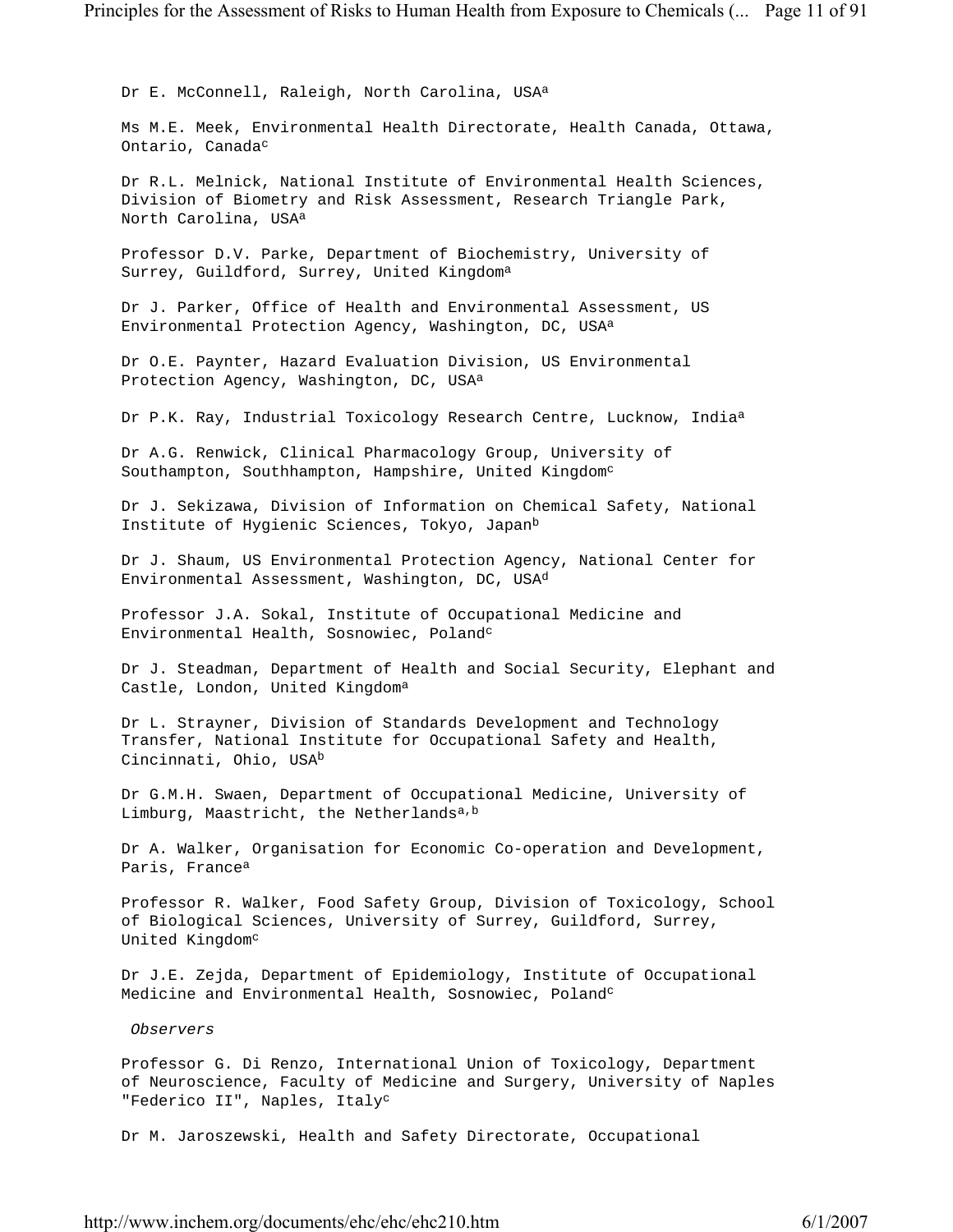Dr E. McConnell, Raleigh, North Carolina, USA[a]

Ms M.E. Meek, Environmental Health Directorate, Health Canada, Ottawa, Ontario, Canada[c]

Dr R.L. Melnick, National Institute of Environmental Health Sciences, Division of Biometry and Risk Assessment, Research Triangle Park, North Carolina, USA[a]

Professor D.V. Parke, Department of Biochemistry, University of Surrey, Guildford, Surrey, United Kingdom[a]

Dr J. Parker, Office of Health and Environmental Assessment, US Environmental Protection Agency, Washington, DC, USA[a]

Dr O.E. Paynter, Hazard Evaluation Division, US Environmental Protection Agency, Washington, DC, USA[a]

Dr P.K. Ray, Industrial Toxicology Research Centre, Lucknow, India[a]

Dr A.G. Renwick, Clinical Pharmacology Group, University of Southampton, Southhampton, Hampshire, United Kingdom[c]

Dr J. Sekizawa, Division of Information on Chemical Safety, National Institute of Hygienic Sciences, Tokyo, Japan[b]

Dr J. Shaum, US Environmental Protection Agency, National Center for Environmental Assessment, Washington, DC, USA[d]

Professor J.A. Sokal, Institute of Occupational Medicine and Environmental Health, Sosnowiec, Poland[c]

Dr J. Steadman, Department of Health and Social Security, Elephant and Castle, London, United Kingdom[a]

Dr L. Strayner, Division of Standards Development and Technology Transfer, National Institute for Occupational Safety and Health, Cincinnati, Ohio, USA[b]

Dr G.M.H. Swaen, Department of Occupational Medicine, University of Limburg, Maastricht, the Netherlands[a,b]

Dr A. Walker, Organisation for Economic Co-operation and Development, Paris, France[a]

Professor R. Walker, Food Safety Group, Division of Toxicology, School of Biological Sciences, University of Surrey, Guildford, Surrey, United Kingdom[c]

Dr J.E. Zejda, Department of Epidemiology, Institute of Occupational Medicine and Environmental Health, Sosnowiec, Poland[c]

*Observers*

Professor G. Di Renzo, International Union of Toxicology, Department of Neuroscience, Faculty of Medicine and Surgery, University of Naples "Federico II", Naples, Italy[c]

Dr M. Jaroszewski, Health and Safety Directorate, Occupational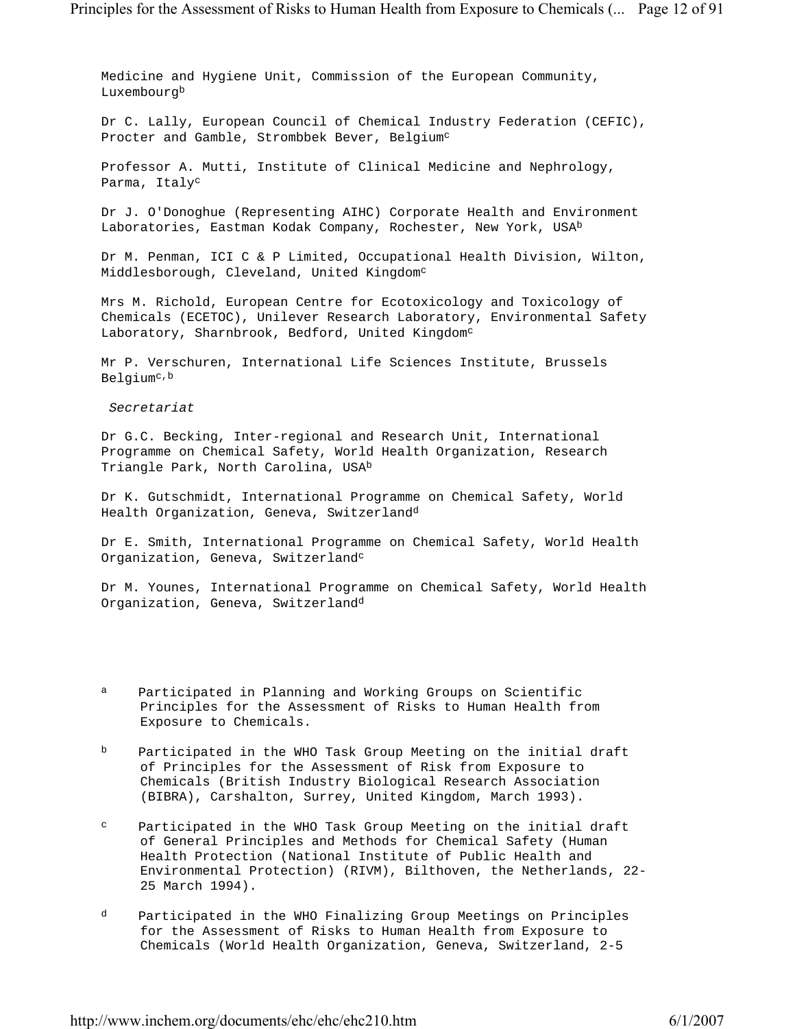Medicine and Hygiene Unit, Commission of the European Community, Luxembourg[b]

Dr C. Lally, European Council of Chemical Industry Federation (CEFIC), Procter and Gamble, Strombbek Bever, Belgium[c]

Professor A. Mutti, Institute of Clinical Medicine and Nephrology, Parma, Italy[c]

Dr J. O'Donoghue (Representing AIHC) Corporate Health and Environment Laboratories, Eastman Kodak Company, Rochester, New York, USA[b]

Dr M. Penman, ICI C & P Limited, Occupational Health Division, Wilton, Middlesborough, Cleveland, United Kingdom[c]

Mrs M. Richold, European Centre for Ecotoxicology and Toxicology of Chemicals (ECETOC), Unilever Research Laboratory, Environmental Safety Laboratory, Sharnbrook, Bedford, United Kingdom[c]

Mr P. Verschuren, International Life Sciences Institute, Brussels Belgium[c,b]

*Secretariat*

Dr G.C. Becking, Inter-regional and Research Unit, International Programme on Chemical Safety, World Health Organization, Research Triangle Park, North Carolina, USA[b]

Dr K. Gutschmidt, International Programme on Chemical Safety, World Health Organization, Geneva, Switzerland[d]

Dr E. Smith, International Programme on Chemical Safety, World Health Organization, Geneva, Switzerland[c]

Dr M. Younes, International Programme on Chemical Safety, World Health Organization, Geneva, Switzerland[d]

[a] Participated in Planning and Working Groups on Scientific Principles for the Assessment of Risks to Human Health from Exposure to Chemicals.

[b] Participated in the WHO Task Group Meeting on the initial draft of Principles for the Assessment of Risk from Exposure to Chemicals (British Industry Biological Research Association (BIBRA), Carshalton, Surrey, United Kingdom, March 1993).

[c] Participated in the WHO Task Group Meeting on the initial draft of General Principles and Methods for Chemical Safety (Human Health Protection (National Institute of Public Health and Environmental Protection) (RIVM), Bilthoven, the Netherlands, 22-25 March 1994).

[d] Participated in the WHO Finalizing Group Meetings on Principles for the Assessment of Risks to Human Health from Exposure to Chemicals (World Health Organization, Geneva, Switzerland, 2-5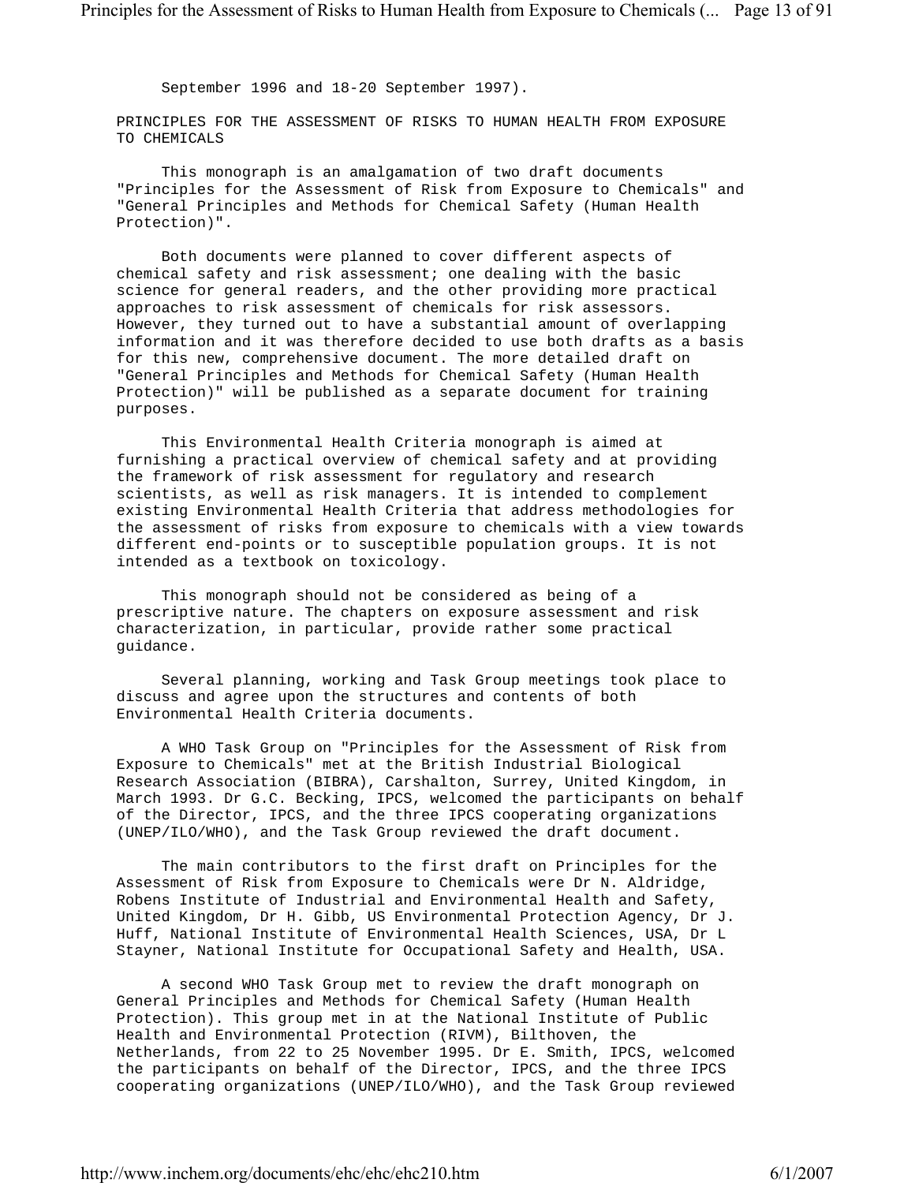September 1996 and 18-20 September 1997).

## PRINCIPLES FOR THE ASSESSMENT OF RISKS TO HUMAN HEALTH FROM EXPOSURE TO CHEMICALS

This monograph is an amalgamation of two draft documents "Principles for the Assessment of Risk from Exposure to Chemicals" and "General Principles and Methods for Chemical Safety (Human Health Protection)".

Both documents were planned to cover different aspects of chemical safety and risk assessment; one dealing with the basic science for general readers, and the other providing more practical approaches to risk assessment of chemicals for risk assessors. However, they turned out to have a substantial amount of overlapping information and it was therefore decided to use both drafts as a basis for this new, comprehensive document. The more detailed draft on "General Principles and Methods for Chemical Safety (Human Health Protection)" will be published as a separate document for training purposes.

This Environmental Health Criteria monograph is aimed at furnishing a practical overview of chemical safety and at providing the framework of risk assessment for regulatory and research scientists, as well as risk managers. It is intended to complement existing Environmental Health Criteria that address methodologies for the assessment of risks from exposure to chemicals with a view towards different end-points or to susceptible population groups. It is not intended as a textbook on toxicology.

This monograph should not be considered as being of a prescriptive nature. The chapters on exposure assessment and risk characterization, in particular, provide rather some practical guidance.

Several planning, working and Task Group meetings took place to discuss and agree upon the structures and contents of both Environmental Health Criteria documents.

A WHO Task Group on "Principles for the Assessment of Risk from Exposure to Chemicals" met at the British Industrial Biological Research Association (BIBRA), Carshalton, Surrey, United Kingdom, in March 1993. Dr G.C. Becking, IPCS, welcomed the participants on behalf of the Director, IPCS, and the three IPCS cooperating organizations (UNEP/ILO/WHO), and the Task Group reviewed the draft document.

The main contributors to the first draft on Principles for the Assessment of Risk from Exposure to Chemicals were Dr N. Aldridge, Robens Institute of Industrial and Environmental Health and Safety, United Kingdom, Dr H. Gibb, US Environmental Protection Agency, Dr J. Huff, National Institute of Environmental Health Sciences, USA, Dr L Stayner, National Institute for Occupational Safety and Health, USA.

A second WHO Task Group met to review the draft monograph on General Principles and Methods for Chemical Safety (Human Health Protection). This group met in at the National Institute of Public Health and Environmental Protection (RIVM), Bilthoven, the Netherlands, from 22 to 25 November 1995. Dr E. Smith, IPCS, welcomed the participants on behalf of the Director, IPCS, and the three IPCS cooperating organizations (UNEP/ILO/WHO), and the Task Group reviewed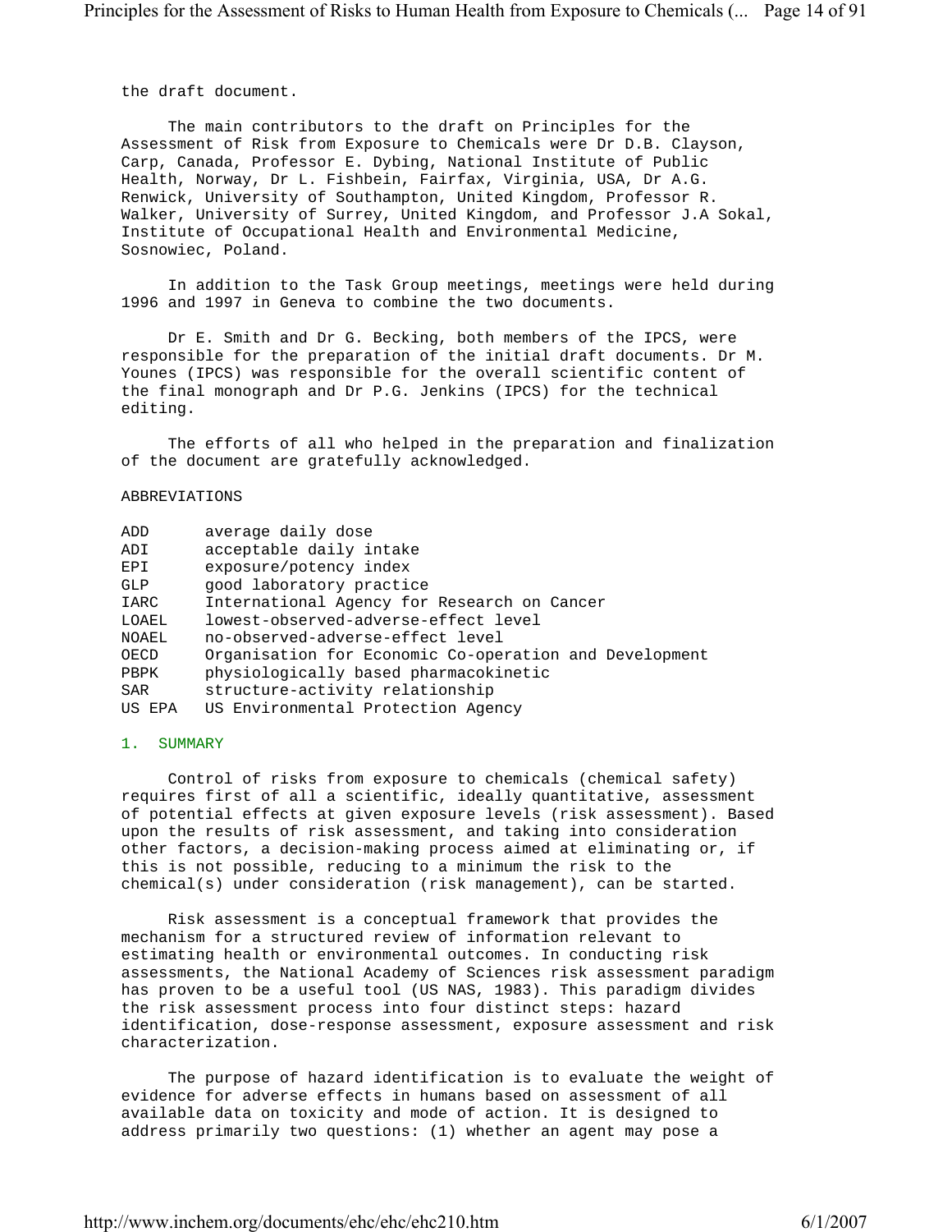the draft document.

The main contributors to the draft on Principles for the Assessment of Risk from Exposure to Chemicals were Dr D.B. Clayson, Carp, Canada, Professor E. Dybing, National Institute of Public Health, Norway, Dr L. Fishbein, Fairfax, Virginia, USA, Dr A.G. Renwick, University of Southampton, United Kingdom, Professor R. Walker, University of Surrey, United Kingdom, and Professor J.A Sokal, Institute of Occupational Health and Environmental Medicine, Sosnowiec, Poland.

In addition to the Task Group meetings, meetings were held during 1996 and 1997 in Geneva to combine the two documents.

Dr E. Smith and Dr G. Becking, both members of the IPCS, were responsible for the preparation of the initial draft documents. Dr M. Younes (IPCS) was responsible for the overall scientific content of the final monograph and Dr P.G. Jenkins (IPCS) for the technical editing.

The efforts of all who helped in the preparation and finalization of the document are gratefully acknowledged.

ABBREVIATIONS

| | |
|---|---|
| ADD | average daily dose |
| ADI | acceptable daily intake |
| EPI | exposure/potency index |
| GLP | good laboratory practice |
| IARC | International Agency for Research on Cancer |
| LOAEL | lowest-observed-adverse-effect level |
| NOAEL | no-observed-adverse-effect level |
| OECD | Organisation for Economic Co-operation and Development |
| PBPK | physiologically based pharmacokinetic |
| SAR | structure-activity relationship |
| US EPA | US Environmental Protection Agency |

## 1. SUMMARY

Control of risks from exposure to chemicals (chemical safety) requires first of all a scientific, ideally quantitative, assessment of potential effects at given exposure levels (risk assessment). Based upon the results of risk assessment, and taking into consideration other factors, a decision-making process aimed at eliminating or, if this is not possible, reducing to a minimum the risk to the chemical(s) under consideration (risk management), can be started.

Risk assessment is a conceptual framework that provides the mechanism for a structured review of information relevant to estimating health or environmental outcomes. In conducting risk assessments, the National Academy of Sciences risk assessment paradigm has proven to be a useful tool (US NAS, 1983). This paradigm divides the risk assessment process into four distinct steps: hazard identification, dose-response assessment, exposure assessment and risk characterization.

The purpose of hazard identification is to evaluate the weight of evidence for adverse effects in humans based on assessment of all available data on toxicity and mode of action. It is designed to address primarily two questions: (1) whether an agent may pose a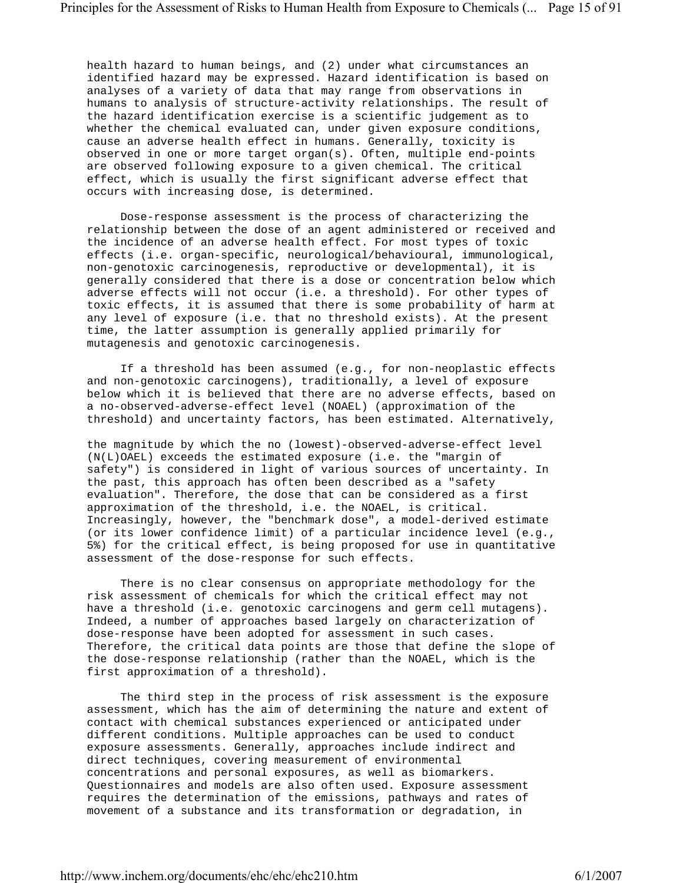health hazard to human beings, and (2) under what circumstances an identified hazard may be expressed. Hazard identification is based on analyses of a variety of data that may range from observations in humans to analysis of structure-activity relationships. The result of the hazard identification exercise is a scientific judgement as to whether the chemical evaluated can, under given exposure conditions, cause an adverse health effect in humans. Generally, toxicity is observed in one or more target organ(s). Often, multiple end-points are observed following exposure to a given chemical. The critical effect, which is usually the first significant adverse effect that occurs with increasing dose, is determined.

Dose-response assessment is the process of characterizing the relationship between the dose of an agent administered or received and the incidence of an adverse health effect. For most types of toxic effects (i.e. organ-specific, neurological/behavioural, immunological, non-genotoxic carcinogenesis, reproductive or developmental), it is generally considered that there is a dose or concentration below which adverse effects will not occur (i.e. a threshold). For other types of toxic effects, it is assumed that there is some probability of harm at any level of exposure (i.e. that no threshold exists). At the present time, the latter assumption is generally applied primarily for mutagenesis and genotoxic carcinogenesis.

If a threshold has been assumed (e.g., for non-neoplastic effects and non-genotoxic carcinogens), traditionally, a level of exposure below which it is believed that there are no adverse effects, based on a no-observed-adverse-effect level (NOAEL) (approximation of the threshold) and uncertainty factors, has been estimated. Alternatively, the magnitude by which the no (lowest)-observed-adverse-effect level (N(L)OAEL) exceeds the estimated exposure (i.e. the "margin of safety") is considered in light of various sources of uncertainty. In the past, this approach has often been described as a "safety evaluation". Therefore, the dose that can be considered as a first approximation of the threshold, i.e. the NOAEL, is critical. Increasingly, however, the "benchmark dose", a model-derived estimate (or its lower confidence limit) of a particular incidence level (e.g., 5%) for the critical effect, is being proposed for use in quantitative assessment of the dose-response for such effects.

There is no clear consensus on appropriate methodology for the risk assessment of chemicals for which the critical effect may not have a threshold (i.e. genotoxic carcinogens and germ cell mutagens). Indeed, a number of approaches based largely on characterization of dose-response have been adopted for assessment in such cases. Therefore, the critical data points are those that define the slope of the dose-response relationship (rather than the NOAEL, which is the first approximation of a threshold).

The third step in the process of risk assessment is the exposure assessment, which has the aim of determining the nature and extent of contact with chemical substances experienced or anticipated under different conditions. Multiple approaches can be used to conduct exposure assessments. Generally, approaches include indirect and direct techniques, covering measurement of environmental concentrations and personal exposures, as well as biomarkers. Questionnaires and models are also often used. Exposure assessment requires the determination of the emissions, pathways and rates of movement of a substance and its transformation or degradation, in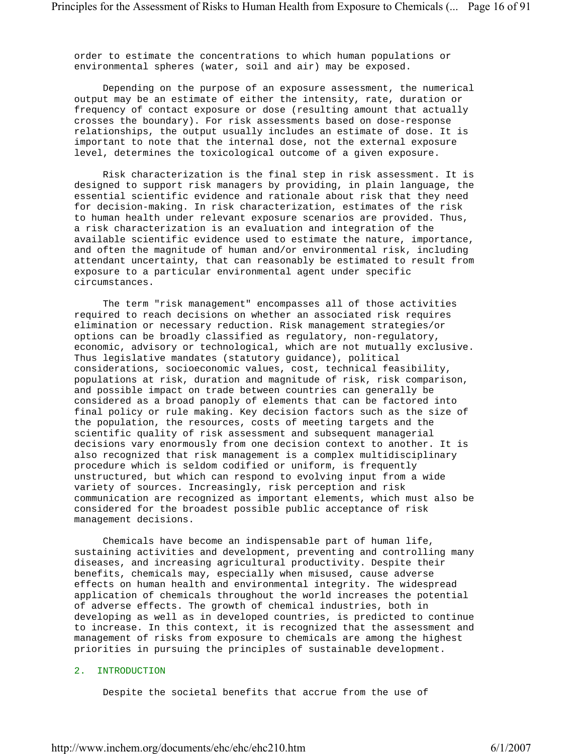order to estimate the concentrations to which human populations or environmental spheres (water, soil and air) may be exposed.

Depending on the purpose of an exposure assessment, the numerical output may be an estimate of either the intensity, rate, duration or frequency of contact exposure or dose (resulting amount that actually crosses the boundary). For risk assessments based on dose-response relationships, the output usually includes an estimate of dose. It is important to note that the internal dose, not the external exposure level, determines the toxicological outcome of a given exposure.

Risk characterization is the final step in risk assessment. It is designed to support risk managers by providing, in plain language, the essential scientific evidence and rationale about risk that they need for decision-making. In risk characterization, estimates of the risk to human health under relevant exposure scenarios are provided. Thus, a risk characterization is an evaluation and integration of the available scientific evidence used to estimate the nature, importance, and often the magnitude of human and/or environmental risk, including attendant uncertainty, that can reasonably be estimated to result from exposure to a particular environmental agent under specific circumstances.

The term "risk management" encompasses all of those activities required to reach decisions on whether an associated risk requires elimination or necessary reduction. Risk management strategies/or options can be broadly classified as regulatory, non-regulatory, economic, advisory or technological, which are not mutually exclusive. Thus legislative mandates (statutory guidance), political considerations, socioeconomic values, cost, technical feasibility, populations at risk, duration and magnitude of risk, risk comparison, and possible impact on trade between countries can generally be considered as a broad panoply of elements that can be factored into final policy or rule making. Key decision factors such as the size of the population, the resources, costs of meeting targets and the scientific quality of risk assessment and subsequent managerial decisions vary enormously from one decision context to another. It is also recognized that risk management is a complex multidisciplinary procedure which is seldom codified or uniform, is frequently unstructured, but which can respond to evolving input from a wide variety of sources. Increasingly, risk perception and risk communication are recognized as important elements, which must also be considered for the broadest possible public acceptance of risk management decisions.

Chemicals have become an indispensable part of human life, sustaining activities and development, preventing and controlling many diseases, and increasing agricultural productivity. Despite their benefits, chemicals may, especially when misused, cause adverse effects on human health and environmental integrity. The widespread application of chemicals throughout the world increases the potential of adverse effects. The growth of chemical industries, both in developing as well as in developed countries, is predicted to continue to increase. In this context, it is recognized that the assessment and management of risks from exposure to chemicals are among the highest priorities in pursuing the principles of sustainable development.

## 2. INTRODUCTION

Despite the societal benefits that accrue from the use of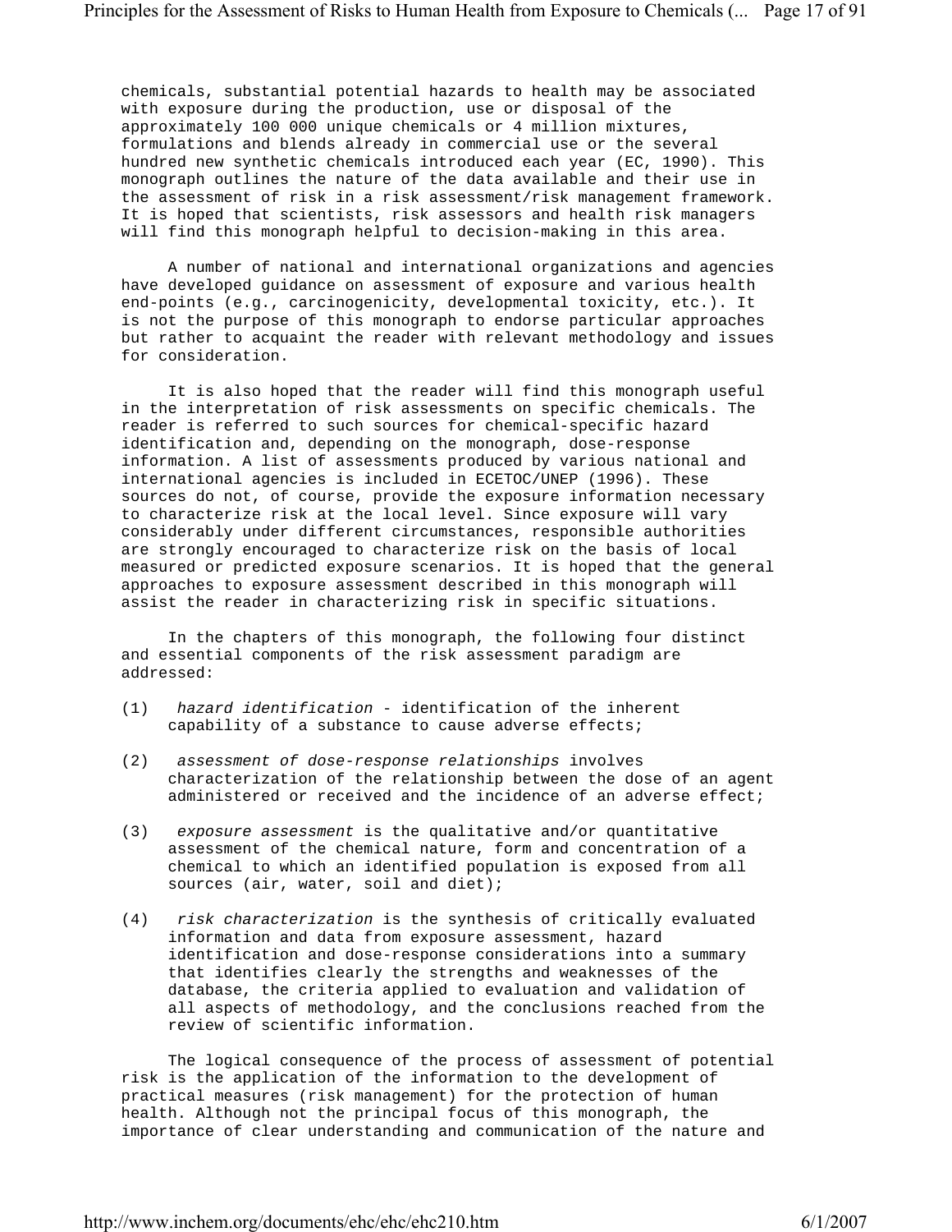chemicals, substantial potential hazards to health may be associated with exposure during the production, use or disposal of the approximately 100 000 unique chemicals or 4 million mixtures, formulations and blends already in commercial use or the several hundred new synthetic chemicals introduced each year (EC, 1990). This monograph outlines the nature of the data available and their use in the assessment of risk in a risk assessment/risk management framework. It is hoped that scientists, risk assessors and health risk managers will find this monograph helpful to decision-making in this area.

A number of national and international organizations and agencies have developed guidance on assessment of exposure and various health end-points (e.g., carcinogenicity, developmental toxicity, etc.). It is not the purpose of this monograph to endorse particular approaches but rather to acquaint the reader with relevant methodology and issues for consideration.

It is also hoped that the reader will find this monograph useful in the interpretation of risk assessments on specific chemicals. The reader is referred to such sources for chemical-specific hazard identification and, depending on the monograph, dose-response information. A list of assessments produced by various national and international agencies is included in ECETOC/UNEP (1996). These sources do not, of course, provide the exposure information necessary to characterize risk at the local level. Since exposure will vary considerably under different circumstances, responsible authorities are strongly encouraged to characterize risk on the basis of local measured or predicted exposure scenarios. It is hoped that the general approaches to exposure assessment described in this monograph will assist the reader in characterizing risk in specific situations.

In the chapters of this monograph, the following four distinct and essential components of the risk assessment paradigm are addressed:

(1) *hazard identification* - identification of the inherent capability of a substance to cause adverse effects;

(2) *assessment of dose-response relationships* involves characterization of the relationship between the dose of an agent administered or received and the incidence of an adverse effect;

(3) *exposure assessment* is the qualitative and/or quantitative assessment of the chemical nature, form and concentration of a chemical to which an identified population is exposed from all sources (air, water, soil and diet);

(4) *risk characterization* is the synthesis of critically evaluated information and data from exposure assessment, hazard identification and dose-response considerations into a summary that identifies clearly the strengths and weaknesses of the database, the criteria applied to evaluation and validation of all aspects of methodology, and the conclusions reached from the review of scientific information.

The logical consequence of the process of assessment of potential risk is the application of the information to the development of practical measures (risk management) for the protection of human health. Although not the principal focus of this monograph, the importance of clear understanding and communication of the nature and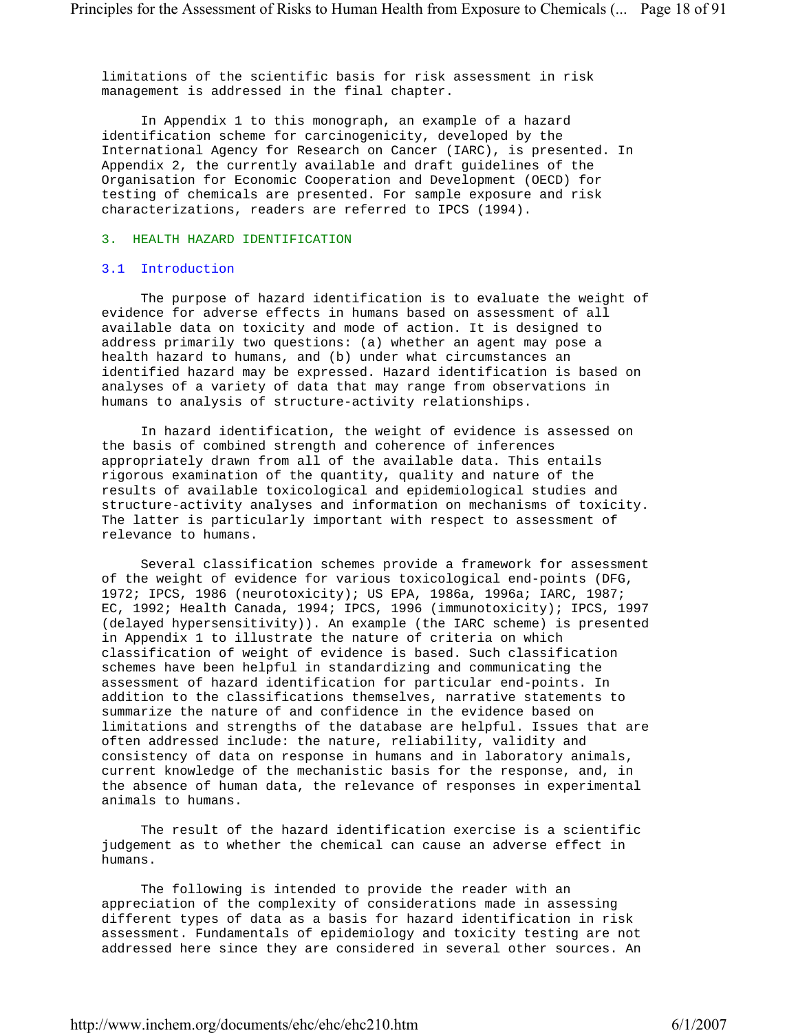limitations of the scientific basis for risk assessment in risk management is addressed in the final chapter.

In Appendix 1 to this monograph, an example of a hazard identification scheme for carcinogenicity, developed by the International Agency for Research on Cancer (IARC), is presented. In Appendix 2, the currently available and draft guidelines of the Organisation for Economic Cooperation and Development (OECD) for testing of chemicals are presented. For sample exposure and risk characterizations, readers are referred to IPCS (1994).

# 3. HEALTH HAZARD IDENTIFICATION

## 3.1 Introduction

The purpose of hazard identification is to evaluate the weight of evidence for adverse effects in humans based on assessment of all available data on toxicity and mode of action. It is designed to address primarily two questions: (a) whether an agent may pose a health hazard to humans, and (b) under what circumstances an identified hazard may be expressed. Hazard identification is based on analyses of a variety of data that may range from observations in humans to analysis of structure-activity relationships.

In hazard identification, the weight of evidence is assessed on the basis of combined strength and coherence of inferences appropriately drawn from all of the available data. This entails rigorous examination of the quantity, quality and nature of the results of available toxicological and epidemiological studies and structure-activity analyses and information on mechanisms of toxicity. The latter is particularly important with respect to assessment of relevance to humans.

Several classification schemes provide a framework for assessment of the weight of evidence for various toxicological end-points (DFG, 1972; IPCS, 1986 (neurotoxicity); US EPA, 1986a, 1996a; IARC, 1987; EC, 1992; Health Canada, 1994; IPCS, 1996 (immunotoxicity); IPCS, 1997 (delayed hypersensitivity)). An example (the IARC scheme) is presented in Appendix 1 to illustrate the nature of criteria on which classification of weight of evidence is based. Such classification schemes have been helpful in standardizing and communicating the assessment of hazard identification for particular end-points. In addition to the classifications themselves, narrative statements to summarize the nature of and confidence in the evidence based on limitations and strengths of the database are helpful. Issues that are often addressed include: the nature, reliability, validity and consistency of data on response in humans and in laboratory animals, current knowledge of the mechanistic basis for the response, and, in the absence of human data, the relevance of responses in experimental animals to humans.

The result of the hazard identification exercise is a scientific judgement as to whether the chemical can cause an adverse effect in humans.

The following is intended to provide the reader with an appreciation of the complexity of considerations made in assessing different types of data as a basis for hazard identification in risk assessment. Fundamentals of epidemiology and toxicity testing are not addressed here since they are considered in several other sources. An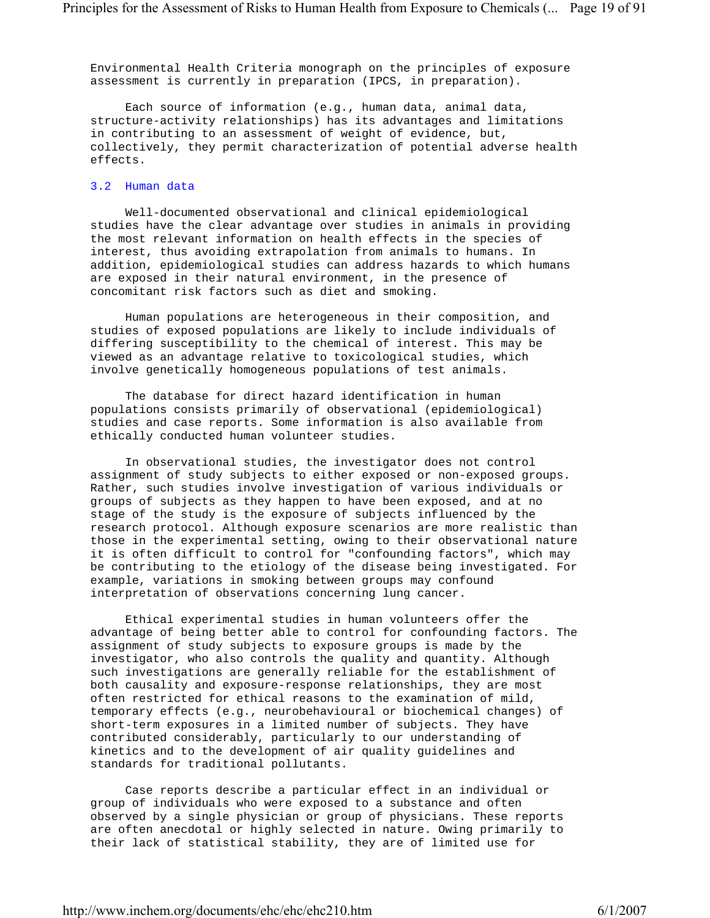Environmental Health Criteria monograph on the principles of exposure assessment is currently in preparation (IPCS, in preparation).

Each source of information (e.g., human data, animal data, structure-activity relationships) has its advantages and limitations in contributing to an assessment of weight of evidence, but, collectively, they permit characterization of potential adverse health effects.

## 3.2 Human data

Well-documented observational and clinical epidemiological studies have the clear advantage over studies in animals in providing the most relevant information on health effects in the species of interest, thus avoiding extrapolation from animals to humans. In addition, epidemiological studies can address hazards to which humans are exposed in their natural environment, in the presence of concomitant risk factors such as diet and smoking.

Human populations are heterogeneous in their composition, and studies of exposed populations are likely to include individuals of differing susceptibility to the chemical of interest. This may be viewed as an advantage relative to toxicological studies, which involve genetically homogeneous populations of test animals.

The database for direct hazard identification in human populations consists primarily of observational (epidemiological) studies and case reports. Some information is also available from ethically conducted human volunteer studies.

In observational studies, the investigator does not control assignment of study subjects to either exposed or non-exposed groups. Rather, such studies involve investigation of various individuals or groups of subjects as they happen to have been exposed, and at no stage of the study is the exposure of subjects influenced by the research protocol. Although exposure scenarios are more realistic than those in the experimental setting, owing to their observational nature it is often difficult to control for "confounding factors", which may be contributing to the etiology of the disease being investigated. For example, variations in smoking between groups may confound interpretation of observations concerning lung cancer.

Ethical experimental studies in human volunteers offer the advantage of being better able to control for confounding factors. The assignment of study subjects to exposure groups is made by the investigator, who also controls the quality and quantity. Although such investigations are generally reliable for the establishment of both causality and exposure-response relationships, they are most often restricted for ethical reasons to the examination of mild, temporary effects (e.g., neurobehavioural or biochemical changes) of short-term exposures in a limited number of subjects. They have contributed considerably, particularly to our understanding of kinetics and to the development of air quality guidelines and standards for traditional pollutants.

Case reports describe a particular effect in an individual or group of individuals who were exposed to a substance and often observed by a single physician or group of physicians. These reports are often anecdotal or highly selected in nature. Owing primarily to their lack of statistical stability, they are of limited use for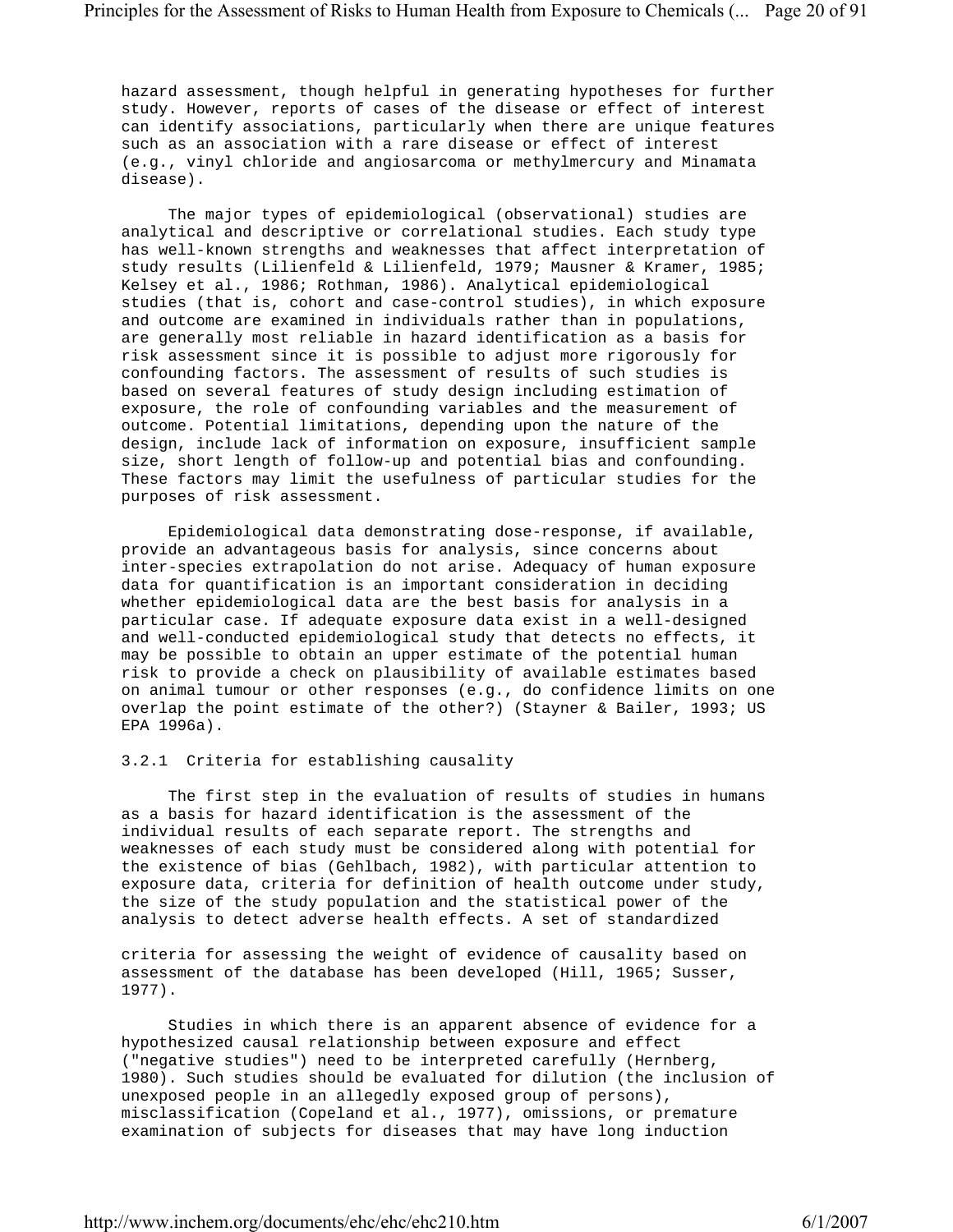hazard assessment, though helpful in generating hypotheses for further study. However, reports of cases of the disease or effect of interest can identify associations, particularly when there are unique features such as an association with a rare disease or effect of interest (e.g., vinyl chloride and angiosarcoma or methylmercury and Minamata disease).

The major types of epidemiological (observational) studies are analytical and descriptive or correlational studies. Each study type has well-known strengths and weaknesses that affect interpretation of study results (Lilienfeld & Lilienfeld, 1979; Mausner & Kramer, 1985; Kelsey et al., 1986; Rothman, 1986). Analytical epidemiological studies (that is, cohort and case-control studies), in which exposure and outcome are examined in individuals rather than in populations, are generally most reliable in hazard identification as a basis for risk assessment since it is possible to adjust more rigorously for confounding factors. The assessment of results of such studies is based on several features of study design including estimation of exposure, the role of confounding variables and the measurement of outcome. Potential limitations, depending upon the nature of the design, include lack of information on exposure, insufficient sample size, short length of follow-up and potential bias and confounding. These factors may limit the usefulness of particular studies for the purposes of risk assessment.

Epidemiological data demonstrating dose-response, if available, provide an advantageous basis for analysis, since concerns about inter-species extrapolation do not arise. Adequacy of human exposure data for quantification is an important consideration in deciding whether epidemiological data are the best basis for analysis in a particular case. If adequate exposure data exist in a well-designed and well-conducted epidemiological study that detects no effects, it may be possible to obtain an upper estimate of the potential human risk to provide a check on plausibility of available estimates based on animal tumour or other responses (e.g., do confidence limits on one overlap the point estimate of the other?) (Stayner & Bailer, 1993; US EPA 1996a).

### 3.2.1 Criteria for establishing causality

The first step in the evaluation of results of studies in humans as a basis for hazard identification is the assessment of the individual results of each separate report. The strengths and weaknesses of each study must be considered along with potential for the existence of bias (Gehlbach, 1982), with particular attention to exposure data, criteria for definition of health outcome under study, the size of the study population and the statistical power of the analysis to detect adverse health effects. A set of standardized criteria for assessing the weight of evidence of causality based on assessment of the database has been developed (Hill, 1965; Susser, 1977).

Studies in which there is an apparent absence of evidence for a hypothesized causal relationship between exposure and effect ("negative studies") need to be interpreted carefully (Hernberg, 1980). Such studies should be evaluated for dilution (the inclusion of unexposed people in an allegedly exposed group of persons), misclassification (Copeland et al., 1977), omissions, or premature examination of subjects for diseases that may have long induction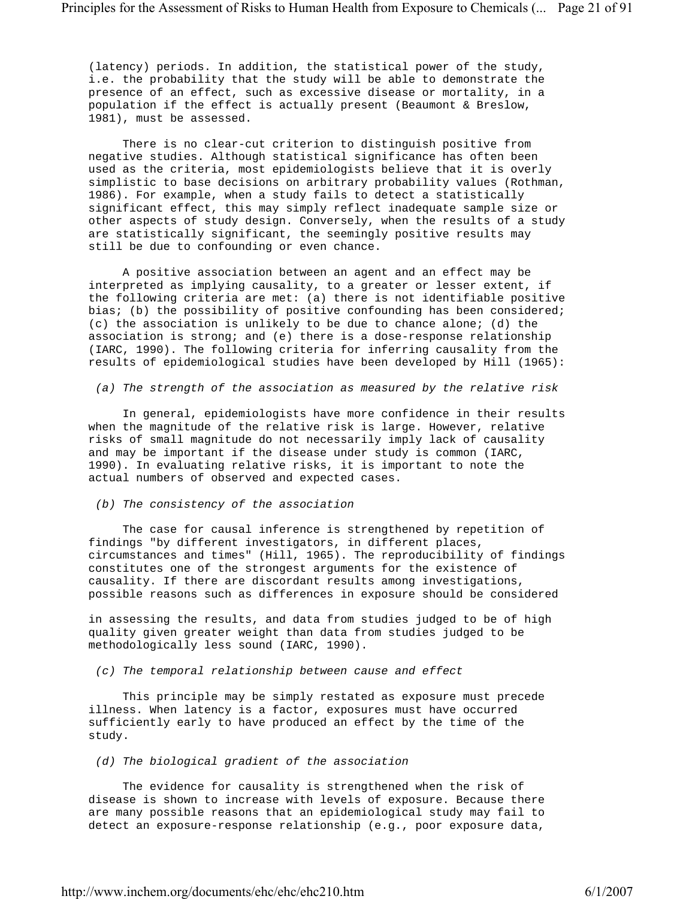(latency) periods. In addition, the statistical power of the study, i.e. the probability that the study will be able to demonstrate the presence of an effect, such as excessive disease or mortality, in a population if the effect is actually present (Beaumont & Breslow, 1981), must be assessed.

There is no clear-cut criterion to distinguish positive from negative studies. Although statistical significance has often been used as the criteria, most epidemiologists believe that it is overly simplistic to base decisions on arbitrary probability values (Rothman, 1986). For example, when a study fails to detect a statistically significant effect, this may simply reflect inadequate sample size or other aspects of study design. Conversely, when the results of a study are statistically significant, the seemingly positive results may still be due to confounding or even chance.

A positive association between an agent and an effect may be interpreted as implying causality, to a greater or lesser extent, if the following criteria are met: (a) there is not identifiable positive bias; (b) the possibility of positive confounding has been considered; (c) the association is unlikely to be due to chance alone; (d) the association is strong; and (e) there is a dose-response relationship (IARC, 1990). The following criteria for inferring causality from the results of epidemiological studies have been developed by Hill (1965):

*(a) The strength of the association as measured by the relative risk*

In general, epidemiologists have more confidence in their results when the magnitude of the relative risk is large. However, relative risks of small magnitude do not necessarily imply lack of causality and may be important if the disease under study is common (IARC, 1990). In evaluating relative risks, it is important to note the actual numbers of observed and expected cases.

*(b) The consistency of the association*

The case for causal inference is strengthened by repetition of findings "by different investigators, in different places, circumstances and times" (Hill, 1965). The reproducibility of findings constitutes one of the strongest arguments for the existence of causality. If there are discordant results among investigations, possible reasons such as differences in exposure should be considered in assessing the results, and data from studies judged to be of high quality given greater weight than data from studies judged to be methodologically less sound (IARC, 1990).

*(c) The temporal relationship between cause and effect*

This principle may be simply restated as exposure must precede illness. When latency is a factor, exposures must have occurred sufficiently early to have produced an effect by the time of the study.

*(d) The biological gradient of the association*

The evidence for causality is strengthened when the risk of disease is shown to increase with levels of exposure. Because there are many possible reasons that an epidemiological study may fail to detect an exposure-response relationship (e.g., poor exposure data,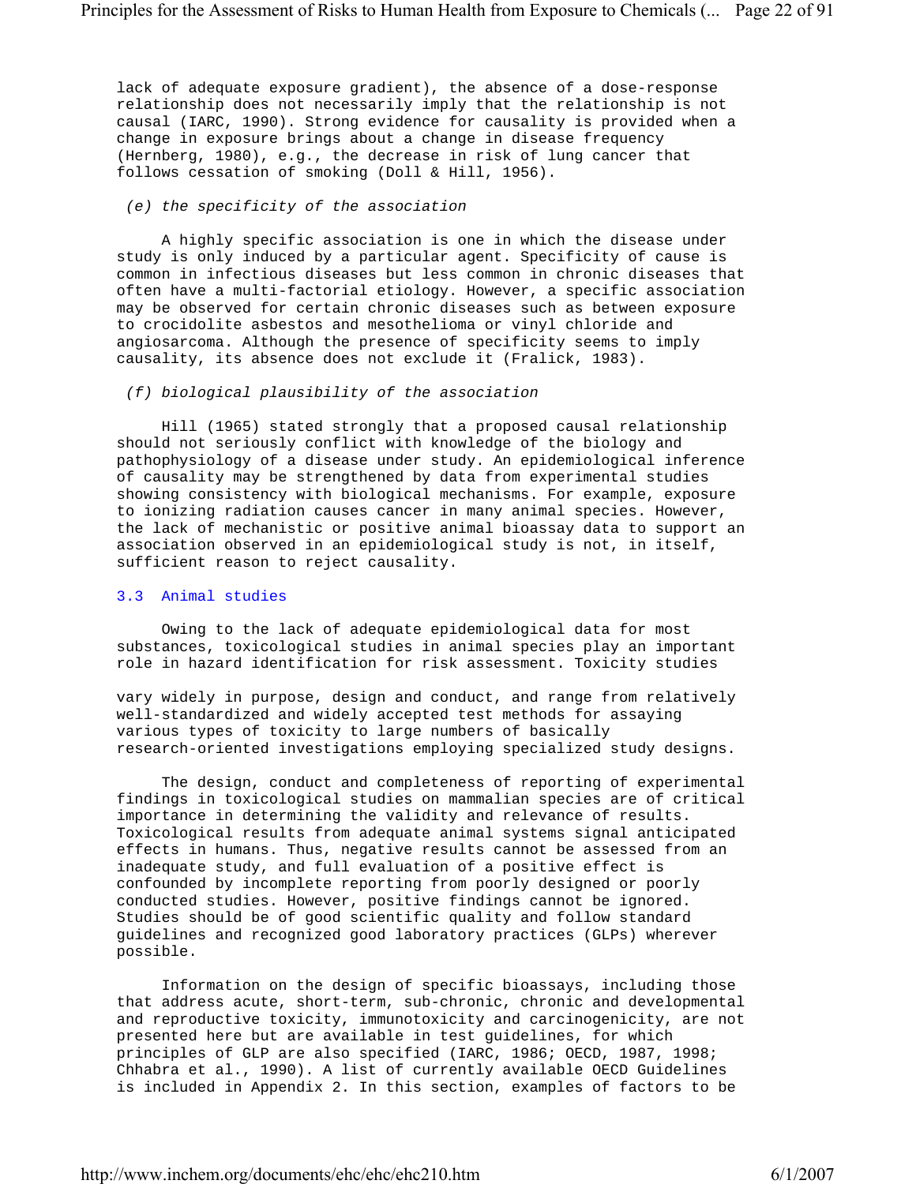lack of adequate exposure gradient), the absence of a dose-response relationship does not necessarily imply that the relationship is not causal (IARC, 1990). Strong evidence for causality is provided when a change in exposure brings about a change in disease frequency (Hernberg, 1980), e.g., the decrease in risk of lung cancer that follows cessation of smoking (Doll & Hill, 1956).

*(e) the specificity of the association*

A highly specific association is one in which the disease under study is only induced by a particular agent. Specificity of cause is common in infectious diseases but less common in chronic diseases that often have a multi-factorial etiology. However, a specific association may be observed for certain chronic diseases such as between exposure to crocidolite asbestos and mesothelioma or vinyl chloride and angiosarcoma. Although the presence of specificity seems to imply causality, its absence does not exclude it (Fralick, 1983).

*(f) biological plausibility of the association*

Hill (1965) stated strongly that a proposed causal relationship should not seriously conflict with knowledge of the biology and pathophysiology of a disease under study. An epidemiological inference of causality may be strengthened by data from experimental studies showing consistency with biological mechanisms. For example, exposure to ionizing radiation causes cancer in many animal species. However, the lack of mechanistic or positive animal bioassay data to support an association observed in an epidemiological study is not, in itself, sufficient reason to reject causality.

## 3.3 Animal studies

Owing to the lack of adequate epidemiological data for most substances, toxicological studies in animal species play an important role in hazard identification for risk assessment. Toxicity studies vary widely in purpose, design and conduct, and range from relatively well-standardized and widely accepted test methods for assaying various types of toxicity to large numbers of basically research-oriented investigations employing specialized study designs.

The design, conduct and completeness of reporting of experimental findings in toxicological studies on mammalian species are of critical importance in determining the validity and relevance of results. Toxicological results from adequate animal systems signal anticipated effects in humans. Thus, negative results cannot be assessed from an inadequate study, and full evaluation of a positive effect is confounded by incomplete reporting from poorly designed or poorly conducted studies. However, positive findings cannot be ignored. Studies should be of good scientific quality and follow standard guidelines and recognized good laboratory practices (GLPs) wherever possible.

Information on the design of specific bioassays, including those that address acute, short-term, sub-chronic, chronic and developmental and reproductive toxicity, immunotoxicity and carcinogenicity, are not presented here but are available in test guidelines, for which principles of GLP are also specified (IARC, 1986; OECD, 1987, 1998; Chhabra et al., 1990). A list of currently available OECD Guidelines is included in Appendix 2. In this section, examples of factors to be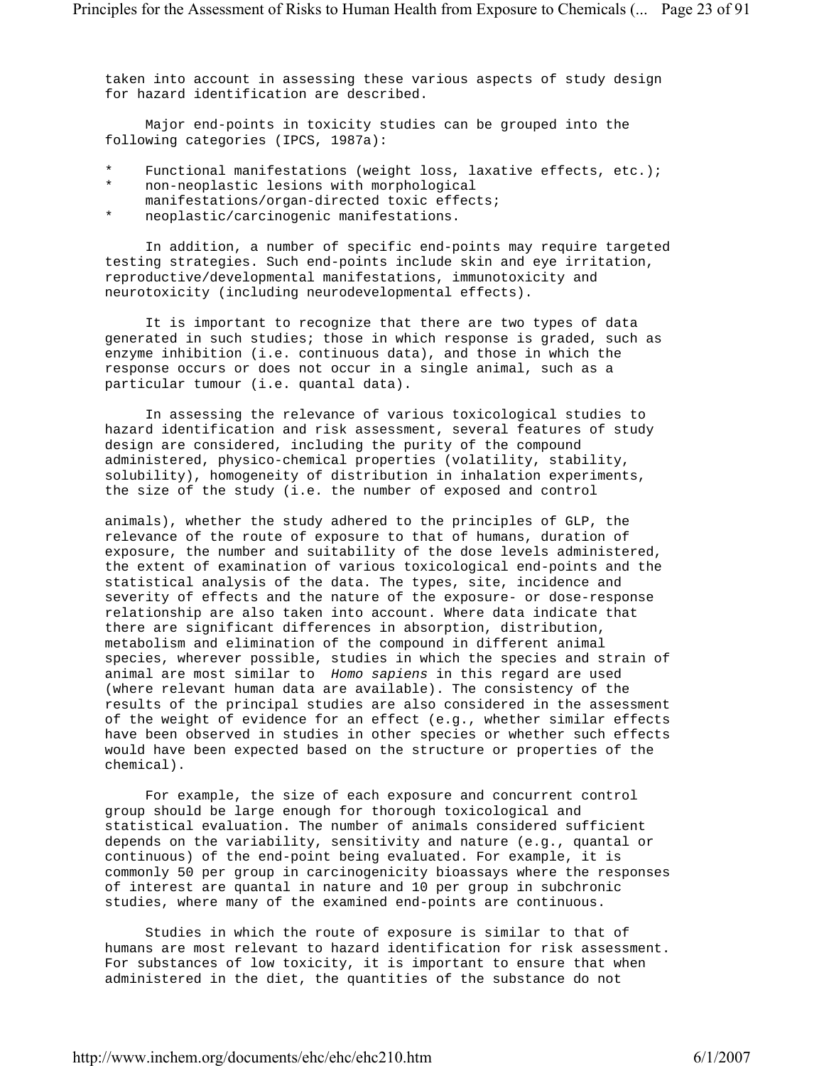taken into account in assessing these various aspects of study design for hazard identification are described.

Major end-points in toxicity studies can be grouped into the following categories (IPCS, 1987a):

* Functional manifestations (weight loss, laxative effects, etc.);
* non-neoplastic lesions with morphological manifestations/organ-directed toxic effects;
* neoplastic/carcinogenic manifestations.

In addition, a number of specific end-points may require targeted testing strategies. Such end-points include skin and eye irritation, reproductive/developmental manifestations, immunotoxicity and neurotoxicity (including neurodevelopmental effects).

It is important to recognize that there are two types of data generated in such studies; those in which response is graded, such as enzyme inhibition (i.e. continuous data), and those in which the response occurs or does not occur in a single animal, such as a particular tumour (i.e. quantal data).

In assessing the relevance of various toxicological studies to hazard identification and risk assessment, several features of study design are considered, including the purity of the compound administered, physico-chemical properties (volatility, stability, solubility), homogeneity of distribution in inhalation experiments, the size of the study (i.e. the number of exposed and control animals), whether the study adhered to the principles of GLP, the relevance of the route of exposure to that of humans, duration of exposure, the number and suitability of the dose levels administered, the extent of examination of various toxicological end-points and the statistical analysis of the data. The types, site, incidence and severity of effects and the nature of the exposure- or dose-response relationship are also taken into account. Where data indicate that there are significant differences in absorption, distribution, metabolism and elimination of the compound in different animal species, wherever possible, studies in which the species and strain of animal are most similar to *Homo sapiens* in this regard are used (where relevant human data are available). The consistency of the results of the principal studies are also considered in the assessment of the weight of evidence for an effect (e.g., whether similar effects have been observed in studies in other species or whether such effects would have been expected based on the structure or properties of the chemical).

For example, the size of each exposure and concurrent control group should be large enough for thorough toxicological and statistical evaluation. The number of animals considered sufficient depends on the variability, sensitivity and nature (e.g., quantal or continuous) of the end-point being evaluated. For example, it is commonly 50 per group in carcinogenicity bioassays where the responses of interest are quantal in nature and 10 per group in subchronic studies, where many of the examined end-points are continuous.

Studies in which the route of exposure is similar to that of humans are most relevant to hazard identification for risk assessment. For substances of low toxicity, it is important to ensure that when administered in the diet, the quantities of the substance do not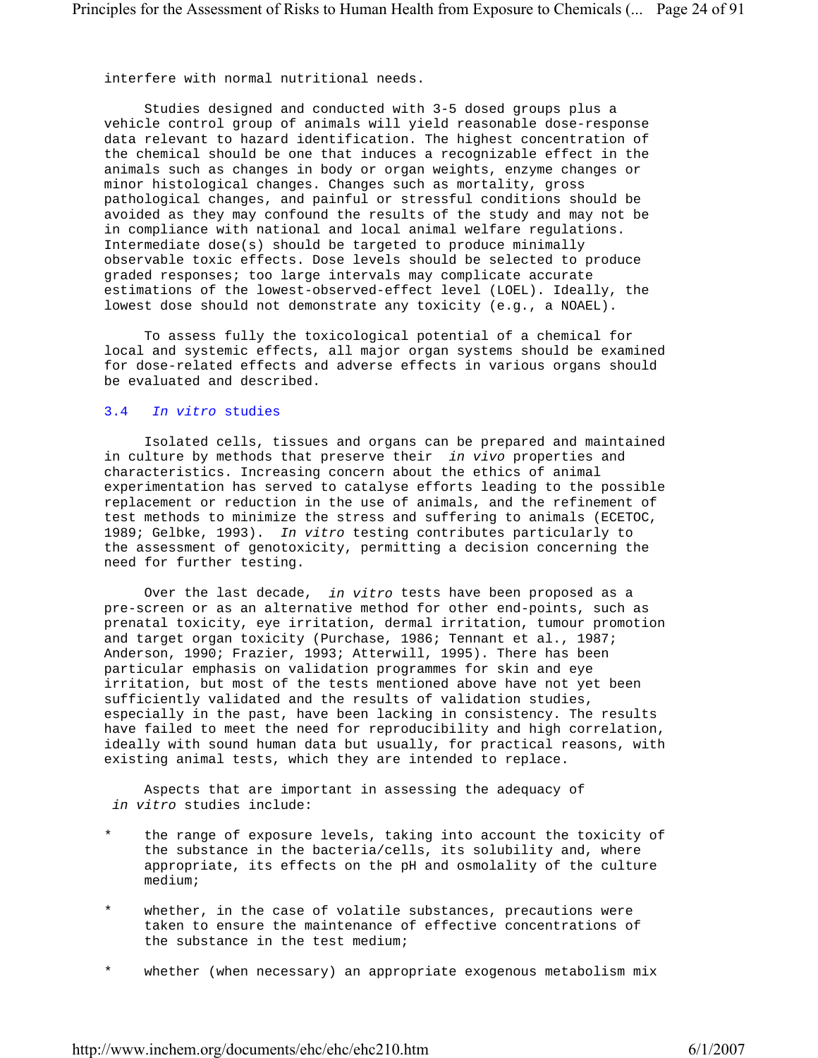interfere with normal nutritional needs.

Studies designed and conducted with 3-5 dosed groups plus a vehicle control group of animals will yield reasonable dose-response data relevant to hazard identification. The highest concentration of the chemical should be one that induces a recognizable effect in the animals such as changes in body or organ weights, enzyme changes or minor histological changes. Changes such as mortality, gross pathological changes, and painful or stressful conditions should be avoided as they may confound the results of the study and may not be in compliance with national and local animal welfare regulations. Intermediate dose(s) should be targeted to produce minimally observable toxic effects. Dose levels should be selected to produce graded responses; too large intervals may complicate accurate estimations of the lowest-observed-effect level (LOEL). Ideally, the lowest dose should not demonstrate any toxicity (e.g., a NOAEL).

To assess fully the toxicological potential of a chemical for local and systemic effects, all major organ systems should be examined for dose-related effects and adverse effects in various organs should be evaluated and described.

### 3.4 *In vitro* studies

Isolated cells, tissues and organs can be prepared and maintained in culture by methods that preserve their *in vivo* properties and characteristics. Increasing concern about the ethics of animal experimentation has served to catalyse efforts leading to the possible replacement or reduction in the use of animals, and the refinement of test methods to minimize the stress and suffering to animals (ECETOC, 1989; Gelbke, 1993). *In vitro* testing contributes particularly to the assessment of genotoxicity, permitting a decision concerning the need for further testing.

Over the last decade, *in vitro* tests have been proposed as a pre-screen or as an alternative method for other end-points, such as prenatal toxicity, eye irritation, dermal irritation, tumour promotion and target organ toxicity (Purchase, 1986; Tennant et al., 1987; Anderson, 1990; Frazier, 1993; Atterwill, 1995). There has been particular emphasis on validation programmes for skin and eye irritation, but most of the tests mentioned above have not yet been sufficiently validated and the results of validation studies, especially in the past, have been lacking in consistency. The results have failed to meet the need for reproducibility and high correlation, ideally with sound human data but usually, for practical reasons, with existing animal tests, which they are intended to replace.

Aspects that are important in assessing the adequacy of *in vitro* studies include:

* the range of exposure levels, taking into account the toxicity of the substance in the bacteria/cells, its solubility and, where appropriate, its effects on the pH and osmolality of the culture medium;

* whether, in the case of volatile substances, precautions were taken to ensure the maintenance of effective concentrations of the substance in the test medium;

* whether (when necessary) an appropriate exogenous metabolism mix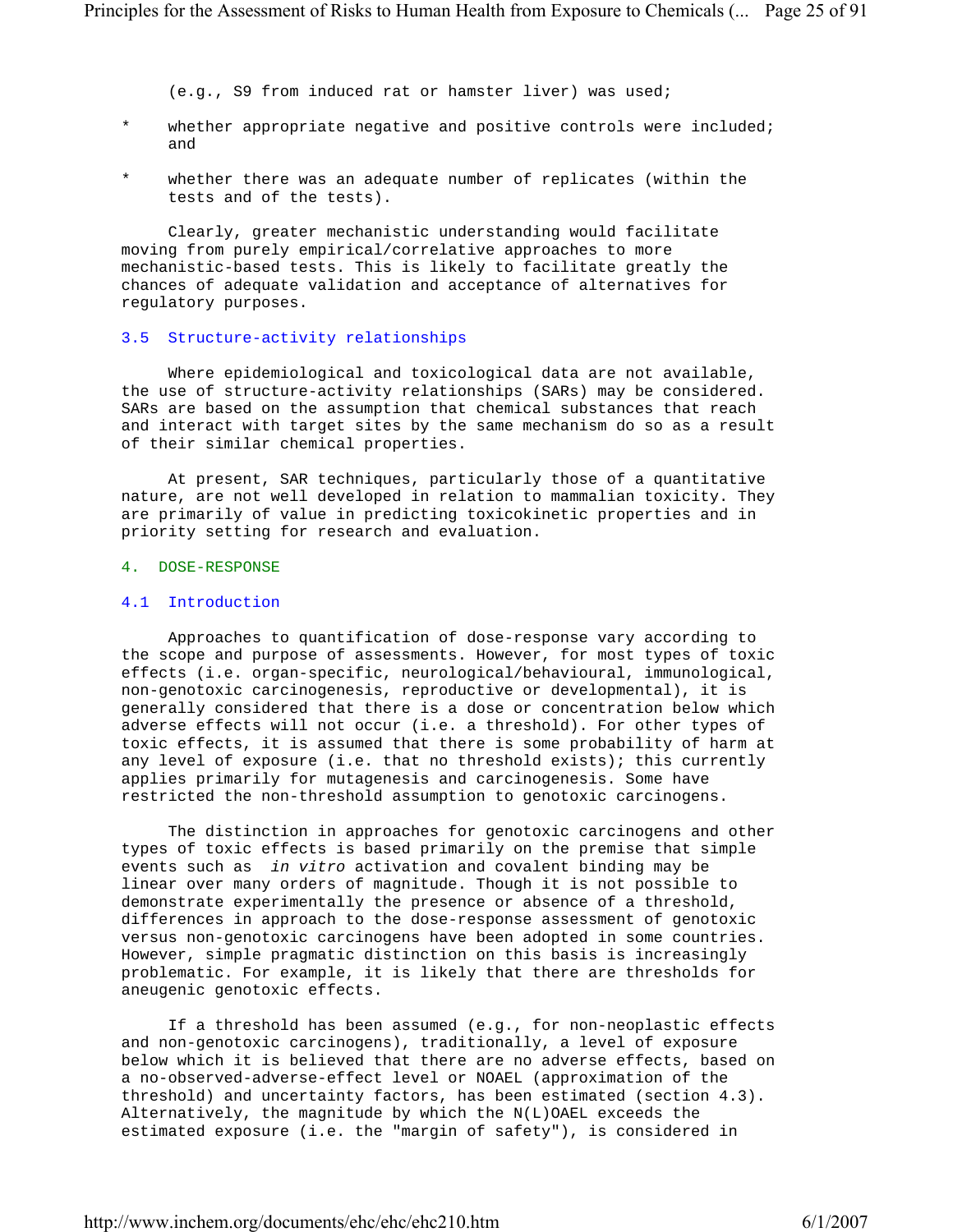(e.g., S9 from induced rat or hamster liver) was used;

* whether appropriate negative and positive controls were included; and

* whether there was an adequate number of replicates (within the tests and of the tests).

Clearly, greater mechanistic understanding would facilitate moving from purely empirical/correlative approaches to more mechanistic-based tests. This is likely to facilitate greatly the chances of adequate validation and acceptance of alternatives for regulatory purposes.

### 3.5 Structure-activity relationships

Where epidemiological and toxicological data are not available, the use of structure-activity relationships (SARs) may be considered. SARs are based on the assumption that chemical substances that reach and interact with target sites by the same mechanism do so as a result of their similar chemical properties.

At present, SAR techniques, particularly those of a quantitative nature, are not well developed in relation to mammalian toxicity. They are primarily of value in predicting toxicokinetic properties and in priority setting for research and evaluation.

## 4. DOSE-RESPONSE

### 4.1 Introduction

Approaches to quantification of dose-response vary according to the scope and purpose of assessments. However, for most types of toxic effects (i.e. organ-specific, neurological/behavioural, immunological, non-genotoxic carcinogenesis, reproductive or developmental), it is generally considered that there is a dose or concentration below which adverse effects will not occur (i.e. a threshold). For other types of toxic effects, it is assumed that there is some probability of harm at any level of exposure (i.e. that no threshold exists); this currently applies primarily for mutagenesis and carcinogenesis. Some have restricted the non-threshold assumption to genotoxic carcinogens.

The distinction in approaches for genotoxic carcinogens and other types of toxic effects is based primarily on the premise that simple events such as *in vitro* activation and covalent binding may be linear over many orders of magnitude. Though it is not possible to demonstrate experimentally the presence or absence of a threshold, differences in approach to the dose-response assessment of genotoxic versus non-genotoxic carcinogens have been adopted in some countries. However, simple pragmatic distinction on this basis is increasingly problematic. For example, it is likely that there are thresholds for aneugenic genotoxic effects.

If a threshold has been assumed (e.g., for non-neoplastic effects and non-genotoxic carcinogens), traditionally, a level of exposure below which it is believed that there are no adverse effects, based on a no-observed-adverse-effect level or NOAEL (approximation of the threshold) and uncertainty factors, has been estimated (section 4.3). Alternatively, the magnitude by which the N(L)OAEL exceeds the estimated exposure (i.e. the "margin of safety"), is considered in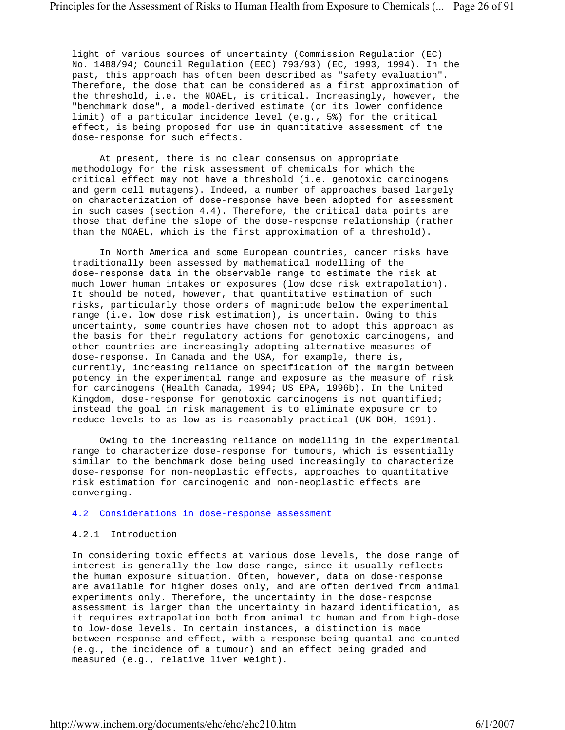light of various sources of uncertainty (Commission Regulation (EC) No. 1488/94; Council Regulation (EEC) 793/93) (EC, 1993, 1994). In the past, this approach has often been described as "safety evaluation". Therefore, the dose that can be considered as a first approximation of the threshold, i.e. the NOAEL, is critical. Increasingly, however, the "benchmark dose", a model-derived estimate (or its lower confidence limit) of a particular incidence level (e.g., 5%) for the critical effect, is being proposed for use in quantitative assessment of the dose-response for such effects.

At present, there is no clear consensus on appropriate methodology for the risk assessment of chemicals for which the critical effect may not have a threshold (i.e. genotoxic carcinogens and germ cell mutagens). Indeed, a number of approaches based largely on characterization of dose-response have been adopted for assessment in such cases (section 4.4). Therefore, the critical data points are those that define the slope of the dose-response relationship (rather than the NOAEL, which is the first approximation of a threshold).

In North America and some European countries, cancer risks have traditionally been assessed by mathematical modelling of the dose-response data in the observable range to estimate the risk at much lower human intakes or exposures (low dose risk extrapolation). It should be noted, however, that quantitative estimation of such risks, particularly those orders of magnitude below the experimental range (i.e. low dose risk estimation), is uncertain. Owing to this uncertainty, some countries have chosen not to adopt this approach as the basis for their regulatory actions for genotoxic carcinogens, and other countries are increasingly adopting alternative measures of dose-response. In Canada and the USA, for example, there is, currently, increasing reliance on specification of the margin between potency in the experimental range and exposure as the measure of risk for carcinogens (Health Canada, 1994; US EPA, 1996b). In the United Kingdom, dose-response for genotoxic carcinogens is not quantified; instead the goal in risk management is to eliminate exposure or to reduce levels to as low as is reasonably practical (UK DOH, 1991).

Owing to the increasing reliance on modelling in the experimental range to characterize dose-response for tumours, which is essentially similar to the benchmark dose being used increasingly to characterize dose-response for non-neoplastic effects, approaches to quantitative risk estimation for carcinogenic and non-neoplastic effects are converging.

## 4.2 Considerations in dose-response assessment

### 4.2.1 Introduction

In considering toxic effects at various dose levels, the dose range of interest is generally the low-dose range, since it usually reflects the human exposure situation. Often, however, data on dose-response are available for higher doses only, and are often derived from animal experiments only. Therefore, the uncertainty in the dose-response assessment is larger than the uncertainty in hazard identification, as it requires extrapolation both from animal to human and from high-dose to low-dose levels. In certain instances, a distinction is made between response and effect, with a response being quantal and counted (e.g., the incidence of a tumour) and an effect being graded and measured (e.g., relative liver weight).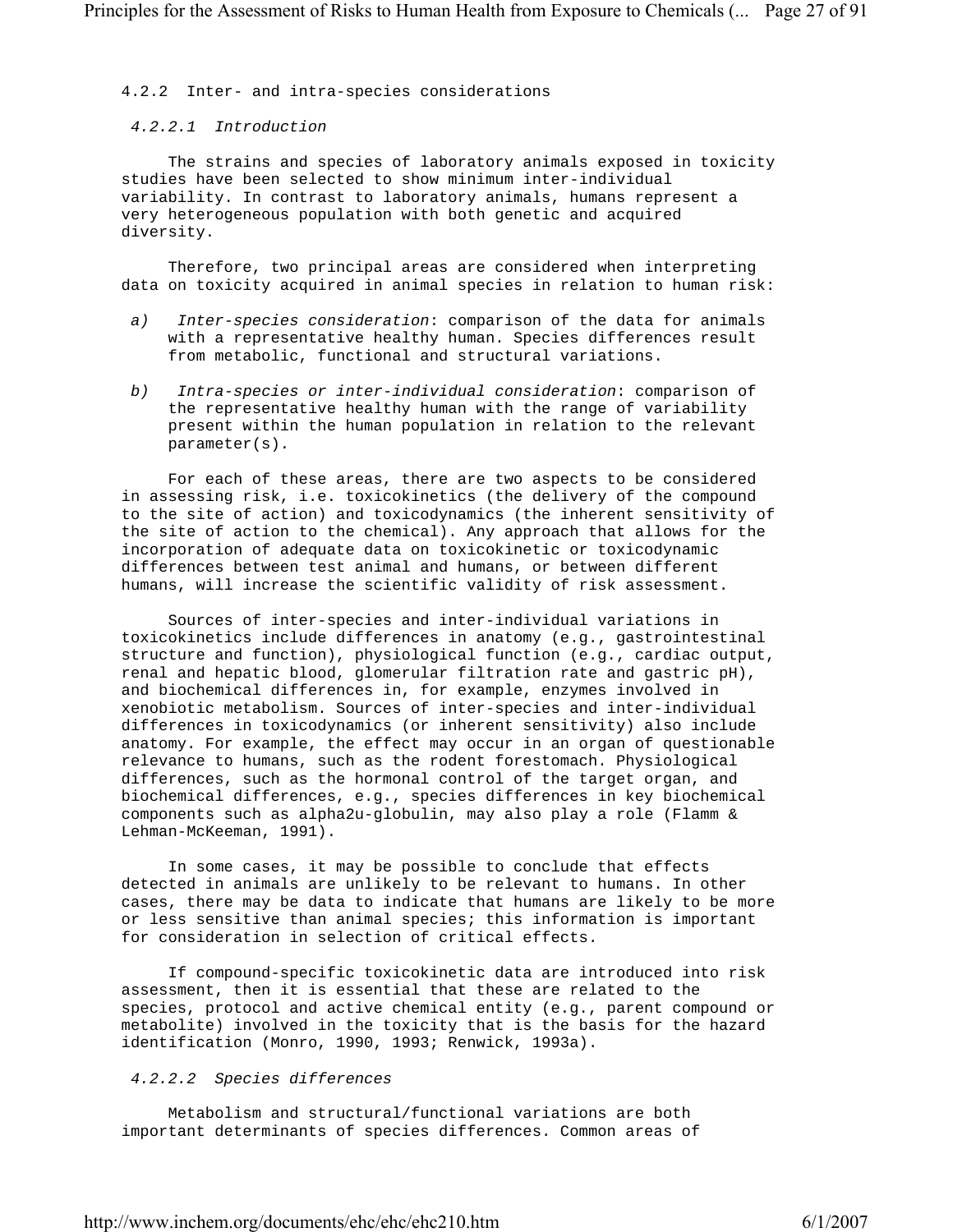### 4.2.2 Inter- and intra-species considerations

#### *4.2.2.1 Introduction*

The strains and species of laboratory animals exposed in toxicity studies have been selected to show minimum inter-individual variability. In contrast to laboratory animals, humans represent a very heterogeneous population with both genetic and acquired diversity.

Therefore, two principal areas are considered when interpreting data on toxicity acquired in animal species in relation to human risk:

*a)* *Inter-species consideration*: comparison of the data for animals with a representative healthy human. Species differences result from metabolic, functional and structural variations.

*b)* *Intra-species or inter-individual consideration*: comparison of the representative healthy human with the range of variability present within the human population in relation to the relevant parameter(s).

For each of these areas, there are two aspects to be considered in assessing risk, i.e. toxicokinetics (the delivery of the compound to the site of action) and toxicodynamics (the inherent sensitivity of the site of action to the chemical). Any approach that allows for the incorporation of adequate data on toxicokinetic or toxicodynamic differences between test animal and humans, or between different humans, will increase the scientific validity of risk assessment.

Sources of inter-species and inter-individual variations in toxicokinetics include differences in anatomy (e.g., gastrointestinal structure and function), physiological function (e.g., cardiac output, renal and hepatic blood, glomerular filtration rate and gastric pH), and biochemical differences in, for example, enzymes involved in xenobiotic metabolism. Sources of inter-species and inter-individual differences in toxicodynamics (or inherent sensitivity) also include anatomy. For example, the effect may occur in an organ of questionable relevance to humans, such as the rodent forestomach. Physiological differences, such as the hormonal control of the target organ, and biochemical differences, e.g., species differences in key biochemical components such as alpha2u-globulin, may also play a role (Flamm & Lehman-McKeeman, 1991).

In some cases, it may be possible to conclude that effects detected in animals are unlikely to be relevant to humans. In other cases, there may be data to indicate that humans are likely to be more or less sensitive than animal species; this information is important for consideration in selection of critical effects.

If compound-specific toxicokinetic data are introduced into risk assessment, then it is essential that these are related to the species, protocol and active chemical entity (e.g., parent compound or metabolite) involved in the toxicity that is the basis for the hazard identification (Monro, 1990, 1993; Renwick, 1993a).

#### *4.2.2.2 Species differences*

Metabolism and structural/functional variations are both important determinants of species differences. Common areas of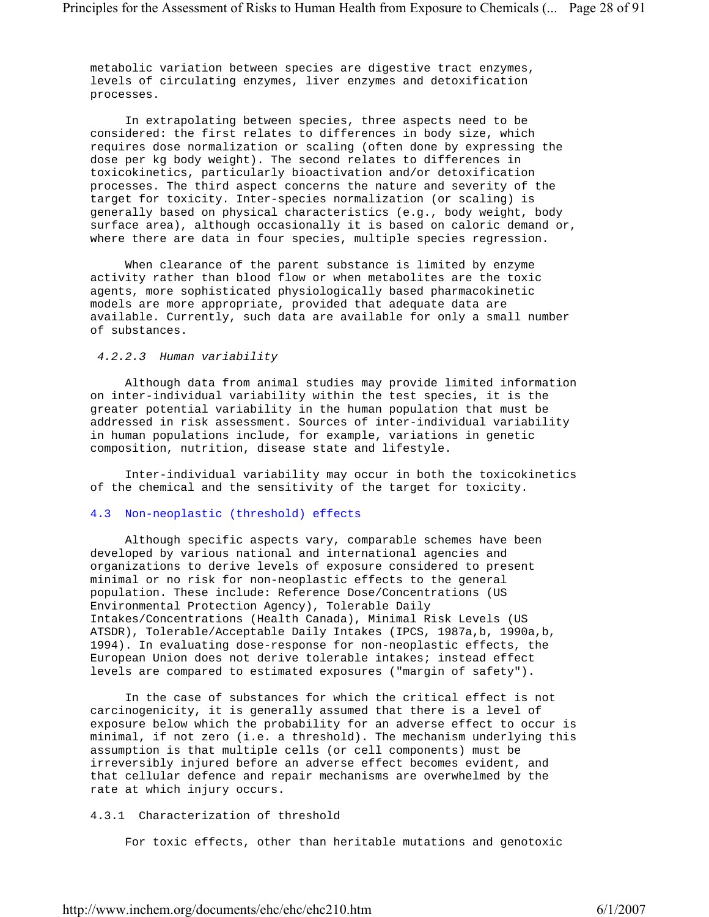metabolic variation between species are digestive tract enzymes, levels of circulating enzymes, liver enzymes and detoxification processes.

In extrapolating between species, three aspects need to be considered: the first relates to differences in body size, which requires dose normalization or scaling (often done by expressing the dose per kg body weight). The second relates to differences in toxicokinetics, particularly bioactivation and/or detoxification processes. The third aspect concerns the nature and severity of the target for toxicity. Inter-species normalization (or scaling) is generally based on physical characteristics (e.g., body weight, body surface area), although occasionally it is based on caloric demand or, where there are data in four species, multiple species regression.

When clearance of the parent substance is limited by enzyme activity rather than blood flow or when metabolites are the toxic agents, more sophisticated physiologically based pharmacokinetic models are more appropriate, provided that adequate data are available. Currently, such data are available for only a small number of substances.

#### *4.2.2.3 Human variability*

Although data from animal studies may provide limited information on inter-individual variability within the test species, it is the greater potential variability in the human population that must be addressed in risk assessment. Sources of inter-individual variability in human populations include, for example, variations in genetic composition, nutrition, disease state and lifestyle.

Inter-individual variability may occur in both the toxicokinetics of the chemical and the sensitivity of the target for toxicity.

## 4.3 Non-neoplastic (threshold) effects

Although specific aspects vary, comparable schemes have been developed by various national and international agencies and organizations to derive levels of exposure considered to present minimal or no risk for non-neoplastic effects to the general population. These include: Reference Dose/Concentrations (US Environmental Protection Agency), Tolerable Daily Intakes/Concentrations (Health Canada), Minimal Risk Levels (US ATSDR), Tolerable/Acceptable Daily Intakes (IPCS, 1987a,b, 1990a,b, 1994). In evaluating dose-response for non-neoplastic effects, the European Union does not derive tolerable intakes; instead effect levels are compared to estimated exposures ("margin of safety").

In the case of substances for which the critical effect is not carcinogenicity, it is generally assumed that there is a level of exposure below which the probability for an adverse effect to occur is minimal, if not zero (i.e. a threshold). The mechanism underlying this assumption is that multiple cells (or cell components) must be irreversibly injured before an adverse effect becomes evident, and that cellular defence and repair mechanisms are overwhelmed by the rate at which injury occurs.

### 4.3.1 Characterization of threshold

For toxic effects, other than heritable mutations and genotoxic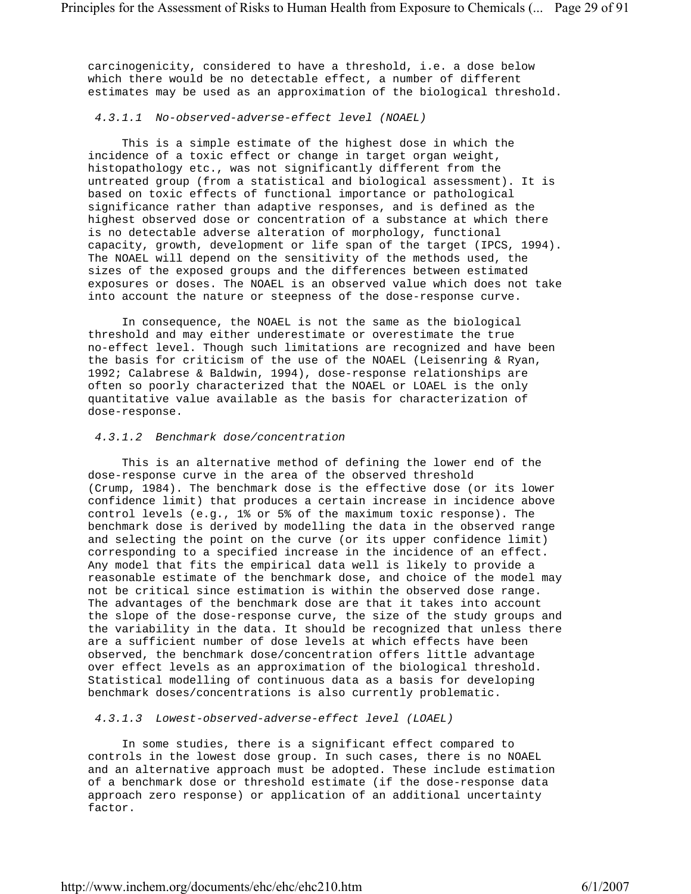carcinogenicity, considered to have a threshold, i.e. a dose below which there would be no detectable effect, a number of different estimates may be used as an approximation of the biological threshold.

#### *4.3.1.1 No-observed-adverse-effect level (NOAEL)*

This is a simple estimate of the highest dose in which the incidence of a toxic effect or change in target organ weight, histopathology etc., was not significantly different from the untreated group (from a statistical and biological assessment). It is based on toxic effects of functional importance or pathological significance rather than adaptive responses, and is defined as the highest observed dose or concentration of a substance at which there is no detectable adverse alteration of morphology, functional capacity, growth, development or life span of the target (IPCS, 1994). The NOAEL will depend on the sensitivity of the methods used, the sizes of the exposed groups and the differences between estimated exposures or doses. The NOAEL is an observed value which does not take into account the nature or steepness of the dose-response curve.

In consequence, the NOAEL is not the same as the biological threshold and may either underestimate or overestimate the true no-effect level. Though such limitations are recognized and have been the basis for criticism of the use of the NOAEL (Leisenring & Ryan, 1992; Calabrese & Baldwin, 1994), dose-response relationships are often so poorly characterized that the NOAEL or LOAEL is the only quantitative value available as the basis for characterization of dose-response.

#### *4.3.1.2 Benchmark dose/concentration*

This is an alternative method of defining the lower end of the dose-response curve in the area of the observed threshold (Crump, 1984). The benchmark dose is the effective dose (or its lower confidence limit) that produces a certain increase in incidence above control levels (e.g., 1% or 5% of the maximum toxic response). The benchmark dose is derived by modelling the data in the observed range and selecting the point on the curve (or its upper confidence limit) corresponding to a specified increase in the incidence of an effect. Any model that fits the empirical data well is likely to provide a reasonable estimate of the benchmark dose, and choice of the model may not be critical since estimation is within the observed dose range. The advantages of the benchmark dose are that it takes into account the slope of the dose-response curve, the size of the study groups and the variability in the data. It should be recognized that unless there are a sufficient number of dose levels at which effects have been observed, the benchmark dose/concentration offers little advantage over effect levels as an approximation of the biological threshold. Statistical modelling of continuous data as a basis for developing benchmark doses/concentrations is also currently problematic.

#### *4.3.1.3 Lowest-observed-adverse-effect level (LOAEL)*

In some studies, there is a significant effect compared to controls in the lowest dose group. In such cases, there is no NOAEL and an alternative approach must be adopted. These include estimation of a benchmark dose or threshold estimate (if the dose-response data approach zero response) or application of an additional uncertainty factor.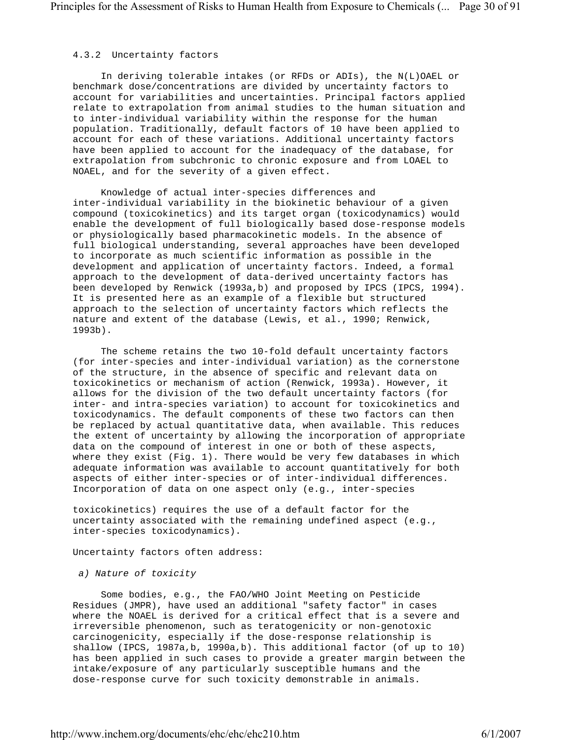### 4.3.2 Uncertainty factors

In deriving tolerable intakes (or RFDs or ADIs), the N(L)OAEL or benchmark dose/concentrations are divided by uncertainty factors to account for variabilities and uncertainties. Principal factors applied relate to extrapolation from animal studies to the human situation and to inter-individual variability within the response for the human population. Traditionally, default factors of 10 have been applied to account for each of these variations. Additional uncertainty factors have been applied to account for the inadequacy of the database, for extrapolation from subchronic to chronic exposure and from LOAEL to NOAEL, and for the severity of a given effect.

Knowledge of actual inter-species differences and inter-individual variability in the biokinetic behaviour of a given compound (toxicokinetics) and its target organ (toxicodynamics) would enable the development of full biologically based dose-response models or physiologically based pharmacokinetic models. In the absence of full biological understanding, several approaches have been developed to incorporate as much scientific information as possible in the development and application of uncertainty factors. Indeed, a formal approach to the development of data-derived uncertainty factors has been developed by Renwick (1993a,b) and proposed by IPCS (IPCS, 1994). It is presented here as an example of a flexible but structured approach to the selection of uncertainty factors which reflects the nature and extent of the database (Lewis, et al., 1990; Renwick, 1993b).

The scheme retains the two 10-fold default uncertainty factors (for inter-species and inter-individual variation) as the cornerstone of the structure, in the absence of specific and relevant data on toxicokinetics or mechanism of action (Renwick, 1993a). However, it allows for the division of the two default uncertainty factors (for inter- and intra-species variation) to account for toxicokinetics and toxicodynamics. The default components of these two factors can then be replaced by actual quantitative data, when available. This reduces the extent of uncertainty by allowing the incorporation of appropriate data on the compound of interest in one or both of these aspects, where they exist (Fig. 1). There would be very few databases in which adequate information was available to account quantitatively for both aspects of either inter-species or of inter-individual differences. Incorporation of data on one aspect only (e.g., inter-species toxicokinetics) requires the use of a default factor for the uncertainty associated with the remaining undefined aspect (e.g., inter-species toxicodynamics).

Uncertainty factors often address:

*a) Nature of toxicity*

Some bodies, e.g., the FAO/WHO Joint Meeting on Pesticide Residues (JMPR), have used an additional "safety factor" in cases where the NOAEL is derived for a critical effect that is a severe and irreversible phenomenon, such as teratogenicity or non-genotoxic carcinogenicity, especially if the dose-response relationship is shallow (IPCS, 1987a,b, 1990a,b). This additional factor (of up to 10) has been applied in such cases to provide a greater margin between the intake/exposure of any particularly susceptible humans and the dose-response curve for such toxicity demonstrable in animals.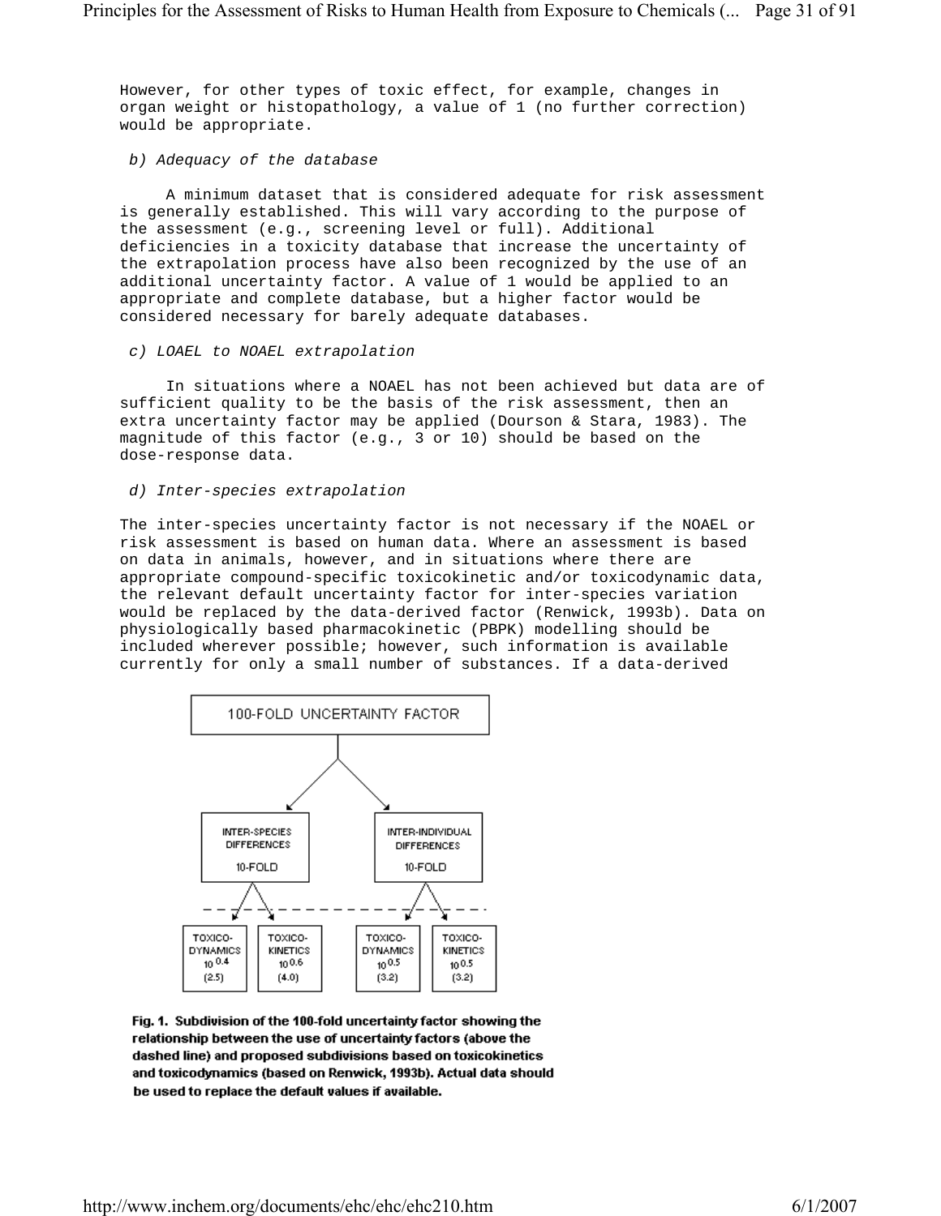However, for other types of toxic effect, for example, changes in organ weight or histopathology, a value of 1 (no further correction) would be appropriate.

*b) Adequacy of the database*

A minimum dataset that is considered adequate for risk assessment is generally established. This will vary according to the purpose of the assessment (e.g., screening level or full). Additional deficiencies in a toxicity database that increase the uncertainty of the extrapolation process have also been recognized by the use of an additional uncertainty factor. A value of 1 would be applied to an appropriate and complete database, but a higher factor would be considered necessary for barely adequate databases.

*c) LOAEL to NOAEL extrapolation*

In situations where a NOAEL has not been achieved but data are of sufficient quality to be the basis of the risk assessment, then an extra uncertainty factor may be applied (Dourson & Stara, 1983). The magnitude of this factor (e.g., 3 or 10) should be based on the dose-response data.

*d) Inter-species extrapolation*

The inter-species uncertainty factor is not necessary if the NOAEL or risk assessment is based on human data. Where an assessment is based on data in animals, however, and in situations where there are appropriate compound-specific toxicokinetic and/or toxicodynamic data, the relevant default uncertainty factor for inter-species variation would be replaced by the data-derived factor (Renwick, 1993b). Data on physiologically based pharmacokinetic (PBPK) modelling should be included wherever possible; however, such information is available currently for only a small number of substances. If a data-derived

100-FOLD UNCERTAINTY FACTOR

- INTER-SPECIES DIFFERENCES 10-FOLD
  - TOXICO-DYNAMICS $10^{0.4}$ (2.5)
  - TOXICO-KINETICS $10^{0.6}$ (4.0)
- INTER-INDIVIDUAL DIFFERENCES 10-FOLD
  - TOXICO-DYNAMICS $10^{0.5}$ (3.2)
  - TOXICO-KINETICS $10^{0.5}$ (3.2)

**Fig. 1. Subdivision of the 100-fold uncertainty factor showing the relationship between the use of uncertainty factors (above the dashed line) and proposed subdivisions based on toxicokinetics and toxicodynamics (based on Renwick, 1993b). Actual data should be used to replace the default values if available.**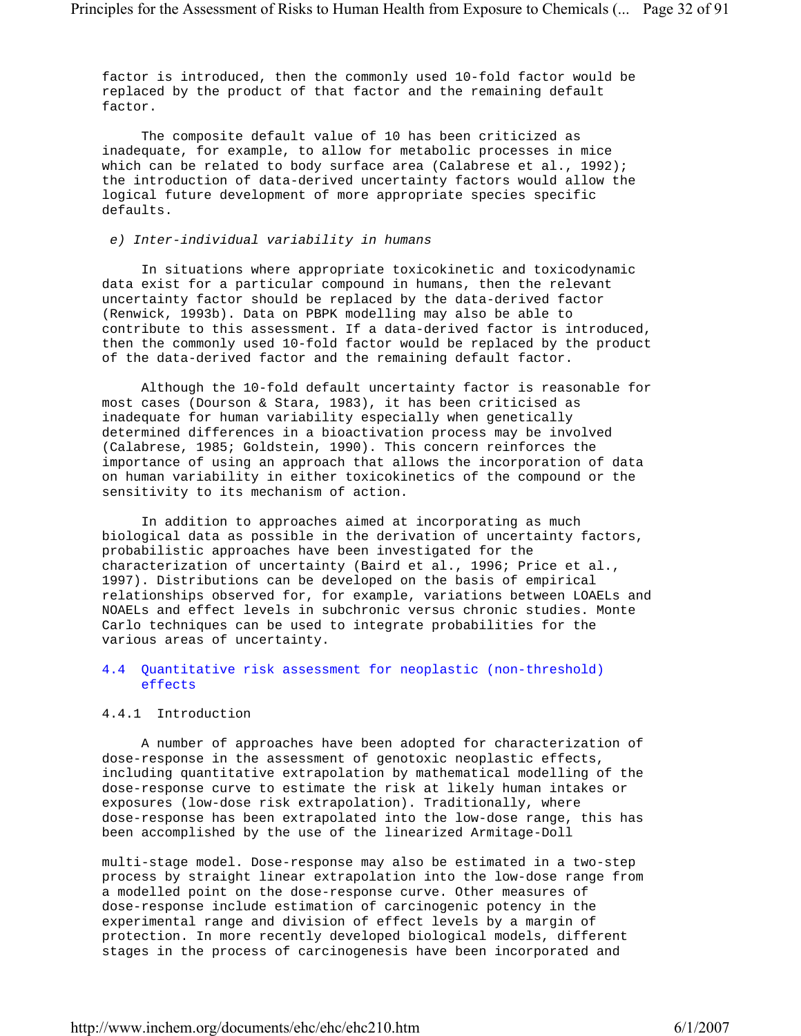factor is introduced, then the commonly used 10-fold factor would be replaced by the product of that factor and the remaining default factor.

The composite default value of 10 has been criticized as inadequate, for example, to allow for metabolic processes in mice which can be related to body surface area (Calabrese et al., 1992); the introduction of data-derived uncertainty factors would allow the logical future development of more appropriate species specific defaults.

*e) Inter-individual variability in humans*

In situations where appropriate toxicokinetic and toxicodynamic data exist for a particular compound in humans, then the relevant uncertainty factor should be replaced by the data-derived factor (Renwick, 1993b). Data on PBPK modelling may also be able to contribute to this assessment. If a data-derived factor is introduced, then the commonly used 10-fold factor would be replaced by the product of the data-derived factor and the remaining default factor.

Although the 10-fold default uncertainty factor is reasonable for most cases (Dourson & Stara, 1983), it has been criticised as inadequate for human variability especially when genetically determined differences in a bioactivation process may be involved (Calabrese, 1985; Goldstein, 1990). This concern reinforces the importance of using an approach that allows the incorporation of data on human variability in either toxicokinetics of the compound or the sensitivity to its mechanism of action.

In addition to approaches aimed at incorporating as much biological data as possible in the derivation of uncertainty factors, probabilistic approaches have been investigated for the characterization of uncertainty (Baird et al., 1996; Price et al., 1997). Distributions can be developed on the basis of empirical relationships observed for, for example, variations between LOAELs and NOAELs and effect levels in subchronic versus chronic studies. Monte Carlo techniques can be used to integrate probabilities for the various areas of uncertainty.

## 4.4 Quantitative risk assessment for neoplastic (non-threshold) effects

### 4.4.1 Introduction

A number of approaches have been adopted for characterization of dose-response in the assessment of genotoxic neoplastic effects, including quantitative extrapolation by mathematical modelling of the dose-response curve to estimate the risk at likely human intakes or exposures (low-dose risk extrapolation). Traditionally, where dose-response has been extrapolated into the low-dose range, this has been accomplished by the use of the linearized Armitage-Doll multi-stage model. Dose-response may also be estimated in a two-step process by straight linear extrapolation into the low-dose range from a modelled point on the dose-response curve. Other measures of dose-response include estimation of carcinogenic potency in the experimental range and division of effect levels by a margin of protection. In more recently developed biological models, different stages in the process of carcinogenesis have been incorporated and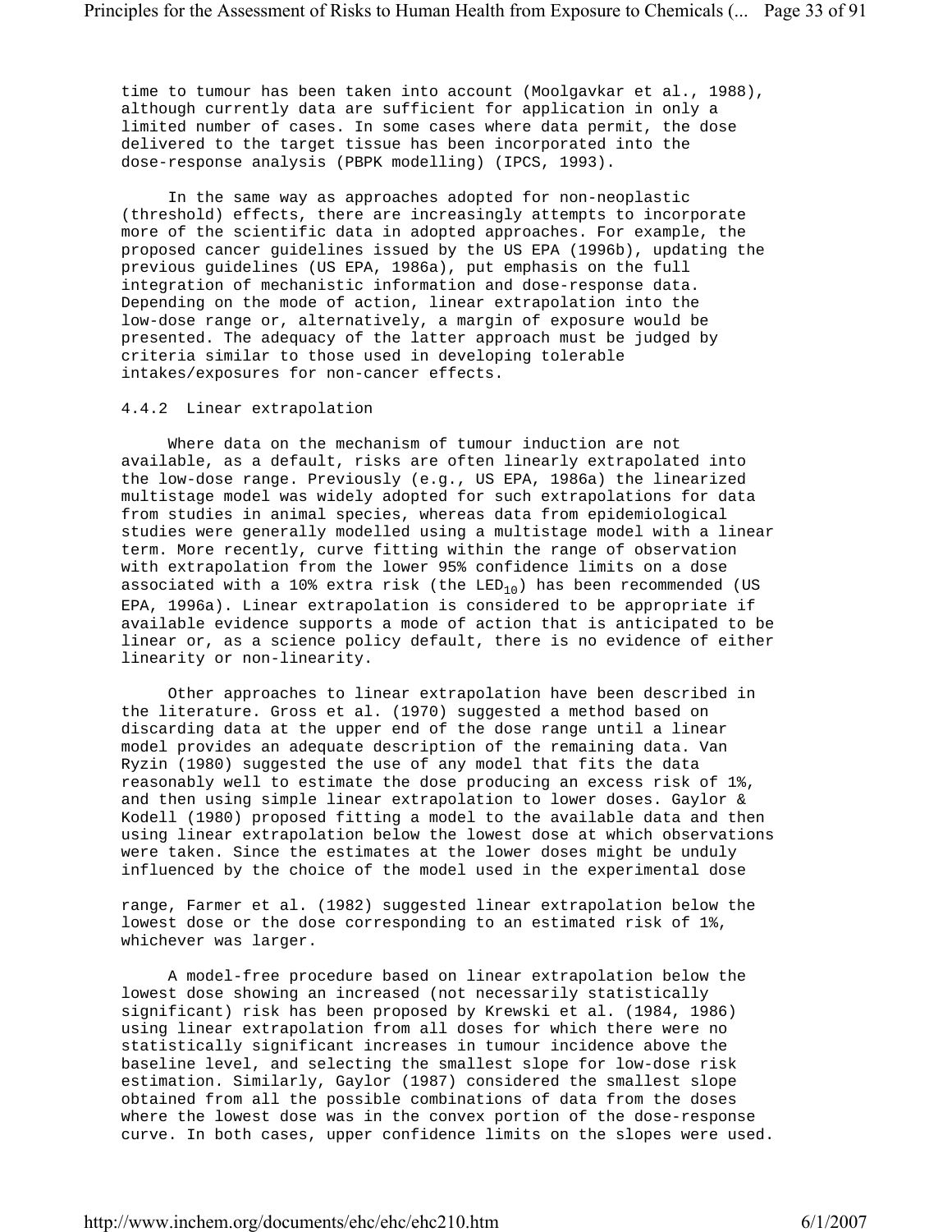time to tumour has been taken into account (Moolgavkar et al., 1988), although currently data are sufficient for application in only a limited number of cases. In some cases where data permit, the dose delivered to the target tissue has been incorporated into the dose-response analysis (PBPK modelling) (IPCS, 1993).

In the same way as approaches adopted for non-neoplastic (threshold) effects, there are increasingly attempts to incorporate more of the scientific data in adopted approaches. For example, the proposed cancer guidelines issued by the US EPA (1996b), updating the previous guidelines (US EPA, 1986a), put emphasis on the full integration of mechanistic information and dose-response data. Depending on the mode of action, linear extrapolation into the low-dose range or, alternatively, a margin of exposure would be presented. The adequacy of the latter approach must be judged by criteria similar to those used in developing tolerable intakes/exposures for non-cancer effects.

### 4.4.2 Linear extrapolation

Where data on the mechanism of tumour induction are not available, as a default, risks are often linearly extrapolated into the low-dose range. Previously (e.g., US EPA, 1986a) the linearized multistage model was widely adopted for such extrapolations for data from studies in animal species, whereas data from epidemiological studies were generally modelled using a multistage model with a linear term. More recently, curve fitting within the range of observation with extrapolation from the lower 95% confidence limits on a dose associated with a 10% extra risk (the $LED_{10}$) has been recommended (US EPA, 1996a). Linear extrapolation is considered to be appropriate if available evidence supports a mode of action that is anticipated to be linear or, as a science policy default, there is no evidence of either linearity or non-linearity.

Other approaches to linear extrapolation have been described in the literature. Gross et al. (1970) suggested a method based on discarding data at the upper end of the dose range until a linear model provides an adequate description of the remaining data. Van Ryzin (1980) suggested the use of any model that fits the data reasonably well to estimate the dose producing an excess risk of 1%, and then using simple linear extrapolation to lower doses. Gaylor & Kodell (1980) proposed fitting a model to the available data and then using linear extrapolation below the lowest dose at which observations were taken. Since the estimates at the lower doses might be unduly influenced by the choice of the model used in the experimental dose range, Farmer et al. (1982) suggested linear extrapolation below the lowest dose or the dose corresponding to an estimated risk of 1%, whichever was larger.

A model-free procedure based on linear extrapolation below the lowest dose showing an increased (not necessarily statistically significant) risk has been proposed by Krewski et al. (1984, 1986) using linear extrapolation from all doses for which there were no statistically significant increases in tumour incidence above the baseline level, and selecting the smallest slope for low-dose risk estimation. Similarly, Gaylor (1987) considered the smallest slope obtained from all the possible combinations of data from the doses where the lowest dose was in the convex portion of the dose-response curve. In both cases, upper confidence limits on the slopes were used.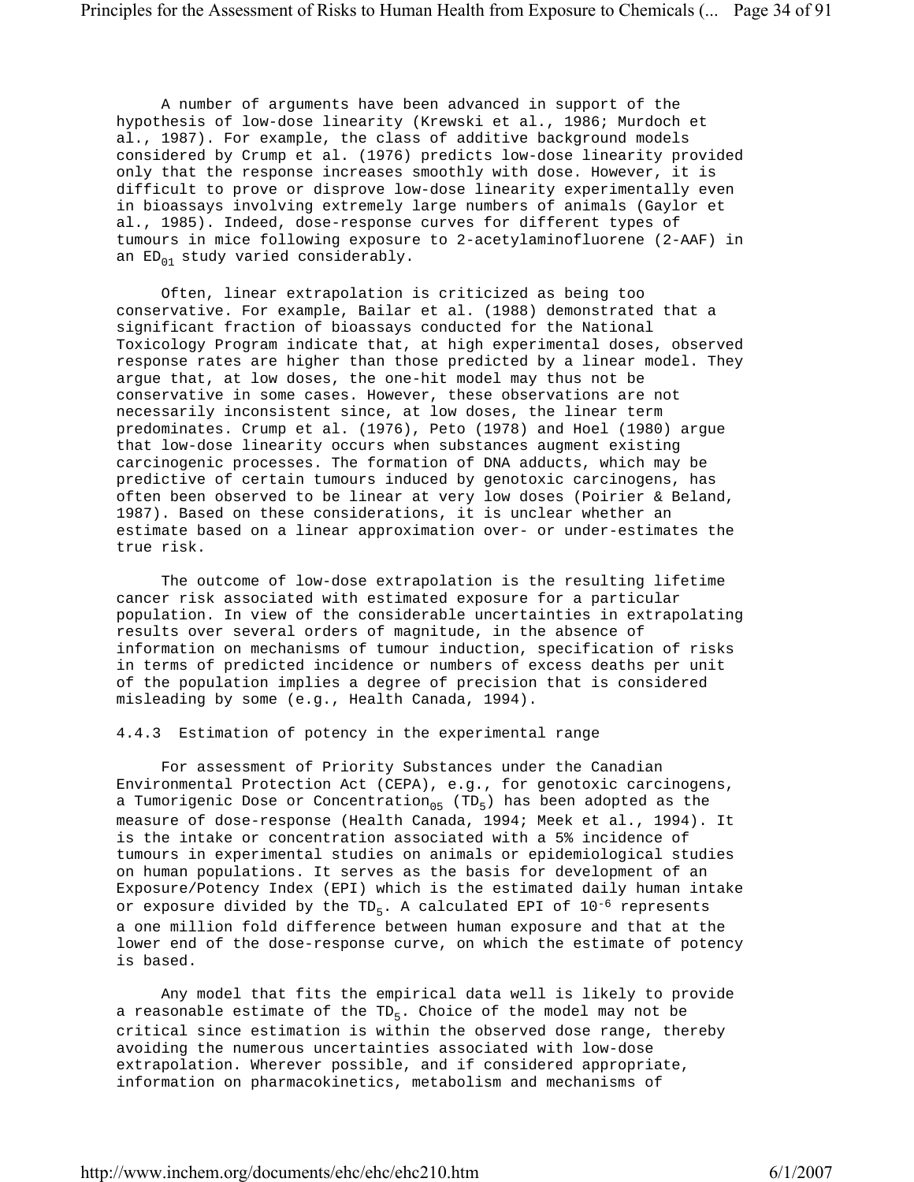A number of arguments have been advanced in support of the hypothesis of low-dose linearity (Krewski et al., 1986; Murdoch et al., 1987). For example, the class of additive background models considered by Crump et al. (1976) predicts low-dose linearity provided only that the response increases smoothly with dose. However, it is difficult to prove or disprove low-dose linearity experimentally even in bioassays involving extremely large numbers of animals (Gaylor et al., 1985). Indeed, dose-response curves for different types of tumours in mice following exposure to 2-acetylaminofluorene (2-AAF) in an $ED_{01}$ study varied considerably.

Often, linear extrapolation is criticized as being too conservative. For example, Bailar et al. (1988) demonstrated that a significant fraction of bioassays conducted for the National Toxicology Program indicate that, at high experimental doses, observed response rates are higher than those predicted by a linear model. They argue that, at low doses, the one-hit model may thus not be conservative in some cases. However, these observations are not necessarily inconsistent since, at low doses, the linear term predominates. Crump et al. (1976), Peto (1978) and Hoel (1980) argue that low-dose linearity occurs when substances augment existing carcinogenic processes. The formation of DNA adducts, which may be predictive of certain tumours induced by genotoxic carcinogens, has often been observed to be linear at very low doses (Poirier & Beland, 1987). Based on these considerations, it is unclear whether an estimate based on a linear approximation over- or under-estimates the true risk.

The outcome of low-dose extrapolation is the resulting lifetime cancer risk associated with estimated exposure for a particular population. In view of the considerable uncertainties in extrapolating results over several orders of magnitude, in the absence of information on mechanisms of tumour induction, specification of risks in terms of predicted incidence or numbers of excess deaths per unit of the population implies a degree of precision that is considered misleading by some (e.g., Health Canada, 1994).

### 4.4.3 Estimation of potency in the experimental range

For assessment of Priority Substances under the Canadian Environmental Protection Act (CEPA), e.g., for genotoxic carcinogens, a Tumorigenic Dose or $Concentration_{05}$ ($TD_5$) has been adopted as the measure of dose-response (Health Canada, 1994; Meek et al., 1994). It is the intake or concentration associated with a 5% incidence of tumours in experimental studies on animals or epidemiological studies on human populations. It serves as the basis for development of an Exposure/Potency Index (EPI) which is the estimated daily human intake or exposure divided by the $TD_5$. A calculated EPI of $10^{-6}$ represents a one million fold difference between human exposure and that at the lower end of the dose-response curve, on which the estimate of potency is based.

Any model that fits the empirical data well is likely to provide a reasonable estimate of the $TD_5$. Choice of the model may not be critical since estimation is within the observed dose range, thereby avoiding the numerous uncertainties associated with low-dose extrapolation. Wherever possible, and if considered appropriate, information on pharmacokinetics, metabolism and mechanisms of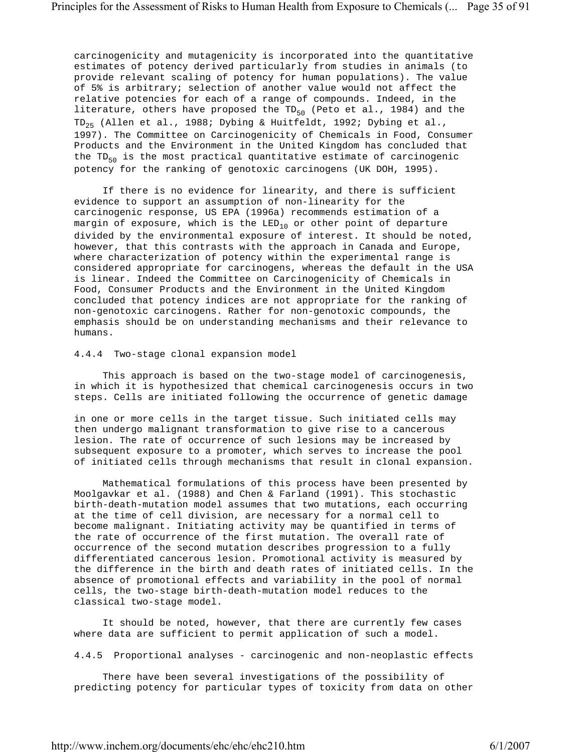carcinogenicity and mutagenicity is incorporated into the quantitative estimates of potency derived particularly from studies in animals (to provide relevant scaling of potency for human populations). The value of 5% is arbitrary; selection of another value would not affect the relative potencies for each of a range of compounds. Indeed, in the literature, others have proposed the $TD_{50}$ (Peto et al., 1984) and the $TD_{25}$ (Allen et al., 1988; Dybing & Huitfeldt, 1992; Dybing et al., 1997). The Committee on Carcinogenicity of Chemicals in Food, Consumer Products and the Environment in the United Kingdom has concluded that the $TD_{50}$ is the most practical quantitative estimate of carcinogenic potency for the ranking of genotoxic carcinogens (UK DOH, 1995).

If there is no evidence for linearity, and there is sufficient evidence to support an assumption of non-linearity for the carcinogenic response, US EPA (1996a) recommends estimation of a margin of exposure, which is the $LED_{10}$ or other point of departure divided by the environmental exposure of interest. It should be noted, however, that this contrasts with the approach in Canada and Europe, where characterization of potency within the experimental range is considered appropriate for carcinogens, whereas the default in the USA is linear. Indeed the Committee on Carcinogenicity of Chemicals in Food, Consumer Products and the Environment in the United Kingdom concluded that potency indices are not appropriate for the ranking of non-genotoxic carcinogens. Rather for non-genotoxic compounds, the emphasis should be on understanding mechanisms and their relevance to humans.

#### 4.4.4 Two-stage clonal expansion model

This approach is based on the two-stage model of carcinogenesis, in which it is hypothesized that chemical carcinogenesis occurs in two steps. Cells are initiated following the occurrence of genetic damage in one or more cells in the target tissue. Such initiated cells may then undergo malignant transformation to give rise to a cancerous lesion. The rate of occurrence of such lesions may be increased by subsequent exposure to a promoter, which serves to increase the pool of initiated cells through mechanisms that result in clonal expansion.

Mathematical formulations of this process have been presented by Moolgavkar et al. (1988) and Chen & Farland (1991). This stochastic birth-death-mutation model assumes that two mutations, each occurring at the time of cell division, are necessary for a normal cell to become malignant. Initiating activity may be quantified in terms of the rate of occurrence of the first mutation. The overall rate of occurrence of the second mutation describes progression to a fully differentiated cancerous lesion. Promotional activity is measured by the difference in the birth and death rates of initiated cells. In the absence of promotional effects and variability in the pool of normal cells, the two-stage birth-death-mutation model reduces to the classical two-stage model.

It should be noted, however, that there are currently few cases where data are sufficient to permit application of such a model.

#### 4.4.5 Proportional analyses - carcinogenic and non-neoplastic effects

There have been several investigations of the possibility of predicting potency for particular types of toxicity from data on other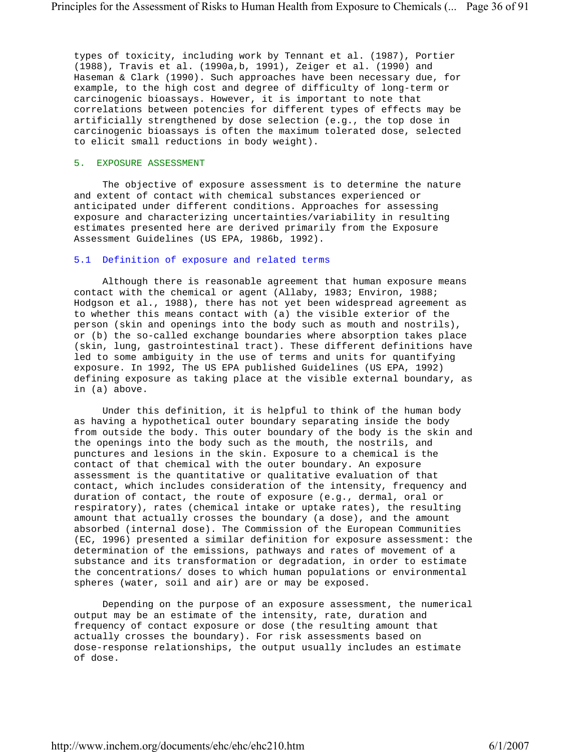types of toxicity, including work by Tennant et al. (1987), Portier (1988), Travis et al. (1990a,b, 1991), Zeiger et al. (1990) and Haseman & Clark (1990). Such approaches have been necessary due, for example, to the high cost and degree of difficulty of long-term or carcinogenic bioassays. However, it is important to note that correlations between potencies for different types of effects may be artificially strengthened by dose selection (e.g., the top dose in carcinogenic bioassays is often the maximum tolerated dose, selected to elicit small reductions in body weight).

## 5. EXPOSURE ASSESSMENT

The objective of exposure assessment is to determine the nature and extent of contact with chemical substances experienced or anticipated under different conditions. Approaches for assessing exposure and characterizing uncertainties/variability in resulting estimates presented here are derived primarily from the Exposure Assessment Guidelines (US EPA, 1986b, 1992).

### 5.1 Definition of exposure and related terms

Although there is reasonable agreement that human exposure means contact with the chemical or agent (Allaby, 1983; Environ, 1988; Hodgson et al., 1988), there has not yet been widespread agreement as to whether this means contact with (a) the visible exterior of the person (skin and openings into the body such as mouth and nostrils), or (b) the so-called exchange boundaries where absorption takes place (skin, lung, gastrointestinal tract). These different definitions have led to some ambiguity in the use of terms and units for quantifying exposure. In 1992, The US EPA published Guidelines (US EPA, 1992) defining exposure as taking place at the visible external boundary, as in (a) above.

Under this definition, it is helpful to think of the human body as having a hypothetical outer boundary separating inside the body from outside the body. This outer boundary of the body is the skin and the openings into the body such as the mouth, the nostrils, and punctures and lesions in the skin. Exposure to a chemical is the contact of that chemical with the outer boundary. An exposure assessment is the quantitative or qualitative evaluation of that contact, which includes consideration of the intensity, frequency and duration of contact, the route of exposure (e.g., dermal, oral or respiratory), rates (chemical intake or uptake rates), the resulting amount that actually crosses the boundary (a dose), and the amount absorbed (internal dose). The Commission of the European Communities (EC, 1996) presented a similar definition for exposure assessment: the determination of the emissions, pathways and rates of movement of a substance and its transformation or degradation, in order to estimate the concentrations/ doses to which human populations or environmental spheres (water, soil and air) are or may be exposed.

Depending on the purpose of an exposure assessment, the numerical output may be an estimate of the intensity, rate, duration and frequency of contact exposure or dose (the resulting amount that actually crosses the boundary). For risk assessments based on dose-response relationships, the output usually includes an estimate of dose.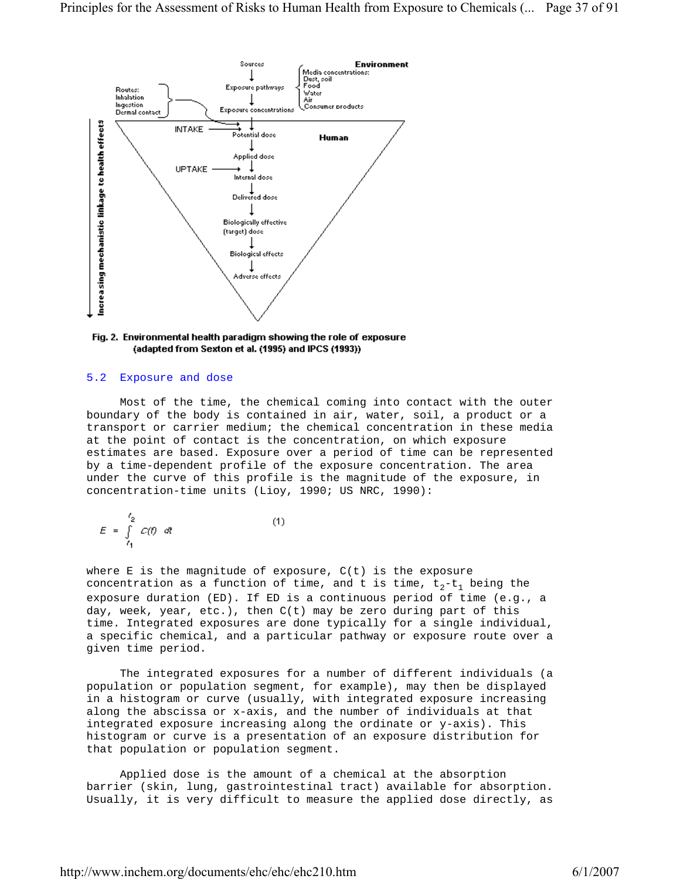Fig. 2. Environmental health paradigm showing the role of exposure (adapted from Sexton et al. (1995) and IPCS (1993))

### 5.2 Exposure and dose

Most of the time, the chemical coming into contact with the outer boundary of the body is contained in air, water, soil, a product or a transport or carrier medium; the chemical concentration in these media at the point of contact is the concentration, on which exposure estimates are based. Exposure over a period of time can be represented by a time-dependent profile of the exposure concentration. The area under the curve of this profile is the magnitude of the exposure, in concentration-time units (Lioy, 1990; US NRC, 1990):

$$E = \int_{t_1}^{t_2} C(t)\, dt \qquad (1)$$

where E is the magnitude of exposure, C(t) is the exposure concentration as a function of time, and t is time, $t_2$-$t_1$ being the exposure duration (ED). If ED is a continuous period of time (e.g., a day, week, year, etc.), then C(t) may be zero during part of this time. Integrated exposures are done typically for a single individual, a specific chemical, and a particular pathway or exposure route over a given time period.

The integrated exposures for a number of different individuals (a population or population segment, for example), may then be displayed in a histogram or curve (usually, with integrated exposure increasing along the abscissa or x-axis, and the number of individuals at that integrated exposure increasing along the ordinate or y-axis). This histogram or curve is a presentation of an exposure distribution for that population or population segment.

Applied dose is the amount of a chemical at the absorption barrier (skin, lung, gastrointestinal tract) available for absorption. Usually, it is very difficult to measure the applied dose directly, as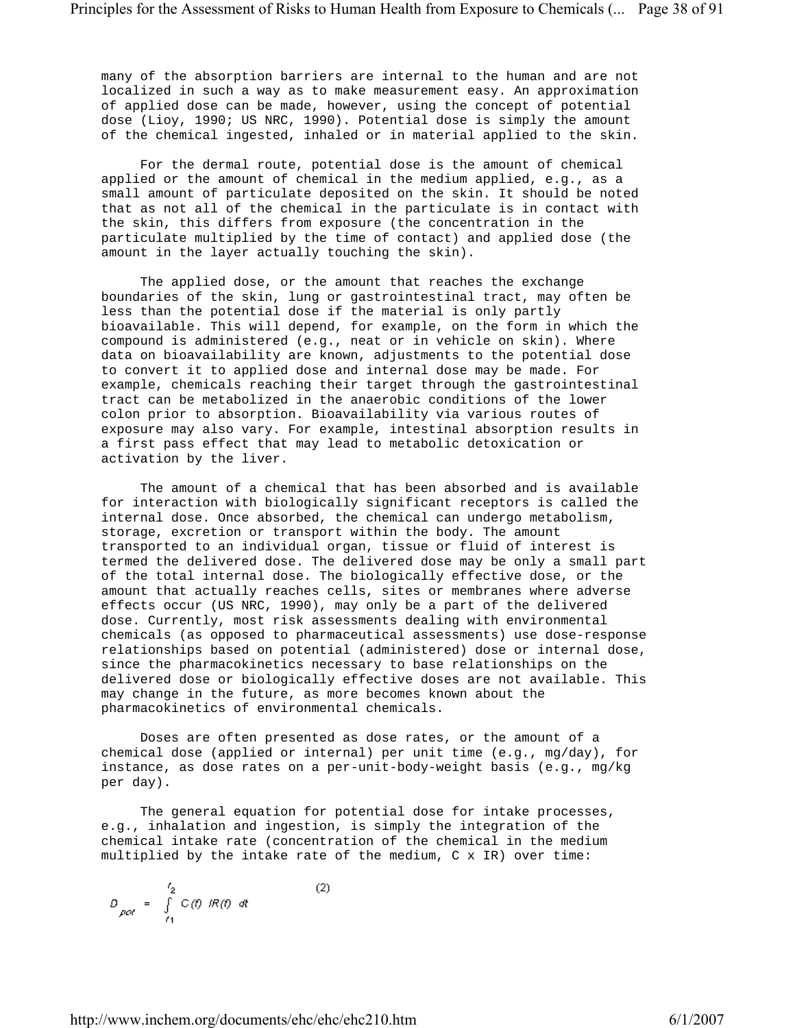many of the absorption barriers are internal to the human and are not localized in such a way as to make measurement easy. An approximation of applied dose can be made, however, using the concept of potential dose (Lioy, 1990; US NRC, 1990). Potential dose is simply the amount of the chemical ingested, inhaled or in material applied to the skin.

For the dermal route, potential dose is the amount of chemical applied or the amount of chemical in the medium applied, e.g., as a small amount of particulate deposited on the skin. It should be noted that as not all of the chemical in the particulate is in contact with the skin, this differs from exposure (the concentration in the particulate multiplied by the time of contact) and applied dose (the amount in the layer actually touching the skin).

The applied dose, or the amount that reaches the exchange boundaries of the skin, lung or gastrointestinal tract, may often be less than the potential dose if the material is only partly bioavailable. This will depend, for example, on the form in which the compound is administered (e.g., neat or in vehicle on skin). Where data on bioavailability are known, adjustments to the potential dose to convert it to applied dose and internal dose may be made. For example, chemicals reaching their target through the gastrointestinal tract can be metabolized in the anaerobic conditions of the lower colon prior to absorption. Bioavailability via various routes of exposure may also vary. For example, intestinal absorption results in a first pass effect that may lead to metabolic detoxication or activation by the liver.

The amount of a chemical that has been absorbed and is available for interaction with biologically significant receptors is called the internal dose. Once absorbed, the chemical can undergo metabolism, storage, excretion or transport within the body. The amount transported to an individual organ, tissue or fluid of interest is termed the delivered dose. The delivered dose may be only a small part of the total internal dose. The biologically effective dose, or the amount that actually reaches cells, sites or membranes where adverse effects occur (US NRC, 1990), may only be a part of the delivered dose. Currently, most risk assessments dealing with environmental chemicals (as opposed to pharmaceutical assessments) use dose-response relationships based on potential (administered) dose or internal dose, since the pharmacokinetics necessary to base relationships on the delivered dose or biologically effective doses are not available. This may change in the future, as more becomes known about the pharmacokinetics of environmental chemicals.

Doses are often presented as dose rates, or the amount of a chemical dose (applied or internal) per unit time (e.g., mg/day), for instance, as dose rates on a per-unit-body-weight basis (e.g., mg/kg per day).

The general equation for potential dose for intake processes, e.g., inhalation and ingestion, is simply the integration of the chemical intake rate (concentration of the chemical in the medium multiplied by the intake rate of the medium, C x IR) over time:

$$D_{pot} = \int_{t_1}^{t_2} C(t)\ IR(t)\ dt \qquad (2)$$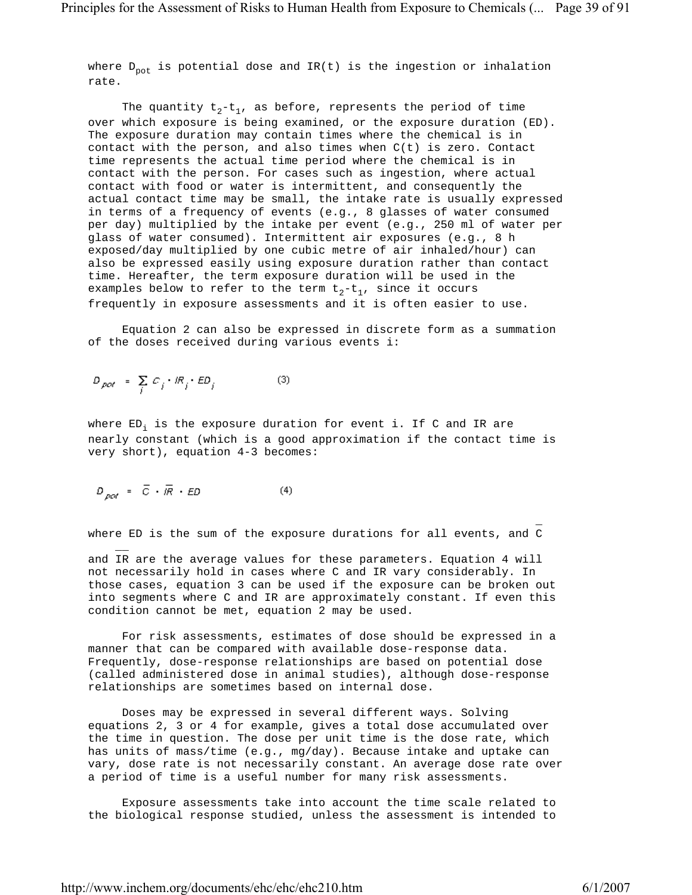where $D_{pot}$ is potential dose and $IR(t)$ is the ingestion or inhalation rate.

The quantity $t_2$-$t_1$, as before, represents the period of time over which exposure is being examined, or the exposure duration (ED). The exposure duration may contain times where the chemical is in contact with the person, and also times when $C(t)$ is zero. Contact time represents the actual time period where the chemical is in contact with the person. For cases such as ingestion, where actual contact with food or water is intermittent, and consequently the actual contact time may be small, the intake rate is usually expressed in terms of a frequency of events (e.g., 8 glasses of water consumed per day) multiplied by the intake per event (e.g., 250 ml of water per glass of water consumed). Intermittent air exposures (e.g., 8 h exposed/day multiplied by one cubic metre of air inhaled/hour) can also be expressed easily using exposure duration rather than contact time. Hereafter, the term exposure duration will be used in the examples below to refer to the term $t_2$-$t_1$, since it occurs frequently in exposure assessments and it is often easier to use.

Equation 2 can also be expressed in discrete form as a summation of the doses received during various events i:

$$D_{pot} = \sum_i C_i \cdot IR_i \cdot ED_i \qquad (3)$$

where $ED_i$ is the exposure duration for event i. If C and IR are nearly constant (which is a good approximation if the contact time is very short), equation 4-3 becomes:

$$D_{pot} = \bar{C} \cdot \overline{IR} \cdot ED \qquad (4)$$

where ED is the sum of the exposure durations for all events, and $\bar{C}$ and $\overline{IR}$ are the average values for these parameters. Equation 4 will not necessarily hold in cases where C and IR vary considerably. In those cases, equation 3 can be used if the exposure can be broken out into segments where C and IR are approximately constant. If even this condition cannot be met, equation 2 may be used.

For risk assessments, estimates of dose should be expressed in a manner that can be compared with available dose-response data. Frequently, dose-response relationships are based on potential dose (called administered dose in animal studies), although dose-response relationships are sometimes based on internal dose.

Doses may be expressed in several different ways. Solving equations 2, 3 or 4 for example, gives a total dose accumulated over the time in question. The dose per unit time is the dose rate, which has units of mass/time (e.g., mg/day). Because intake and uptake can vary, dose rate is not necessarily constant. An average dose rate over a period of time is a useful number for many risk assessments.

Exposure assessments take into account the time scale related to the biological response studied, unless the assessment is intended to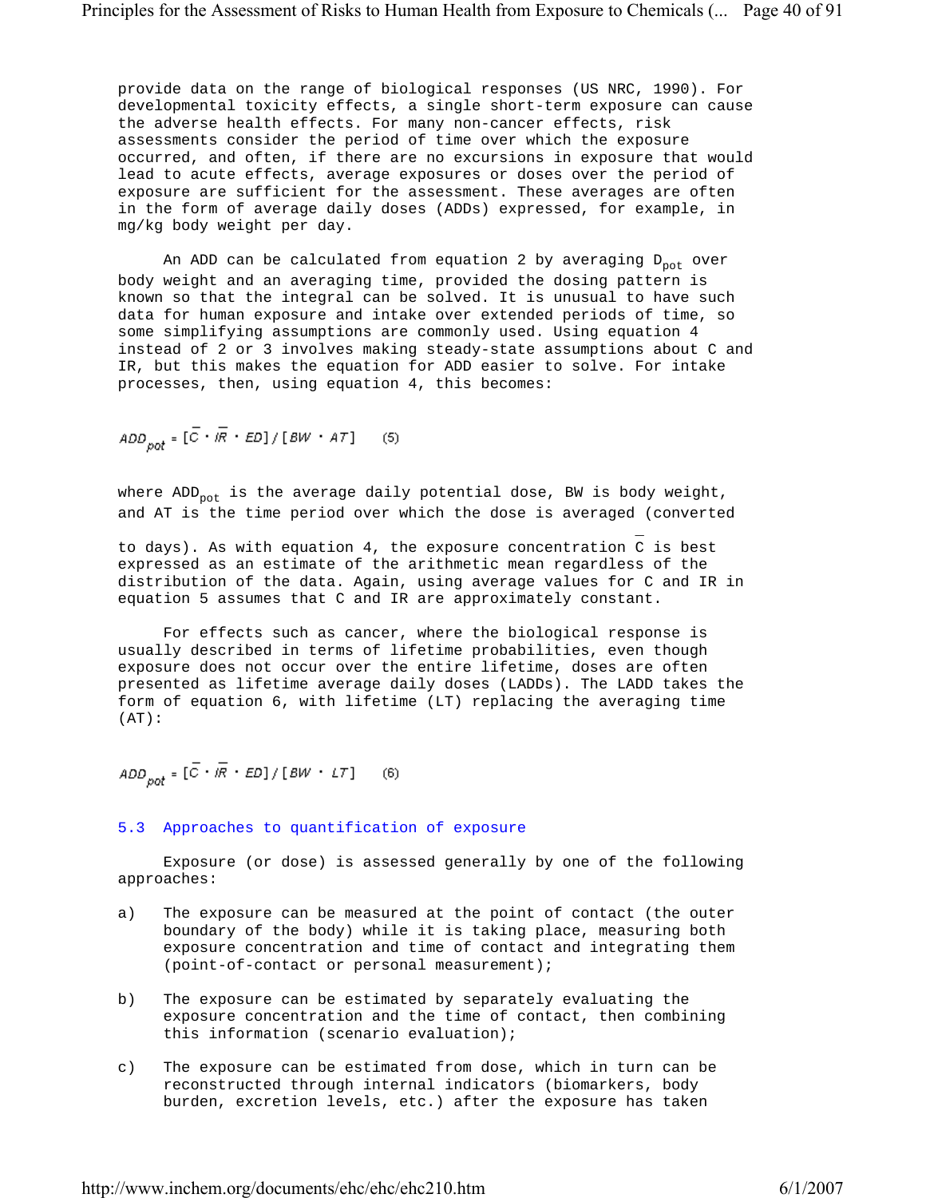provide data on the range of biological responses (US NRC, 1990). For developmental toxicity effects, a single short-term exposure can cause the adverse health effects. For many non-cancer effects, risk assessments consider the period of time over which the exposure occurred, and often, if there are no excursions in exposure that would lead to acute effects, average exposures or doses over the period of exposure are sufficient for the assessment. These averages are often in the form of average daily doses (ADDs) expressed, for example, in mg/kg body weight per day.

An ADD can be calculated from equation 2 by averaging $D_{pot}$ over body weight and an averaging time, provided the dosing pattern is known so that the integral can be solved. It is unusual to have such data for human exposure and intake over extended periods of time, so some simplifying assumptions are commonly used. Using equation 4 instead of 2 or 3 involves making steady-state assumptions about C and IR, but this makes the equation for ADD easier to solve. For intake processes, then, using equation 4, this becomes:

$$ADD_{pot} = [\bar{C} \cdot \overline{IR} \cdot ED] / [BW \cdot AT] \qquad (5)$$

where $ADD_{pot}$ is the average daily potential dose, BW is body weight, and AT is the time period over which the dose is averaged (converted to days). As with equation 4, the exposure concentration $\bar{C}$ is best expressed as an estimate of the arithmetic mean regardless of the distribution of the data. Again, using average values for C and IR in equation 5 assumes that C and IR are approximately constant.

For effects such as cancer, where the biological response is usually described in terms of lifetime probabilities, even though exposure does not occur over the entire lifetime, doses are often presented as lifetime average daily doses (LADDs). The LADD takes the form of equation 6, with lifetime (LT) replacing the averaging time (AT):

$$ADD_{pot} = [\bar{C} \cdot \overline{IR} \cdot ED] / [BW \cdot LT] \qquad (6)$$

### 5.3 Approaches to quantification of exposure

Exposure (or dose) is assessed generally by one of the following approaches:

a) The exposure can be measured at the point of contact (the outer boundary of the body) while it is taking place, measuring both exposure concentration and time of contact and integrating them (point-of-contact or personal measurement);

b) The exposure can be estimated by separately evaluating the exposure concentration and the time of contact, then combining this information (scenario evaluation);

c) The exposure can be estimated from dose, which in turn can be reconstructed through internal indicators (biomarkers, body burden, excretion levels, etc.) after the exposure has taken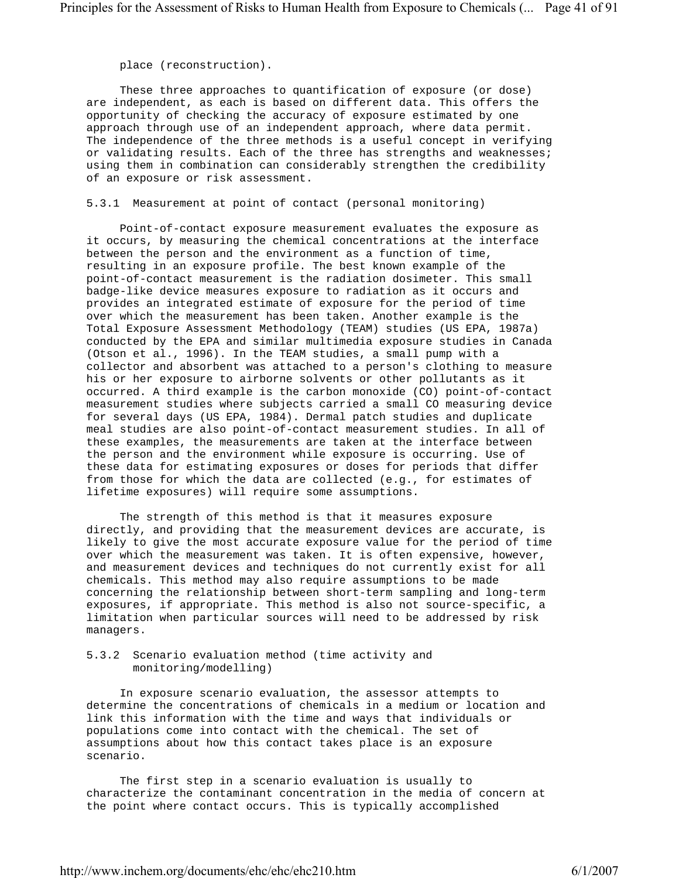place (reconstruction).

These three approaches to quantification of exposure (or dose) are independent, as each is based on different data. This offers the opportunity of checking the accuracy of exposure estimated by one approach through use of an independent approach, where data permit. The independence of the three methods is a useful concept in verifying or validating results. Each of the three has strengths and weaknesses; using them in combination can considerably strengthen the credibility of an exposure or risk assessment.

### 5.3.1 Measurement at point of contact (personal monitoring)

Point-of-contact exposure measurement evaluates the exposure as it occurs, by measuring the chemical concentrations at the interface between the person and the environment as a function of time, resulting in an exposure profile. The best known example of the point-of-contact measurement is the radiation dosimeter. This small badge-like device measures exposure to radiation as it occurs and provides an integrated estimate of exposure for the period of time over which the measurement has been taken. Another example is the Total Exposure Assessment Methodology (TEAM) studies (US EPA, 1987a) conducted by the EPA and similar multimedia exposure studies in Canada (Otson et al., 1996). In the TEAM studies, a small pump with a collector and absorbent was attached to a person's clothing to measure his or her exposure to airborne solvents or other pollutants as it occurred. A third example is the carbon monoxide (CO) point-of-contact measurement studies where subjects carried a small CO measuring device for several days (US EPA, 1984). Dermal patch studies and duplicate meal studies are also point-of-contact measurement studies. In all of these examples, the measurements are taken at the interface between the person and the environment while exposure is occurring. Use of these data for estimating exposures or doses for periods that differ from those for which the data are collected (e.g., for estimates of lifetime exposures) will require some assumptions.

The strength of this method is that it measures exposure directly, and providing that the measurement devices are accurate, is likely to give the most accurate exposure value for the period of time over which the measurement was taken. It is often expensive, however, and measurement devices and techniques do not currently exist for all chemicals. This method may also require assumptions to be made concerning the relationship between short-term sampling and long-term exposures, if appropriate. This method is also not source-specific, a limitation when particular sources will need to be addressed by risk managers.

### 5.3.2 Scenario evaluation method (time activity and monitoring/modelling)

In exposure scenario evaluation, the assessor attempts to determine the concentrations of chemicals in a medium or location and link this information with the time and ways that individuals or populations come into contact with the chemical. The set of assumptions about how this contact takes place is an exposure scenario.

The first step in a scenario evaluation is usually to characterize the contaminant concentration in the media of concern at the point where contact occurs. This is typically accomplished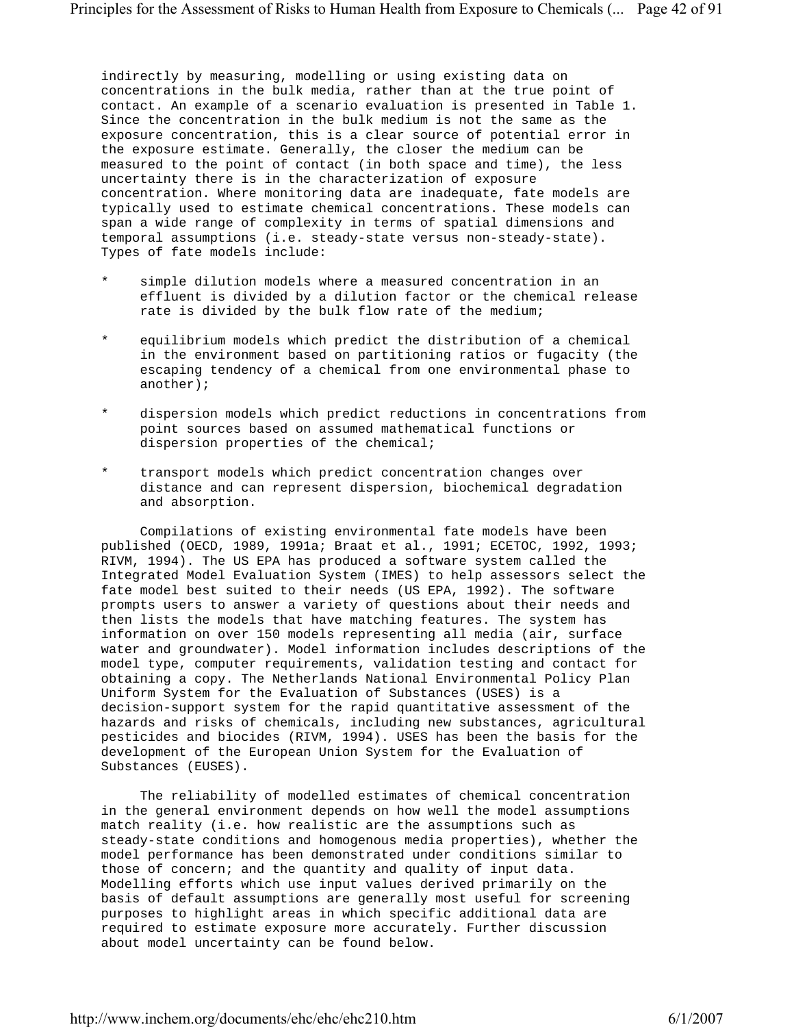indirectly by measuring, modelling or using existing data on concentrations in the bulk media, rather than at the true point of contact. An example of a scenario evaluation is presented in Table 1. Since the concentration in the bulk medium is not the same as the exposure concentration, this is a clear source of potential error in the exposure estimate. Generally, the closer the medium can be measured to the point of contact (in both space and time), the less uncertainty there is in the characterization of exposure concentration. Where monitoring data are inadequate, fate models are typically used to estimate chemical concentrations. These models can span a wide range of complexity in terms of spatial dimensions and temporal assumptions (i.e. steady-state versus non-steady-state). Types of fate models include:

- simple dilution models where a measured concentration in an effluent is divided by a dilution factor or the chemical release rate is divided by the bulk flow rate of the medium;
- equilibrium models which predict the distribution of a chemical in the environment based on partitioning ratios or fugacity (the escaping tendency of a chemical from one environmental phase to another);
- dispersion models which predict reductions in concentrations from point sources based on assumed mathematical functions or dispersion properties of the chemical;
- transport models which predict concentration changes over distance and can represent dispersion, biochemical degradation and absorption.

Compilations of existing environmental fate models have been published (OECD, 1989, 1991a; Braat et al., 1991; ECETOC, 1992, 1993; RIVM, 1994). The US EPA has produced a software system called the Integrated Model Evaluation System (IMES) to help assessors select the fate model best suited to their needs (US EPA, 1992). The software prompts users to answer a variety of questions about their needs and then lists the models that have matching features. The system has information on over 150 models representing all media (air, surface water and groundwater). Model information includes descriptions of the model type, computer requirements, validation testing and contact for obtaining a copy. The Netherlands National Environmental Policy Plan Uniform System for the Evaluation of Substances (USES) is a decision-support system for the rapid quantitative assessment of the hazards and risks of chemicals, including new substances, agricultural pesticides and biocides (RIVM, 1994). USES has been the basis for the development of the European Union System for the Evaluation of Substances (EUSES).

The reliability of modelled estimates of chemical concentration in the general environment depends on how well the model assumptions match reality (i.e. how realistic are the assumptions such as steady-state conditions and homogenous media properties), whether the model performance has been demonstrated under conditions similar to those of concern; and the quantity and quality of input data. Modelling efforts which use input values derived primarily on the basis of default assumptions are generally most useful for screening purposes to highlight areas in which specific additional data are required to estimate exposure more accurately. Further discussion about model uncertainty can be found below.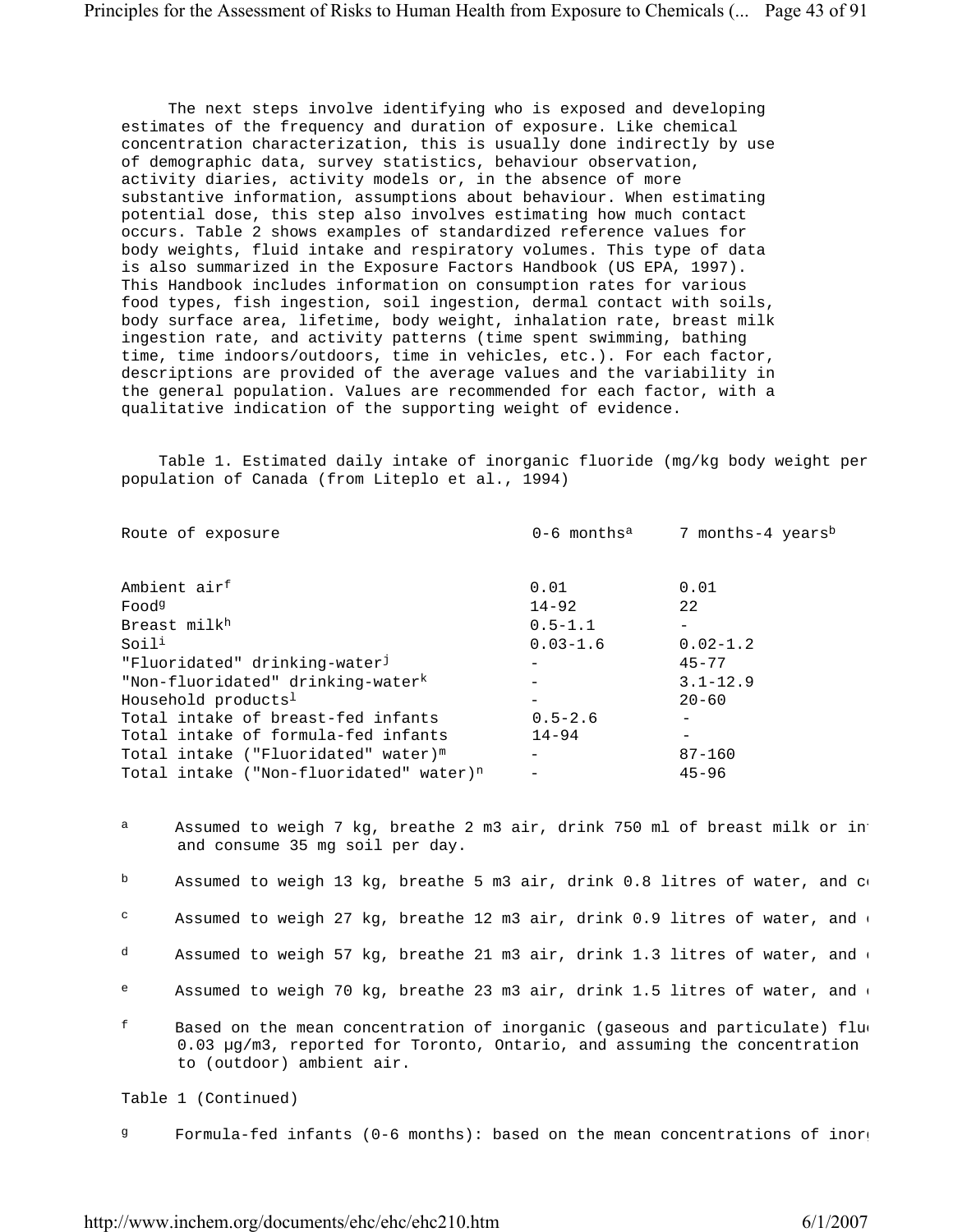The next steps involve identifying who is exposed and developing estimates of the frequency and duration of exposure. Like chemical concentration characterization, this is usually done indirectly by use of demographic data, survey statistics, behaviour observation, activity diaries, activity models or, in the absence of more substantive information, assumptions about behaviour. When estimating potential dose, this step also involves estimating how much contact occurs. Table 2 shows examples of standardized reference values for body weights, fluid intake and respiratory volumes. This type of data is also summarized in the Exposure Factors Handbook (US EPA, 1997). This Handbook includes information on consumption rates for various food types, fish ingestion, soil ingestion, dermal contact with soils, body surface area, lifetime, body weight, inhalation rate, breast milk ingestion rate, and activity patterns (time spent swimming, bathing time, time indoors/outdoors, time in vehicles, etc.). For each factor, descriptions are provided of the average values and the variability in the general population. Values are recommended for each factor, with a qualitative indication of the supporting weight of evidence.

Table 1. Estimated daily intake of inorganic fluoride (mg/kg body weight per population of Canada (from Liteplo et al., 1994)

| Route of exposure | 0-6 months[a] | 7 months-4 years[b] |
|---|---|---|
| Ambient air[f] | 0.01 | 0.01 |
| Food[g] | 14-92 | 22 |
| Breast milk[h] | 0.5-1.1 | - |
| Soil[i] | 0.03-1.6 | 0.02-1.2 |
| "Fluoridated" drinking-water[j] | - | 45-77 |
| "Non-fluoridated" drinking-water[k] | - | 3.1-12.9 |
| Household products[l] | - | 20-60 |
| Total intake of breast-fed infants | 0.5-2.6 | - |
| Total intake of formula-fed infants | 14-94 | - |
| Total intake ("Fluoridated" water)[m] | - | 87-160 |
| Total intake ("Non-fluoridated" water)[n] | - | 45-96 |

[a] Assumed to weigh 7 kg, breathe 2 m3 air, drink 750 ml of breast milk or in and consume 35 mg soil per day.

[b] Assumed to weigh 13 kg, breathe 5 m3 air, drink 0.8 litres of water, and c

[c] Assumed to weigh 27 kg, breathe 12 m3 air, drink 0.9 litres of water, and

[d] Assumed to weigh 57 kg, breathe 21 m3 air, drink 1.3 litres of water, and

[e] Assumed to weigh 70 kg, breathe 23 m3 air, drink 1.5 litres of water, and

[f] Based on the mean concentration of inorganic (gaseous and particulate) flu 0.03 µg/m3, reported for Toronto, Ontario, and assuming the concentration to (outdoor) ambient air.

Table 1 (Continued)

[g] Formula-fed infants (0-6 months): based on the mean concentrations of inor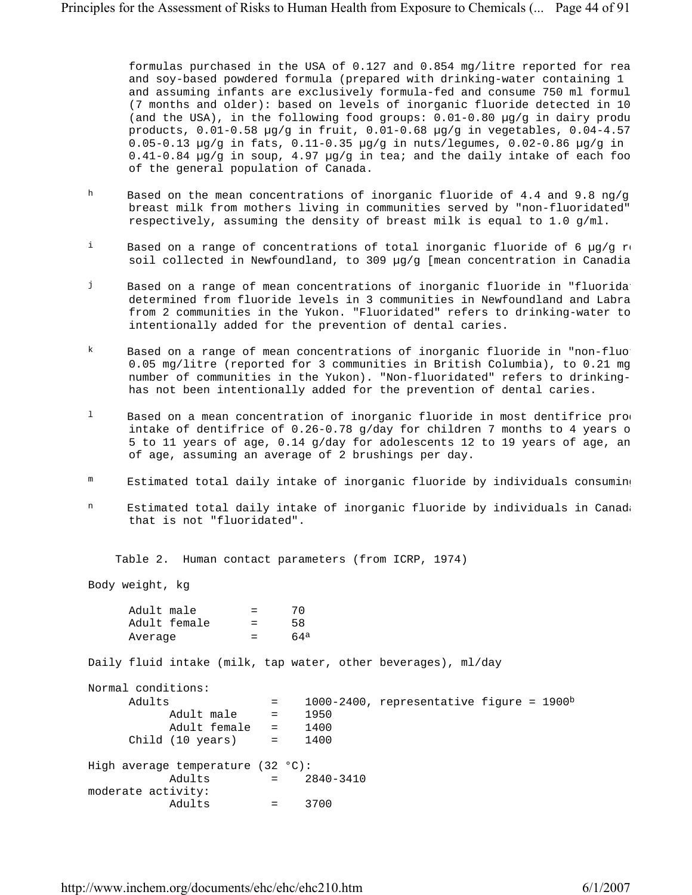formulas purchased in the USA of 0.127 and 0.854 mg/litre reported for rea and soy-based powdered formula (prepared with drinking-water containing 1 and assuming infants are exclusively formula-fed and consume 750 ml formul (7 months and older): based on levels of inorganic fluoride detected in 10 (and the USA), in the following food groups: 0.01-0.80 µg/g in dairy produ products, 0.01-0.58 µg/g in fruit, 0.01-0.68 µg/g in vegetables, 0.04-4.57 0.05-0.13 µg/g in fats, 0.11-0.35 µg/g in nuts/legumes, 0.02-0.86 µg/g in 0.41-0.84 µg/g in soup, 4.97 µg/g in tea; and the daily intake of each foo of the general population of Canada.

[h] Based on the mean concentrations of inorganic fluoride of 4.4 and 9.8 ng/g breast milk from mothers living in communities served by "non-fluoridated" respectively, assuming the density of breast milk is equal to 1.0 g/ml.

[i] Based on a range of concentrations of total inorganic fluoride of 6 µg/g r soil collected in Newfoundland, to 309 µg/g [mean concentration in Canadia

[j] Based on a range of mean concentrations of inorganic fluoride in "fluorida determined from fluoride levels in 3 communities in Newfoundland and Labra from 2 communities in the Yukon. "Fluoridated" refers to drinking-water to intentionally added for the prevention of dental caries.

[k] Based on a range of mean concentrations of inorganic fluoride in "non-fluo 0.05 mg/litre (reported for 3 communities in British Columbia), to 0.21 mg number of communities in the Yukon). "Non-fluoridated" refers to drinking- has not been intentionally added for the prevention of dental caries.

[l] Based on a mean concentration of inorganic fluoride in most dentifrice pro intake of dentifrice of 0.26-0.78 g/day for children 7 months to 4 years o 5 to 11 years of age, 0.14 g/day for adolescents 12 to 19 years of age, an of age, assuming an average of 2 brushings per day.

[m] Estimated total daily intake of inorganic fluoride by individuals consumin

[n] Estimated total daily intake of inorganic fluoride by individuals in Canad that is not "fluoridated".

Table 2. Human contact parameters (from ICRP, 1974)

Body weight, kg

| | | |
|---|---|---|
| Adult male | = | 70 |
| Adult female | = | 58 |
| Average | = | 64[a] |

Daily fluid intake (milk, tap water, other beverages), ml/day

| | | |
|---|---|---|
| **Normal conditions:** | | |
| Adults | = | 1000-2400, representative figure = 1900[b] |
| Adult male | = | 1950 |
| Adult female | = | 1400 |
| Child (10 years) | = | 1400 |
| **High average temperature (32 °C):** | | |
| Adults | = | 2840-3410 |
| **moderate activity:** | | |
| Adults | = | 3700 |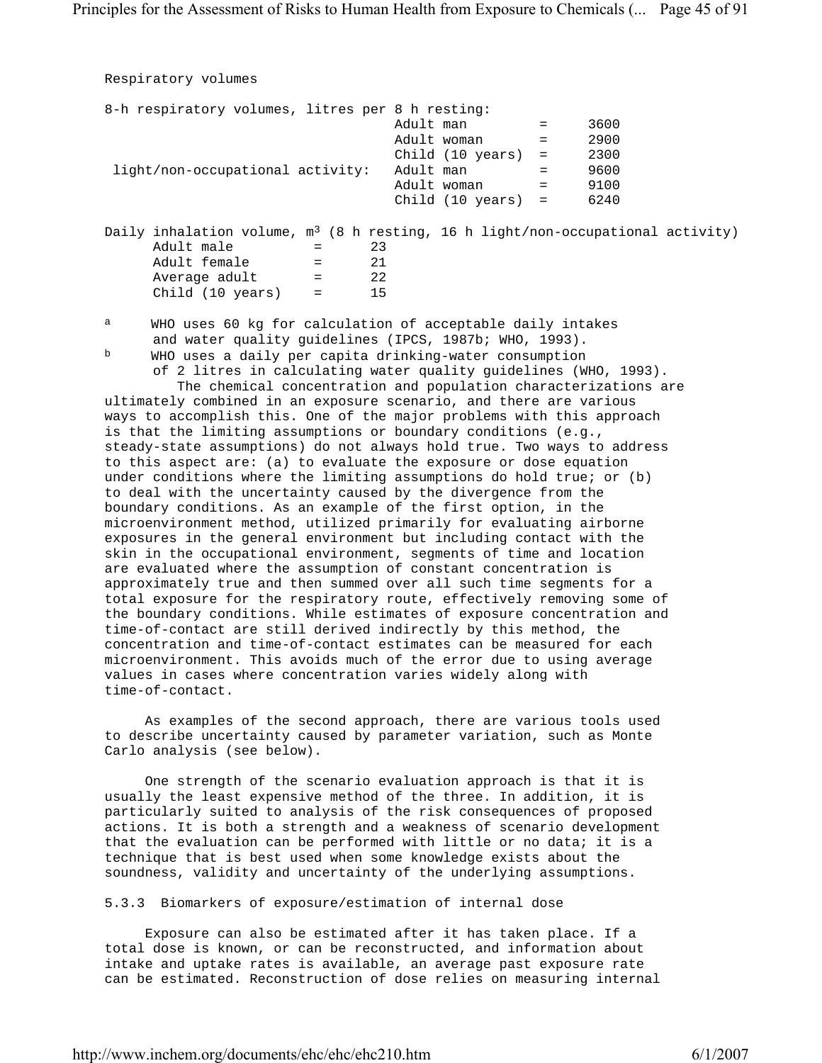Respiratory volumes

8-h respiratory volumes, litres per 8 h resting:

| | | |
|---|---|---|
| Resting | Adult man | 3600 |
| | Adult woman | 2900 |
| | Child (10 years) | 2300 |
| light/non-occupational activity: | Adult man | 9600 |
| | Adult woman | 9100 |
| | Child (10 years) | 6240 |

Daily inhalation volume, $m^3$ (8 h resting, 16 h light/non-occupational activity)

| | |
|---|---|
| Adult male | 23 |
| Adult female | 21 |
| Average adult | 22 |
| Child (10 years) | 15 |

[a] WHO uses 60 kg for calculation of acceptable daily intakes and water quality guidelines (IPCS, 1987b; WHO, 1993).

[b] WHO uses a daily per capita drinking-water consumption of 2 litres in calculating water quality guidelines (WHO, 1993).

The chemical concentration and population characterizations are ultimately combined in an exposure scenario, and there are various ways to accomplish this. One of the major problems with this approach is that the limiting assumptions or boundary conditions (e.g., steady-state assumptions) do not always hold true. Two ways to address to this aspect are: (a) to evaluate the exposure or dose equation under conditions where the limiting assumptions do hold true; or (b) to deal with the uncertainty caused by the divergence from the boundary conditions. As an example of the first option, in the microenvironment method, utilized primarily for evaluating airborne exposures in the general environment but including contact with the skin in the occupational environment, segments of time and location are evaluated where the assumption of constant concentration is approximately true and then summed over all such time segments for a total exposure for the respiratory route, effectively removing some of the boundary conditions. While estimates of exposure concentration and time-of-contact are still derived indirectly by this method, the concentration and time-of-contact estimates can be measured for each microenvironment. This avoids much of the error due to using average values in cases where concentration varies widely along with time-of-contact.

As examples of the second approach, there are various tools used to describe uncertainty caused by parameter variation, such as Monte Carlo analysis (see below).

One strength of the scenario evaluation approach is that it is usually the least expensive method of the three. In addition, it is particularly suited to analysis of the risk consequences of proposed actions. It is both a strength and a weakness of scenario development that the evaluation can be performed with little or no data; it is a technique that is best used when some knowledge exists about the soundness, validity and uncertainty of the underlying assumptions.

### 5.3.3 Biomarkers of exposure/estimation of internal dose

Exposure can also be estimated after it has taken place. If a total dose is known, or can be reconstructed, and information about intake and uptake rates is available, an average past exposure rate can be estimated. Reconstruction of dose relies on measuring internal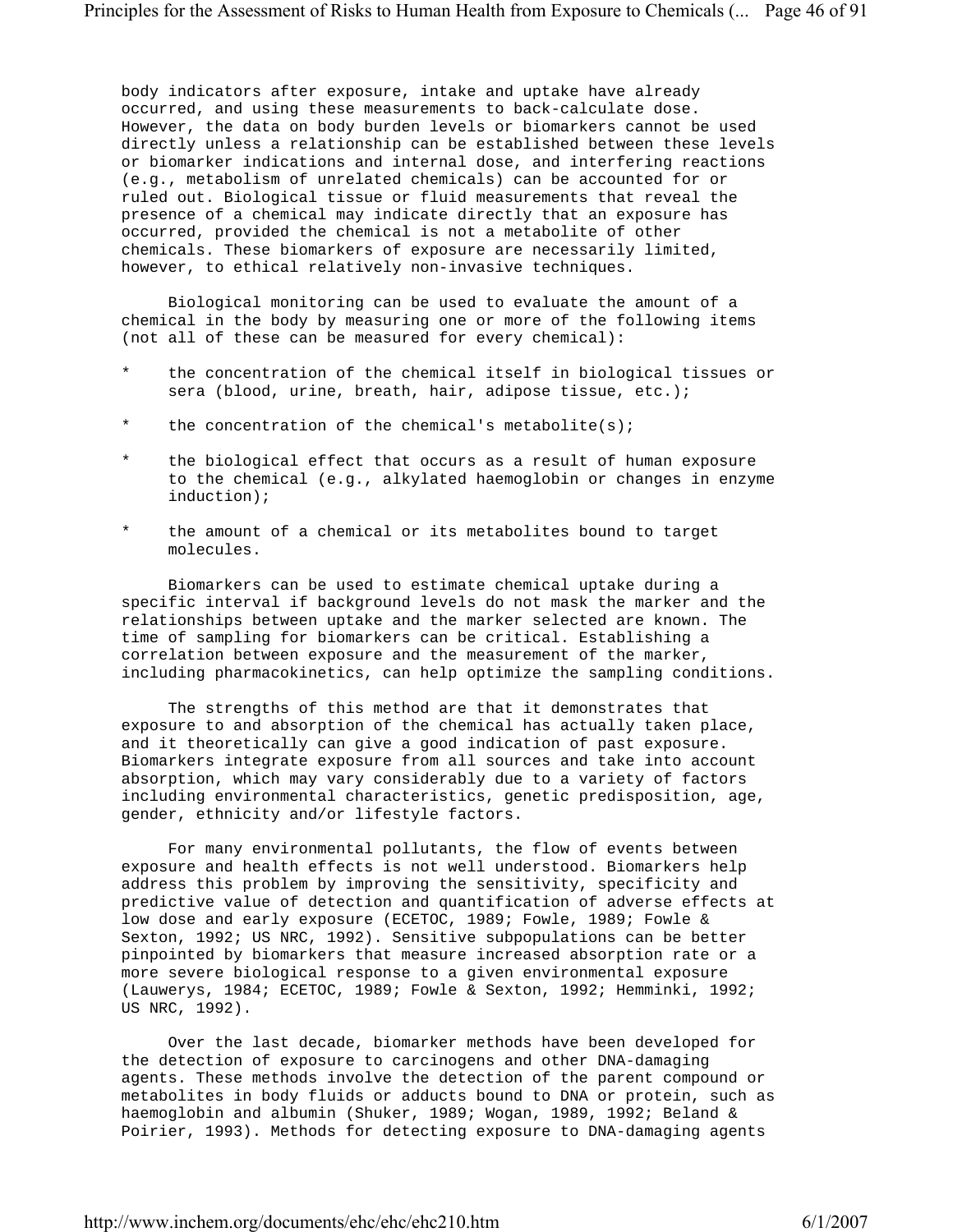body indicators after exposure, intake and uptake have already occurred, and using these measurements to back-calculate dose. However, the data on body burden levels or biomarkers cannot be used directly unless a relationship can be established between these levels or biomarker indications and internal dose, and interfering reactions (e.g., metabolism of unrelated chemicals) can be accounted for or ruled out. Biological tissue or fluid measurements that reveal the presence of a chemical may indicate directly that an exposure has occurred, provided the chemical is not a metabolite of other chemicals. These biomarkers of exposure are necessarily limited, however, to ethical relatively non-invasive techniques.

Biological monitoring can be used to evaluate the amount of a chemical in the body by measuring one or more of the following items (not all of these can be measured for every chemical):

* the concentration of the chemical itself in biological tissues or sera (blood, urine, breath, hair, adipose tissue, etc.);
* the concentration of the chemical's metabolite(s);
* the biological effect that occurs as a result of human exposure to the chemical (e.g., alkylated haemoglobin or changes in enzyme induction);
* the amount of a chemical or its metabolites bound to target molecules.

Biomarkers can be used to estimate chemical uptake during a specific interval if background levels do not mask the marker and the relationships between uptake and the marker selected are known. The time of sampling for biomarkers can be critical. Establishing a correlation between exposure and the measurement of the marker, including pharmacokinetics, can help optimize the sampling conditions.

The strengths of this method are that it demonstrates that exposure to and absorption of the chemical has actually taken place, and it theoretically can give a good indication of past exposure. Biomarkers integrate exposure from all sources and take into account absorption, which may vary considerably due to a variety of factors including environmental characteristics, genetic predisposition, age, gender, ethnicity and/or lifestyle factors.

For many environmental pollutants, the flow of events between exposure and health effects is not well understood. Biomarkers help address this problem by improving the sensitivity, specificity and predictive value of detection and quantification of adverse effects at low dose and early exposure (ECETOC, 1989; Fowle, 1989; Fowle & Sexton, 1992; US NRC, 1992). Sensitive subpopulations can be better pinpointed by biomarkers that measure increased absorption rate or a more severe biological response to a given environmental exposure (Lauwerys, 1984; ECETOC, 1989; Fowle & Sexton, 1992; Hemminki, 1992; US NRC, 1992).

Over the last decade, biomarker methods have been developed for the detection of exposure to carcinogens and other DNA-damaging agents. These methods involve the detection of the parent compound or metabolites in body fluids or adducts bound to DNA or protein, such as haemoglobin and albumin (Shuker, 1989; Wogan, 1989, 1992; Beland & Poirier, 1993). Methods for detecting exposure to DNA-damaging agents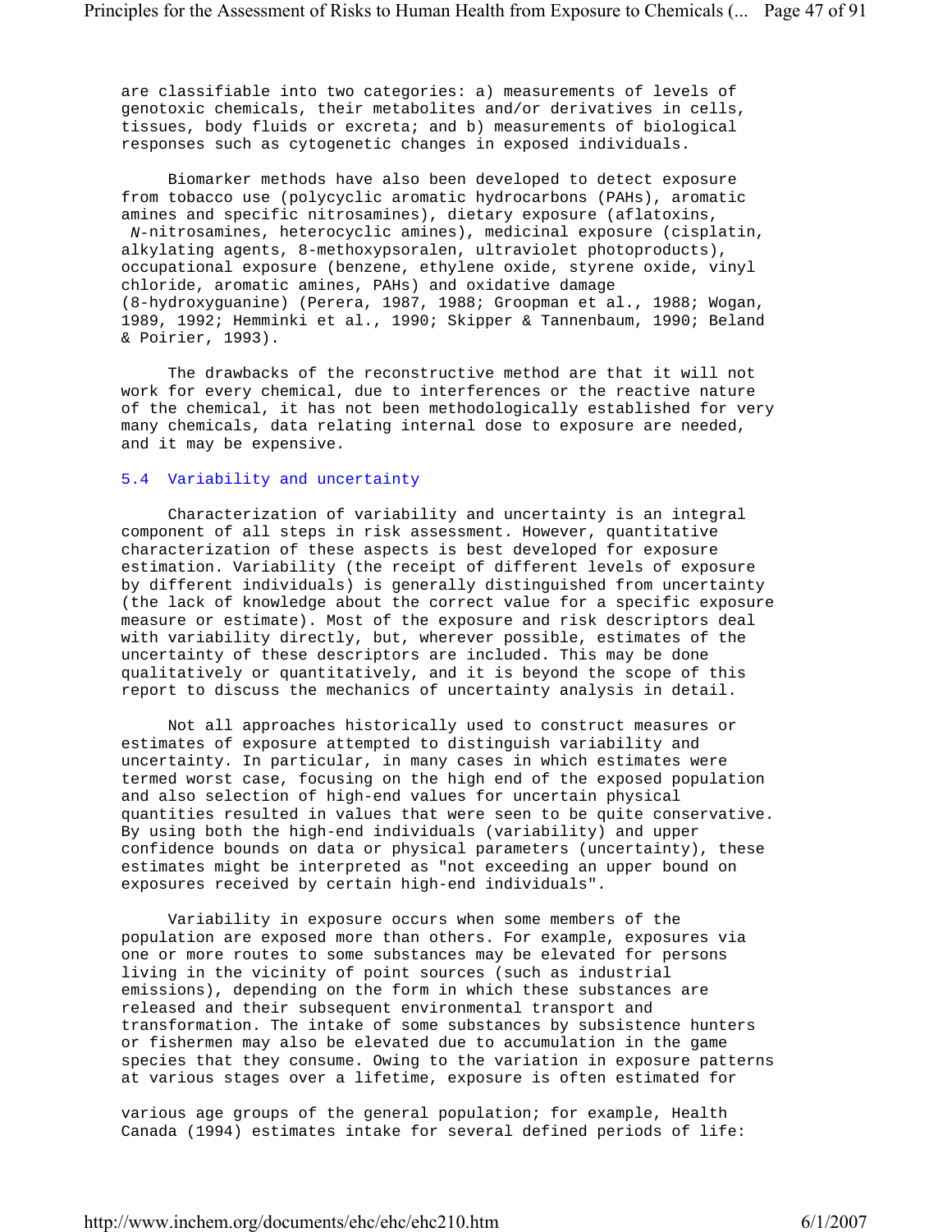are classifiable into two categories: a) measurements of levels of genotoxic chemicals, their metabolites and/or derivatives in cells, tissues, body fluids or excreta; and b) measurements of biological responses such as cytogenetic changes in exposed individuals.

Biomarker methods have also been developed to detect exposure from tobacco use (polycyclic aromatic hydrocarbons (PAHs), aromatic amines and specific nitrosamines), dietary exposure (aflatoxins, *N*-nitrosamines, heterocyclic amines), medicinal exposure (cisplatin, alkylating agents, 8-methoxypsoralen, ultraviolet photoproducts), occupational exposure (benzene, ethylene oxide, styrene oxide, vinyl chloride, aromatic amines, PAHs) and oxidative damage (8-hydroxyguanine) (Perera, 1987, 1988; Groopman et al., 1988; Wogan, 1989, 1992; Hemminki et al., 1990; Skipper & Tannenbaum, 1990; Beland & Poirier, 1993).

The drawbacks of the reconstructive method are that it will not work for every chemical, due to interferences or the reactive nature of the chemical, it has not been methodologically established for very many chemicals, data relating internal dose to exposure are needed, and it may be expensive.

### 5.4 Variability and uncertainty

Characterization of variability and uncertainty is an integral component of all steps in risk assessment. However, quantitative characterization of these aspects is best developed for exposure estimation. Variability (the receipt of different levels of exposure by different individuals) is generally distinguished from uncertainty (the lack of knowledge about the correct value for a specific exposure measure or estimate). Most of the exposure and risk descriptors deal with variability directly, but, wherever possible, estimates of the uncertainty of these descriptors are included. This may be done qualitatively or quantitatively, and it is beyond the scope of this report to discuss the mechanics of uncertainty analysis in detail.

Not all approaches historically used to construct measures or estimates of exposure attempted to distinguish variability and uncertainty. In particular, in many cases in which estimates were termed worst case, focusing on the high end of the exposed population and also selection of high-end values for uncertain physical quantities resulted in values that were seen to be quite conservative. By using both the high-end individuals (variability) and upper confidence bounds on data or physical parameters (uncertainty), these estimates might be interpreted as "not exceeding an upper bound on exposures received by certain high-end individuals".

Variability in exposure occurs when some members of the population are exposed more than others. For example, exposures via one or more routes to some substances may be elevated for persons living in the vicinity of point sources (such as industrial emissions), depending on the form in which these substances are released and their subsequent environmental transport and transformation. The intake of some substances by subsistence hunters or fishermen may also be elevated due to accumulation in the game species that they consume. Owing to the variation in exposure patterns at various stages over a lifetime, exposure is often estimated for various age groups of the general population; for example, Health Canada (1994) estimates intake for several defined periods of life: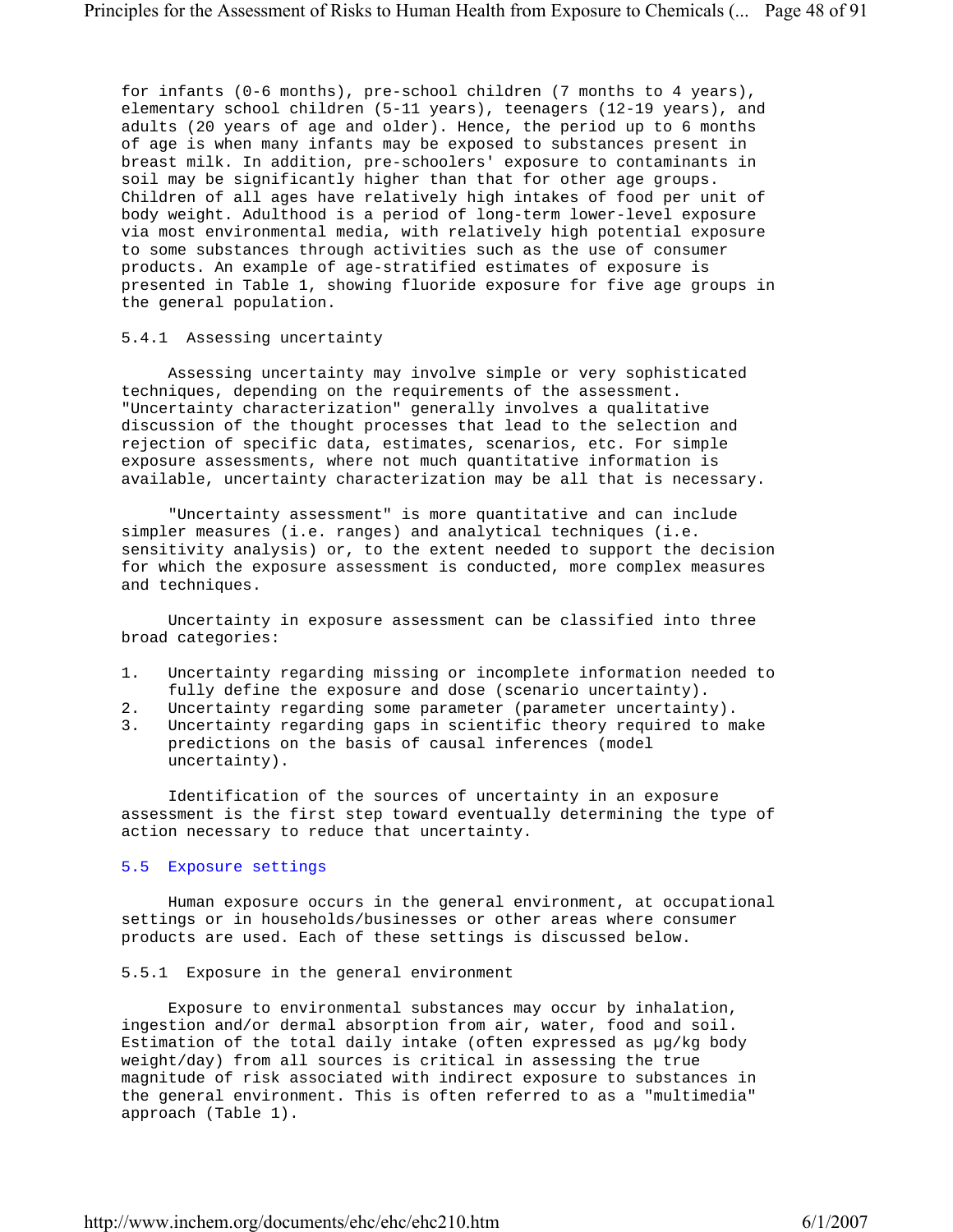for infants (0-6 months), pre-school children (7 months to 4 years), elementary school children (5-11 years), teenagers (12-19 years), and adults (20 years of age and older). Hence, the period up to 6 months of age is when many infants may be exposed to substances present in breast milk. In addition, pre-schoolers' exposure to contaminants in soil may be significantly higher than that for other age groups. Children of all ages have relatively high intakes of food per unit of body weight. Adulthood is a period of long-term lower-level exposure via most environmental media, with relatively high potential exposure to some substances through activities such as the use of consumer products. An example of age-stratified estimates of exposure is presented in Table 1, showing fluoride exposure for five age groups in the general population.

#### 5.4.1 Assessing uncertainty

Assessing uncertainty may involve simple or very sophisticated techniques, depending on the requirements of the assessment. "Uncertainty characterization" generally involves a qualitative discussion of the thought processes that lead to the selection and rejection of specific data, estimates, scenarios, etc. For simple exposure assessments, where not much quantitative information is available, uncertainty characterization may be all that is necessary.

"Uncertainty assessment" is more quantitative and can include simpler measures (i.e. ranges) and analytical techniques (i.e. sensitivity analysis) or, to the extent needed to support the decision for which the exposure assessment is conducted, more complex measures and techniques.

Uncertainty in exposure assessment can be classified into three broad categories:

1. Uncertainty regarding missing or incomplete information needed to fully define the exposure and dose (scenario uncertainty).
2. Uncertainty regarding some parameter (parameter uncertainty).
3. Uncertainty regarding gaps in scientific theory required to make predictions on the basis of causal inferences (model uncertainty).

Identification of the sources of uncertainty in an exposure assessment is the first step toward eventually determining the type of action necessary to reduce that uncertainty.

### 5.5 Exposure settings

Human exposure occurs in the general environment, at occupational settings or in households/businesses or other areas where consumer products are used. Each of these settings is discussed below.

#### 5.5.1 Exposure in the general environment

Exposure to environmental substances may occur by inhalation, ingestion and/or dermal absorption from air, water, food and soil. Estimation of the total daily intake (often expressed as µg/kg body weight/day) from all sources is critical in assessing the true magnitude of risk associated with indirect exposure to substances in the general environment. This is often referred to as a "multimedia" approach (Table 1).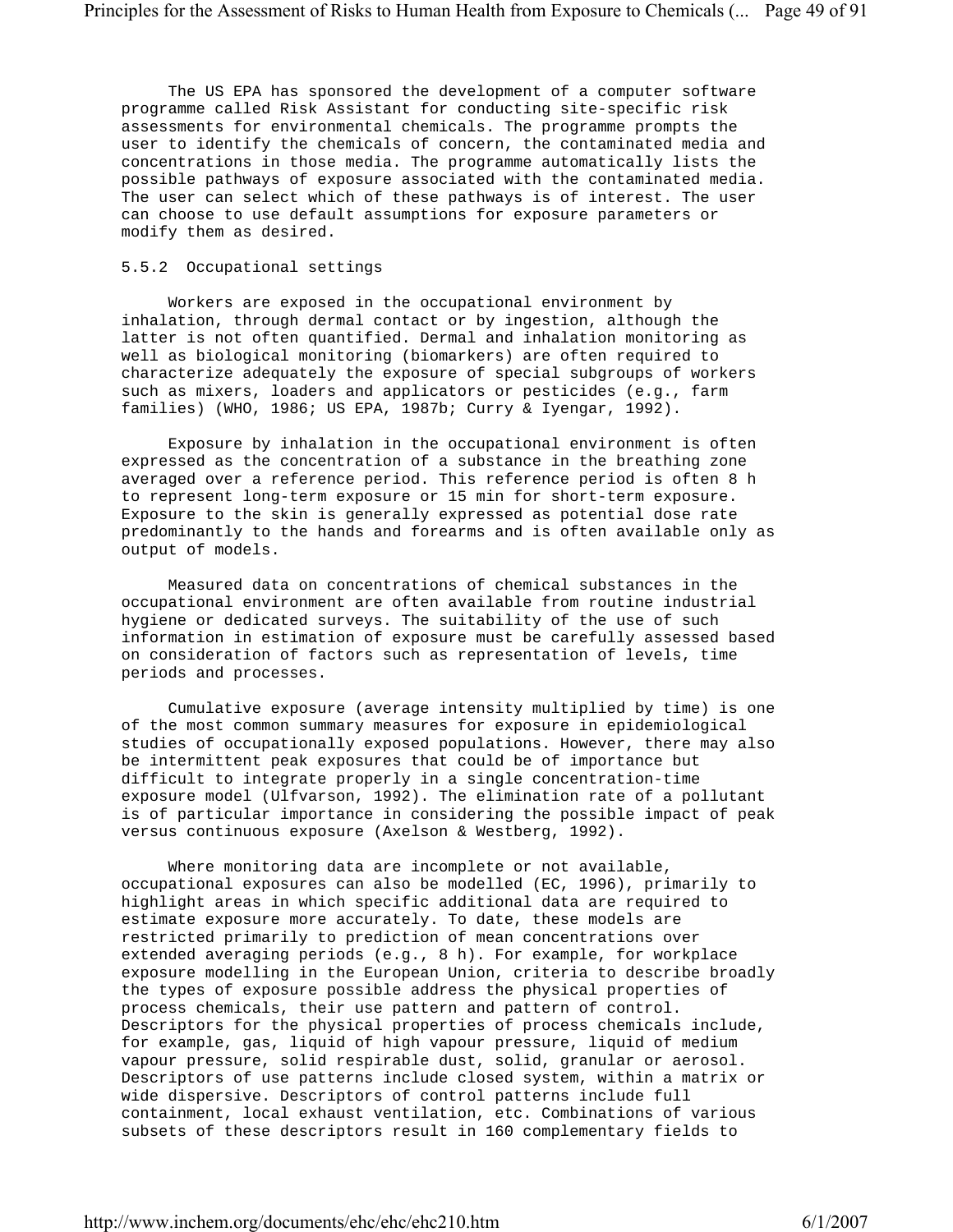The US EPA has sponsored the development of a computer software programme called Risk Assistant for conducting site-specific risk assessments for environmental chemicals. The programme prompts the user to identify the chemicals of concern, the contaminated media and concentrations in those media. The programme automatically lists the possible pathways of exposure associated with the contaminated media. The user can select which of these pathways is of interest. The user can choose to use default assumptions for exposure parameters or modify them as desired.

### 5.5.2 Occupational settings

Workers are exposed in the occupational environment by inhalation, through dermal contact or by ingestion, although the latter is not often quantified. Dermal and inhalation monitoring as well as biological monitoring (biomarkers) are often required to characterize adequately the exposure of special subgroups of workers such as mixers, loaders and applicators or pesticides (e.g., farm families) (WHO, 1986; US EPA, 1987b; Curry & Iyengar, 1992).

Exposure by inhalation in the occupational environment is often expressed as the concentration of a substance in the breathing zone averaged over a reference period. This reference period is often 8 h to represent long-term exposure or 15 min for short-term exposure. Exposure to the skin is generally expressed as potential dose rate predominantly to the hands and forearms and is often available only as output of models.

Measured data on concentrations of chemical substances in the occupational environment are often available from routine industrial hygiene or dedicated surveys. The suitability of the use of such information in estimation of exposure must be carefully assessed based on consideration of factors such as representation of levels, time periods and processes.

Cumulative exposure (average intensity multiplied by time) is one of the most common summary measures for exposure in epidemiological studies of occupationally exposed populations. However, there may also be intermittent peak exposures that could be of importance but difficult to integrate properly in a single concentration-time exposure model (Ulfvarson, 1992). The elimination rate of a pollutant is of particular importance in considering the possible impact of peak versus continuous exposure (Axelson & Westberg, 1992).

Where monitoring data are incomplete or not available, occupational exposures can also be modelled (EC, 1996), primarily to highlight areas in which specific additional data are required to estimate exposure more accurately. To date, these models are restricted primarily to prediction of mean concentrations over extended averaging periods (e.g., 8 h). For example, for workplace exposure modelling in the European Union, criteria to describe broadly the types of exposure possible address the physical properties of process chemicals, their use pattern and pattern of control. Descriptors for the physical properties of process chemicals include, for example, gas, liquid of high vapour pressure, liquid of medium vapour pressure, solid respirable dust, solid, granular or aerosol. Descriptors of use patterns include closed system, within a matrix or wide dispersive. Descriptors of control patterns include full containment, local exhaust ventilation, etc. Combinations of various subsets of these descriptors result in 160 complementary fields to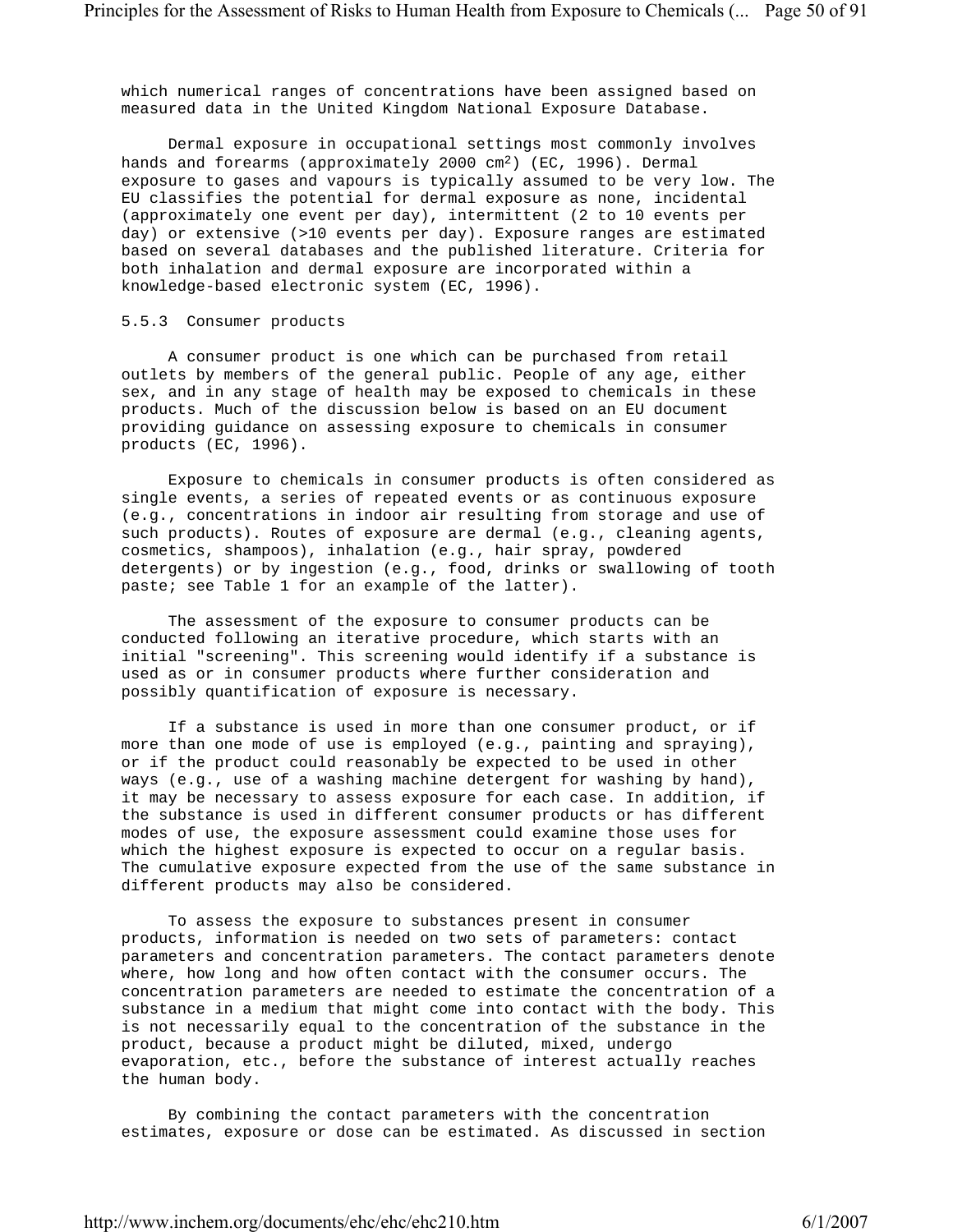which numerical ranges of concentrations have been assigned based on measured data in the United Kingdom National Exposure Database.

Dermal exposure in occupational settings most commonly involves hands and forearms (approximately 2000 $cm^2$) (EC, 1996). Dermal exposure to gases and vapours is typically assumed to be very low. The EU classifies the potential for dermal exposure as none, incidental (approximately one event per day), intermittent (2 to 10 events per day) or extensive (>10 events per day). Exposure ranges are estimated based on several databases and the published literature. Criteria for both inhalation and dermal exposure are incorporated within a knowledge-based electronic system (EC, 1996).

### 5.5.3 Consumer products

A consumer product is one which can be purchased from retail outlets by members of the general public. People of any age, either sex, and in any stage of health may be exposed to chemicals in these products. Much of the discussion below is based on an EU document providing guidance on assessing exposure to chemicals in consumer products (EC, 1996).

Exposure to chemicals in consumer products is often considered as single events, a series of repeated events or as continuous exposure (e.g., concentrations in indoor air resulting from storage and use of such products). Routes of exposure are dermal (e.g., cleaning agents, cosmetics, shampoos), inhalation (e.g., hair spray, powdered detergents) or by ingestion (e.g., food, drinks or swallowing of tooth paste; see Table 1 for an example of the latter).

The assessment of the exposure to consumer products can be conducted following an iterative procedure, which starts with an initial "screening". This screening would identify if a substance is used as or in consumer products where further consideration and possibly quantification of exposure is necessary.

If a substance is used in more than one consumer product, or if more than one mode of use is employed (e.g., painting and spraying), or if the product could reasonably be expected to be used in other ways (e.g., use of a washing machine detergent for washing by hand), it may be necessary to assess exposure for each case. In addition, if the substance is used in different consumer products or has different modes of use, the exposure assessment could examine those uses for which the highest exposure is expected to occur on a regular basis. The cumulative exposure expected from the use of the same substance in different products may also be considered.

To assess the exposure to substances present in consumer products, information is needed on two sets of parameters: contact parameters and concentration parameters. The contact parameters denote where, how long and how often contact with the consumer occurs. The concentration parameters are needed to estimate the concentration of a substance in a medium that might come into contact with the body. This is not necessarily equal to the concentration of the substance in the product, because a product might be diluted, mixed, undergo evaporation, etc., before the substance of interest actually reaches the human body.

By combining the contact parameters with the concentration estimates, exposure or dose can be estimated. As discussed in section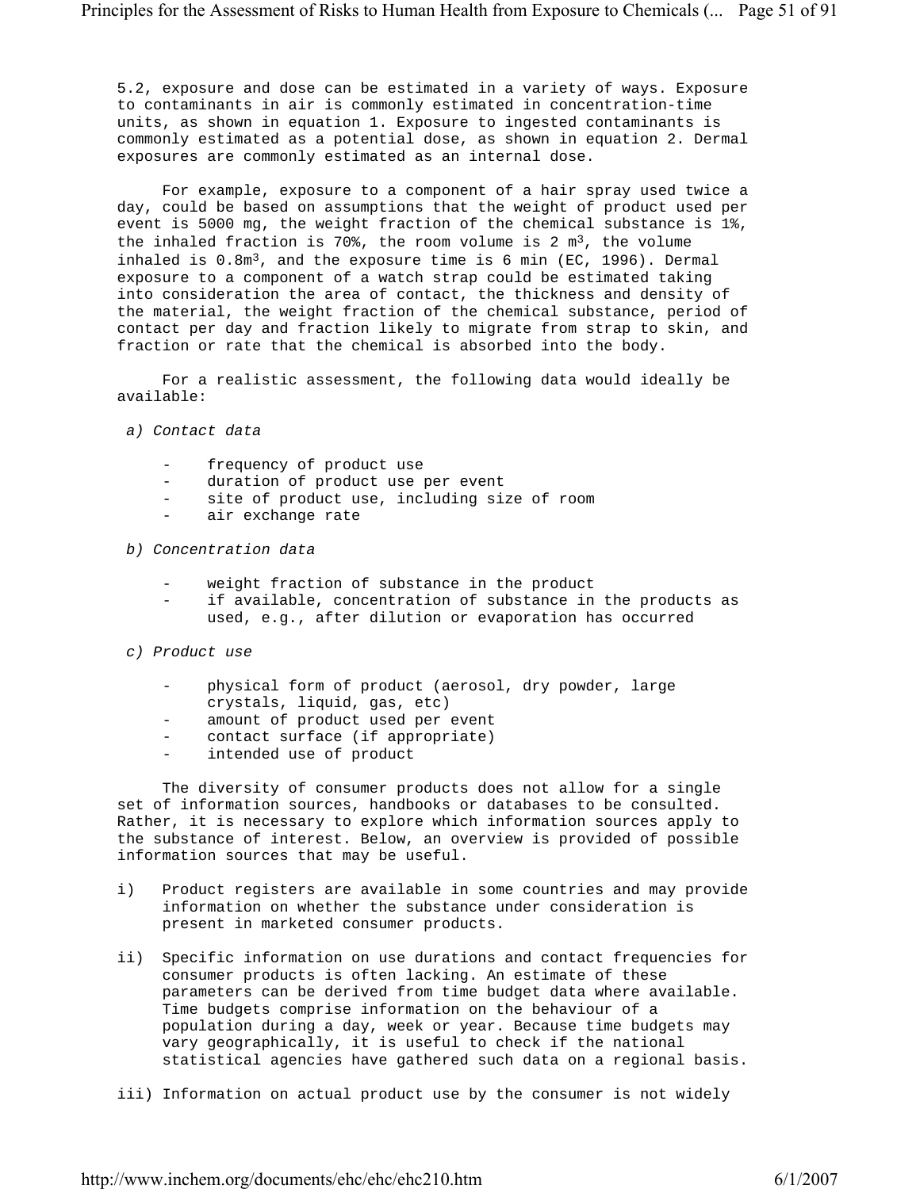5.2, exposure and dose can be estimated in a variety of ways. Exposure to contaminants in air is commonly estimated in concentration-time units, as shown in equation 1. Exposure to ingested contaminants is commonly estimated as a potential dose, as shown in equation 2. Dermal exposures are commonly estimated as an internal dose.

For example, exposure to a component of a hair spray used twice a day, could be based on assumptions that the weight of product used per event is 5000 mg, the weight fraction of the chemical substance is 1%, the inhaled fraction is 70%, the room volume is 2 $m^3$, the volume inhaled is 0.8$m^3$, and the exposure time is 6 min (EC, 1996). Dermal exposure to a component of a watch strap could be estimated taking into consideration the area of contact, the thickness and density of the material, the weight fraction of the chemical substance, period of contact per day and fraction likely to migrate from strap to skin, and fraction or rate that the chemical is absorbed into the body.

For a realistic assessment, the following data would ideally be available:

*a) Contact data*

- frequency of product use
- duration of product use per event
- site of product use, including size of room
- air exchange rate

*b) Concentration data*

- weight fraction of substance in the product
- if available, concentration of substance in the products as used, e.g., after dilution or evaporation has occurred

*c) Product use*

- physical form of product (aerosol, dry powder, large crystals, liquid, gas, etc)
- amount of product used per event
- contact surface (if appropriate)
- intended use of product

The diversity of consumer products does not allow for a single set of information sources, handbooks or databases to be consulted. Rather, it is necessary to explore which information sources apply to the substance of interest. Below, an overview is provided of possible information sources that may be useful.

i) Product registers are available in some countries and may provide information on whether the substance under consideration is present in marketed consumer products.

ii) Specific information on use durations and contact frequencies for consumer products is often lacking. An estimate of these parameters can be derived from time budget data where available. Time budgets comprise information on the behaviour of a population during a day, week or year. Because time budgets may vary geographically, it is useful to check if the national statistical agencies have gathered such data on a regional basis.

iii) Information on actual product use by the consumer is not widely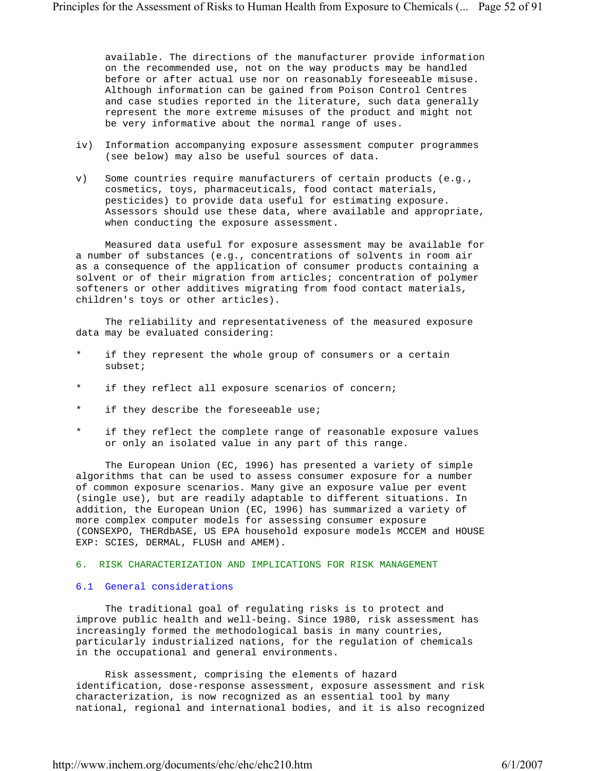available. The directions of the manufacturer provide information on the recommended use, not on the way products may be handled before or after actual use nor on reasonably foreseeable misuse. Although information can be gained from Poison Control Centres and case studies reported in the literature, such data generally represent the more extreme misuses of the product and might not be very informative about the normal range of uses.

iv) Information accompanying exposure assessment computer programmes (see below) may also be useful sources of data.

v) Some countries require manufacturers of certain products (e.g., cosmetics, toys, pharmaceuticals, food contact materials, pesticides) to provide data useful for estimating exposure. Assessors should use these data, where available and appropriate, when conducting the exposure assessment.

Measured data useful for exposure assessment may be available for a number of substances (e.g., concentrations of solvents in room air as a consequence of the application of consumer products containing a solvent or of their migration from articles; concentration of polymer softeners or other additives migrating from food contact materials, children's toys or other articles).

The reliability and representativeness of the measured exposure data may be evaluated considering:

* if they represent the whole group of consumers or a certain subset;
* if they reflect all exposure scenarios of concern;
* if they describe the foreseeable use;
* if they reflect the complete range of reasonable exposure values or only an isolated value in any part of this range.

The European Union (EC, 1996) has presented a variety of simple algorithms that can be used to assess consumer exposure for a number of common exposure scenarios. Many give an exposure value per event (single use), but are readily adaptable to different situations. In addition, the European Union (EC, 1996) has summarized a variety of more complex computer models for assessing consumer exposure (CONSEXPO, THERdbASE, US EPA household exposure models MCCEM and HOUSE EXP: SCIES, DERMAL, FLUSH and AMEM).

## 6. RISK CHARACTERIZATION AND IMPLICATIONS FOR RISK MANAGEMENT

### 6.1 General considerations

The traditional goal of regulating risks is to protect and improve public health and well-being. Since 1980, risk assessment has increasingly formed the methodological basis in many countries, particularly industrialized nations, for the regulation of chemicals in the occupational and general environments.

Risk assessment, comprising the elements of hazard identification, dose-response assessment, exposure assessment and risk characterization, is now recognized as an essential tool by many national, regional and international bodies, and it is also recognized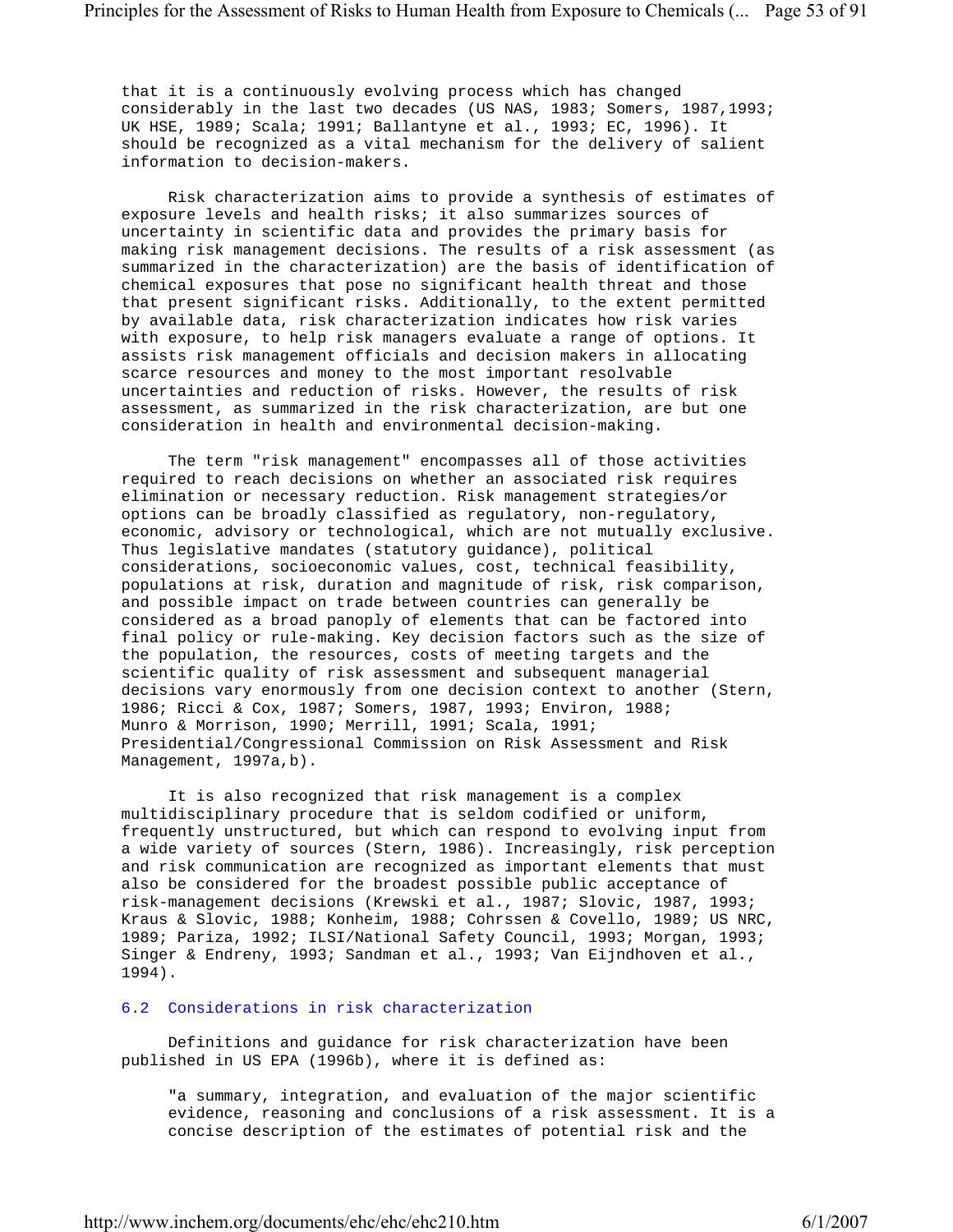that it is a continuously evolving process which has changed considerably in the last two decades (US NAS, 1983; Somers, 1987,1993; UK HSE, 1989; Scala; 1991; Ballantyne et al., 1993; EC, 1996). It should be recognized as a vital mechanism for the delivery of salient information to decision-makers.

Risk characterization aims to provide a synthesis of estimates of exposure levels and health risks; it also summarizes sources of uncertainty in scientific data and provides the primary basis for making risk management decisions. The results of a risk assessment (as summarized in the characterization) are the basis of identification of chemical exposures that pose no significant health threat and those that present significant risks. Additionally, to the extent permitted by available data, risk characterization indicates how risk varies with exposure, to help risk managers evaluate a range of options. It assists risk management officials and decision makers in allocating scarce resources and money to the most important resolvable uncertainties and reduction of risks. However, the results of risk assessment, as summarized in the risk characterization, are but one consideration in health and environmental decision-making.

The term "risk management" encompasses all of those activities required to reach decisions on whether an associated risk requires elimination or necessary reduction. Risk management strategies/or options can be broadly classified as regulatory, non-regulatory, economic, advisory or technological, which are not mutually exclusive. Thus legislative mandates (statutory guidance), political considerations, socioeconomic values, cost, technical feasibility, populations at risk, duration and magnitude of risk, risk comparison, and possible impact on trade between countries can generally be considered as a broad panoply of elements that can be factored into final policy or rule-making. Key decision factors such as the size of the population, the resources, costs of meeting targets and the scientific quality of risk assessment and subsequent managerial decisions vary enormously from one decision context to another (Stern, 1986; Ricci & Cox, 1987; Somers, 1987, 1993; Environ, 1988; Munro & Morrison, 1990; Merrill, 1991; Scala, 1991; Presidential/Congressional Commission on Risk Assessment and Risk Management, 1997a,b).

It is also recognized that risk management is a complex multidisciplinary procedure that is seldom codified or uniform, frequently unstructured, but which can respond to evolving input from a wide variety of sources (Stern, 1986). Increasingly, risk perception and risk communication are recognized as important elements that must also be considered for the broadest possible public acceptance of risk-management decisions (Krewski et al., 1987; Slovic, 1987, 1993; Kraus & Slovic, 1988; Konheim, 1988; Cohrssen & Covello, 1989; US NRC, 1989; Pariza, 1992; ILSI/National Safety Council, 1993; Morgan, 1993; Singer & Endreny, 1993; Sandman et al., 1993; Van Eijndhoven et al., 1994).

## 6.2 Considerations in risk characterization

Definitions and guidance for risk characterization have been published in US EPA (1996b), where it is defined as:

> "a summary, integration, and evaluation of the major scientific evidence, reasoning and conclusions of a risk assessment. It is a concise description of the estimates of potential risk and the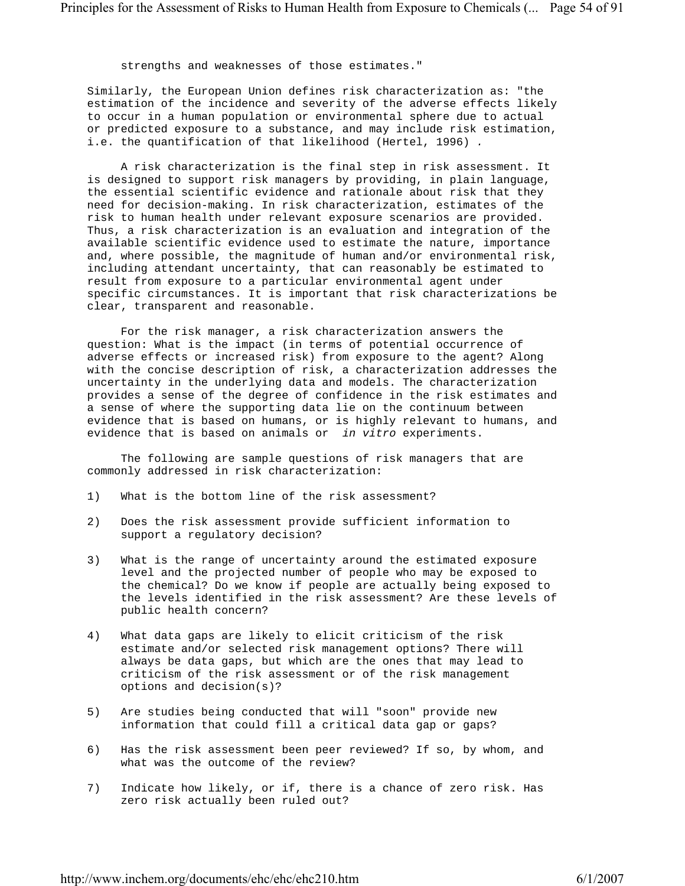strengths and weaknesses of those estimates."

Similarly, the European Union defines risk characterization as: "the estimation of the incidence and severity of the adverse effects likely to occur in a human population or environmental sphere due to actual or predicted exposure to a substance, and may include risk estimation, i.e. the quantification of that likelihood (Hertel, 1996) .

A risk characterization is the final step in risk assessment. It is designed to support risk managers by providing, in plain language, the essential scientific evidence and rationale about risk that they need for decision-making. In risk characterization, estimates of the risk to human health under relevant exposure scenarios are provided. Thus, a risk characterization is an evaluation and integration of the available scientific evidence used to estimate the nature, importance and, where possible, the magnitude of human and/or environmental risk, including attendant uncertainty, that can reasonably be estimated to result from exposure to a particular environmental agent under specific circumstances. It is important that risk characterizations be clear, transparent and reasonable.

For the risk manager, a risk characterization answers the question: What is the impact (in terms of potential occurrence of adverse effects or increased risk) from exposure to the agent? Along with the concise description of risk, a characterization addresses the uncertainty in the underlying data and models. The characterization provides a sense of the degree of confidence in the risk estimates and a sense of where the supporting data lie on the continuum between evidence that is based on humans, or is highly relevant to humans, and evidence that is based on animals or *in vitro* experiments.

The following are sample questions of risk managers that are commonly addressed in risk characterization:

1) What is the bottom line of the risk assessment?

2) Does the risk assessment provide sufficient information to support a regulatory decision?

3) What is the range of uncertainty around the estimated exposure level and the projected number of people who may be exposed to the chemical? Do we know if people are actually being exposed to the levels identified in the risk assessment? Are these levels of public health concern?

4) What data gaps are likely to elicit criticism of the risk estimate and/or selected risk management options? There will always be data gaps, but which are the ones that may lead to criticism of the risk assessment or of the risk management options and decision(s)?

5) Are studies being conducted that will "soon" provide new information that could fill a critical data gap or gaps?

6) Has the risk assessment been peer reviewed? If so, by whom, and what was the outcome of the review?

7) Indicate how likely, or if, there is a chance of zero risk. Has zero risk actually been ruled out?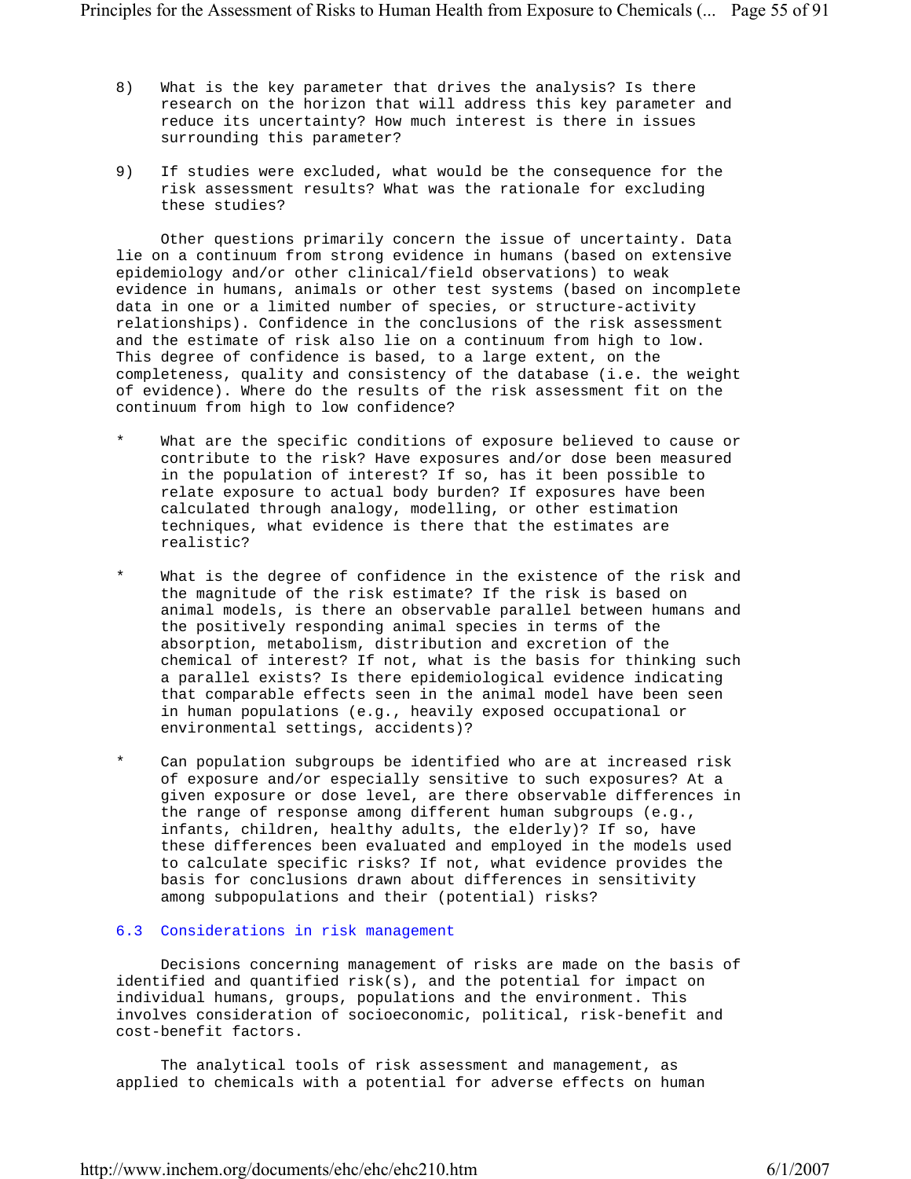8) What is the key parameter that drives the analysis? Is there research on the horizon that will address this key parameter and reduce its uncertainty? How much interest is there in issues surrounding this parameter?

9) If studies were excluded, what would be the consequence for the risk assessment results? What was the rationale for excluding these studies?

Other questions primarily concern the issue of uncertainty. Data lie on a continuum from strong evidence in humans (based on extensive epidemiology and/or other clinical/field observations) to weak evidence in humans, animals or other test systems (based on incomplete data in one or a limited number of species, or structure-activity relationships). Confidence in the conclusions of the risk assessment and the estimate of risk also lie on a continuum from high to low. This degree of confidence is based, to a large extent, on the completeness, quality and consistency of the database (i.e. the weight of evidence). Where do the results of the risk assessment fit on the continuum from high to low confidence?

* What are the specific conditions of exposure believed to cause or contribute to the risk? Have exposures and/or dose been measured in the population of interest? If so, has it been possible to relate exposure to actual body burden? If exposures have been calculated through analogy, modelling, or other estimation techniques, what evidence is there that the estimates are realistic?

* What is the degree of confidence in the existence of the risk and the magnitude of the risk estimate? If the risk is based on animal models, is there an observable parallel between humans and the positively responding animal species in terms of the absorption, metabolism, distribution and excretion of the chemical of interest? If not, what is the basis for thinking such a parallel exists? Is there epidemiological evidence indicating that comparable effects seen in the animal model have been seen in human populations (e.g., heavily exposed occupational or environmental settings, accidents)?

* Can population subgroups be identified who are at increased risk of exposure and/or especially sensitive to such exposures? At a given exposure or dose level, are there observable differences in the range of response among different human subgroups (e.g., infants, children, healthy adults, the elderly)? If so, have these differences been evaluated and employed in the models used to calculate specific risks? If not, what evidence provides the basis for conclusions drawn about differences in sensitivity among subpopulations and their (potential) risks?

### 6.3 Considerations in risk management

Decisions concerning management of risks are made on the basis of identified and quantified risk(s), and the potential for impact on individual humans, groups, populations and the environment. This involves consideration of socioeconomic, political, risk-benefit and cost-benefit factors.

The analytical tools of risk assessment and management, as applied to chemicals with a potential for adverse effects on human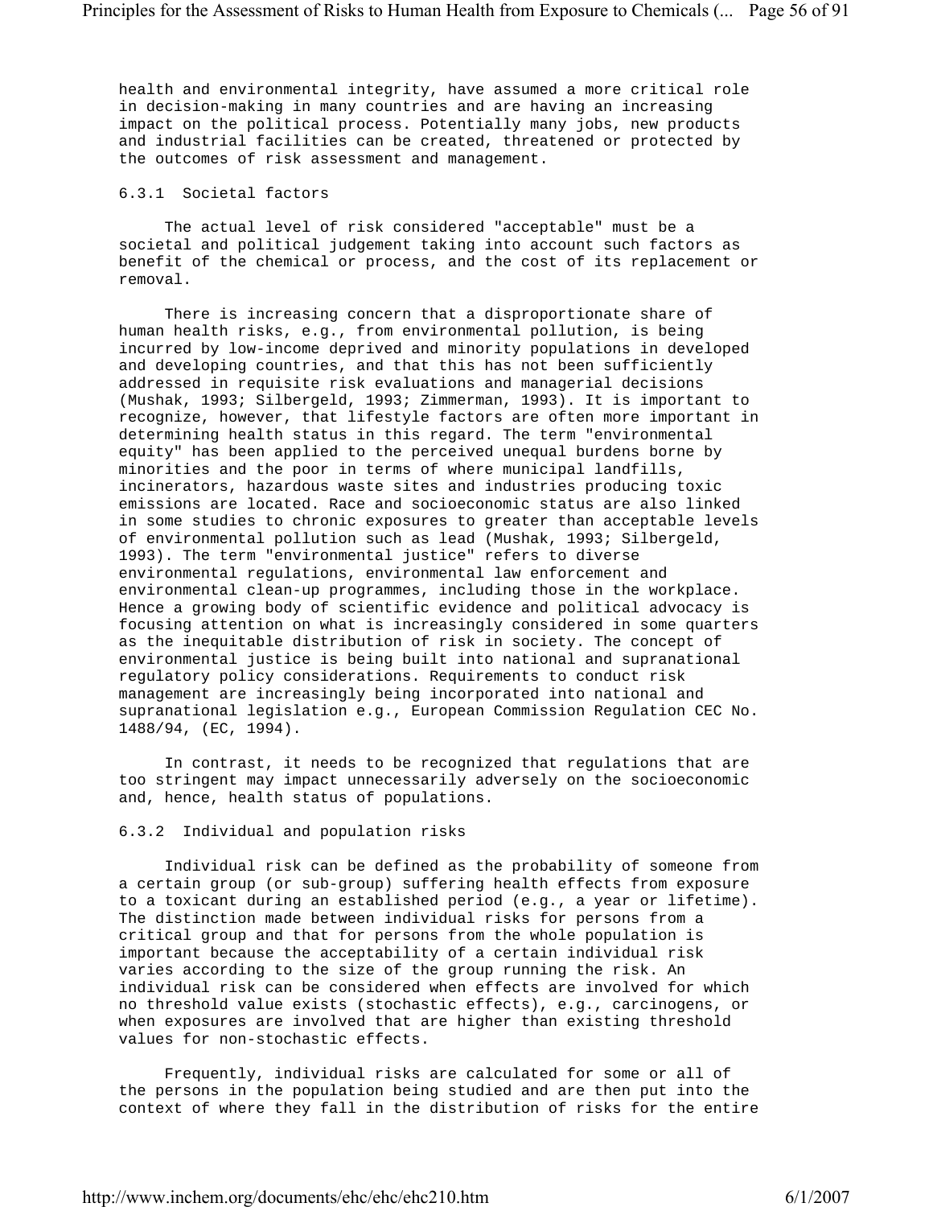health and environmental integrity, have assumed a more critical role in decision-making in many countries and are having an increasing impact on the political process. Potentially many jobs, new products and industrial facilities can be created, threatened or protected by the outcomes of risk assessment and management.

### 6.3.1 Societal factors

The actual level of risk considered "acceptable" must be a societal and political judgement taking into account such factors as benefit of the chemical or process, and the cost of its replacement or removal.

There is increasing concern that a disproportionate share of human health risks, e.g., from environmental pollution, is being incurred by low-income deprived and minority populations in developed and developing countries, and that this has not been sufficiently addressed in requisite risk evaluations and managerial decisions (Mushak, 1993; Silbergeld, 1993; Zimmerman, 1993). It is important to recognize, however, that lifestyle factors are often more important in determining health status in this regard. The term "environmental equity" has been applied to the perceived unequal burdens borne by minorities and the poor in terms of where municipal landfills, incinerators, hazardous waste sites and industries producing toxic emissions are located. Race and socioeconomic status are also linked in some studies to chronic exposures to greater than acceptable levels of environmental pollution such as lead (Mushak, 1993; Silbergeld, 1993). The term "environmental justice" refers to diverse environmental regulations, environmental law enforcement and environmental clean-up programmes, including those in the workplace. Hence a growing body of scientific evidence and political advocacy is focusing attention on what is increasingly considered in some quarters as the inequitable distribution of risk in society. The concept of environmental justice is being built into national and supranational regulatory policy considerations. Requirements to conduct risk management are increasingly being incorporated into national and supranational legislation e.g., European Commission Regulation CEC No. 1488/94, (EC, 1994).

In contrast, it needs to be recognized that regulations that are too stringent may impact unnecessarily adversely on the socioeconomic and, hence, health status of populations.

### 6.3.2 Individual and population risks

Individual risk can be defined as the probability of someone from a certain group (or sub-group) suffering health effects from exposure to a toxicant during an established period (e.g., a year or lifetime). The distinction made between individual risks for persons from a critical group and that for persons from the whole population is important because the acceptability of a certain individual risk varies according to the size of the group running the risk. An individual risk can be considered when effects are involved for which no threshold value exists (stochastic effects), e.g., carcinogens, or when exposures are involved that are higher than existing threshold values for non-stochastic effects.

Frequently, individual risks are calculated for some or all of the persons in the population being studied and are then put into the context of where they fall in the distribution of risks for the entire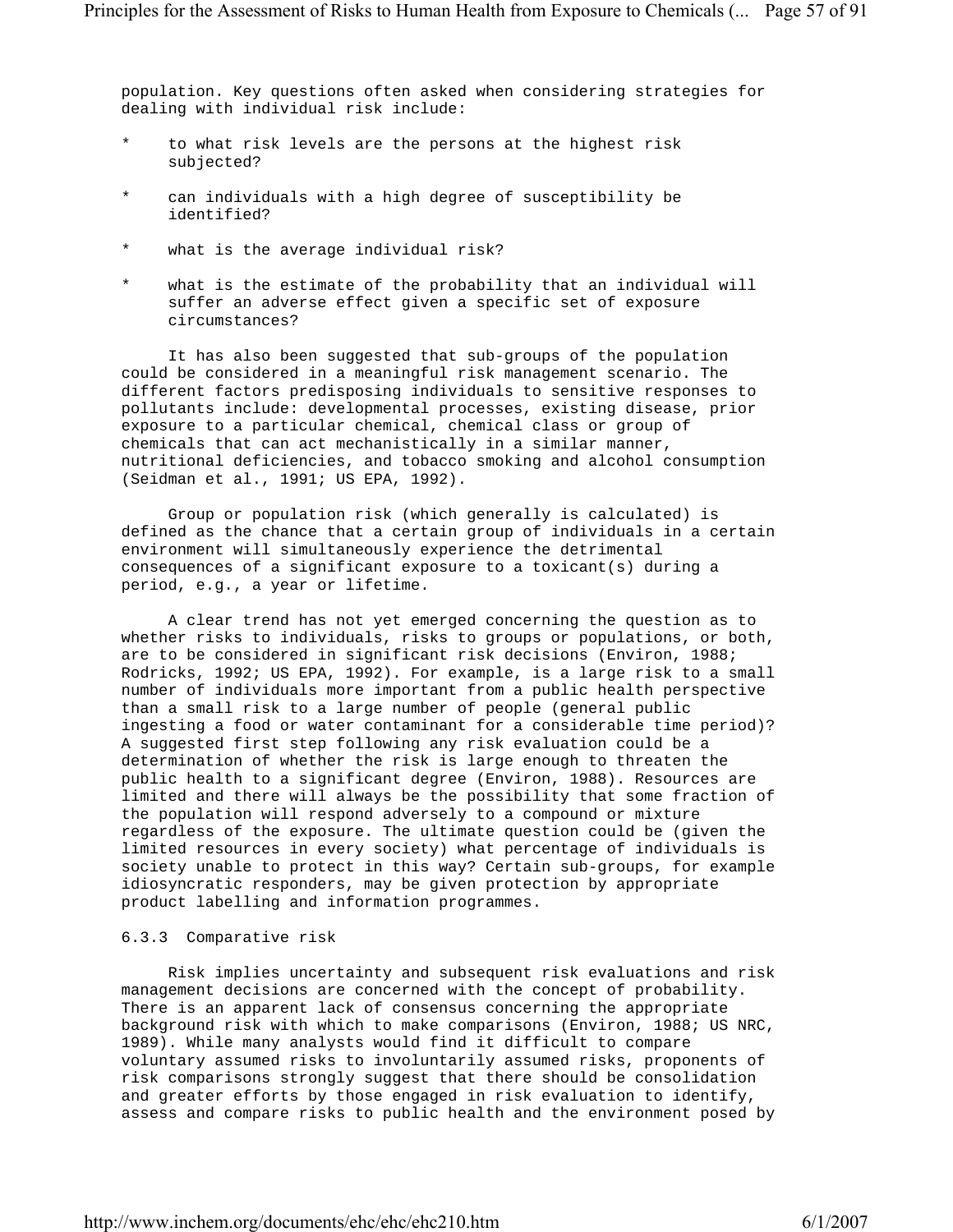population. Key questions often asked when considering strategies for dealing with individual risk include:

* to what risk levels are the persons at the highest risk subjected?
* can individuals with a high degree of susceptibility be identified?
* what is the average individual risk?
* what is the estimate of the probability that an individual will suffer an adverse effect given a specific set of exposure circumstances?

It has also been suggested that sub-groups of the population could be considered in a meaningful risk management scenario. The different factors predisposing individuals to sensitive responses to pollutants include: developmental processes, existing disease, prior exposure to a particular chemical, chemical class or group of chemicals that can act mechanistically in a similar manner, nutritional deficiencies, and tobacco smoking and alcohol consumption (Seidman et al., 1991; US EPA, 1992).

Group or population risk (which generally is calculated) is defined as the chance that a certain group of individuals in a certain environment will simultaneously experience the detrimental consequences of a significant exposure to a toxicant(s) during a period, e.g., a year or lifetime.

A clear trend has not yet emerged concerning the question as to whether risks to individuals, risks to groups or populations, or both, are to be considered in significant risk decisions (Environ, 1988; Rodricks, 1992; US EPA, 1992). For example, is a large risk to a small number of individuals more important from a public health perspective than a small risk to a large number of people (general public ingesting a food or water contaminant for a considerable time period)? A suggested first step following any risk evaluation could be a determination of whether the risk is large enough to threaten the public health to a significant degree (Environ, 1988). Resources are limited and there will always be the possibility that some fraction of the population will respond adversely to a compound or mixture regardless of the exposure. The ultimate question could be (given the limited resources in every society) what percentage of individuals is society unable to protect in this way? Certain sub-groups, for example idiosyncratic responders, may be given protection by appropriate product labelling and information programmes.

### 6.3.3 Comparative risk

Risk implies uncertainty and subsequent risk evaluations and risk management decisions are concerned with the concept of probability. There is an apparent lack of consensus concerning the appropriate background risk with which to make comparisons (Environ, 1988; US NRC, 1989). While many analysts would find it difficult to compare voluntary assumed risks to involuntarily assumed risks, proponents of risk comparisons strongly suggest that there should be consolidation and greater efforts by those engaged in risk evaluation to identify, assess and compare risks to public health and the environment posed by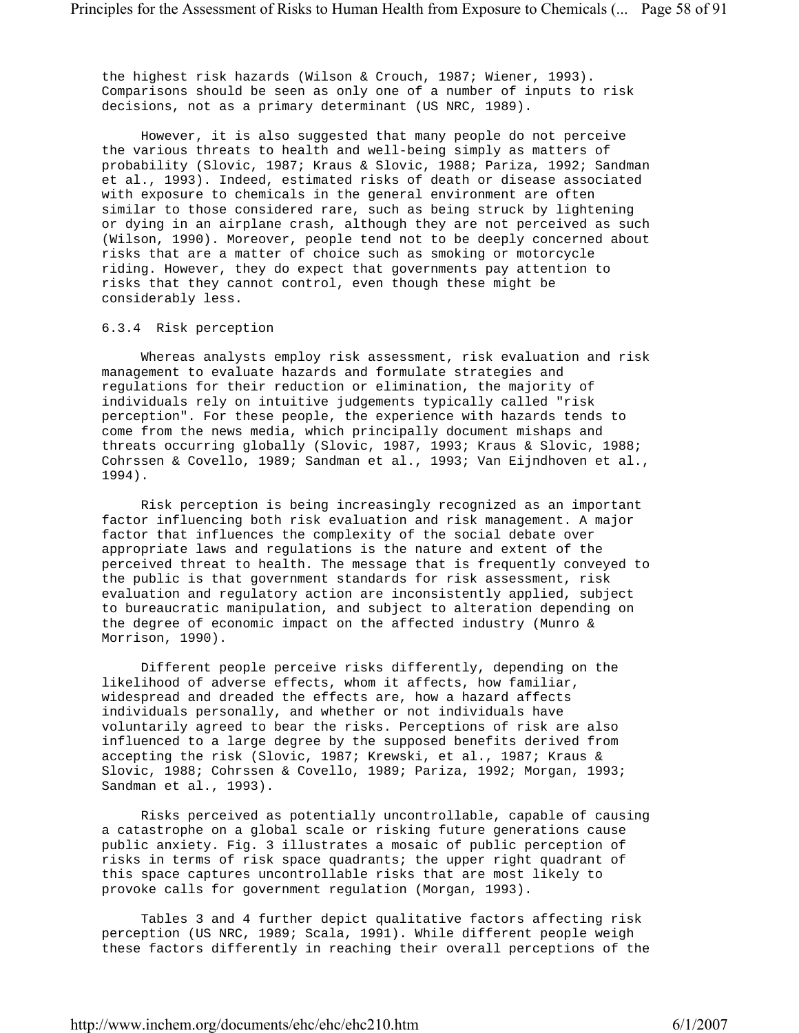the highest risk hazards (Wilson & Crouch, 1987; Wiener, 1993). Comparisons should be seen as only one of a number of inputs to risk decisions, not as a primary determinant (US NRC, 1989).

However, it is also suggested that many people do not perceive the various threats to health and well-being simply as matters of probability (Slovic, 1987; Kraus & Slovic, 1988; Pariza, 1992; Sandman et al., 1993). Indeed, estimated risks of death or disease associated with exposure to chemicals in the general environment are often similar to those considered rare, such as being struck by lightening or dying in an airplane crash, although they are not perceived as such (Wilson, 1990). Moreover, people tend not to be deeply concerned about risks that are a matter of choice such as smoking or motorcycle riding. However, they do expect that governments pay attention to risks that they cannot control, even though these might be considerably less.

### 6.3.4 Risk perception

Whereas analysts employ risk assessment, risk evaluation and risk management to evaluate hazards and formulate strategies and regulations for their reduction or elimination, the majority of individuals rely on intuitive judgements typically called "risk perception". For these people, the experience with hazards tends to come from the news media, which principally document mishaps and threats occurring globally (Slovic, 1987, 1993; Kraus & Slovic, 1988; Cohrssen & Covello, 1989; Sandman et al., 1993; Van Eijndhoven et al., 1994).

Risk perception is being increasingly recognized as an important factor influencing both risk evaluation and risk management. A major factor that influences the complexity of the social debate over appropriate laws and regulations is the nature and extent of the perceived threat to health. The message that is frequently conveyed to the public is that government standards for risk assessment, risk evaluation and regulatory action are inconsistently applied, subject to bureaucratic manipulation, and subject to alteration depending on the degree of economic impact on the affected industry (Munro & Morrison, 1990).

Different people perceive risks differently, depending on the likelihood of adverse effects, whom it affects, how familiar, widespread and dreaded the effects are, how a hazard affects individuals personally, and whether or not individuals have voluntarily agreed to bear the risks. Perceptions of risk are also influenced to a large degree by the supposed benefits derived from accepting the risk (Slovic, 1987; Krewski, et al., 1987; Kraus & Slovic, 1988; Cohrssen & Covello, 1989; Pariza, 1992; Morgan, 1993; Sandman et al., 1993).

Risks perceived as potentially uncontrollable, capable of causing a catastrophe on a global scale or risking future generations cause public anxiety. Fig. 3 illustrates a mosaic of public perception of risks in terms of risk space quadrants; the upper right quadrant of this space captures uncontrollable risks that are most likely to provoke calls for government regulation (Morgan, 1993).

Tables 3 and 4 further depict qualitative factors affecting risk perception (US NRC, 1989; Scala, 1991). While different people weigh these factors differently in reaching their overall perceptions of the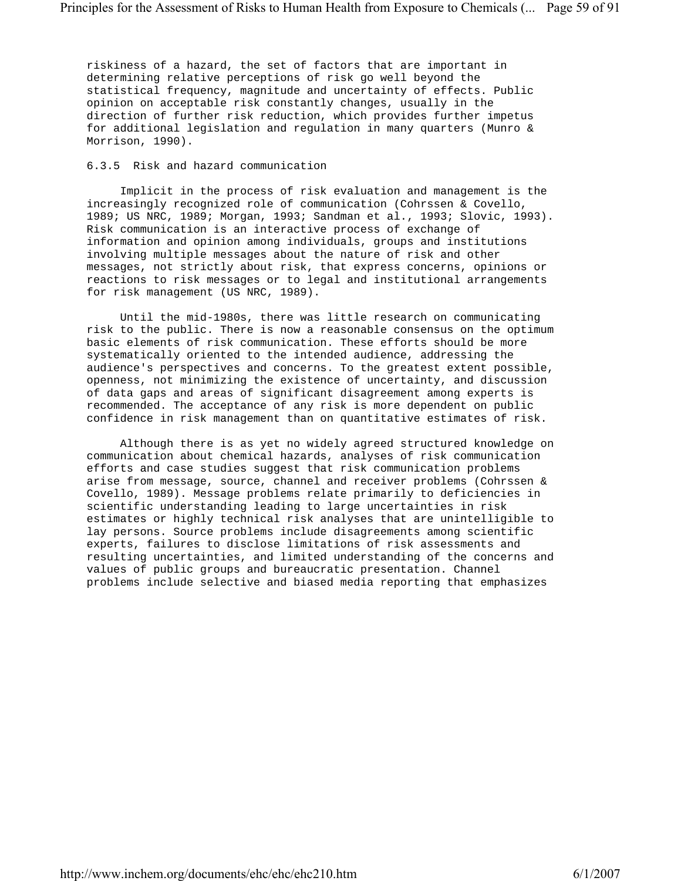riskiness of a hazard, the set of factors that are important in determining relative perceptions of risk go well beyond the statistical frequency, magnitude and uncertainty of effects. Public opinion on acceptable risk constantly changes, usually in the direction of further risk reduction, which provides further impetus for additional legislation and regulation in many quarters (Munro & Morrison, 1990).

### 6.3.5 Risk and hazard communication

Implicit in the process of risk evaluation and management is the increasingly recognized role of communication (Cohrssen & Covello, 1989; US NRC, 1989; Morgan, 1993; Sandman et al., 1993; Slovic, 1993). Risk communication is an interactive process of exchange of information and opinion among individuals, groups and institutions involving multiple messages about the nature of risk and other messages, not strictly about risk, that express concerns, opinions or reactions to risk messages or to legal and institutional arrangements for risk management (US NRC, 1989).

Until the mid-1980s, there was little research on communicating risk to the public. There is now a reasonable consensus on the optimum basic elements of risk communication. These efforts should be more systematically oriented to the intended audience, addressing the audience's perspectives and concerns. To the greatest extent possible, openness, not minimizing the existence of uncertainty, and discussion of data gaps and areas of significant disagreement among experts is recommended. The acceptance of any risk is more dependent on public confidence in risk management than on quantitative estimates of risk.

Although there is as yet no widely agreed structured knowledge on communication about chemical hazards, analyses of risk communication efforts and case studies suggest that risk communication problems arise from message, source, channel and receiver problems (Cohrssen & Covello, 1989). Message problems relate primarily to deficiencies in scientific understanding leading to large uncertainties in risk estimates or highly technical risk analyses that are unintelligible to lay persons. Source problems include disagreements among scientific experts, failures to disclose limitations of risk assessments and resulting uncertainties, and limited understanding of the concerns and values of public groups and bureaucratic presentation. Channel problems include selective and biased media reporting that emphasizes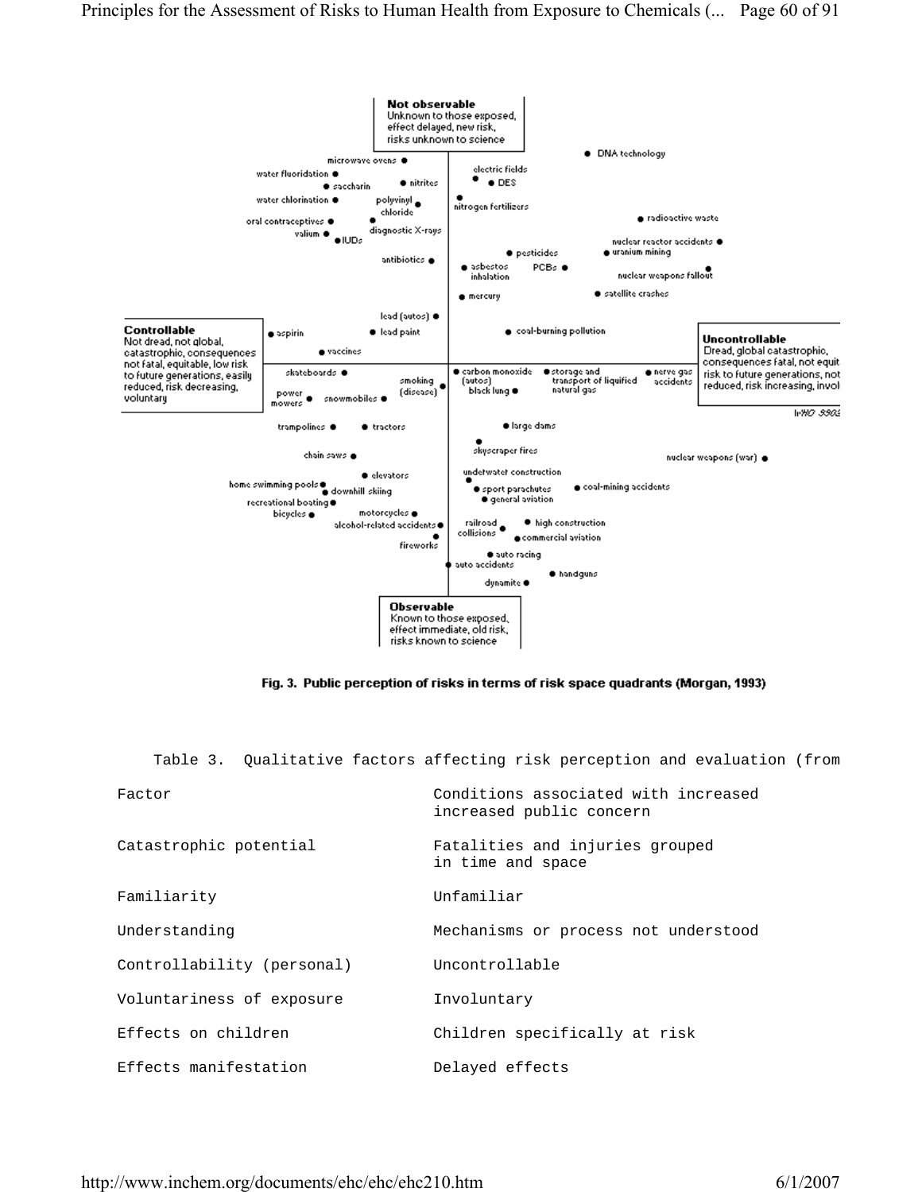Fig. 3. Public perception of risks in terms of risk space quadrants (Morgan, 1993)

Table 3. Qualitative factors affecting risk perception and evaluation (from

| Factor | Conditions associated with increased increased public concern |
|---|---|
| Catastrophic potential | Fatalities and injuries grouped in time and space |
| Familiarity | Unfamiliar |
| Understanding | Mechanisms or process not understood |
| Controllability (personal) | Uncontrollable |
| Voluntariness of exposure | Involuntary |
| Effects on children | Children specifically at risk |
| Effects manifestation | Delayed effects |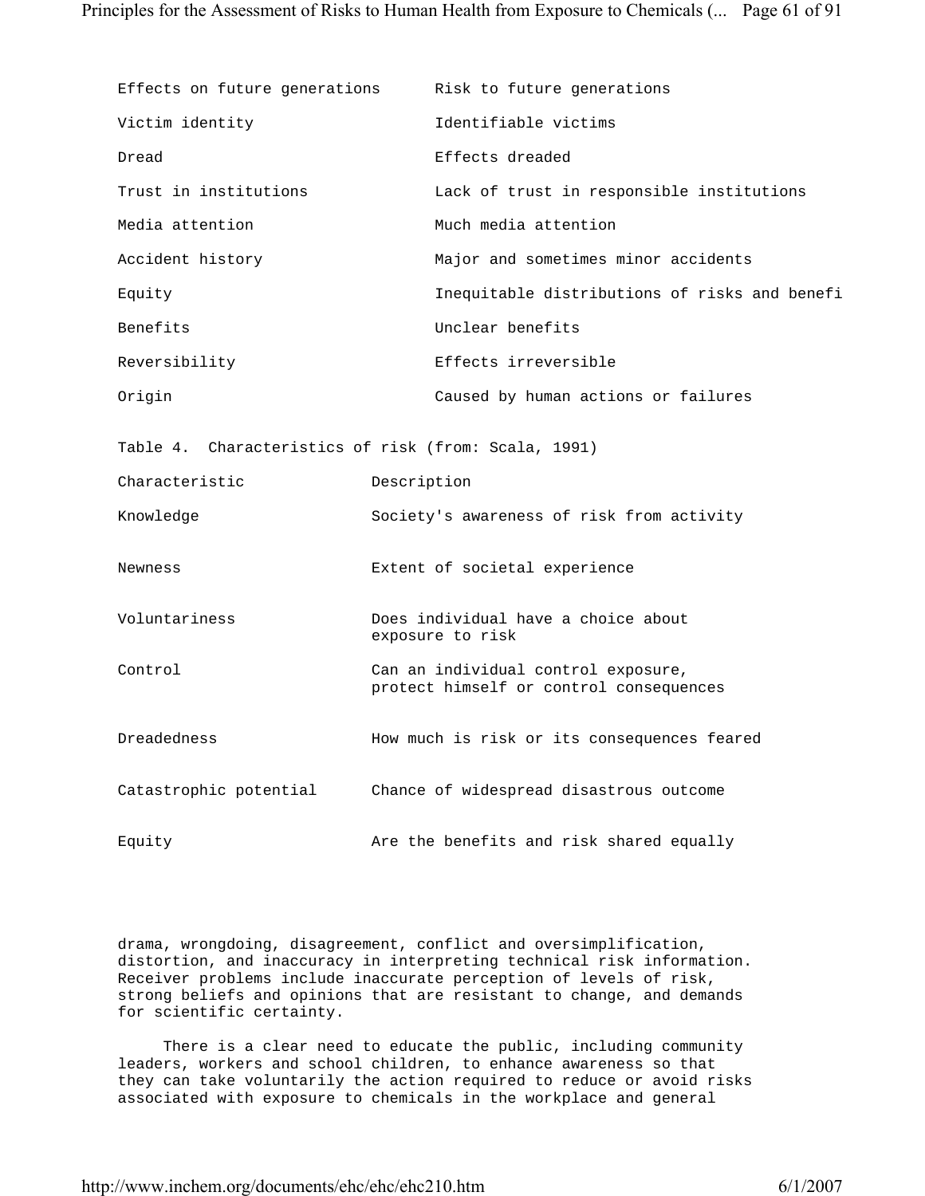| | |
|---|---|
| Effects on future generations | Risk to future generations |
| Victim identity | Identifiable victims |
| Dread | Effects dreaded |
| Trust in institutions | Lack of trust in responsible institutions |
| Media attention | Much media attention |
| Accident history | Major and sometimes minor accidents |
| Equity | Inequitable distributions of risks and benefi |
| Benefits | Unclear benefits |
| Reversibility | Effects irreversible |
| Origin | Caused by human actions or failures |

Table 4. Characteristics of risk (from: Scala, 1991)

| Characteristic | Description |
|---|---|
| Knowledge | Society's awareness of risk from activity |
| Newness | Extent of societal experience |
| Voluntariness | Does individual have a choice about exposure to risk |
| Control | Can an individual control exposure, protect himself or control consequences |
| Dreadedness | How much is risk or its consequences feared |
| Catastrophic potential | Chance of widespread disastrous outcome |
| Equity | Are the benefits and risk shared equally |

drama, wrongdoing, disagreement, conflict and oversimplification, distortion, and inaccuracy in interpreting technical risk information. Receiver problems include inaccurate perception of levels of risk, strong beliefs and opinions that are resistant to change, and demands for scientific certainty.

There is a clear need to educate the public, including community leaders, workers and school children, to enhance awareness so that they can take voluntarily the action required to reduce or avoid risks associated with exposure to chemicals in the workplace and general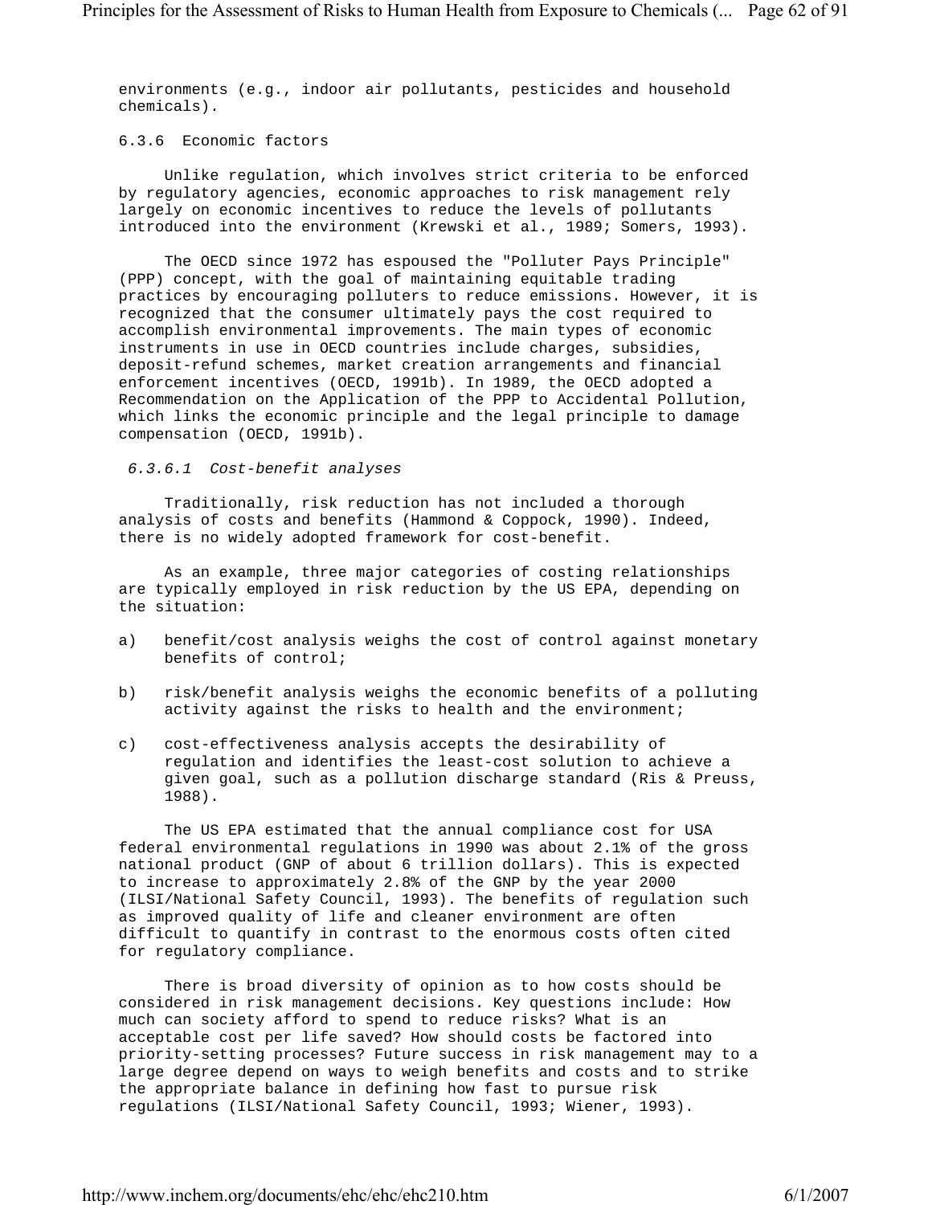environments (e.g., indoor air pollutants, pesticides and household chemicals).

### 6.3.6 Economic factors

Unlike regulation, which involves strict criteria to be enforced by regulatory agencies, economic approaches to risk management rely largely on economic incentives to reduce the levels of pollutants introduced into the environment (Krewski et al., 1989; Somers, 1993).

The OECD since 1972 has espoused the "Polluter Pays Principle" (PPP) concept, with the goal of maintaining equitable trading practices by encouraging polluters to reduce emissions. However, it is recognized that the consumer ultimately pays the cost required to accomplish environmental improvements. The main types of economic instruments in use in OECD countries include charges, subsidies, deposit-refund schemes, market creation arrangements and financial enforcement incentives (OECD, 1991b). In 1989, the OECD adopted a Recommendation on the Application of the PPP to Accidental Pollution, which links the economic principle and the legal principle to damage compensation (OECD, 1991b).

#### *6.3.6.1 Cost-benefit analyses*

Traditionally, risk reduction has not included a thorough analysis of costs and benefits (Hammond & Coppock, 1990). Indeed, there is no widely adopted framework for cost-benefit.

As an example, three major categories of costing relationships are typically employed in risk reduction by the US EPA, depending on the situation:

a) benefit/cost analysis weighs the cost of control against monetary benefits of control;

b) risk/benefit analysis weighs the economic benefits of a polluting activity against the risks to health and the environment;

c) cost-effectiveness analysis accepts the desirability of regulation and identifies the least-cost solution to achieve a given goal, such as a pollution discharge standard (Ris & Preuss, 1988).

The US EPA estimated that the annual compliance cost for USA federal environmental regulations in 1990 was about 2.1% of the gross national product (GNP of about 6 trillion dollars). This is expected to increase to approximately 2.8% of the GNP by the year 2000 (ILSI/National Safety Council, 1993). The benefits of regulation such as improved quality of life and cleaner environment are often difficult to quantify in contrast to the enormous costs often cited for regulatory compliance.

There is broad diversity of opinion as to how costs should be considered in risk management decisions. Key questions include: How much can society afford to spend to reduce risks? What is an acceptable cost per life saved? How should costs be factored into priority-setting processes? Future success in risk management may to a large degree depend on ways to weigh benefits and costs and to strike the appropriate balance in defining how fast to pursue risk regulations (ILSI/National Safety Council, 1993; Wiener, 1993).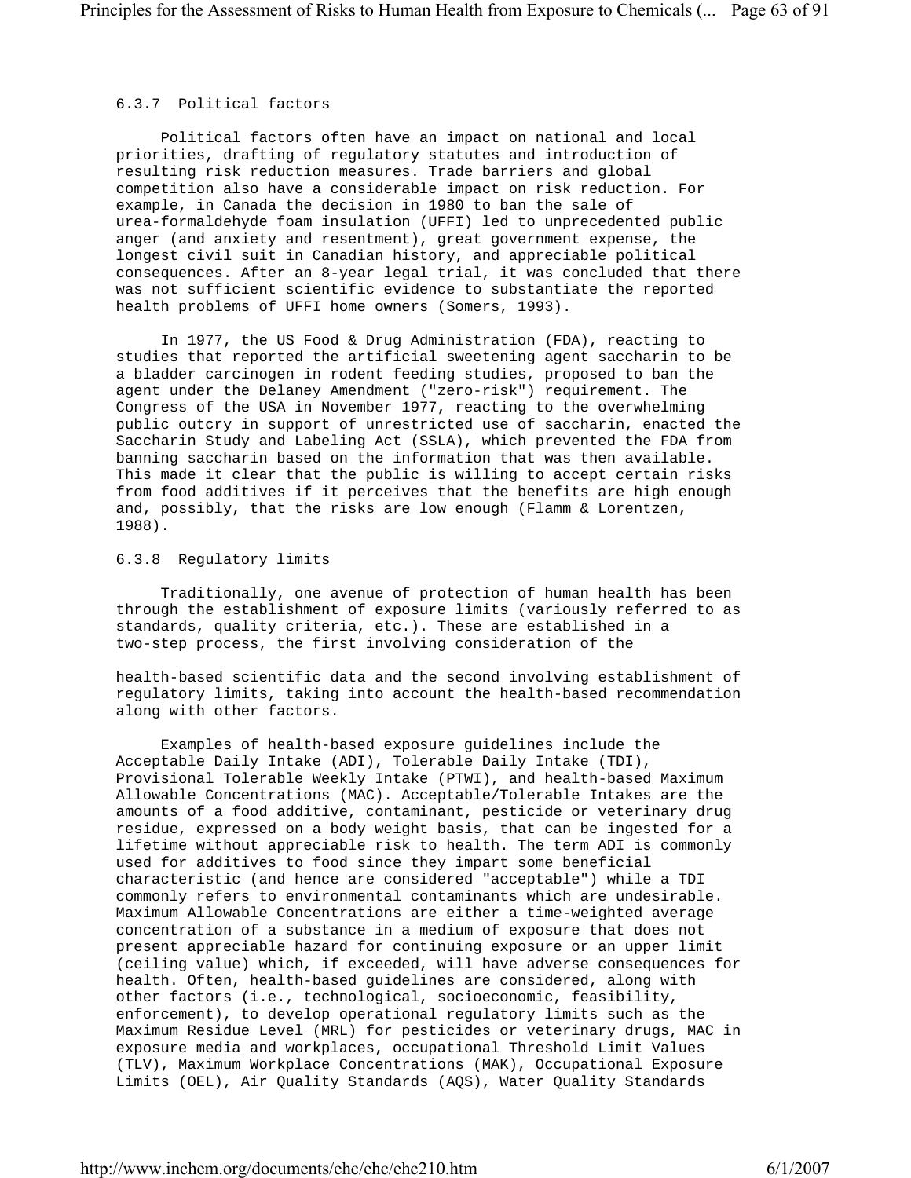### 6.3.7 Political factors

Political factors often have an impact on national and local priorities, drafting of regulatory statutes and introduction of resulting risk reduction measures. Trade barriers and global competition also have a considerable impact on risk reduction. For example, in Canada the decision in 1980 to ban the sale of urea-formaldehyde foam insulation (UFFI) led to unprecedented public anger (and anxiety and resentment), great government expense, the longest civil suit in Canadian history, and appreciable political consequences. After an 8-year legal trial, it was concluded that there was not sufficient scientific evidence to substantiate the reported health problems of UFFI home owners (Somers, 1993).

In 1977, the US Food & Drug Administration (FDA), reacting to studies that reported the artificial sweetening agent saccharin to be a bladder carcinogen in rodent feeding studies, proposed to ban the agent under the Delaney Amendment ("zero-risk") requirement. The Congress of the USA in November 1977, reacting to the overwhelming public outcry in support of unrestricted use of saccharin, enacted the Saccharin Study and Labeling Act (SSLA), which prevented the FDA from banning saccharin based on the information that was then available. This made it clear that the public is willing to accept certain risks from food additives if it perceives that the benefits are high enough and, possibly, that the risks are low enough (Flamm & Lorentzen, 1988).

### 6.3.8 Regulatory limits

Traditionally, one avenue of protection of human health has been through the establishment of exposure limits (variously referred to as standards, quality criteria, etc.). These are established in a two-step process, the first involving consideration of the health-based scientific data and the second involving establishment of regulatory limits, taking into account the health-based recommendation along with other factors.

Examples of health-based exposure guidelines include the Acceptable Daily Intake (ADI), Tolerable Daily Intake (TDI), Provisional Tolerable Weekly Intake (PTWI), and health-based Maximum Allowable Concentrations (MAC). Acceptable/Tolerable Intakes are the amounts of a food additive, contaminant, pesticide or veterinary drug residue, expressed on a body weight basis, that can be ingested for a lifetime without appreciable risk to health. The term ADI is commonly used for additives to food since they impart some beneficial characteristic (and hence are considered "acceptable") while a TDI commonly refers to environmental contaminants which are undesirable. Maximum Allowable Concentrations are either a time-weighted average concentration of a substance in a medium of exposure that does not present appreciable hazard for continuing exposure or an upper limit (ceiling value) which, if exceeded, will have adverse consequences for health. Often, health-based guidelines are considered, along with other factors (i.e., technological, socioeconomic, feasibility, enforcement), to develop operational regulatory limits such as the Maximum Residue Level (MRL) for pesticides or veterinary drugs, MAC in exposure media and workplaces, occupational Threshold Limit Values (TLV), Maximum Workplace Concentrations (MAK), Occupational Exposure Limits (OEL), Air Quality Standards (AQS), Water Quality Standards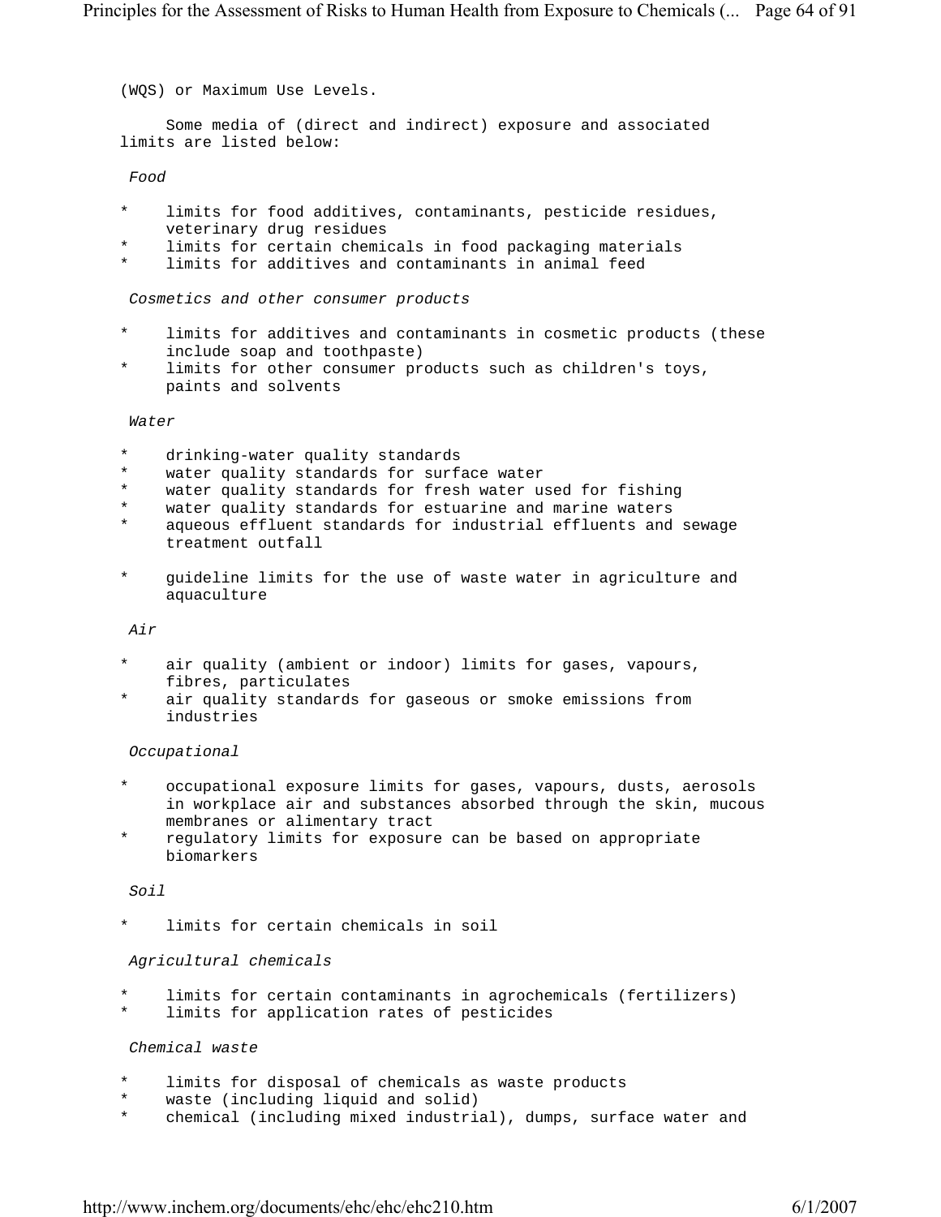(WQS) or Maximum Use Levels.

Some media of (direct and indirect) exposure and associated limits are listed below:

*Food*

* limits for food additives, contaminants, pesticide residues, veterinary drug residues
* limits for certain chemicals in food packaging materials
* limits for additives and contaminants in animal feed

*Cosmetics and other consumer products*

* limits for additives and contaminants in cosmetic products (these include soap and toothpaste)
* limits for other consumer products such as children's toys, paints and solvents

*Water*

* drinking-water quality standards
* water quality standards for surface water
* water quality standards for fresh water used for fishing
* water quality standards for estuarine and marine waters
* aqueous effluent standards for industrial effluents and sewage treatment outfall

* guideline limits for the use of waste water in agriculture and aquaculture

*Air*

* air quality (ambient or indoor) limits for gases, vapours, fibres, particulates
* air quality standards for gaseous or smoke emissions from industries

*Occupational*

* occupational exposure limits for gases, vapours, dusts, aerosols in workplace air and substances absorbed through the skin, mucous membranes or alimentary tract
* regulatory limits for exposure can be based on appropriate biomarkers

*Soil*

* limits for certain chemicals in soil

*Agricultural chemicals*

* limits for certain contaminants in agrochemicals (fertilizers)
* limits for application rates of pesticides

*Chemical waste*

* limits for disposal of chemicals as waste products
* waste (including liquid and solid)
* chemical (including mixed industrial), dumps, surface water and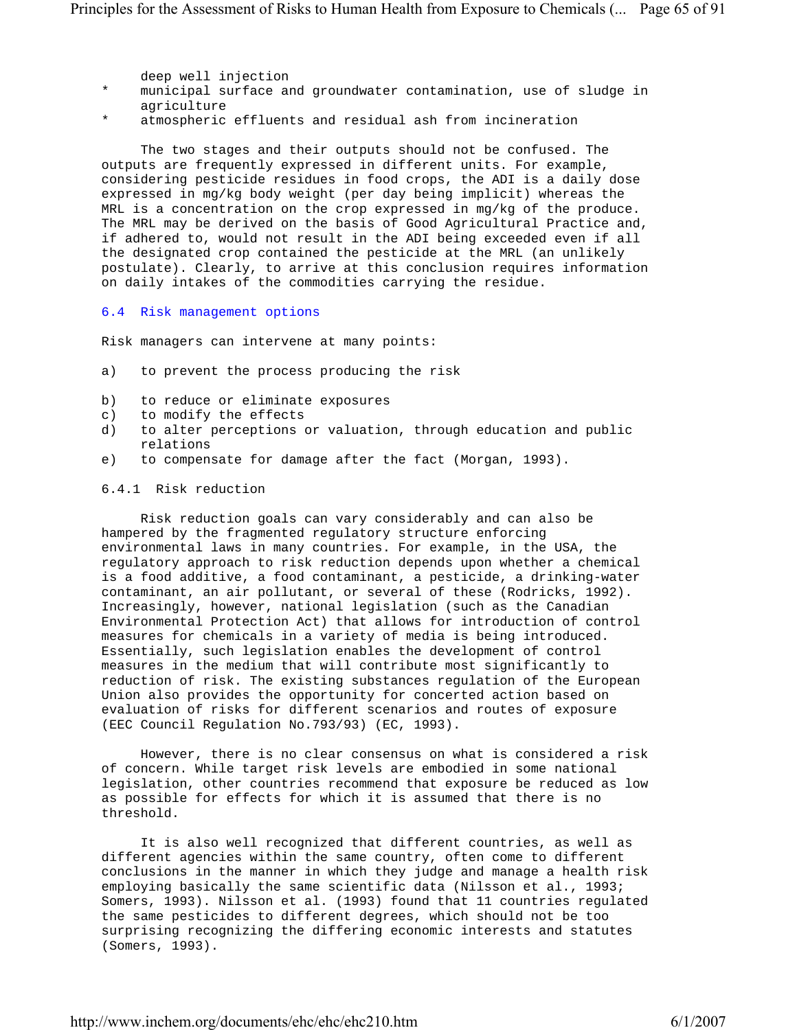deep well injection

* municipal surface and groundwater contamination, use of sludge in agriculture
* atmospheric effluents and residual ash from incineration

The two stages and their outputs should not be confused. The outputs are frequently expressed in different units. For example, considering pesticide residues in food crops, the ADI is a daily dose expressed in mg/kg body weight (per day being implicit) whereas the MRL is a concentration on the crop expressed in mg/kg of the produce. The MRL may be derived on the basis of Good Agricultural Practice and, if adhered to, would not result in the ADI being exceeded even if all the designated crop contained the pesticide at the MRL (an unlikely postulate). Clearly, to arrive at this conclusion requires information on daily intakes of the commodities carrying the residue.

## 6.4 Risk management options

Risk managers can intervene at many points:

a) to prevent the process producing the risk

b) to reduce or eliminate exposures

c) to modify the effects

d) to alter perceptions or valuation, through education and public relations

e) to compensate for damage after the fact (Morgan, 1993).

### 6.4.1 Risk reduction

Risk reduction goals can vary considerably and can also be hampered by the fragmented regulatory structure enforcing environmental laws in many countries. For example, in the USA, the regulatory approach to risk reduction depends upon whether a chemical is a food additive, a food contaminant, a pesticide, a drinking-water contaminant, an air pollutant, or several of these (Rodricks, 1992). Increasingly, however, national legislation (such as the Canadian Environmental Protection Act) that allows for introduction of control measures for chemicals in a variety of media is being introduced. Essentially, such legislation enables the development of control measures in the medium that will contribute most significantly to reduction of risk. The existing substances regulation of the European Union also provides the opportunity for concerted action based on evaluation of risks for different scenarios and routes of exposure (EEC Council Regulation No.793/93) (EC, 1993).

However, there is no clear consensus on what is considered a risk of concern. While target risk levels are embodied in some national legislation, other countries recommend that exposure be reduced as low as possible for effects for which it is assumed that there is no threshold.

It is also well recognized that different countries, as well as different agencies within the same country, often come to different conclusions in the manner in which they judge and manage a health risk employing basically the same scientific data (Nilsson et al., 1993; Somers, 1993). Nilsson et al. (1993) found that 11 countries regulated the same pesticides to different degrees, which should not be too surprising recognizing the differing economic interests and statutes (Somers, 1993).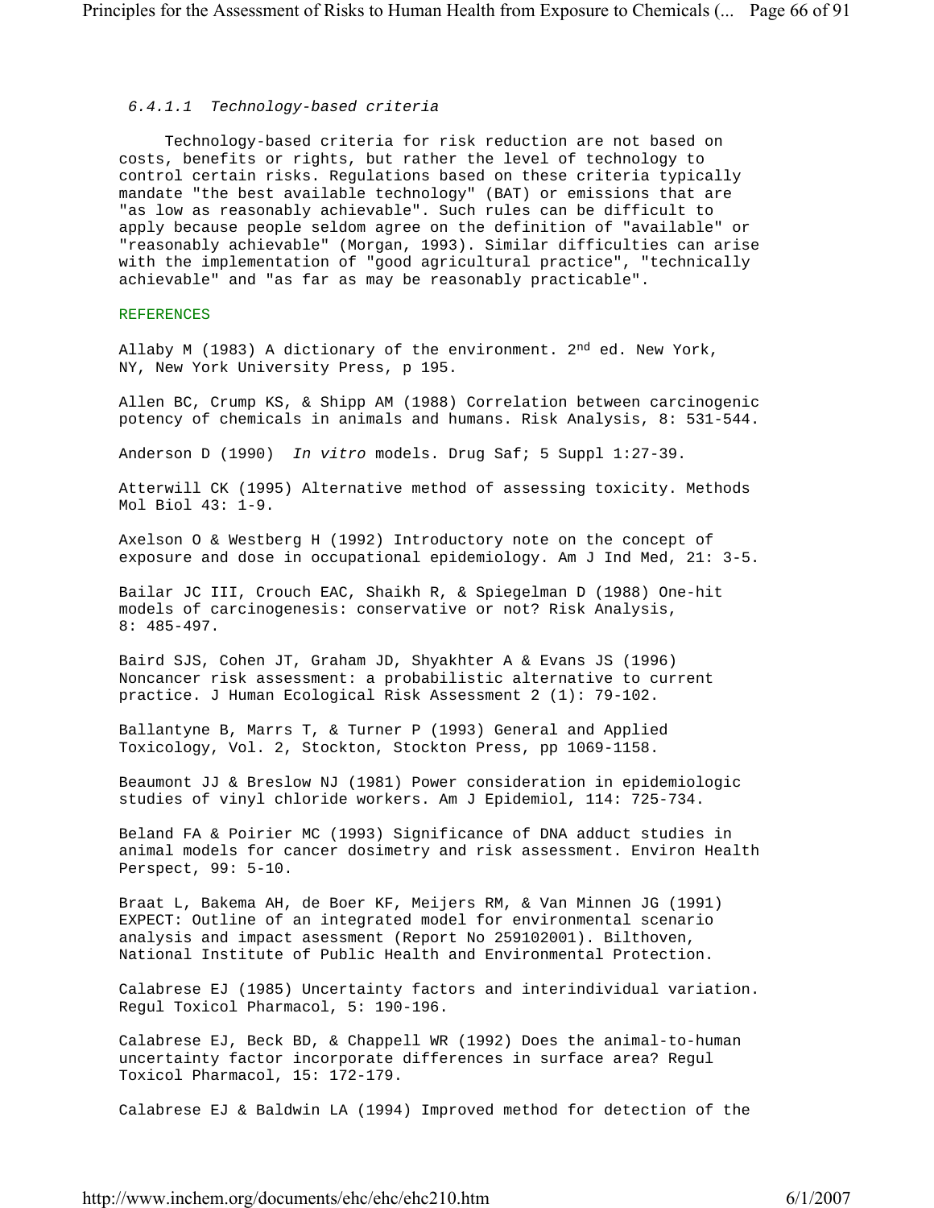#### *6.4.1.1 Technology-based criteria*

Technology-based criteria for risk reduction are not based on costs, benefits or rights, but rather the level of technology to control certain risks. Regulations based on these criteria typically mandate "the best available technology" (BAT) or emissions that are "as low as reasonably achievable". Such rules can be difficult to apply because people seldom agree on the definition of "available" or "reasonably achievable" (Morgan, 1993). Similar difficulties can arise with the implementation of "good agricultural practice", "technically achievable" and "as far as may be reasonably practicable".

## REFERENCES

Allaby M (1983) A dictionary of the environment. 2nd ed. New York, NY, New York University Press, p 195.

Allen BC, Crump KS, & Shipp AM (1988) Correlation between carcinogenic potency of chemicals in animals and humans. Risk Analysis, 8: 531-544.

Anderson D (1990) *In vitro* models. Drug Saf; 5 Suppl 1:27-39.

Atterwill CK (1995) Alternative method of assessing toxicity. Methods Mol Biol 43: 1-9.

Axelson O & Westberg H (1992) Introductory note on the concept of exposure and dose in occupational epidemiology. Am J Ind Med, 21: 3-5.

Bailar JC III, Crouch EAC, Shaikh R, & Spiegelman D (1988) One-hit models of carcinogenesis: conservative or not? Risk Analysis, 8: 485-497.

Baird SJS, Cohen JT, Graham JD, Shyakhter A & Evans JS (1996) Noncancer risk assessment: a probabilistic alternative to current practice. J Human Ecological Risk Assessment 2 (1): 79-102.

Ballantyne B, Marrs T, & Turner P (1993) General and Applied Toxicology, Vol. 2, Stockton, Stockton Press, pp 1069-1158.

Beaumont JJ & Breslow NJ (1981) Power consideration in epidemiologic studies of vinyl chloride workers. Am J Epidemiol, 114: 725-734.

Beland FA & Poirier MC (1993) Significance of DNA adduct studies in animal models for cancer dosimetry and risk assessment. Environ Health Perspect, 99: 5-10.

Braat L, Bakema AH, de Boer KF, Meijers RM, & Van Minnen JG (1991) EXPECT: Outline of an integrated model for environmental scenario analysis and impact asessment (Report No 259102001). Bilthoven, National Institute of Public Health and Environmental Protection.

Calabrese EJ (1985) Uncertainty factors and interindividual variation. Regul Toxicol Pharmacol, 5: 190-196.

Calabrese EJ, Beck BD, & Chappell WR (1992) Does the animal-to-human uncertainty factor incorporate differences in surface area? Regul Toxicol Pharmacol, 15: 172-179.

Calabrese EJ & Baldwin LA (1994) Improved method for detection of the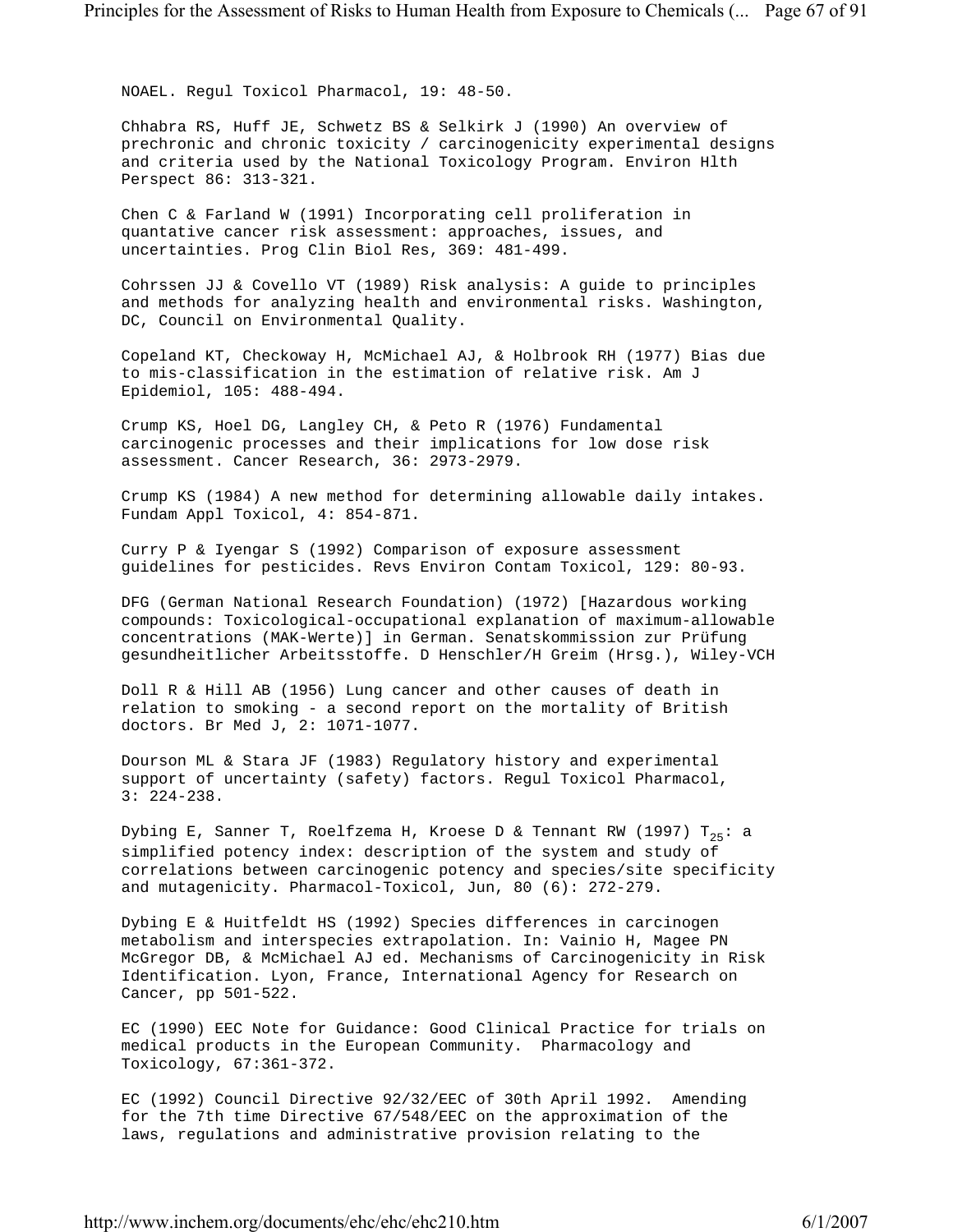NOAEL. Regul Toxicol Pharmacol, 19: 48-50.

Chhabra RS, Huff JE, Schwetz BS & Selkirk J (1990) An overview of prechronic and chronic toxicity / carcinogenicity experimental designs and criteria used by the National Toxicology Program. Environ Hlth Perspect 86: 313-321.

Chen C & Farland W (1991) Incorporating cell proliferation in quantative cancer risk assessment: approaches, issues, and uncertainties. Prog Clin Biol Res, 369: 481-499.

Cohrssen JJ & Covello VT (1989) Risk analysis: A guide to principles and methods for analyzing health and environmental risks. Washington, DC, Council on Environmental Quality.

Copeland KT, Checkoway H, McMichael AJ, & Holbrook RH (1977) Bias due to mis-classification in the estimation of relative risk. Am J Epidemiol, 105: 488-494.

Crump KS, Hoel DG, Langley CH, & Peto R (1976) Fundamental carcinogenic processes and their implications for low dose risk assessment. Cancer Research, 36: 2973-2979.

Crump KS (1984) A new method for determining allowable daily intakes. Fundam Appl Toxicol, 4: 854-871.

Curry P & Iyengar S (1992) Comparison of exposure assessment guidelines for pesticides. Revs Environ Contam Toxicol, 129: 80-93.

DFG (German National Research Foundation) (1972) [Hazardous working compounds: Toxicological-occupational explanation of maximum-allowable concentrations (MAK-Werte)] in German. Senatskommission zur Prüfung gesundheitlicher Arbeitsstoffe. D Henschler/H Greim (Hrsg.), Wiley-VCH

Doll R & Hill AB (1956) Lung cancer and other causes of death in relation to smoking - a second report on the mortality of British doctors. Br Med J, 2: 1071-1077.

Dourson ML & Stara JF (1983) Regulatory history and experimental support of uncertainty (safety) factors. Regul Toxicol Pharmacol, 3: 224-238.

Dybing E, Sanner T, Roelfzema H, Kroese D & Tennant RW (1997) $T_{25}$: a simplified potency index: description of the system and study of correlations between carcinogenic potency and species/site specificity and mutagenicity. Pharmacol-Toxicol, Jun, 80 (6): 272-279.

Dybing E & Huitfeldt HS (1992) Species differences in carcinogen metabolism and interspecies extrapolation. In: Vainio H, Magee PN McGregor DB, & McMichael AJ ed. Mechanisms of Carcinogenicity in Risk Identification. Lyon, France, International Agency for Research on Cancer, pp 501-522.

EC (1990) EEC Note for Guidance: Good Clinical Practice for trials on medical products in the European Community. Pharmacology and Toxicology, 67:361-372.

EC (1992) Council Directive 92/32/EEC of 30th April 1992. Amending for the 7th time Directive 67/548/EEC on the approximation of the laws, regulations and administrative provision relating to the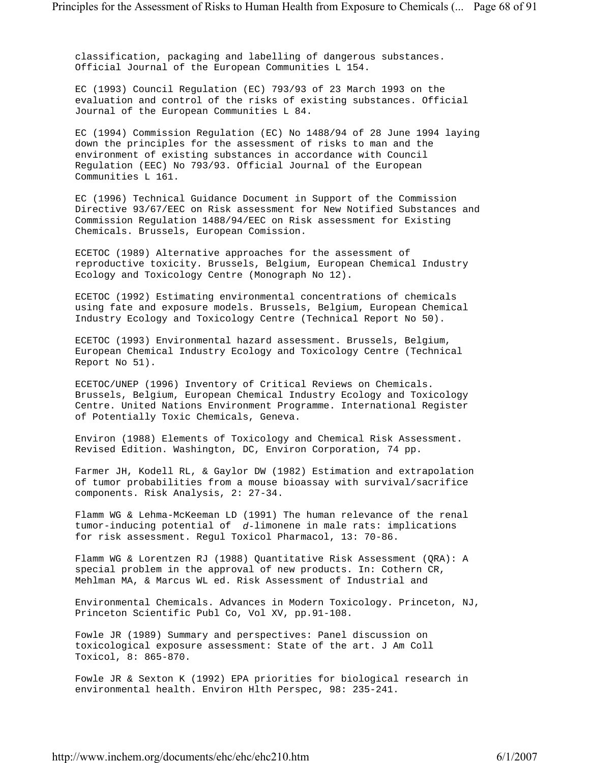classification, packaging and labelling of dangerous substances. Official Journal of the European Communities L 154.

EC (1993) Council Regulation (EC) 793/93 of 23 March 1993 on the evaluation and control of the risks of existing substances. Official Journal of the European Communities L 84.

EC (1994) Commission Regulation (EC) No 1488/94 of 28 June 1994 laying down the principles for the assessment of risks to man and the environment of existing substances in accordance with Council Regulation (EEC) No 793/93. Official Journal of the European Communities L 161.

EC (1996) Technical Guidance Document in Support of the Commission Directive 93/67/EEC on Risk assessment for New Notified Substances and Commission Regulation 1488/94/EEC on Risk assessment for Existing Chemicals. Brussels, European Comission.

ECETOC (1989) Alternative approaches for the assessment of reproductive toxicity. Brussels, Belgium, European Chemical Industry Ecology and Toxicology Centre (Monograph No 12).

ECETOC (1992) Estimating environmental concentrations of chemicals using fate and exposure models. Brussels, Belgium, European Chemical Industry Ecology and Toxicology Centre (Technical Report No 50).

ECETOC (1993) Environmental hazard assessment. Brussels, Belgium, European Chemical Industry Ecology and Toxicology Centre (Technical Report No 51).

ECETOC/UNEP (1996) Inventory of Critical Reviews on Chemicals. Brussels, Belgium, European Chemical Industry Ecology and Toxicology Centre. United Nations Environment Programme. International Register of Potentially Toxic Chemicals, Geneva.

Environ (1988) Elements of Toxicology and Chemical Risk Assessment. Revised Edition. Washington, DC, Environ Corporation, 74 pp.

Farmer JH, Kodell RL, & Gaylor DW (1982) Estimation and extrapolation of tumor probabilities from a mouse bioassay with survival/sacrifice components. Risk Analysis, 2: 27-34.

Flamm WG & Lehma-McKeeman LD (1991) The human relevance of the renal tumor-inducing potential of *d*-limonene in male rats: implications for risk assessment. Regul Toxicol Pharmacol, 13: 70-86.

Flamm WG & Lorentzen RJ (1988) Quantitative Risk Assessment (QRA): A special problem in the approval of new products. In: Cothern CR, Mehlman MA, & Marcus WL ed. Risk Assessment of Industrial and Environmental Chemicals. Advances in Modern Toxicology. Princeton, NJ, Princeton Scientific Publ Co, Vol XV, pp.91-108.

Fowle JR (1989) Summary and perspectives: Panel discussion on toxicological exposure assessment: State of the art. J Am Coll Toxicol, 8: 865-870.

Fowle JR & Sexton K (1992) EPA priorities for biological research in environmental health. Environ Hlth Perspec, 98: 235-241.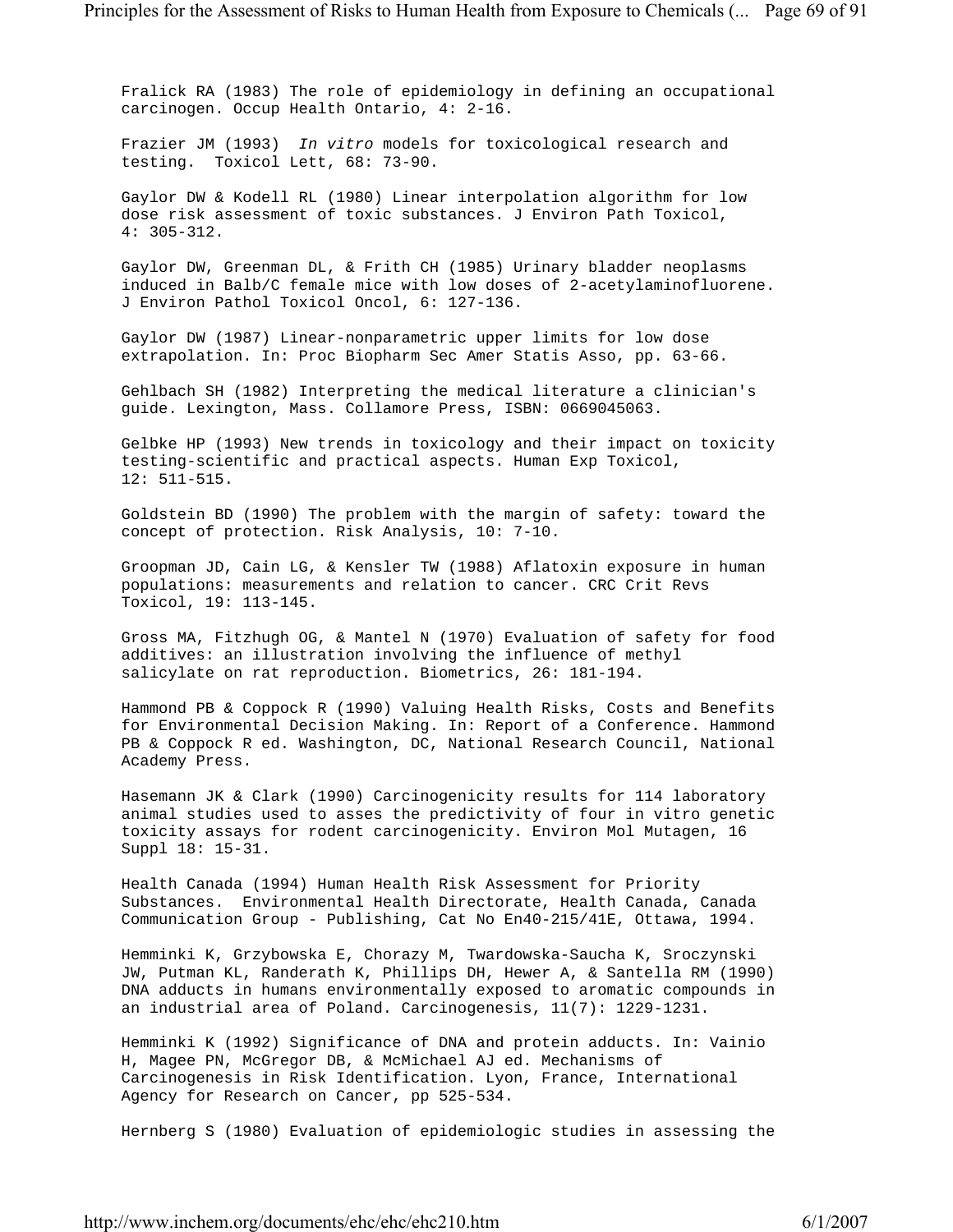Fralick RA (1983) The role of epidemiology in defining an occupational carcinogen. Occup Health Ontario, 4: 2-16.

Frazier JM (1993) *In vitro* models for toxicological research and testing. Toxicol Lett, 68: 73-90.

Gaylor DW & Kodell RL (1980) Linear interpolation algorithm for low dose risk assessment of toxic substances. J Environ Path Toxicol, 4: 305-312.

Gaylor DW, Greenman DL, & Frith CH (1985) Urinary bladder neoplasms induced in Balb/C female mice with low doses of 2-acetylaminofluorene. J Environ Pathol Toxicol Oncol, 6: 127-136.

Gaylor DW (1987) Linear-nonparametric upper limits for low dose extrapolation. In: Proc Biopharm Sec Amer Statis Asso, pp. 63-66.

Gehlbach SH (1982) Interpreting the medical literature a clinician's guide. Lexington, Mass. Collamore Press, ISBN: 0669045063.

Gelbke HP (1993) New trends in toxicology and their impact on toxicity testing-scientific and practical aspects. Human Exp Toxicol, 12: 511-515.

Goldstein BD (1990) The problem with the margin of safety: toward the concept of protection. Risk Analysis, 10: 7-10.

Groopman JD, Cain LG, & Kensler TW (1988) Aflatoxin exposure in human populations: measurements and relation to cancer. CRC Crit Revs Toxicol, 19: 113-145.

Gross MA, Fitzhugh OG, & Mantel N (1970) Evaluation of safety for food additives: an illustration involving the influence of methyl salicylate on rat reproduction. Biometrics, 26: 181-194.

Hammond PB & Coppock R (1990) Valuing Health Risks, Costs and Benefits for Environmental Decision Making. In: Report of a Conference. Hammond PB & Coppock R ed. Washington, DC, National Research Council, National Academy Press.

Hasemann JK & Clark (1990) Carcinogenicity results for 114 laboratory animal studies used to asses the predictivity of four in vitro genetic toxicity assays for rodent carcinogenicity. Environ Mol Mutagen, 16 Suppl 18: 15-31.

Health Canada (1994) Human Health Risk Assessment for Priority Substances. Environmental Health Directorate, Health Canada, Canada Communication Group - Publishing, Cat No En40-215/41E, Ottawa, 1994.

Hemminki K, Grzybowska E, Chorazy M, Twardowska-Saucha K, Sroczynski JW, Putman KL, Randerath K, Phillips DH, Hewer A, & Santella RM (1990) DNA adducts in humans environmentally exposed to aromatic compounds in an industrial area of Poland. Carcinogenesis, 11(7): 1229-1231.

Hemminki K (1992) Significance of DNA and protein adducts. In: Vainio H, Magee PN, McGregor DB, & McMichael AJ ed. Mechanisms of Carcinogenesis in Risk Identification. Lyon, France, International Agency for Research on Cancer, pp 525-534.

Hernberg S (1980) Evaluation of epidemiologic studies in assessing the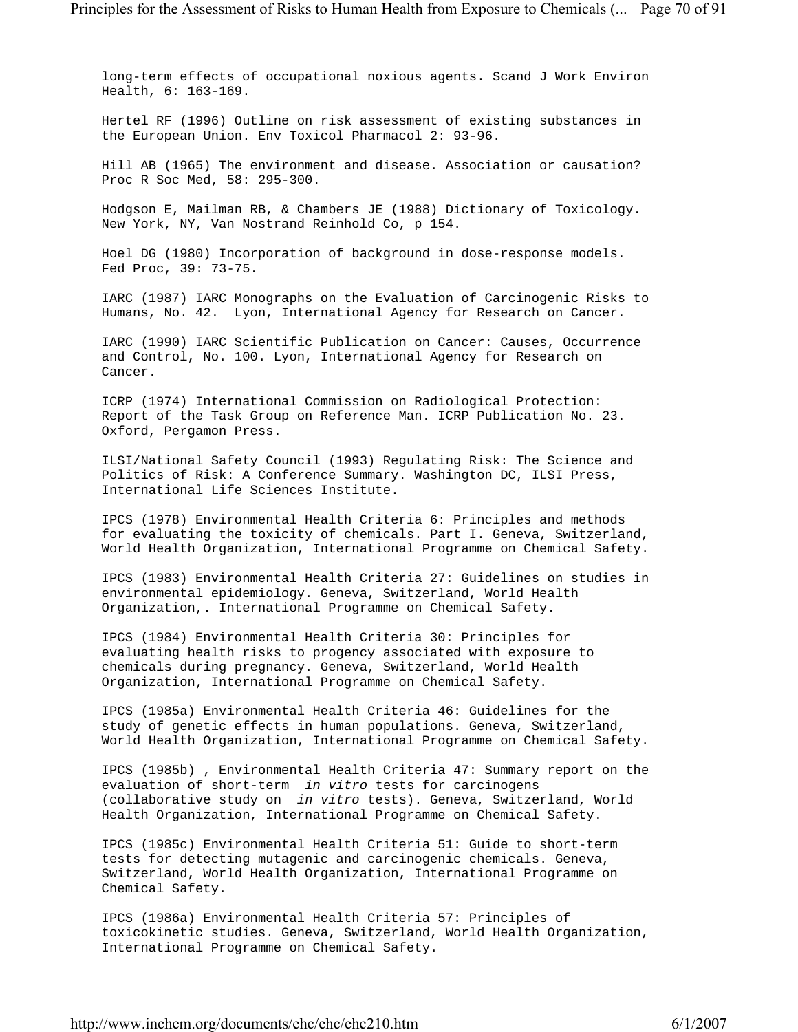long-term effects of occupational noxious agents. Scand J Work Environ Health, 6: 163-169.

Hertel RF (1996) Outline on risk assessment of existing substances in the European Union. Env Toxicol Pharmacol 2: 93-96.

Hill AB (1965) The environment and disease. Association or causation? Proc R Soc Med, 58: 295-300.

Hodgson E, Mailman RB, & Chambers JE (1988) Dictionary of Toxicology. New York, NY, Van Nostrand Reinhold Co, p 154.

Hoel DG (1980) Incorporation of background in dose-response models. Fed Proc, 39: 73-75.

IARC (1987) IARC Monographs on the Evaluation of Carcinogenic Risks to Humans, No. 42. Lyon, International Agency for Research on Cancer.

IARC (1990) IARC Scientific Publication on Cancer: Causes, Occurrence and Control, No. 100. Lyon, International Agency for Research on Cancer.

ICRP (1974) International Commission on Radiological Protection: Report of the Task Group on Reference Man. ICRP Publication No. 23. Oxford, Pergamon Press.

ILSI/National Safety Council (1993) Regulating Risk: The Science and Politics of Risk: A Conference Summary. Washington DC, ILSI Press, International Life Sciences Institute.

IPCS (1978) Environmental Health Criteria 6: Principles and methods for evaluating the toxicity of chemicals. Part I. Geneva, Switzerland, World Health Organization, International Programme on Chemical Safety.

IPCS (1983) Environmental Health Criteria 27: Guidelines on studies in environmental epidemiology. Geneva, Switzerland, World Health Organization,. International Programme on Chemical Safety.

IPCS (1984) Environmental Health Criteria 30: Principles for evaluating health risks to progency associated with exposure to chemicals during pregnancy. Geneva, Switzerland, World Health Organization, International Programme on Chemical Safety.

IPCS (1985a) Environmental Health Criteria 46: Guidelines for the study of genetic effects in human populations. Geneva, Switzerland, World Health Organization, International Programme on Chemical Safety.

IPCS (1985b) , Environmental Health Criteria 47: Summary report on the evaluation of short-term *in vitro* tests for carcinogens (collaborative study on *in vitro* tests). Geneva, Switzerland, World Health Organization, International Programme on Chemical Safety.

IPCS (1985c) Environmental Health Criteria 51: Guide to short-term tests for detecting mutagenic and carcinogenic chemicals. Geneva, Switzerland, World Health Organization, International Programme on Chemical Safety.

IPCS (1986a) Environmental Health Criteria 57: Principles of toxicokinetic studies. Geneva, Switzerland, World Health Organization, International Programme on Chemical Safety.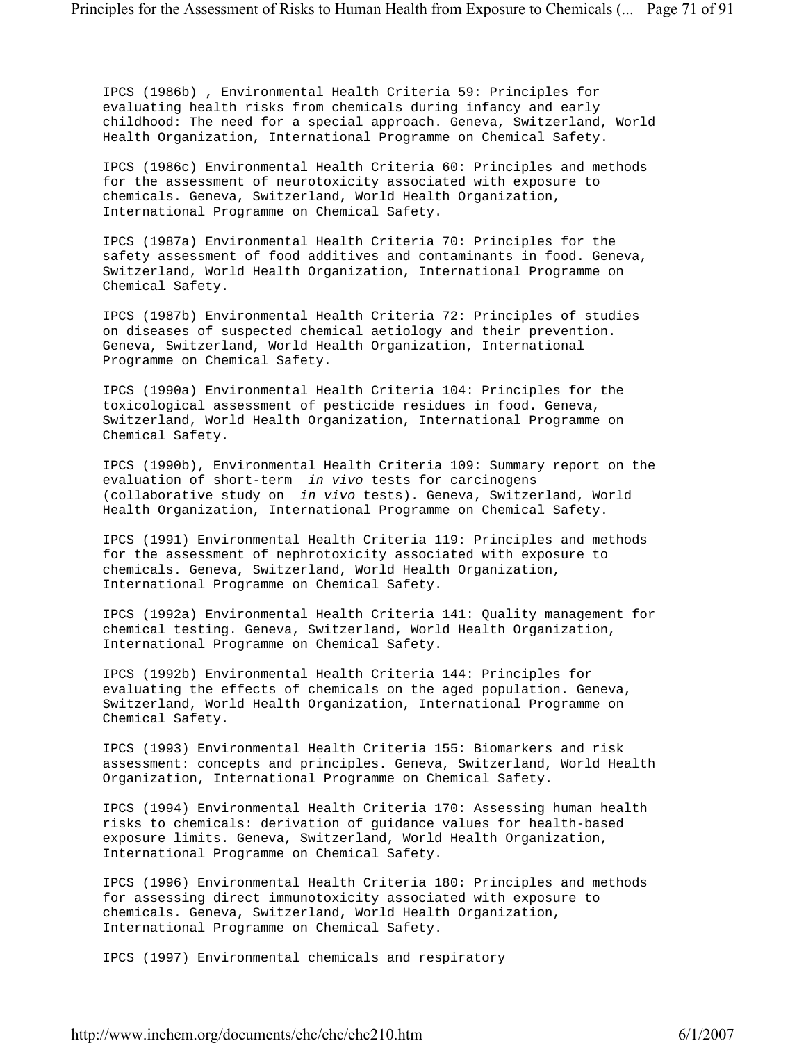IPCS (1986b) , Environmental Health Criteria 59: Principles for evaluating health risks from chemicals during infancy and early childhood: The need for a special approach. Geneva, Switzerland, World Health Organization, International Programme on Chemical Safety.

IPCS (1986c) Environmental Health Criteria 60: Principles and methods for the assessment of neurotoxicity associated with exposure to chemicals. Geneva, Switzerland, World Health Organization, International Programme on Chemical Safety.

IPCS (1987a) Environmental Health Criteria 70: Principles for the safety assessment of food additives and contaminants in food. Geneva, Switzerland, World Health Organization, International Programme on Chemical Safety.

IPCS (1987b) Environmental Health Criteria 72: Principles of studies on diseases of suspected chemical aetiology and their prevention. Geneva, Switzerland, World Health Organization, International Programme on Chemical Safety.

IPCS (1990a) Environmental Health Criteria 104: Principles for the toxicological assessment of pesticide residues in food. Geneva, Switzerland, World Health Organization, International Programme on Chemical Safety.

IPCS (1990b), Environmental Health Criteria 109: Summary report on the evaluation of short-term *in vivo* tests for carcinogens (collaborative study on *in vivo* tests). Geneva, Switzerland, World Health Organization, International Programme on Chemical Safety.

IPCS (1991) Environmental Health Criteria 119: Principles and methods for the assessment of nephrotoxicity associated with exposure to chemicals. Geneva, Switzerland, World Health Organization, International Programme on Chemical Safety.

IPCS (1992a) Environmental Health Criteria 141: Quality management for chemical testing. Geneva, Switzerland, World Health Organization, International Programme on Chemical Safety.

IPCS (1992b) Environmental Health Criteria 144: Principles for evaluating the effects of chemicals on the aged population. Geneva, Switzerland, World Health Organization, International Programme on Chemical Safety.

IPCS (1993) Environmental Health Criteria 155: Biomarkers and risk assessment: concepts and principles. Geneva, Switzerland, World Health Organization, International Programme on Chemical Safety.

IPCS (1994) Environmental Health Criteria 170: Assessing human health risks to chemicals: derivation of guidance values for health-based exposure limits. Geneva, Switzerland, World Health Organization, International Programme on Chemical Safety.

IPCS (1996) Environmental Health Criteria 180: Principles and methods for assessing direct immunotoxicity associated with exposure to chemicals. Geneva, Switzerland, World Health Organization, International Programme on Chemical Safety.

IPCS (1997) Environmental chemicals and respiratory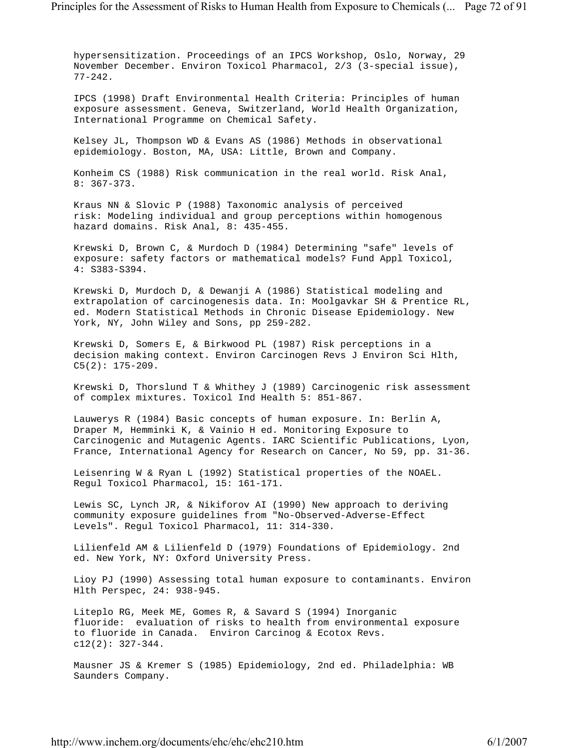hypersensitization. Proceedings of an IPCS Workshop, Oslo, Norway, 29 November December. Environ Toxicol Pharmacol, 2/3 (3-special issue), 77-242.

IPCS (1998) Draft Environmental Health Criteria: Principles of human exposure assessment. Geneva, Switzerland, World Health Organization, International Programme on Chemical Safety.

Kelsey JL, Thompson WD & Evans AS (1986) Methods in observational epidemiology. Boston, MA, USA: Little, Brown and Company.

Konheim CS (1988) Risk communication in the real world. Risk Anal, 8: 367-373.

Kraus NN & Slovic P (1988) Taxonomic analysis of perceived risk: Modeling individual and group perceptions within homogenous hazard domains. Risk Anal, 8: 435-455.

Krewski D, Brown C, & Murdoch D (1984) Determining "safe" levels of exposure: safety factors or mathematical models? Fund Appl Toxicol, 4: S383-S394.

Krewski D, Murdoch D, & Dewanji A (1986) Statistical modeling and extrapolation of carcinogenesis data. In: Moolgavkar SH & Prentice RL, ed. Modern Statistical Methods in Chronic Disease Epidemiology. New York, NY, John Wiley and Sons, pp 259-282.

Krewski D, Somers E, & Birkwood PL (1987) Risk perceptions in a decision making context. Environ Carcinogen Revs J Environ Sci Hlth, C5(2): 175-209.

Krewski D, Thorslund T & Whithey J (1989) Carcinogenic risk assessment of complex mixtures. Toxicol Ind Health 5: 851-867.

Lauwerys R (1984) Basic concepts of human exposure. In: Berlin A, Draper M, Hemminki K, & Vainio H ed. Monitoring Exposure to Carcinogenic and Mutagenic Agents. IARC Scientific Publications, Lyon, France, International Agency for Research on Cancer, No 59, pp. 31-36.

Leisenring W & Ryan L (1992) Statistical properties of the NOAEL. Regul Toxicol Pharmacol, 15: 161-171.

Lewis SC, Lynch JR, & Nikiforov AI (1990) New approach to deriving community exposure guidelines from "No-Observed-Adverse-Effect Levels". Regul Toxicol Pharmacol, 11: 314-330.

Lilienfeld AM & Lilienfeld D (1979) Foundations of Epidemiology. 2nd ed. New York, NY: Oxford University Press.

Lioy PJ (1990) Assessing total human exposure to contaminants. Environ Hlth Perspec, 24: 938-945.

Liteplo RG, Meek ME, Gomes R, & Savard S (1994) Inorganic fluoride: evaluation of risks to health from environmental exposure to fluoride in Canada. Environ Carcinog & Ecotox Revs. c12(2): 327-344.

Mausner JS & Kremer S (1985) Epidemiology, 2nd ed. Philadelphia: WB Saunders Company.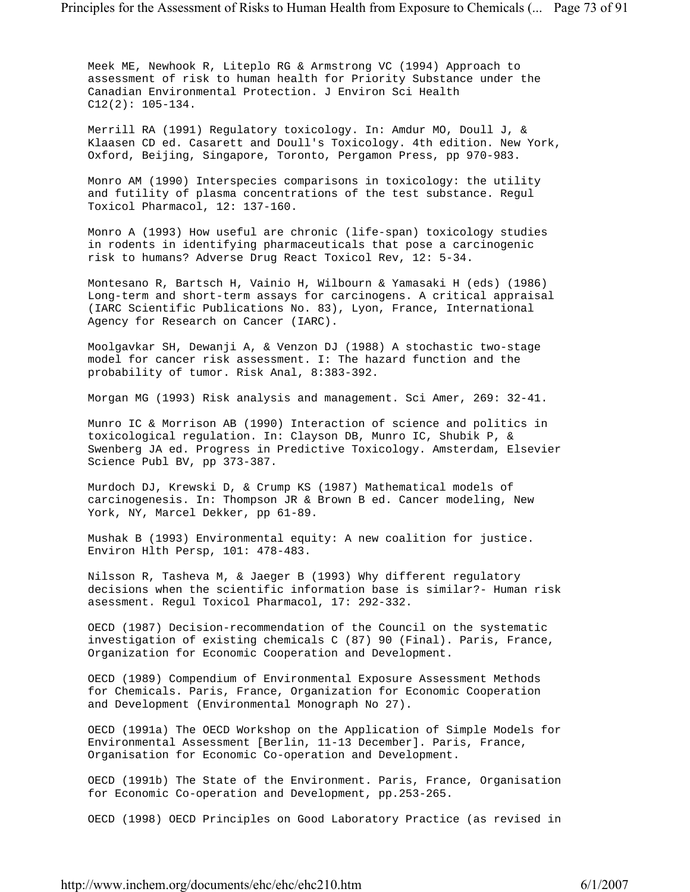Meek ME, Newhook R, Liteplo RG & Armstrong VC (1994) Approach to assessment of risk to human health for Priority Substance under the Canadian Environmental Protection. J Environ Sci Health C12(2): 105-134.

Merrill RA (1991) Regulatory toxicology. In: Amdur MO, Doull J, & Klaasen CD ed. Casarett and Doull's Toxicology. 4th edition. New York, Oxford, Beijing, Singapore, Toronto, Pergamon Press, pp 970-983.

Monro AM (1990) Interspecies comparisons in toxicology: the utility and futility of plasma concentrations of the test substance. Regul Toxicol Pharmacol, 12: 137-160.

Monro A (1993) How useful are chronic (life-span) toxicology studies in rodents in identifying pharmaceuticals that pose a carcinogenic risk to humans? Adverse Drug React Toxicol Rev, 12: 5-34.

Montesano R, Bartsch H, Vainio H, Wilbourn & Yamasaki H (eds) (1986) Long-term and short-term assays for carcinogens. A critical appraisal (IARC Scientific Publications No. 83), Lyon, France, International Agency for Research on Cancer (IARC).

Moolgavkar SH, Dewanji A, & Venzon DJ (1988) A stochastic two-stage model for cancer risk assessment. I: The hazard function and the probability of tumor. Risk Anal, 8:383-392.

Morgan MG (1993) Risk analysis and management. Sci Amer, 269: 32-41.

Munro IC & Morrison AB (1990) Interaction of science and politics in toxicological regulation. In: Clayson DB, Munro IC, Shubik P, & Swenberg JA ed. Progress in Predictive Toxicology. Amsterdam, Elsevier Science Publ BV, pp 373-387.

Murdoch DJ, Krewski D, & Crump KS (1987) Mathematical models of carcinogenesis. In: Thompson JR & Brown B ed. Cancer modeling, New York, NY, Marcel Dekker, pp 61-89.

Mushak B (1993) Environmental equity: A new coalition for justice. Environ Hlth Persp, 101: 478-483.

Nilsson R, Tasheva M, & Jaeger B (1993) Why different regulatory decisions when the scientific information base is similar?- Human risk asessment. Regul Toxicol Pharmacol, 17: 292-332.

OECD (1987) Decision-recommendation of the Council on the systematic investigation of existing chemicals C (87) 90 (Final). Paris, France, Organization for Economic Cooperation and Development.

OECD (1989) Compendium of Environmental Exposure Assessment Methods for Chemicals. Paris, France, Organization for Economic Cooperation and Development (Environmental Monograph No 27).

OECD (1991a) The OECD Workshop on the Application of Simple Models for Environmental Assessment [Berlin, 11-13 December]. Paris, France, Organisation for Economic Co-operation and Development.

OECD (1991b) The State of the Environment. Paris, France, Organisation for Economic Co-operation and Development, pp.253-265.

OECD (1998) OECD Principles on Good Laboratory Practice (as revised in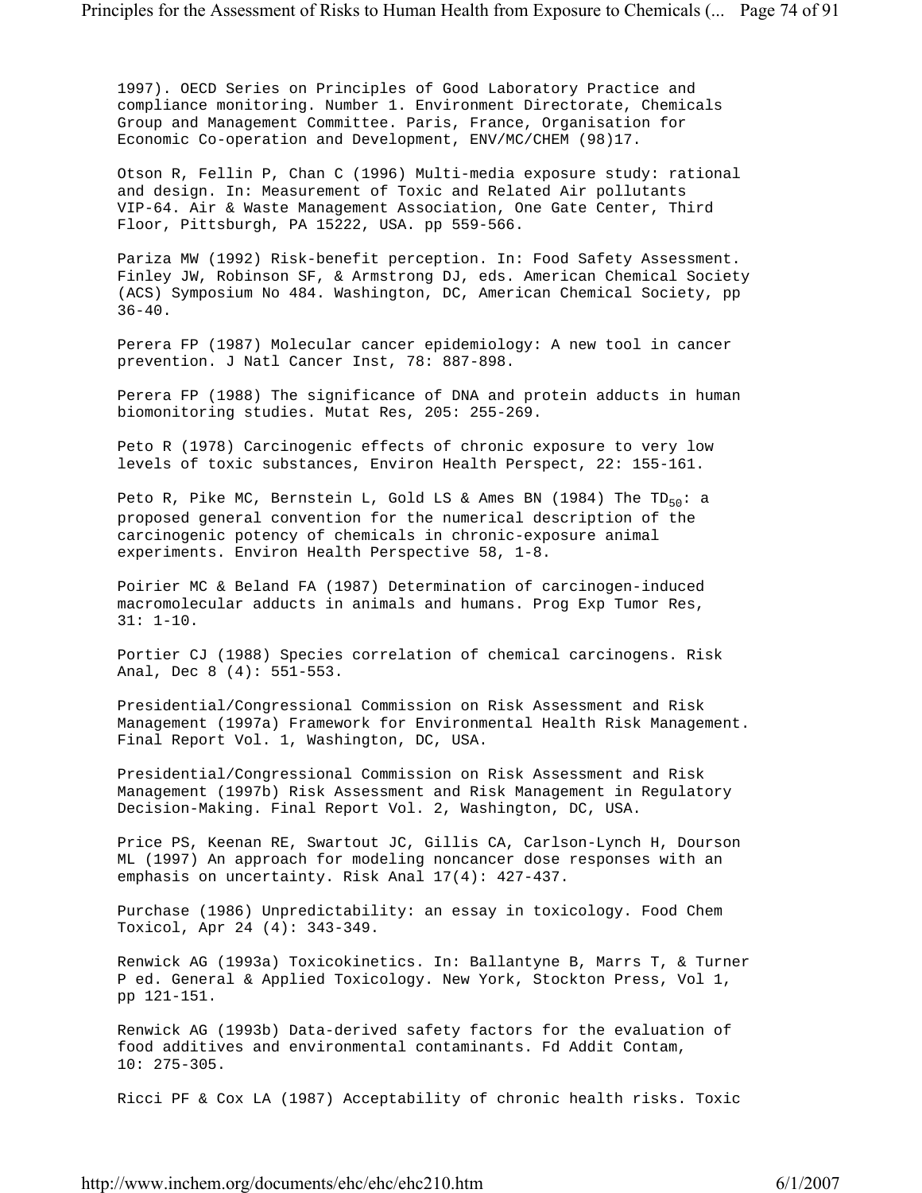1997). OECD Series on Principles of Good Laboratory Practice and compliance monitoring. Number 1. Environment Directorate, Chemicals Group and Management Committee. Paris, France, Organisation for Economic Co-operation and Development, ENV/MC/CHEM (98)17.

Otson R, Fellin P, Chan C (1996) Multi-media exposure study: rational and design. In: Measurement of Toxic and Related Air pollutants VIP-64. Air & Waste Management Association, One Gate Center, Third Floor, Pittsburgh, PA 15222, USA. pp 559-566.

Pariza MW (1992) Risk-benefit perception. In: Food Safety Assessment. Finley JW, Robinson SF, & Armstrong DJ, eds. American Chemical Society (ACS) Symposium No 484. Washington, DC, American Chemical Society, pp 36-40.

Perera FP (1987) Molecular cancer epidemiology: A new tool in cancer prevention. J Natl Cancer Inst, 78: 887-898.

Perera FP (1988) The significance of DNA and protein adducts in human biomonitoring studies. Mutat Res, 205: 255-269.

Peto R (1978) Carcinogenic effects of chronic exposure to very low levels of toxic substances, Environ Health Perspect, 22: 155-161.

Peto R, Pike MC, Bernstein L, Gold LS & Ames BN (1984) The $TD_{50}$: a proposed general convention for the numerical description of the carcinogenic potency of chemicals in chronic-exposure animal experiments. Environ Health Perspective 58, 1-8.

Poirier MC & Beland FA (1987) Determination of carcinogen-induced macromolecular adducts in animals and humans. Prog Exp Tumor Res, 31: 1-10.

Portier CJ (1988) Species correlation of chemical carcinogens. Risk Anal, Dec 8 (4): 551-553.

Presidential/Congressional Commission on Risk Assessment and Risk Management (1997a) Framework for Environmental Health Risk Management. Final Report Vol. 1, Washington, DC, USA.

Presidential/Congressional Commission on Risk Assessment and Risk Management (1997b) Risk Assessment and Risk Management in Regulatory Decision-Making. Final Report Vol. 2, Washington, DC, USA.

Price PS, Keenan RE, Swartout JC, Gillis CA, Carlson-Lynch H, Dourson ML (1997) An approach for modeling noncancer dose responses with an emphasis on uncertainty. Risk Anal 17(4): 427-437.

Purchase (1986) Unpredictability: an essay in toxicology. Food Chem Toxicol, Apr 24 (4): 343-349.

Renwick AG (1993a) Toxicokinetics. In: Ballantyne B, Marrs T, & Turner P ed. General & Applied Toxicology. New York, Stockton Press, Vol 1, pp 121-151.

Renwick AG (1993b) Data-derived safety factors for the evaluation of food additives and environmental contaminants. Fd Addit Contam, 10: 275-305.

Ricci PF & Cox LA (1987) Acceptability of chronic health risks. Toxic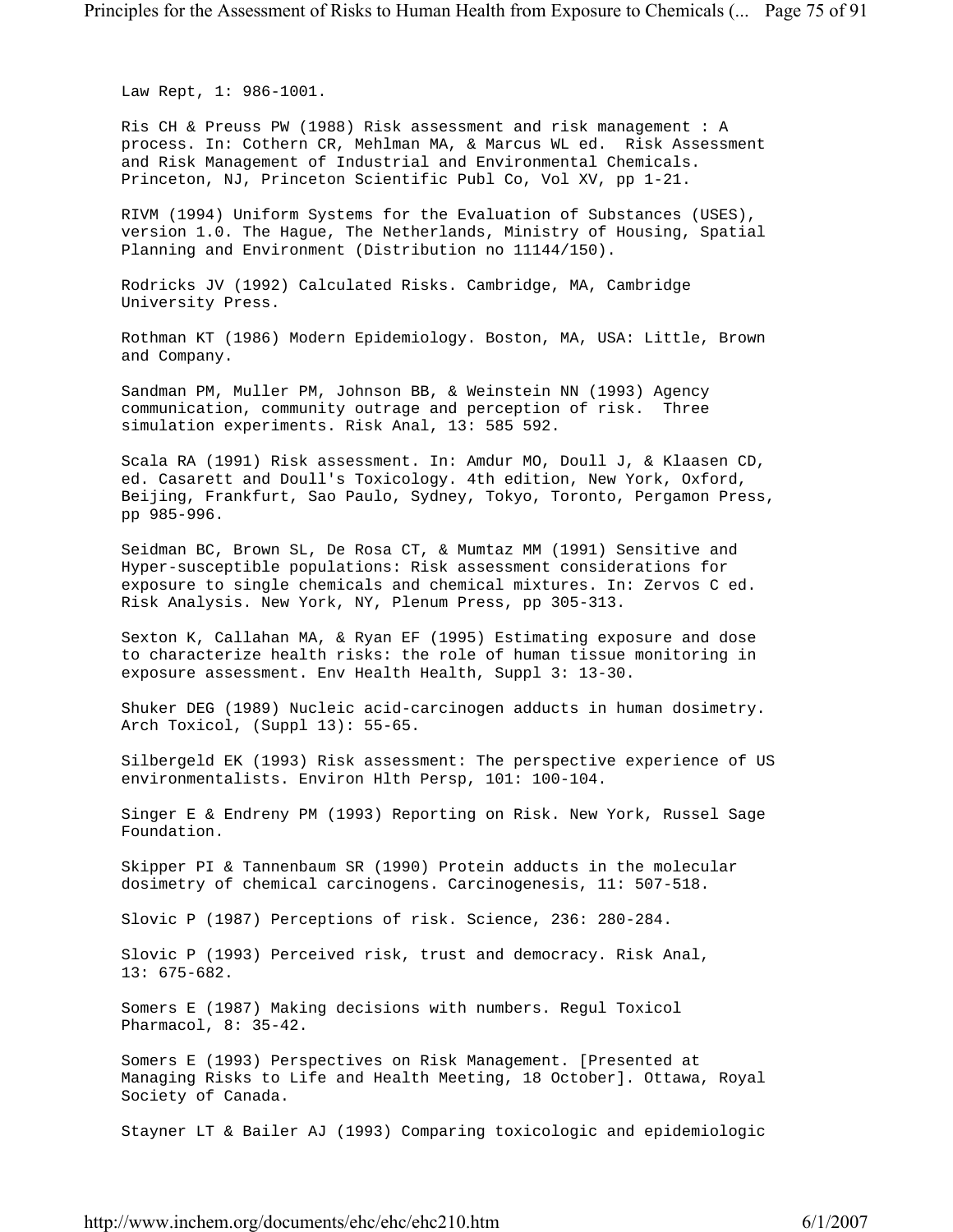Law Rept, 1: 986-1001.

Ris CH & Preuss PW (1988) Risk assessment and risk management : A process. In: Cothern CR, Mehlman MA, & Marcus WL ed. Risk Assessment and Risk Management of Industrial and Environmental Chemicals. Princeton, NJ, Princeton Scientific Publ Co, Vol XV, pp 1-21.

RIVM (1994) Uniform Systems for the Evaluation of Substances (USES), version 1.0. The Hague, The Netherlands, Ministry of Housing, Spatial Planning and Environment (Distribution no 11144/150).

Rodricks JV (1992) Calculated Risks. Cambridge, MA, Cambridge University Press.

Rothman KT (1986) Modern Epidemiology. Boston, MA, USA: Little, Brown and Company.

Sandman PM, Muller PM, Johnson BB, & Weinstein NN (1993) Agency communication, community outrage and perception of risk. Three simulation experiments. Risk Anal, 13: 585 592.

Scala RA (1991) Risk assessment. In: Amdur MO, Doull J, & Klaasen CD, ed. Casarett and Doull's Toxicology. 4th edition, New York, Oxford, Beijing, Frankfurt, Sao Paulo, Sydney, Tokyo, Toronto, Pergamon Press, pp 985-996.

Seidman BC, Brown SL, De Rosa CT, & Mumtaz MM (1991) Sensitive and Hyper-susceptible populations: Risk assessment considerations for exposure to single chemicals and chemical mixtures. In: Zervos C ed. Risk Analysis. New York, NY, Plenum Press, pp 305-313.

Sexton K, Callahan MA, & Ryan EF (1995) Estimating exposure and dose to characterize health risks: the role of human tissue monitoring in exposure assessment. Env Health Health, Suppl 3: 13-30.

Shuker DEG (1989) Nucleic acid-carcinogen adducts in human dosimetry. Arch Toxicol, (Suppl 13): 55-65.

Silbergeld EK (1993) Risk assessment: The perspective experience of US environmentalists. Environ Hlth Persp, 101: 100-104.

Singer E & Endreny PM (1993) Reporting on Risk. New York, Russel Sage Foundation.

Skipper PI & Tannenbaum SR (1990) Protein adducts in the molecular dosimetry of chemical carcinogens. Carcinogenesis, 11: 507-518.

Slovic P (1987) Perceptions of risk. Science, 236: 280-284.

Slovic P (1993) Perceived risk, trust and democracy. Risk Anal, 13: 675-682.

Somers E (1987) Making decisions with numbers. Regul Toxicol Pharmacol, 8: 35-42.

Somers E (1993) Perspectives on Risk Management. [Presented at Managing Risks to Life and Health Meeting, 18 October]. Ottawa, Royal Society of Canada.

Stayner LT & Bailer AJ (1993) Comparing toxicologic and epidemiologic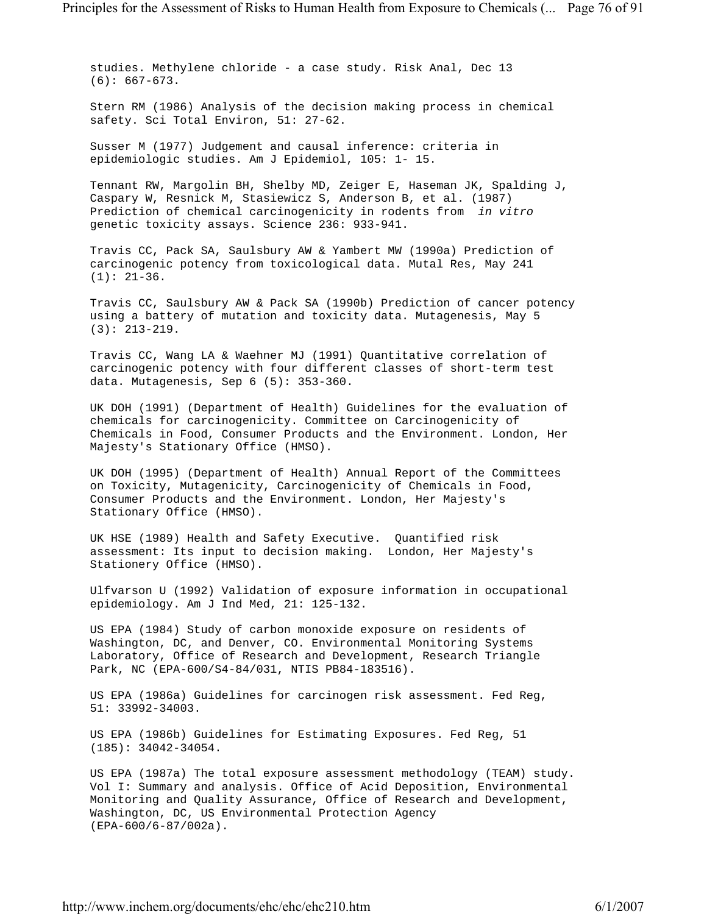studies. Methylene chloride - a case study. Risk Anal, Dec 13 (6): 667-673.

Stern RM (1986) Analysis of the decision making process in chemical safety. Sci Total Environ, 51: 27-62.

Susser M (1977) Judgement and causal inference: criteria in epidemiologic studies. Am J Epidemiol, 105: 1- 15.

Tennant RW, Margolin BH, Shelby MD, Zeiger E, Haseman JK, Spalding J, Caspary W, Resnick M, Stasiewicz S, Anderson B, et al. (1987) Prediction of chemical carcinogenicity in rodents from *in vitro* genetic toxicity assays. Science 236: 933-941.

Travis CC, Pack SA, Saulsbury AW & Yambert MW (1990a) Prediction of carcinogenic potency from toxicological data. Mutal Res, May 241 (1): 21-36.

Travis CC, Saulsbury AW & Pack SA (1990b) Prediction of cancer potency using a battery of mutation and toxicity data. Mutagenesis, May 5 (3): 213-219.

Travis CC, Wang LA & Waehner MJ (1991) Quantitative correlation of carcinogenic potency with four different classes of short-term test data. Mutagenesis, Sep 6 (5): 353-360.

UK DOH (1991) (Department of Health) Guidelines for the evaluation of chemicals for carcinogenicity. Committee on Carcinogenicity of Chemicals in Food, Consumer Products and the Environment. London, Her Majesty's Stationary Office (HMSO).

UK DOH (1995) (Department of Health) Annual Report of the Committees on Toxicity, Mutagenicity, Carcinogenicity of Chemicals in Food, Consumer Products and the Environment. London, Her Majesty's Stationary Office (HMSO).

UK HSE (1989) Health and Safety Executive. Quantified risk assessment: Its input to decision making. London, Her Majesty's Stationery Office (HMSO).

Ulfvarson U (1992) Validation of exposure information in occupational epidemiology. Am J Ind Med, 21: 125-132.

US EPA (1984) Study of carbon monoxide exposure on residents of Washington, DC, and Denver, CO. Environmental Monitoring Systems Laboratory, Office of Research and Development, Research Triangle Park, NC (EPA-600/S4-84/031, NTIS PB84-183516).

US EPA (1986a) Guidelines for carcinogen risk assessment. Fed Reg, 51: 33992-34003.

US EPA (1986b) Guidelines for Estimating Exposures. Fed Reg, 51 (185): 34042-34054.

US EPA (1987a) The total exposure assessment methodology (TEAM) study. Vol I: Summary and analysis. Office of Acid Deposition, Environmental Monitoring and Quality Assurance, Office of Research and Development, Washington, DC, US Environmental Protection Agency (EPA-600/6-87/002a).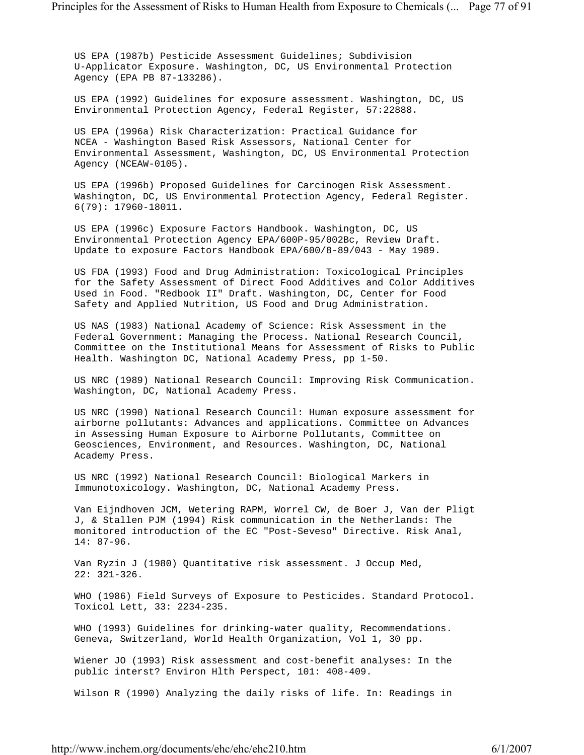US EPA (1987b) Pesticide Assessment Guidelines; Subdivision U-Applicator Exposure. Washington, DC, US Environmental Protection Agency (EPA PB 87-133286).

US EPA (1992) Guidelines for exposure assessment. Washington, DC, US Environmental Protection Agency, Federal Register, 57:22888.

US EPA (1996a) Risk Characterization: Practical Guidance for NCEA - Washington Based Risk Assessors, National Center for Environmental Assessment, Washington, DC, US Environmental Protection Agency (NCEAW-0105).

US EPA (1996b) Proposed Guidelines for Carcinogen Risk Assessment. Washington, DC, US Environmental Protection Agency, Federal Register. 6(79): 17960-18011.

US EPA (1996c) Exposure Factors Handbook. Washington, DC, US Environmental Protection Agency EPA/600P-95/002Bc, Review Draft. Update to exposure Factors Handbook EPA/600/8-89/043 - May 1989.

US FDA (1993) Food and Drug Administration: Toxicological Principles for the Safety Assessment of Direct Food Additives and Color Additives Used in Food. "Redbook II" Draft. Washington, DC, Center for Food Safety and Applied Nutrition, US Food and Drug Administration.

US NAS (1983) National Academy of Science: Risk Assessment in the Federal Government: Managing the Process. National Research Council, Committee on the Institutional Means for Assessment of Risks to Public Health. Washington DC, National Academy Press, pp 1-50.

US NRC (1989) National Research Council: Improving Risk Communication. Washington, DC, National Academy Press.

US NRC (1990) National Research Council: Human exposure assessment for airborne pollutants: Advances and applications. Committee on Advances in Assessing Human Exposure to Airborne Pollutants, Committee on Geosciences, Environment, and Resources. Washington, DC, National Academy Press.

US NRC (1992) National Research Council: Biological Markers in Immunotoxicology. Washington, DC, National Academy Press.

Van Eijndhoven JCM, Wetering RAPM, Worrel CW, de Boer J, Van der Pligt J, & Stallen PJM (1994) Risk communication in the Netherlands: The monitored introduction of the EC "Post-Seveso" Directive. Risk Anal, 14: 87-96.

Van Ryzin J (1980) Quantitative risk assessment. J Occup Med, 22: 321-326.

WHO (1986) Field Surveys of Exposure to Pesticides. Standard Protocol. Toxicol Lett, 33: 2234-235.

WHO (1993) Guidelines for drinking-water quality, Recommendations. Geneva, Switzerland, World Health Organization, Vol 1, 30 pp.

Wiener JO (1993) Risk assessment and cost-benefit analyses: In the public interst? Environ Hlth Perspect, 101: 408-409.

Wilson R (1990) Analyzing the daily risks of life. In: Readings in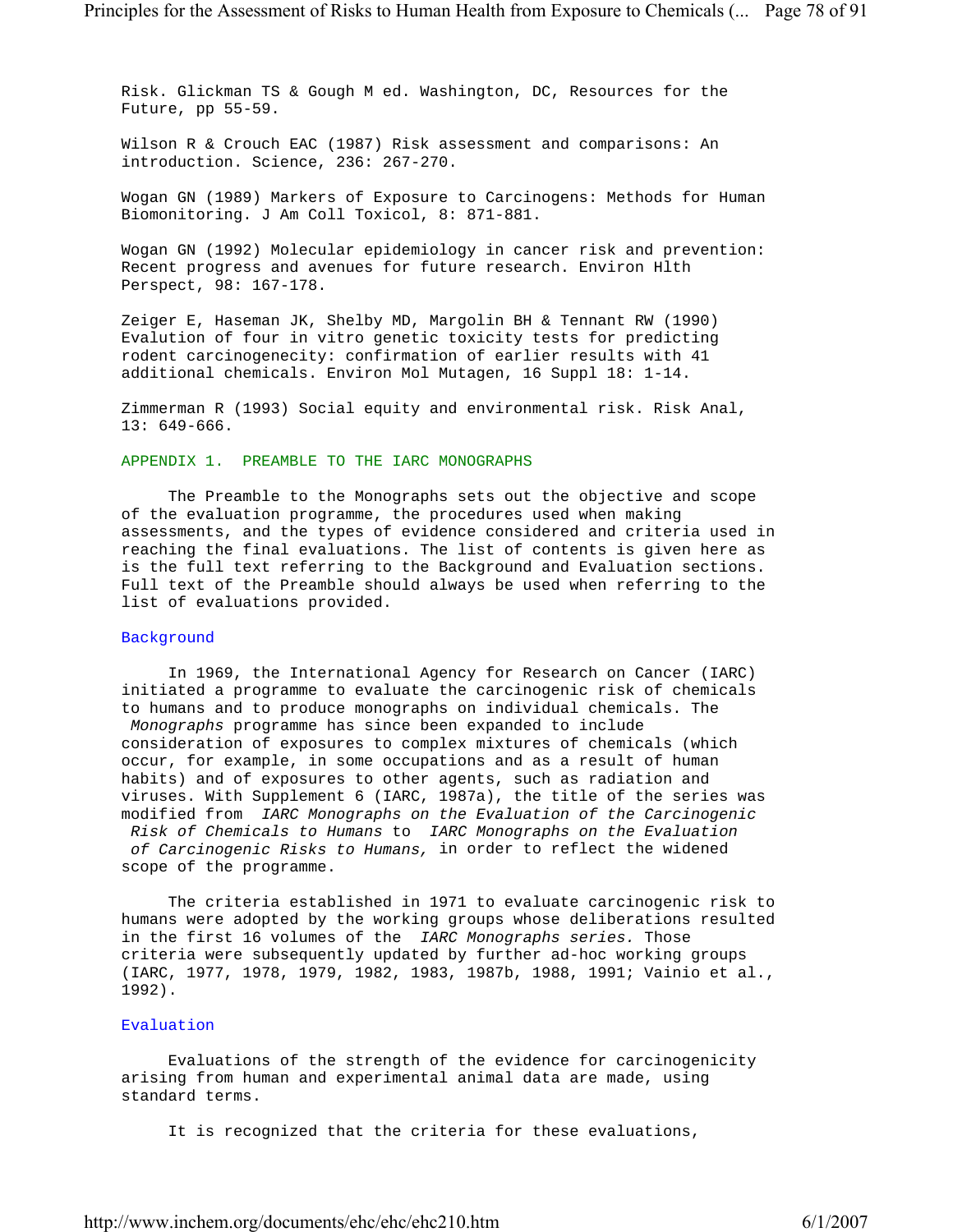Risk. Glickman TS & Gough M ed. Washington, DC, Resources for the Future, pp 55-59.

Wilson R & Crouch EAC (1987) Risk assessment and comparisons: An introduction. Science, 236: 267-270.

Wogan GN (1989) Markers of Exposure to Carcinogens: Methods for Human Biomonitoring. J Am Coll Toxicol, 8: 871-881.

Wogan GN (1992) Molecular epidemiology in cancer risk and prevention: Recent progress and avenues for future research. Environ Hlth Perspect, 98: 167-178.

Zeiger E, Haseman JK, Shelby MD, Margolin BH & Tennant RW (1990) Evalution of four in vitro genetic toxicity tests for predicting rodent carcinogenecity: confirmation of earlier results with 41 additional chemicals. Environ Mol Mutagen, 16 Suppl 18: 1-14.

Zimmerman R (1993) Social equity and environmental risk. Risk Anal, 13: 649-666.

## APPENDIX 1. PREAMBLE TO THE IARC MONOGRAPHS

The Preamble to the Monographs sets out the objective and scope of the evaluation programme, the procedures used when making assessments, and the types of evidence considered and criteria used in reaching the final evaluations. The list of contents is given here as is the full text referring to the Background and Evaluation sections. Full text of the Preamble should always be used when referring to the list of evaluations provided.

### Background

In 1969, the International Agency for Research on Cancer (IARC) initiated a programme to evaluate the carcinogenic risk of chemicals to humans and to produce monographs on individual chemicals. The *Monographs* programme has since been expanded to include consideration of exposures to complex mixtures of chemicals (which occur, for example, in some occupations and as a result of human habits) and of exposures to other agents, such as radiation and viruses. With Supplement 6 (IARC, 1987a), the title of the series was modified from *IARC Monographs on the Evaluation of the Carcinogenic Risk of Chemicals to Humans* to *IARC Monographs on the Evaluation of Carcinogenic Risks to Humans,* in order to reflect the widened scope of the programme.

The criteria established in 1971 to evaluate carcinogenic risk to humans were adopted by the working groups whose deliberations resulted in the first 16 volumes of the *IARC Monographs series.* Those criteria were subsequently updated by further ad-hoc working groups (IARC, 1977, 1978, 1979, 1982, 1983, 1987b, 1988, 1991; Vainio et al., 1992).

### Evaluation

Evaluations of the strength of the evidence for carcinogenicity arising from human and experimental animal data are made, using standard terms.

It is recognized that the criteria for these evaluations,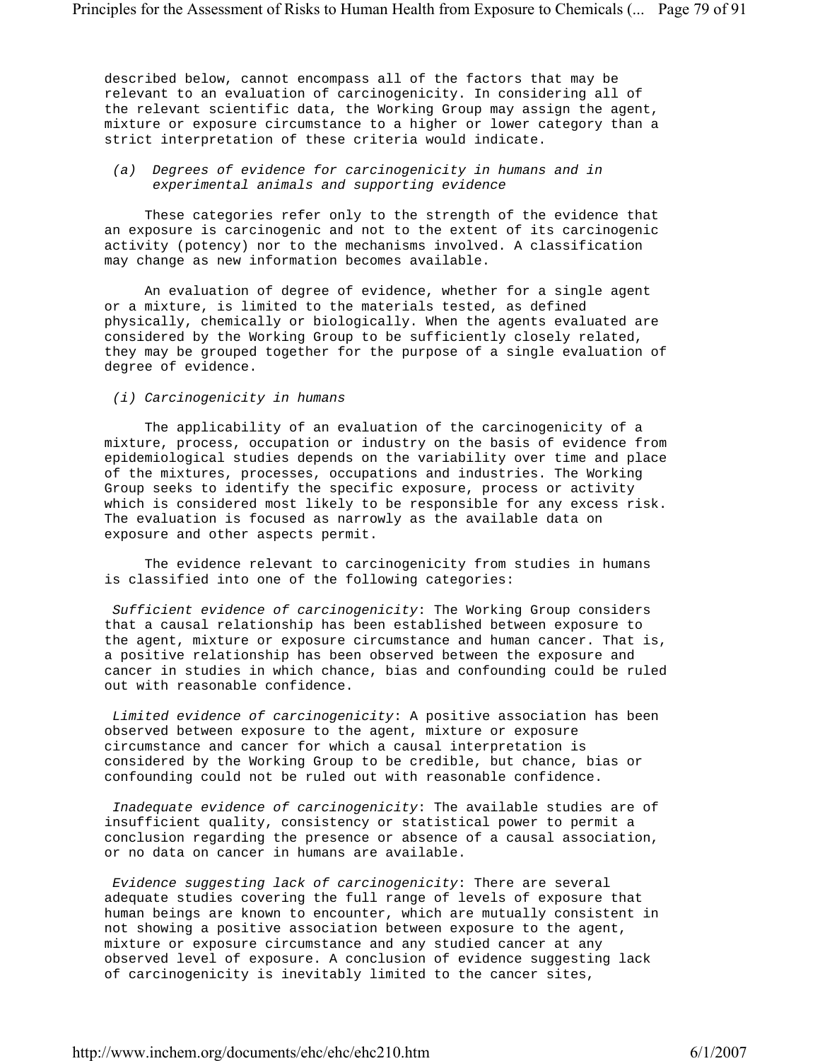described below, cannot encompass all of the factors that may be relevant to an evaluation of carcinogenicity. In considering all of the relevant scientific data, the Working Group may assign the agent, mixture or exposure circumstance to a higher or lower category than a strict interpretation of these criteria would indicate.

*(a) Degrees of evidence for carcinogenicity in humans and in experimental animals and supporting evidence*

These categories refer only to the strength of the evidence that an exposure is carcinogenic and not to the extent of its carcinogenic activity (potency) nor to the mechanisms involved. A classification may change as new information becomes available.

An evaluation of degree of evidence, whether for a single agent or a mixture, is limited to the materials tested, as defined physically, chemically or biologically. When the agents evaluated are considered by the Working Group to be sufficiently closely related, they may be grouped together for the purpose of a single evaluation of degree of evidence.

*(i) Carcinogenicity in humans*

The applicability of an evaluation of the carcinogenicity of a mixture, process, occupation or industry on the basis of evidence from epidemiological studies depends on the variability over time and place of the mixtures, processes, occupations and industries. The Working Group seeks to identify the specific exposure, process or activity which is considered most likely to be responsible for any excess risk. The evaluation is focused as narrowly as the available data on exposure and other aspects permit.

The evidence relevant to carcinogenicity from studies in humans is classified into one of the following categories:

*Sufficient evidence of carcinogenicity*: The Working Group considers that a causal relationship has been established between exposure to the agent, mixture or exposure circumstance and human cancer. That is, a positive relationship has been observed between the exposure and cancer in studies in which chance, bias and confounding could be ruled out with reasonable confidence.

*Limited evidence of carcinogenicity*: A positive association has been observed between exposure to the agent, mixture or exposure circumstance and cancer for which a causal interpretation is considered by the Working Group to be credible, but chance, bias or confounding could not be ruled out with reasonable confidence.

*Inadequate evidence of carcinogenicity*: The available studies are of insufficient quality, consistency or statistical power to permit a conclusion regarding the presence or absence of a causal association, or no data on cancer in humans are available.

*Evidence suggesting lack of carcinogenicity*: There are several adequate studies covering the full range of levels of exposure that human beings are known to encounter, which are mutually consistent in not showing a positive association between exposure to the agent, mixture or exposure circumstance and any studied cancer at any observed level of exposure. A conclusion of evidence suggesting lack of carcinogenicity is inevitably limited to the cancer sites,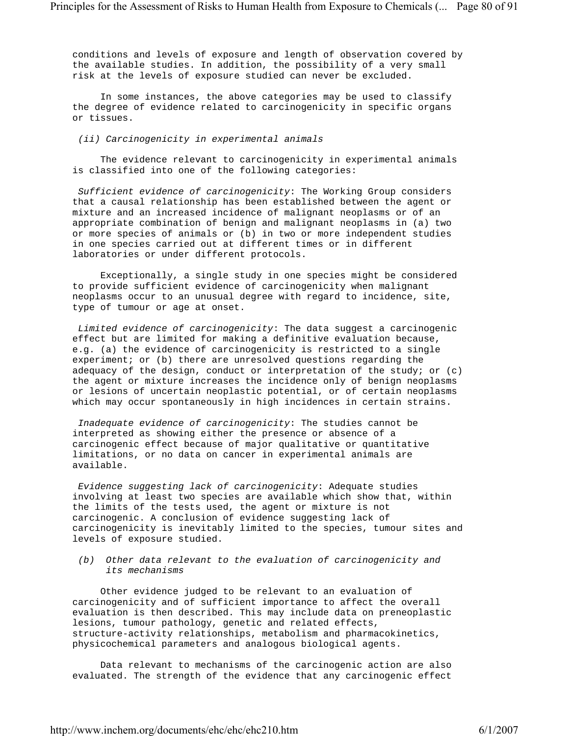conditions and levels of exposure and length of observation covered by the available studies. In addition, the possibility of a very small risk at the levels of exposure studied can never be excluded.

In some instances, the above categories may be used to classify the degree of evidence related to carcinogenicity in specific organs or tissues.

*(ii) Carcinogenicity in experimental animals*

The evidence relevant to carcinogenicity in experimental animals is classified into one of the following categories:

*Sufficient evidence of carcinogenicity*: The Working Group considers that a causal relationship has been established between the agent or mixture and an increased incidence of malignant neoplasms or of an appropriate combination of benign and malignant neoplasms in (a) two or more species of animals or (b) in two or more independent studies in one species carried out at different times or in different laboratories or under different protocols.

Exceptionally, a single study in one species might be considered to provide sufficient evidence of carcinogenicity when malignant neoplasms occur to an unusual degree with regard to incidence, site, type of tumour or age at onset.

*Limited evidence of carcinogenicity*: The data suggest a carcinogenic effect but are limited for making a definitive evaluation because, e.g. (a) the evidence of carcinogenicity is restricted to a single experiment; or (b) there are unresolved questions regarding the adequacy of the design, conduct or interpretation of the study; or (c) the agent or mixture increases the incidence only of benign neoplasms or lesions of uncertain neoplastic potential, or of certain neoplasms which may occur spontaneously in high incidences in certain strains.

*Inadequate evidence of carcinogenicity*: The studies cannot be interpreted as showing either the presence or absence of a carcinogenic effect because of major qualitative or quantitative limitations, or no data on cancer in experimental animals are available.

*Evidence suggesting lack of carcinogenicity*: Adequate studies involving at least two species are available which show that, within the limits of the tests used, the agent or mixture is not carcinogenic. A conclusion of evidence suggesting lack of carcinogenicity is inevitably limited to the species, tumour sites and levels of exposure studied.

*(b) Other data relevant to the evaluation of carcinogenicity and its mechanisms*

Other evidence judged to be relevant to an evaluation of carcinogenicity and of sufficient importance to affect the overall evaluation is then described. This may include data on preneoplastic lesions, tumour pathology, genetic and related effects, structure-activity relationships, metabolism and pharmacokinetics, physicochemical parameters and analogous biological agents.

Data relevant to mechanisms of the carcinogenic action are also evaluated. The strength of the evidence that any carcinogenic effect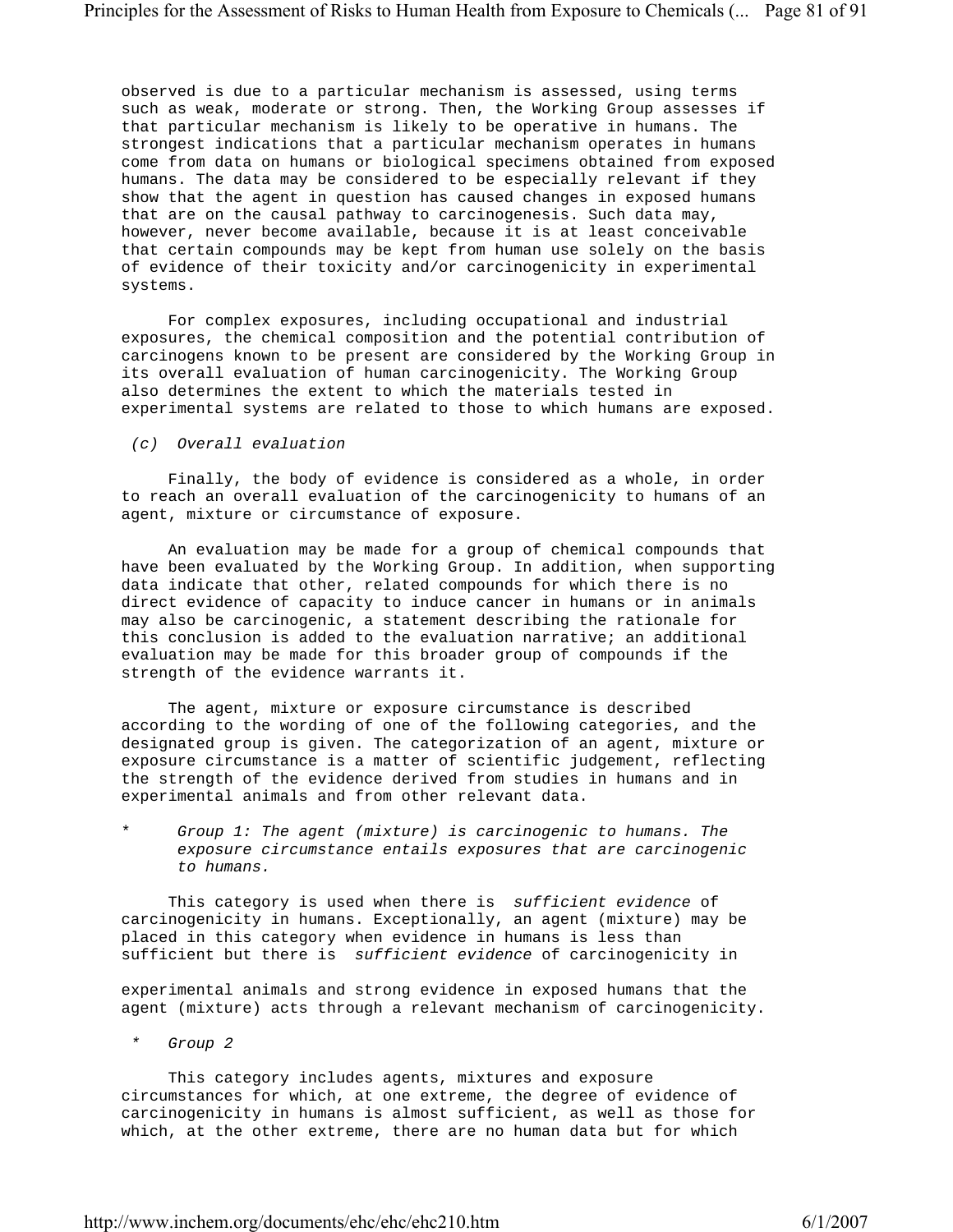observed is due to a particular mechanism is assessed, using terms such as weak, moderate or strong. Then, the Working Group assesses if that particular mechanism is likely to be operative in humans. The strongest indications that a particular mechanism operates in humans come from data on humans or biological specimens obtained from exposed humans. The data may be considered to be especially relevant if they show that the agent in question has caused changes in exposed humans that are on the causal pathway to carcinogenesis. Such data may, however, never become available, because it is at least conceivable that certain compounds may be kept from human use solely on the basis of evidence of their toxicity and/or carcinogenicity in experimental systems.

For complex exposures, including occupational and industrial exposures, the chemical composition and the potential contribution of carcinogens known to be present are considered by the Working Group in its overall evaluation of human carcinogenicity. The Working Group also determines the extent to which the materials tested in experimental systems are related to those to which humans are exposed.

*(c) Overall evaluation*

Finally, the body of evidence is considered as a whole, in order to reach an overall evaluation of the carcinogenicity to humans of an agent, mixture or circumstance of exposure.

An evaluation may be made for a group of chemical compounds that have been evaluated by the Working Group. In addition, when supporting data indicate that other, related compounds for which there is no direct evidence of capacity to induce cancer in humans or in animals may also be carcinogenic, a statement describing the rationale for this conclusion is added to the evaluation narrative; an additional evaluation may be made for this broader group of compounds if the strength of the evidence warrants it.

The agent, mixture or exposure circumstance is described according to the wording of one of the following categories, and the designated group is given. The categorization of an agent, mixture or exposure circumstance is a matter of scientific judgement, reflecting the strength of the evidence derived from studies in humans and in experimental animals and from other relevant data.

* *Group 1: The agent (mixture) is carcinogenic to humans. The exposure circumstance entails exposures that are carcinogenic to humans.*

This category is used when there is *sufficient evidence* of carcinogenicity in humans. Exceptionally, an agent (mixture) may be placed in this category when evidence in humans is less than sufficient but there is *sufficient evidence* of carcinogenicity in experimental animals and strong evidence in exposed humans that the agent (mixture) acts through a relevant mechanism of carcinogenicity.

* *Group 2*

This category includes agents, mixtures and exposure circumstances for which, at one extreme, the degree of evidence of carcinogenicity in humans is almost sufficient, as well as those for which, at the other extreme, there are no human data but for which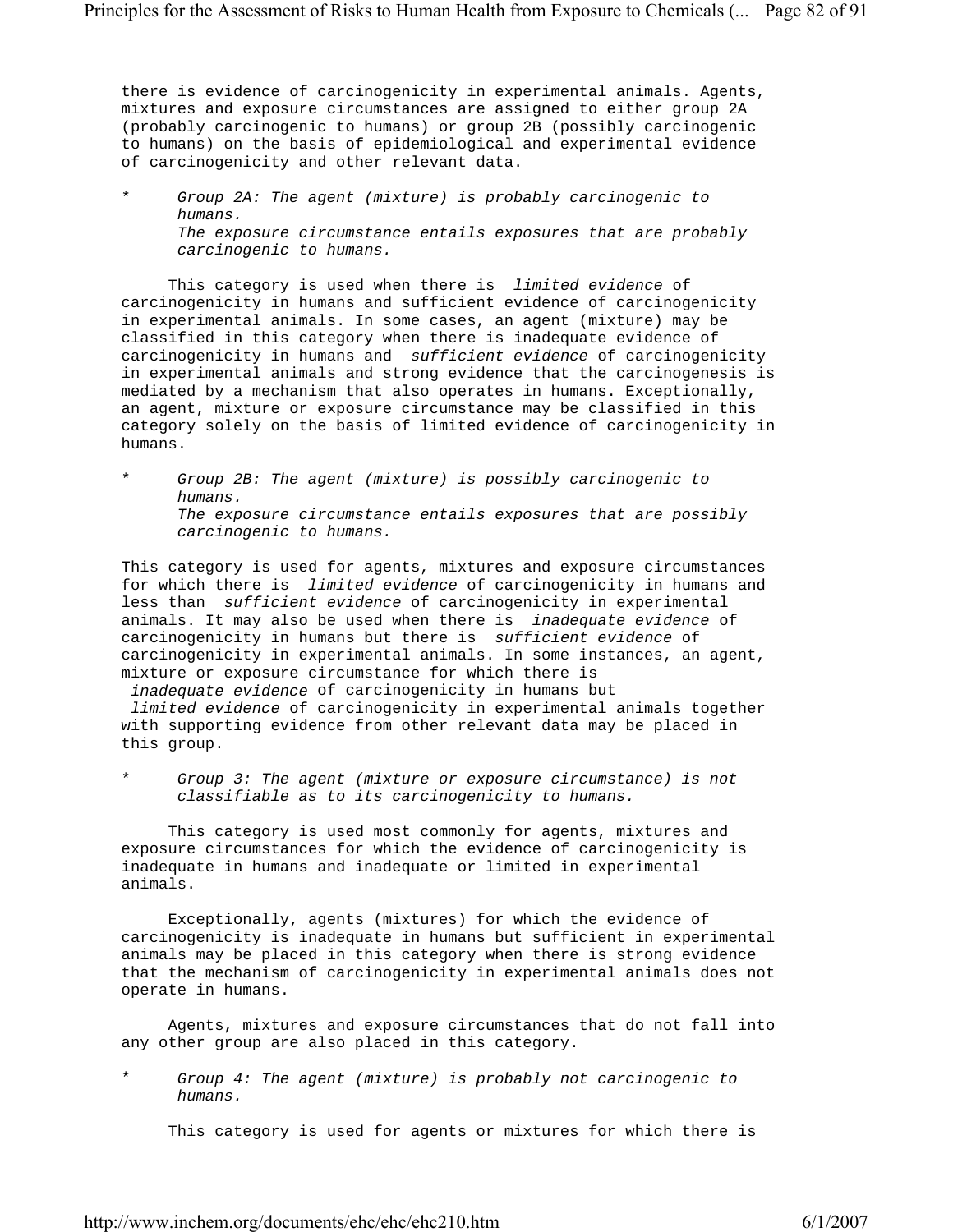there is evidence of carcinogenicity in experimental animals. Agents, mixtures and exposure circumstances are assigned to either group 2A (probably carcinogenic to humans) or group 2B (possibly carcinogenic to humans) on the basis of epidemiological and experimental evidence of carcinogenicity and other relevant data.

* *Group 2A: The agent (mixture) is probably carcinogenic to humans.*
  *The exposure circumstance entails exposures that are probably carcinogenic to humans.*

This category is used when there is *limited evidence* of carcinogenicity in humans and sufficient evidence of carcinogenicity in experimental animals. In some cases, an agent (mixture) may be classified in this category when there is inadequate evidence of carcinogenicity in humans and *sufficient evidence* of carcinogenicity in experimental animals and strong evidence that the carcinogenesis is mediated by a mechanism that also operates in humans. Exceptionally, an agent, mixture or exposure circumstance may be classified in this category solely on the basis of limited evidence of carcinogenicity in humans.

* *Group 2B: The agent (mixture) is possibly carcinogenic to humans.*
  *The exposure circumstance entails exposures that are possibly carcinogenic to humans.*

This category is used for agents, mixtures and exposure circumstances for which there is *limited evidence* of carcinogenicity in humans and less than *sufficient evidence* of carcinogenicity in experimental animals. It may also be used when there is *inadequate evidence* of carcinogenicity in humans but there is *sufficient evidence* of carcinogenicity in experimental animals. In some instances, an agent, mixture or exposure circumstance for which there is *inadequate evidence* of carcinogenicity in humans but *limited evidence* of carcinogenicity in experimental animals together with supporting evidence from other relevant data may be placed in this group.

* *Group 3: The agent (mixture or exposure circumstance) is not classifiable as to its carcinogenicity to humans.*

This category is used most commonly for agents, mixtures and exposure circumstances for which the evidence of carcinogenicity is inadequate in humans and inadequate or limited in experimental animals.

Exceptionally, agents (mixtures) for which the evidence of carcinogenicity is inadequate in humans but sufficient in experimental animals may be placed in this category when there is strong evidence that the mechanism of carcinogenicity in experimental animals does not operate in humans.

Agents, mixtures and exposure circumstances that do not fall into any other group are also placed in this category.

* *Group 4: The agent (mixture) is probably not carcinogenic to humans.*

This category is used for agents or mixtures for which there is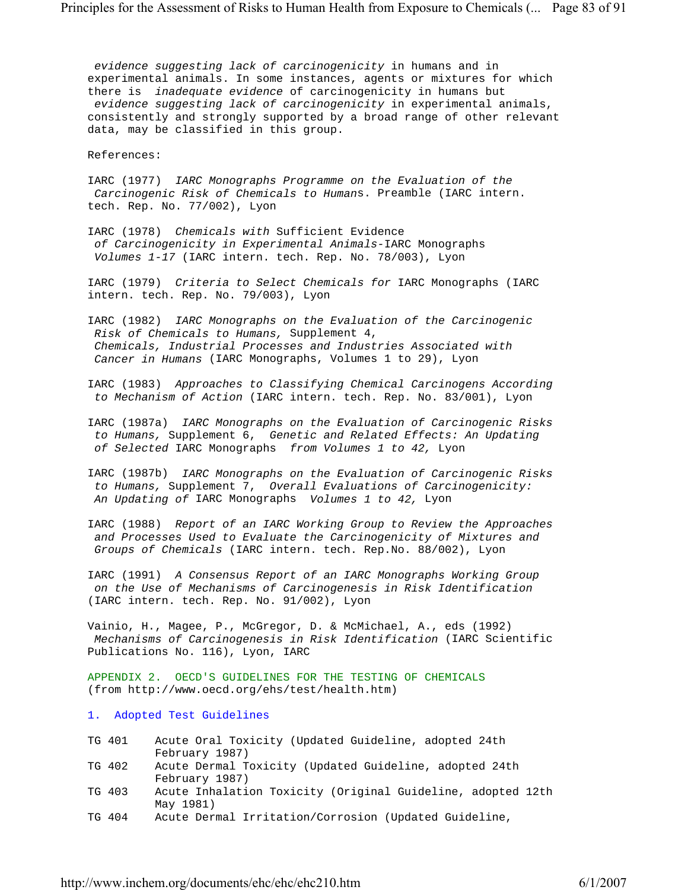*evidence suggesting lack of carcinogenicity* in humans and in experimental animals. In some instances, agents or mixtures for which there is *inadequate evidence* of carcinogenicity in humans but *evidence suggesting lack of carcinogenicity* in experimental animals, consistently and strongly supported by a broad range of other relevant data, may be classified in this group.

References:

IARC (1977) *IARC Monographs Programme on the Evaluation of the Carcinogenic Risk of Chemicals to Human*s. Preamble (IARC intern. tech. Rep. No. 77/002), Lyon

IARC (1978) *Chemicals with* Sufficient Evidence *of Carcinogenicity in Experimental Animals*-IARC Monographs *Volumes 1-17* (IARC intern. tech. Rep. No. 78/003), Lyon

IARC (1979) *Criteria to Select Chemicals for* IARC Monographs (IARC intern. tech. Rep. No. 79/003), Lyon

IARC (1982) *IARC Monographs on the Evaluation of the Carcinogenic Risk of Chemicals to Humans,* Supplement 4, *Chemicals, Industrial Processes and Industries Associated with Cancer in Humans* (IARC Monographs, Volumes 1 to 29), Lyon

IARC (1983) *Approaches to Classifying Chemical Carcinogens According to Mechanism of Action* (IARC intern. tech. Rep. No. 83/001), Lyon

IARC (1987a) *IARC Monographs on the Evaluation of Carcinogenic Risks to Humans,* Supplement 6, *Genetic and Related Effects: An Updating of Selected* IARC Monographs *from Volumes 1 to 42,* Lyon

IARC (1987b) *IARC Monographs on the Evaluation of Carcinogenic Risks to Humans,* Supplement 7, *Overall Evaluations of Carcinogenicity: An Updating of* IARC Monographs *Volumes 1 to 42,* Lyon

IARC (1988) *Report of an IARC Working Group to Review the Approaches and Processes Used to Evaluate the Carcinogenicity of Mixtures and Groups of Chemicals* (IARC intern. tech. Rep.No. 88/002), Lyon

IARC (1991) *A Consensus Report of an IARC Monographs Working Group on the Use of Mechanisms of Carcinogenesis in Risk Identification* (IARC intern. tech. Rep. No. 91/002), Lyon

Vainio, H., Magee, P., McGregor, D. & McMichael, A., eds (1992) *Mechanisms of Carcinogenesis in Risk Identification* (IARC Scientific Publications No. 116), Lyon, IARC

## APPENDIX 2. OECD'S GUIDELINES FOR THE TESTING OF CHEMICALS

(from http://www.oecd.org/ehs/test/health.htm)

### 1. Adopted Test Guidelines

TG 401 Acute Oral Toxicity (Updated Guideline, adopted 24th February 1987)

TG 402 Acute Dermal Toxicity (Updated Guideline, adopted 24th February 1987)

TG 403 Acute Inhalation Toxicity (Original Guideline, adopted 12th May 1981)

TG 404 Acute Dermal Irritation/Corrosion (Updated Guideline,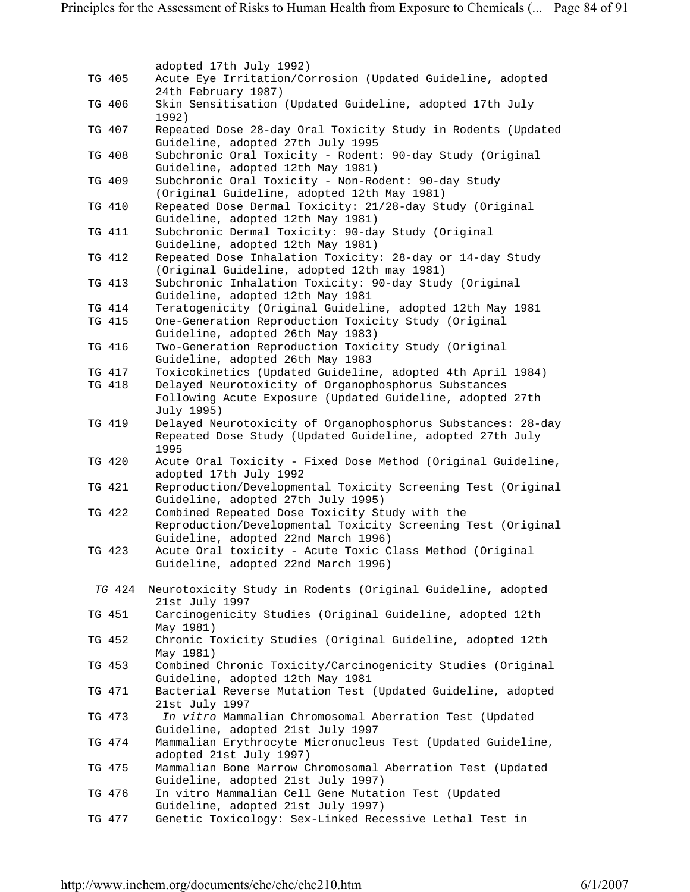adopted 17th July 1992)

| | |
|---|---|
| TG 405 | Acute Eye Irritation/Corrosion (Updated Guideline, adopted 24th February 1987) |
| TG 406 | Skin Sensitisation (Updated Guideline, adopted 17th July 1992) |
| TG 407 | Repeated Dose 28-day Oral Toxicity Study in Rodents (Updated Guideline, adopted 27th July 1995 |
| TG 408 | Subchronic Oral Toxicity - Rodent: 90-day Study (Original Guideline, adopted 12th May 1981) |
| TG 409 | Subchronic Oral Toxicity - Non-Rodent: 90-day Study (Original Guideline, adopted 12th May 1981) |
| TG 410 | Repeated Dose Dermal Toxicity: 21/28-day Study (Original Guideline, adopted 12th May 1981) |
| TG 411 | Subchronic Dermal Toxicity: 90-day Study (Original Guideline, adopted 12th May 1981) |
| TG 412 | Repeated Dose Inhalation Toxicity: 28-day or 14-day Study (Original Guideline, adopted 12th may 1981) |
| TG 413 | Subchronic Inhalation Toxicity: 90-day Study (Original Guideline, adopted 12th May 1981 |
| TG 414 | Teratogenicity (Original Guideline, adopted 12th May 1981 |
| TG 415 | One-Generation Reproduction Toxicity Study (Original Guideline, adopted 26th May 1983) |
| TG 416 | Two-Generation Reproduction Toxicity Study (Original Guideline, adopted 26th May 1983 |
| TG 417 | Toxicokinetics (Updated Guideline, adopted 4th April 1984) |
| TG 418 | Delayed Neurotoxicity of Organophosphorus Substances Following Acute Exposure (Updated Guideline, adopted 27th July 1995) |
| TG 419 | Delayed Neurotoxicity of Organophosphorus Substances: 28-day Repeated Dose Study (Updated Guideline, adopted 27th July 1995 |
| TG 420 | Acute Oral Toxicity - Fixed Dose Method (Original Guideline, adopted 17th July 1992 |
| TG 421 | Reproduction/Developmental Toxicity Screening Test (Original Guideline, adopted 27th July 1995) |
| TG 422 | Combined Repeated Dose Toxicity Study with the Reproduction/Developmental Toxicity Screening Test (Original Guideline, adopted 22nd March 1996) |
| TG 423 | Acute Oral toxicity - Acute Toxic Class Method (Original Guideline, adopted 22nd March 1996) |
| *TG* 424 | Neurotoxicity Study in Rodents (Original Guideline, adopted 21st July 1997 |
| TG 451 | Carcinogenicity Studies (Original Guideline, adopted 12th May 1981) |
| TG 452 | Chronic Toxicity Studies (Original Guideline, adopted 12th May 1981) |
| TG 453 | Combined Chronic Toxicity/Carcinogenicity Studies (Original Guideline, adopted 12th May 1981 |
| TG 471 | Bacterial Reverse Mutation Test (Updated Guideline, adopted 21st July 1997 |
| TG 473 | *In vitro* Mammalian Chromosomal Aberration Test (Updated Guideline, adopted 21st July 1997 |
| TG 474 | Mammalian Erythrocyte Micronucleus Test (Updated Guideline, adopted 21st July 1997) |
| TG 475 | Mammalian Bone Marrow Chromosomal Aberration Test (Updated Guideline, adopted 21st July 1997) |
| TG 476 | In vitro Mammalian Cell Gene Mutation Test (Updated Guideline, adopted 21st July 1997) |
| TG 477 | Genetic Toxicology: Sex-Linked Recessive Lethal Test in |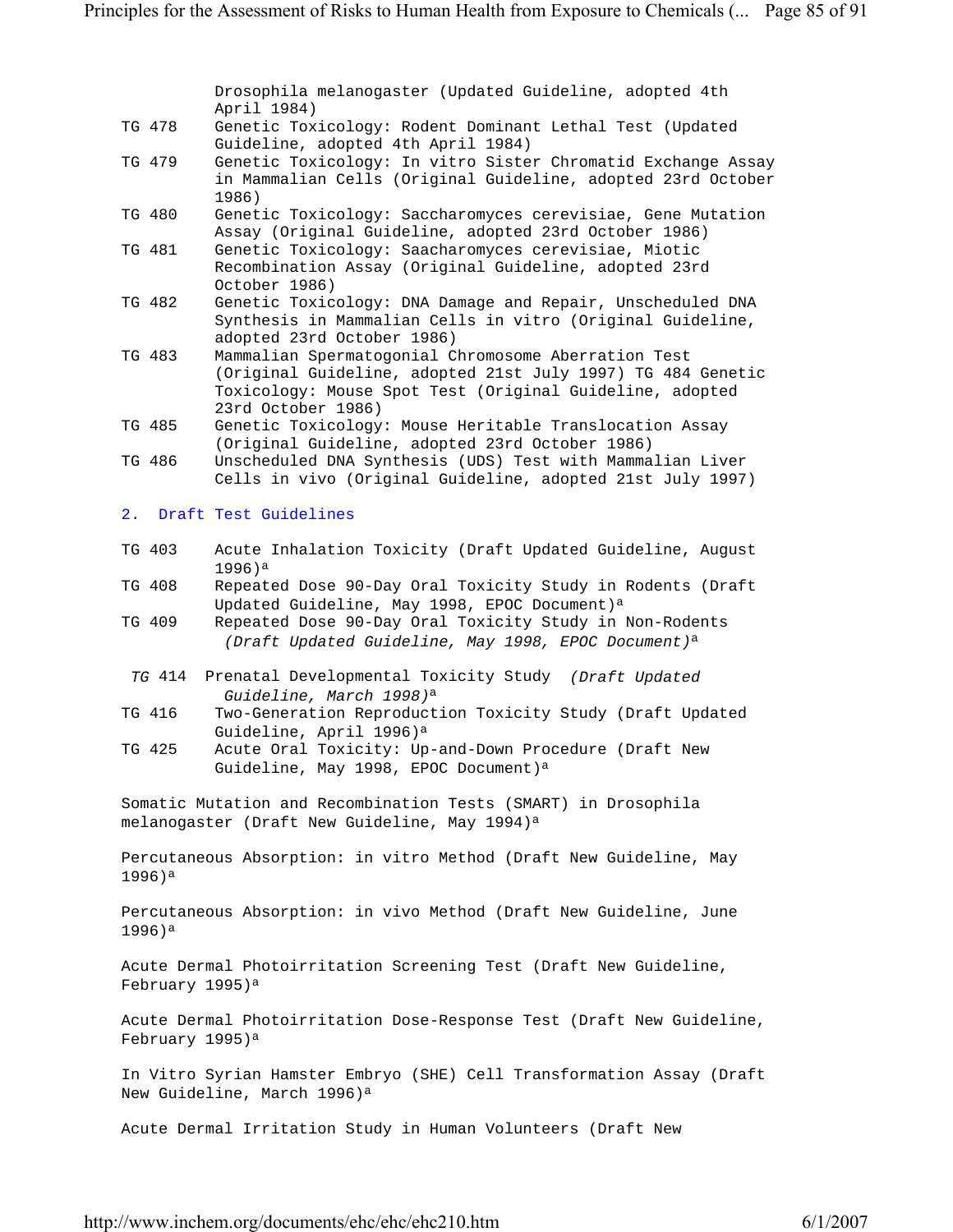Drosophila melanogaster (Updated Guideline, adopted 4th April 1984)

TG 478 Genetic Toxicology: Rodent Dominant Lethal Test (Updated Guideline, adopted 4th April 1984)

TG 479 Genetic Toxicology: In vitro Sister Chromatid Exchange Assay in Mammalian Cells (Original Guideline, adopted 23rd October 1986)

TG 480 Genetic Toxicology: Saccharomyces cerevisiae, Gene Mutation Assay (Original Guideline, adopted 23rd October 1986)

TG 481 Genetic Toxicology: Saacharomyces cerevisiae, Miotic Recombination Assay (Original Guideline, adopted 23rd October 1986)

TG 482 Genetic Toxicology: DNA Damage and Repair, Unscheduled DNA Synthesis in Mammalian Cells in vitro (Original Guideline, adopted 23rd October 1986)

TG 483 Mammalian Spermatogonial Chromosome Aberration Test (Original Guideline, adopted 21st July 1997) TG 484 Genetic Toxicology: Mouse Spot Test (Original Guideline, adopted 23rd October 1986)

TG 485 Genetic Toxicology: Mouse Heritable Translocation Assay (Original Guideline, adopted 23rd October 1986)

TG 486 Unscheduled DNA Synthesis (UDS) Test with Mammalian Liver Cells in vivo (Original Guideline, adopted 21st July 1997)

## 2. Draft Test Guidelines

TG 403 Acute Inhalation Toxicity (Draft Updated Guideline, August 1996)[a]

TG 408 Repeated Dose 90-Day Oral Toxicity Study in Rodents (Draft Updated Guideline, May 1998, EPOC Document)[a]

TG 409 Repeated Dose 90-Day Oral Toxicity Study in Non-Rodents *(Draft Updated Guideline, May 1998, EPOC Document)*[a]

*TG* 414 Prenatal Developmental Toxicity Study *(Draft Updated Guideline, March 1998)*[a]

TG 416 Two-Generation Reproduction Toxicity Study (Draft Updated Guideline, April 1996)[a]

TG 425 Acute Oral Toxicity: Up-and-Down Procedure (Draft New Guideline, May 1998, EPOC Document)[a]

Somatic Mutation and Recombination Tests (SMART) in Drosophila melanogaster (Draft New Guideline, May 1994)[a]

Percutaneous Absorption: in vitro Method (Draft New Guideline, May 1996)[a]

Percutaneous Absorption: in vivo Method (Draft New Guideline, June 1996)[a]

Acute Dermal Photoirritation Screening Test (Draft New Guideline, February 1995)[a]

Acute Dermal Photoirritation Dose-Response Test (Draft New Guideline, February 1995)[a]

In Vitro Syrian Hamster Embryo (SHE) Cell Transformation Assay (Draft New Guideline, March 1996)[a]

Acute Dermal Irritation Study in Human Volunteers (Draft New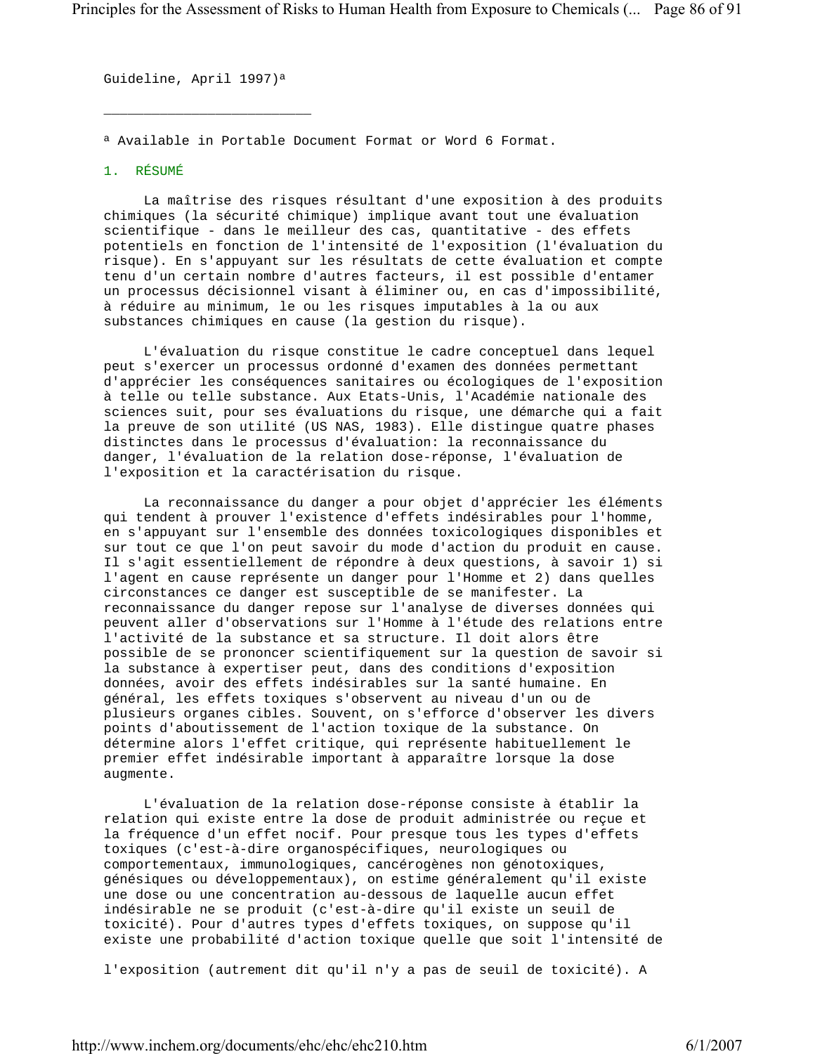Guideline, April 1997)[a]

---

[a] Available in Portable Document Format or Word 6 Format.

## 1. RÉSUMÉ

La maîtrise des risques résultant d'une exposition à des produits chimiques (la sécurité chimique) implique avant tout une évaluation scientifique - dans le meilleur des cas, quantitative - des effets potentiels en fonction de l'intensité de l'exposition (l'évaluation du risque). En s'appuyant sur les résultats de cette évaluation et compte tenu d'un certain nombre d'autres facteurs, il est possible d'entamer un processus décisionnel visant à éliminer ou, en cas d'impossibilité, à réduire au minimum, le ou les risques imputables à la ou aux substances chimiques en cause (la gestion du risque).

L'évaluation du risque constitue le cadre conceptuel dans lequel peut s'exercer un processus ordonné d'examen des données permettant d'apprécier les conséquences sanitaires ou écologiques de l'exposition à telle ou telle substance. Aux Etats-Unis, l'Académie nationale des sciences suit, pour ses évaluations du risque, une démarche qui a fait la preuve de son utilité (US NAS, 1983). Elle distingue quatre phases distinctes dans le processus d'évaluation: la reconnaissance du danger, l'évaluation de la relation dose-réponse, l'évaluation de l'exposition et la caractérisation du risque.

La reconnaissance du danger a pour objet d'apprécier les éléments qui tendent à prouver l'existence d'effets indésirables pour l'homme, en s'appuyant sur l'ensemble des données toxicologiques disponibles et sur tout ce que l'on peut savoir du mode d'action du produit en cause. Il s'agit essentiellement de répondre à deux questions, à savoir 1) si l'agent en cause représente un danger pour l'Homme et 2) dans quelles circonstances ce danger est susceptible de se manifester. La reconnaissance du danger repose sur l'analyse de diverses données qui peuvent aller d'observations sur l'Homme à l'étude des relations entre l'activité de la substance et sa structure. Il doit alors être possible de se prononcer scientifiquement sur la question de savoir si la substance à expertiser peut, dans des conditions d'exposition données, avoir des effets indésirables sur la santé humaine. En général, les effets toxiques s'observent au niveau d'un ou de plusieurs organes cibles. Souvent, on s'efforce d'observer les divers points d'aboutissement de l'action toxique de la substance. On détermine alors l'effet critique, qui représente habituellement le premier effet indésirable important à apparaître lorsque la dose augmente.

L'évaluation de la relation dose-réponse consiste à établir la relation qui existe entre la dose de produit administrée ou reçue et la fréquence d'un effet nocif. Pour presque tous les types d'effets toxiques (c'est-à-dire organospécifiques, neurologiques ou comportementaux, immunologiques, cancérogènes non génotoxiques, génésiques ou développementaux), on estime généralement qu'il existe une dose ou une concentration au-dessous de laquelle aucun effet indésirable ne se produit (c'est-à-dire qu'il existe un seuil de toxicité). Pour d'autres types d'effets toxiques, on suppose qu'il existe une probabilité d'action toxique quelle que soit l'intensité de l'exposition (autrement dit qu'il n'y a pas de seuil de toxicité). A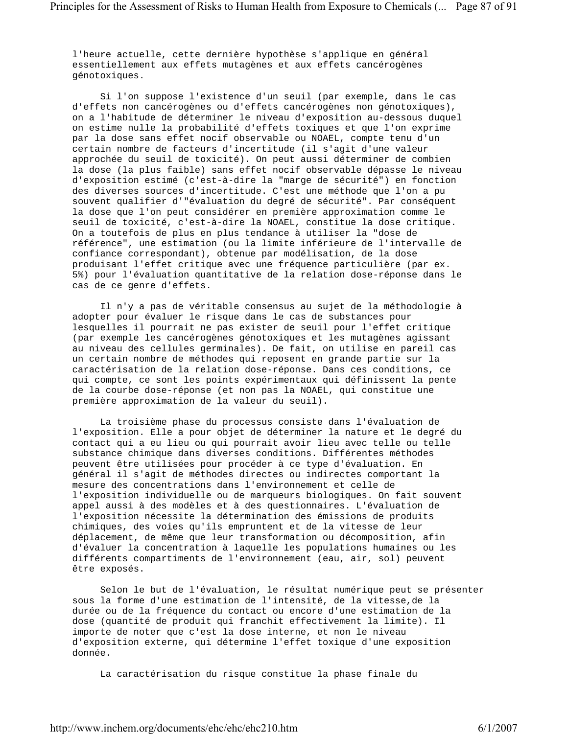l'heure actuelle, cette dernière hypothèse s'applique en général essentiellement aux effets mutagènes et aux effets cancérogènes génotoxiques.

Si l'on suppose l'existence d'un seuil (par exemple, dans le cas d'effets non cancérogènes ou d'effets cancérogènes non génotoxiques), on a l'habitude de déterminer le niveau d'exposition au-dessous duquel on estime nulle la probabilité d'effets toxiques et que l'on exprime par la dose sans effet nocif observable ou NOAEL, compte tenu d'un certain nombre de facteurs d'incertitude (il s'agit d'une valeur approchée du seuil de toxicité). On peut aussi déterminer de combien la dose (la plus faible) sans effet nocif observable dépasse le niveau d'exposition estimé (c'est-à-dire la "marge de sécurité") en fonction des diverses sources d'incertitude. C'est une méthode que l'on a pu souvent qualifier d'"évaluation du degré de sécurité". Par conséquent la dose que l'on peut considérer en première approximation comme le seuil de toxicité, c'est-à-dire la NOAEL, constitue la dose critique. On a toutefois de plus en plus tendance à utiliser la "dose de référence", une estimation (ou la limite inférieure de l'intervalle de confiance correspondant), obtenue par modélisation, de la dose produisant l'effet critique avec une fréquence particulière (par ex. 5%) pour l'évaluation quantitative de la relation dose-réponse dans le cas de ce genre d'effets.

Il n'y a pas de véritable consensus au sujet de la méthodologie à adopter pour évaluer le risque dans le cas de substances pour lesquelles il pourrait ne pas exister de seuil pour l'effet critique (par exemple les cancérogènes génotoxiques et les mutagènes agissant au niveau des cellules germinales). De fait, on utilise en pareil cas un certain nombre de méthodes qui reposent en grande partie sur la caractérisation de la relation dose-réponse. Dans ces conditions, ce qui compte, ce sont les points expérimentaux qui définissent la pente de la courbe dose-réponse (et non pas la NOAEL, qui constitue une première approximation de la valeur du seuil).

La troisième phase du processus consiste dans l'évaluation de l'exposition. Elle a pour objet de déterminer la nature et le degré du contact qui a eu lieu ou qui pourrait avoir lieu avec telle ou telle substance chimique dans diverses conditions. Différentes méthodes peuvent être utilisées pour procéder à ce type d'évaluation. En général il s'agit de méthodes directes ou indirectes comportant la mesure des concentrations dans l'environnement et celle de l'exposition individuelle ou de marqueurs biologiques. On fait souvent appel aussi à des modèles et à des questionnaires. L'évaluation de l'exposition nécessite la détermination des émissions de produits chimiques, des voies qu'ils empruntent et de la vitesse de leur déplacement, de même que leur transformation ou décomposition, afin d'évaluer la concentration à laquelle les populations humaines ou les différents compartiments de l'environnement (eau, air, sol) peuvent être exposés.

Selon le but de l'évaluation, le résultat numérique peut se présenter sous la forme d'une estimation de l'intensité, de la vitesse,de la durée ou de la fréquence du contact ou encore d'une estimation de la dose (quantité de produit qui franchit effectivement la limite). Il importe de noter que c'est la dose interne, et non le niveau d'exposition externe, qui détermine l'effet toxique d'une exposition donnée.

La caractérisation du risque constitue la phase finale du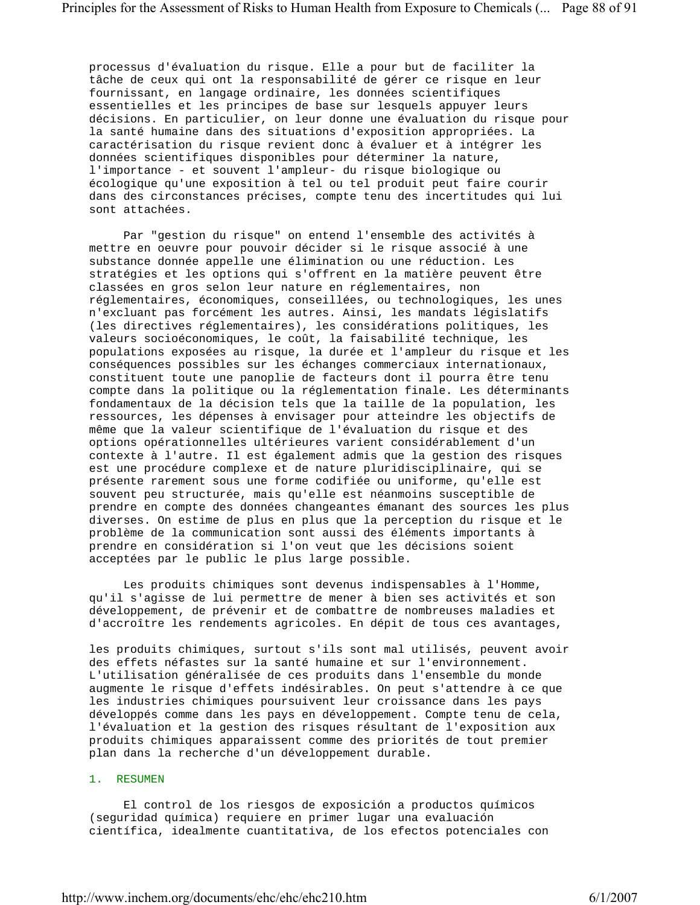processus d'évaluation du risque. Elle a pour but de faciliter la tâche de ceux qui ont la responsabilité de gérer ce risque en leur fournissant, en langage ordinaire, les données scientifiques essentielles et les principes de base sur lesquels appuyer leurs décisions. En particulier, on leur donne une évaluation du risque pour la santé humaine dans des situations d'exposition appropriées. La caractérisation du risque revient donc à évaluer et à intégrer les données scientifiques disponibles pour déterminer la nature, l'importance - et souvent l'ampleur- du risque biologique ou écologique qu'une exposition à tel ou tel produit peut faire courir dans des circonstances précises, compte tenu des incertitudes qui lui sont attachées.

Par "gestion du risque" on entend l'ensemble des activités à mettre en oeuvre pour pouvoir décider si le risque associé à une substance donnée appelle une élimination ou une réduction. Les stratégies et les options qui s'offrent en la matière peuvent être classées en gros selon leur nature en réglementaires, non réglementaires, économiques, conseillées, ou technologiques, les unes n'excluant pas forcément les autres. Ainsi, les mandats législatifs (les directives réglementaires), les considérations politiques, les valeurs socioéconomiques, le coût, la faisabilité technique, les populations exposées au risque, la durée et l'ampleur du risque et les conséquences possibles sur les échanges commerciaux internationaux, constituent toute une panoplie de facteurs dont il pourra être tenu compte dans la politique ou la réglementation finale. Les déterminants fondamentaux de la décision tels que la taille de la population, les ressources, les dépenses à envisager pour atteindre les objectifs de même que la valeur scientifique de l'évaluation du risque et des options opérationnelles ultérieures varient considérablement d'un contexte à l'autre. Il est également admis que la gestion des risques est une procédure complexe et de nature pluridisciplinaire, qui se présente rarement sous une forme codifiée ou uniforme, qu'elle est souvent peu structurée, mais qu'elle est néanmoins susceptible de prendre en compte des données changeantes émanant des sources les plus diverses. On estime de plus en plus que la perception du risque et le problème de la communication sont aussi des éléments importants à prendre en considération si l'on veut que les décisions soient acceptées par le public le plus large possible.

Les produits chimiques sont devenus indispensables à l'Homme, qu'il s'agisse de lui permettre de mener à bien ses activités et son développement, de prévenir et de combattre de nombreuses maladies et d'accroître les rendements agricoles. En dépit de tous ces avantages, les produits chimiques, surtout s'ils sont mal utilisés, peuvent avoir des effets néfastes sur la santé humaine et sur l'environnement. L'utilisation généralisée de ces produits dans l'ensemble du monde augmente le risque d'effets indésirables. On peut s'attendre à ce que les industries chimiques poursuivent leur croissance dans les pays développés comme dans les pays en développement. Compte tenu de cela, l'évaluation et la gestion des risques résultant de l'exposition aux produits chimiques apparaissent comme des priorités de tout premier plan dans la recherche d'un développement durable.

## 1. RESUMEN

El control de los riesgos de exposición a productos químicos (seguridad química) requiere en primer lugar una evaluación científica, idealmente cuantitativa, de los efectos potenciales con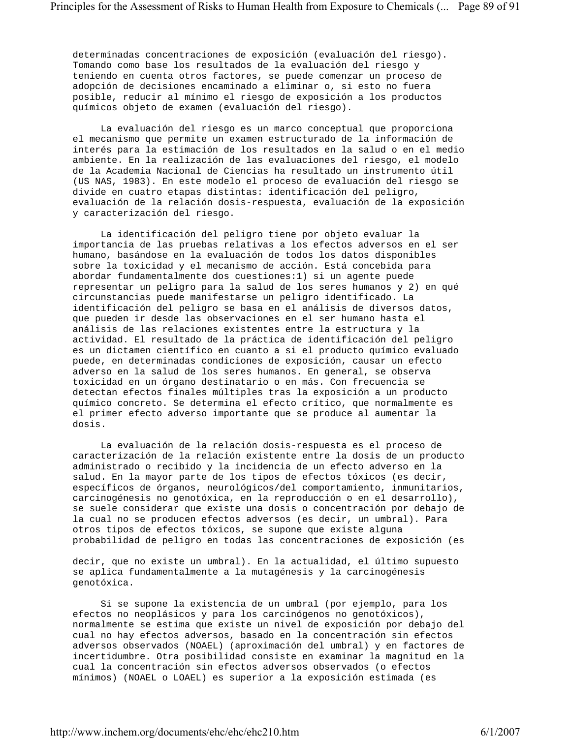determinadas concentraciones de exposición (evaluación del riesgo). Tomando como base los resultados de la evaluación del riesgo y teniendo en cuenta otros factores, se puede comenzar un proceso de adopción de decisiones encaminado a eliminar o, si esto no fuera posible, reducir al mínimo el riesgo de exposición a los productos químicos objeto de examen (evaluación del riesgo).

La evaluación del riesgo es un marco conceptual que proporciona el mecanismo que permite un examen estructurado de la información de interés para la estimación de los resultados en la salud o en el medio ambiente. En la realización de las evaluaciones del riesgo, el modelo de la Academia Nacional de Ciencias ha resultado un instrumento útil (US NAS, 1983). En este modelo el proceso de evaluación del riesgo se divide en cuatro etapas distintas: identificación del peligro, evaluación de la relación dosis-respuesta, evaluación de la exposición y caracterización del riesgo.

La identificación del peligro tiene por objeto evaluar la importancia de las pruebas relativas a los efectos adversos en el ser humano, basándose en la evaluación de todos los datos disponibles sobre la toxicidad y el mecanismo de acción. Está concebida para abordar fundamentalmente dos cuestiones:1) si un agente puede representar un peligro para la salud de los seres humanos y 2) en qué circunstancias puede manifestarse un peligro identificado. La identificación del peligro se basa en el análisis de diversos datos, que pueden ir desde las observaciones en el ser humano hasta el análisis de las relaciones existentes entre la estructura y la actividad. El resultado de la práctica de identificación del peligro es un dictamen científico en cuanto a si el producto químico evaluado puede, en determinadas condiciones de exposición, causar un efecto adverso en la salud de los seres humanos. En general, se observa toxicidad en un órgano destinatario o en más. Con frecuencia se detectan efectos finales múltiples tras la exposición a un producto químico concreto. Se determina el efecto crítico, que normalmente es el primer efecto adverso importante que se produce al aumentar la dosis.

La evaluación de la relación dosis-respuesta es el proceso de caracterización de la relación existente entre la dosis de un producto administrado o recibido y la incidencia de un efecto adverso en la salud. En la mayor parte de los tipos de efectos tóxicos (es decir, específicos de órganos, neurológicos/del comportamiento, inmunitarios, carcinogénesis no genotóxica, en la reproducción o en el desarrollo), se suele considerar que existe una dosis o concentración por debajo de la cual no se producen efectos adversos (es decir, un umbral). Para otros tipos de efectos tóxicos, se supone que existe alguna probabilidad de peligro en todas las concentraciones de exposición (es decir, que no existe un umbral). En la actualidad, el último supuesto se aplica fundamentalmente a la mutagénesis y la carcinogénesis genotóxica.

Si se supone la existencia de un umbral (por ejemplo, para los efectos no neoplásicos y para los carcinógenos no genotóxicos), normalmente se estima que existe un nivel de exposición por debajo del cual no hay efectos adversos, basado en la concentración sin efectos adversos observados (NOAEL) (aproximación del umbral) y en factores de incertidumbre. Otra posibilidad consiste en examinar la magnitud en la cual la concentración sin efectos adversos observados (o efectos mínimos) (NOAEL o LOAEL) es superior a la exposición estimada (es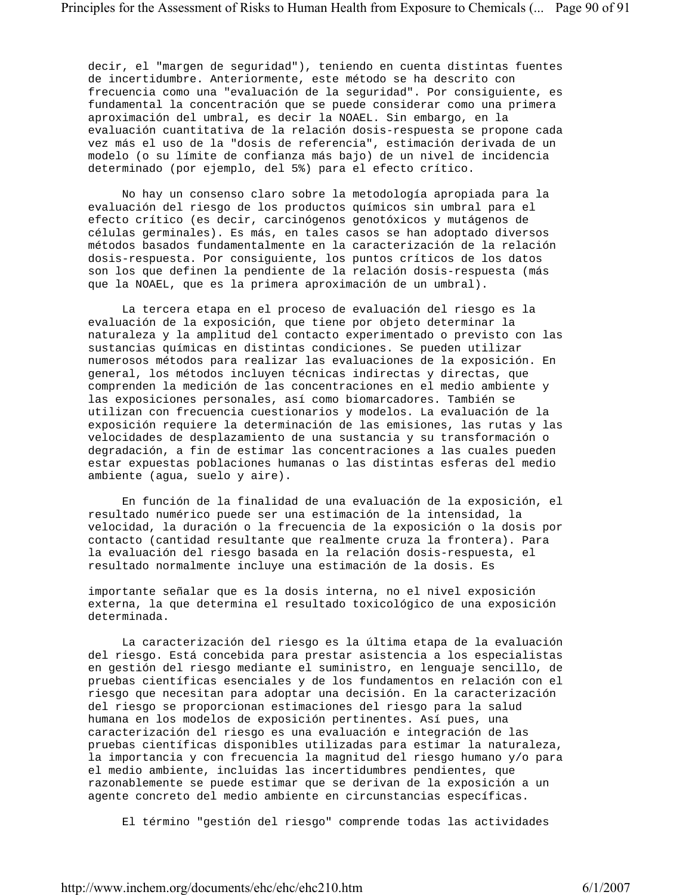decir, el "margen de seguridad"), teniendo en cuenta distintas fuentes de incertidumbre. Anteriormente, este método se ha descrito con frecuencia como una "evaluación de la seguridad". Por consiguiente, es fundamental la concentración que se puede considerar como una primera aproximación del umbral, es decir la NOAEL. Sin embargo, en la evaluación cuantitativa de la relación dosis-respuesta se propone cada vez más el uso de la "dosis de referencia", estimación derivada de un modelo (o su límite de confianza más bajo) de un nivel de incidencia determinado (por ejemplo, del 5%) para el efecto crítico.

No hay un consenso claro sobre la metodología apropiada para la evaluación del riesgo de los productos químicos sin umbral para el efecto crítico (es decir, carcinógenos genotóxicos y mutágenos de células germinales). Es más, en tales casos se han adoptado diversos métodos basados fundamentalmente en la caracterización de la relación dosis-respuesta. Por consiguiente, los puntos críticos de los datos son los que definen la pendiente de la relación dosis-respuesta (más que la NOAEL, que es la primera aproximación de un umbral).

La tercera etapa en el proceso de evaluación del riesgo es la evaluación de la exposición, que tiene por objeto determinar la naturaleza y la amplitud del contacto experimentado o previsto con las sustancias químicas en distintas condiciones. Se pueden utilizar numerosos métodos para realizar las evaluaciones de la exposición. En general, los métodos incluyen técnicas indirectas y directas, que comprenden la medición de las concentraciones en el medio ambiente y las exposiciones personales, así como biomarcadores. También se utilizan con frecuencia cuestionarios y modelos. La evaluación de la exposición requiere la determinación de las emisiones, las rutas y las velocidades de desplazamiento de una sustancia y su transformación o degradación, a fin de estimar las concentraciones a las cuales pueden estar expuestas poblaciones humanas o las distintas esferas del medio ambiente (agua, suelo y aire).

En función de la finalidad de una evaluación de la exposición, el resultado numérico puede ser una estimación de la intensidad, la velocidad, la duración o la frecuencia de la exposición o la dosis por contacto (cantidad resultante que realmente cruza la frontera). Para la evaluación del riesgo basada en la relación dosis-respuesta, el resultado normalmente incluye una estimación de la dosis. Es importante señalar que es la dosis interna, no el nivel exposición externa, la que determina el resultado toxicológico de una exposición determinada.

La caracterización del riesgo es la última etapa de la evaluación del riesgo. Está concebida para prestar asistencia a los especialistas en gestión del riesgo mediante el suministro, en lenguaje sencillo, de pruebas científicas esenciales y de los fundamentos en relación con el riesgo que necesitan para adoptar una decisión. En la caracterización del riesgo se proporcionan estimaciones del riesgo para la salud humana en los modelos de exposición pertinentes. Así pues, una caracterización del riesgo es una evaluación e integración de las pruebas científicas disponibles utilizadas para estimar la naturaleza, la importancia y con frecuencia la magnitud del riesgo humano y/o para el medio ambiente, incluidas las incertidumbres pendientes, que razonablemente se puede estimar que se derivan de la exposición a un agente concreto del medio ambiente en circunstancias específicas.

El término "gestión del riesgo" comprende todas las actividades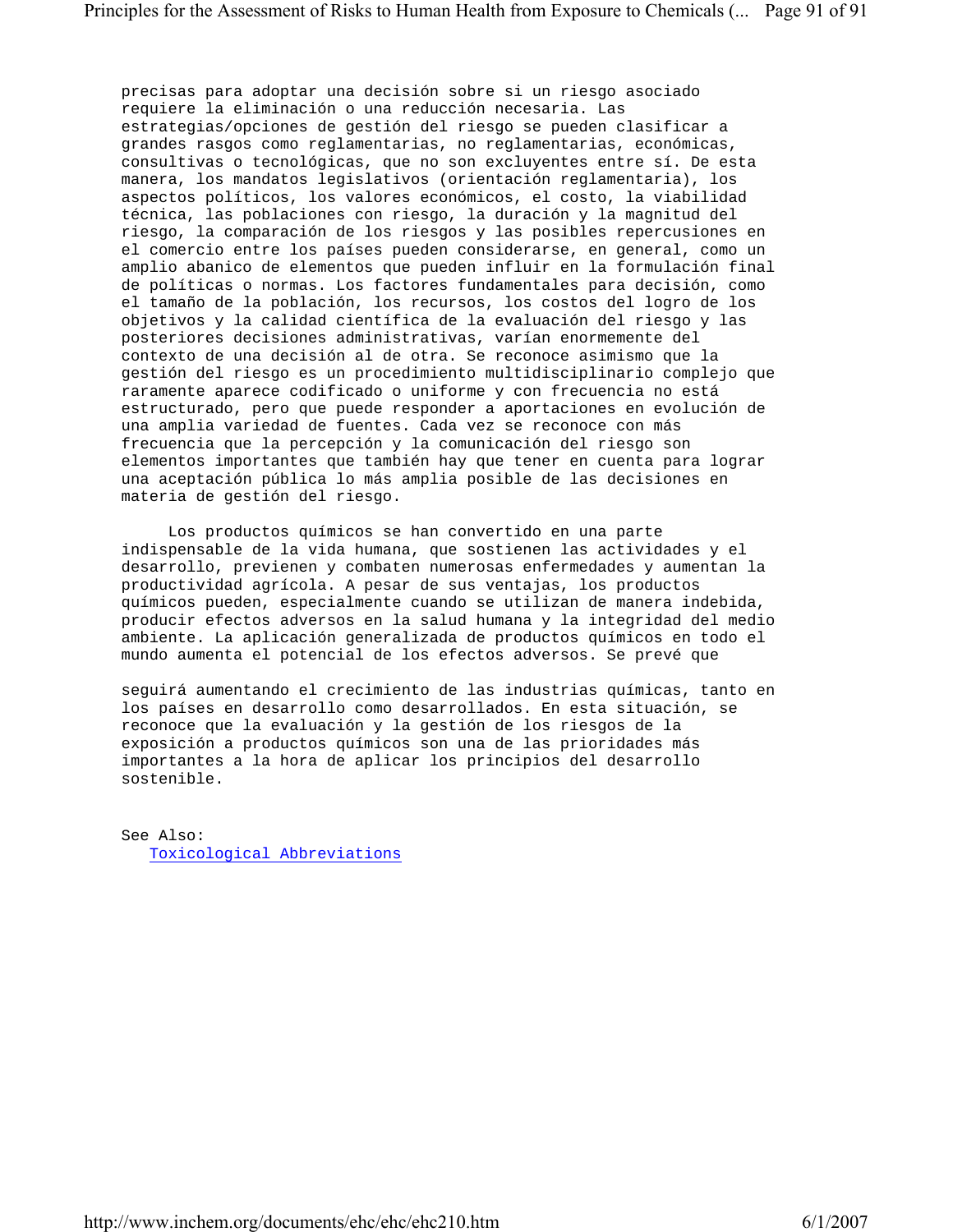precisas para adoptar una decisión sobre si un riesgo asociado requiere la eliminación o una reducción necesaria. Las estrategias/opciones de gestión del riesgo se pueden clasificar a grandes rasgos como reglamentarias, no reglamentiarias, económicas, consultivas o tecnológicas, que no son excluyentes entre sí. De esta manera, los mandatos legislativos (orientación reglamentaria), los aspectos políticos, los valores económicos, el costo, la viabilidad técnica, las poblaciones con riesgo, la duración y la magnitud del riesgo, la comparación de los riesgos y las posibles repercusiones en el comercio entre los países pueden considerarse, en general, como un amplio abanico de elementos que pueden influir en la formulación final de políticas o normas. Los factores fundamentales para decisión, como el tamaño de la población, los recursos, los costos del logro de los objetivos y la calidad científica de la evaluación del riesgo y las posteriores decisiones administrativas, varían enormemente del contexto de una decisión al de otra. Se reconoce asimismo que la gestión del riesgo es un procedimiento multidisciplinario complejo que raramente aparece codificado o uniforme y con frecuencia no está estructurado, pero que puede responder a aportaciones en evolución de una amplia variedad de fuentes. Cada vez se reconoce con más frecuencia que la percepción y la comunicación del riesgo son elementos importantes que también hay que tener en cuenta para lograr una aceptación pública lo más amplia posible de las decisiones en materia de gestión del riesgo.

Los productos químicos se han convertido en una parte indispensable de la vida humana, que sostienen las actividades y el desarrollo, previenen y combaten numerosas enfermedades y aumentan la productividad agrícola. A pesar de sus ventajas, los productos químicos pueden, especialmente cuando se utilizan de manera indebida, producir efectos adversos en la salud humana y la integridad del medio ambiente. La aplicación generalizada de productos químicos en todo el mundo aumenta el potencial de los efectos adversos. Se prevé que seguirá aumentando el crecimiento de las industrias químicas, tanto en los países en desarrollo como desarrollados. En esta situación, se reconoce que la evaluación y la gestión de los riesgos de la exposición a productos químicos son una de las prioridades más importantes a la hora de aplicar los principios del desarrollo sostenible.

See Also:
   Toxicological Abbreviations